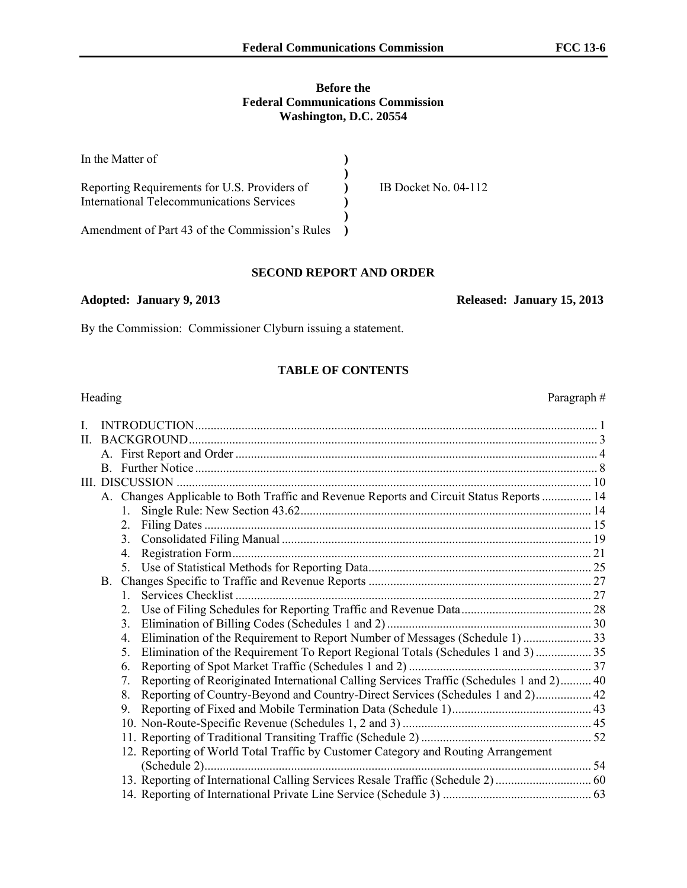**Before the**
**Federal Communications Commission**
**Washington, D.C. 20554**

| | | |
|---|---|---|
| In the Matter of | ) | |
| | ) | |
| Reporting Requirements for U.S. Providers of International Telecommunications Services | ) | IB Docket No. 04-112 |
| | ) | |
| Amendment of Part 43 of the Commission's Rules | ) | |

## SECOND REPORT AND ORDER

**Adopted: January 9, 2013** **Released: January 15, 2013**

By the Commission: Commissioner Clyburn issuing a statement.

### TABLE OF CONTENTS

| Heading | Paragraph # |
|---|---|
| I. INTRODUCTION | 1 |
| II. BACKGROUND | 3 |
| A. First Report and Order | 4 |
| B. Further Notice | 8 |
| III. DISCUSSION | 10 |
| A. Changes Applicable to Both Traffic and Revenue Reports and Circuit Status Reports | 14 |
| 1. Single Rule: New Section 43.62 | 14 |
| 2. Filing Dates | 15 |
| 3. Consolidated Filing Manual | 19 |
| 4. Registration Form | 21 |
| 5. Use of Statistical Methods for Reporting Data | 25 |
| B. Changes Specific to Traffic and Revenue Reports | 27 |
| 1. Services Checklist | 27 |
| 2. Use of Filing Schedules for Reporting Traffic and Revenue Data | 28 |
| 3. Elimination of Billing Codes (Schedules 1 and 2) | 30 |
| 4. Elimination of the Requirement to Report Number of Messages (Schedule 1) | 33 |
| 5. Elimination of the Requirement To Report Regional Totals (Schedules 1 and 3) | 35 |
| 6. Reporting of Spot Market Traffic (Schedules 1 and 2) | 37 |
| 7. Reporting of Reoriginated International Calling Services Traffic (Schedules 1 and 2) | 40 |
| 8. Reporting of Country-Beyond and Country-Direct Services (Schedules 1 and 2) | 42 |
| 9. Reporting of Fixed and Mobile Termination Data (Schedule 1) | 43 |
| 10. Non-Route-Specific Revenue (Schedules 1, 2 and 3) | 45 |
| 11. Reporting of Traditional Transiting Traffic (Schedule 2) | 52 |
| 12. Reporting of World Total Traffic by Customer Category and Routing Arrangement (Schedule 2) | 54 |
| 13. Reporting of International Calling Services Resale Traffic (Schedule 2) | 60 |
| 14. Reporting of International Private Line Service (Schedule 3) | 63 |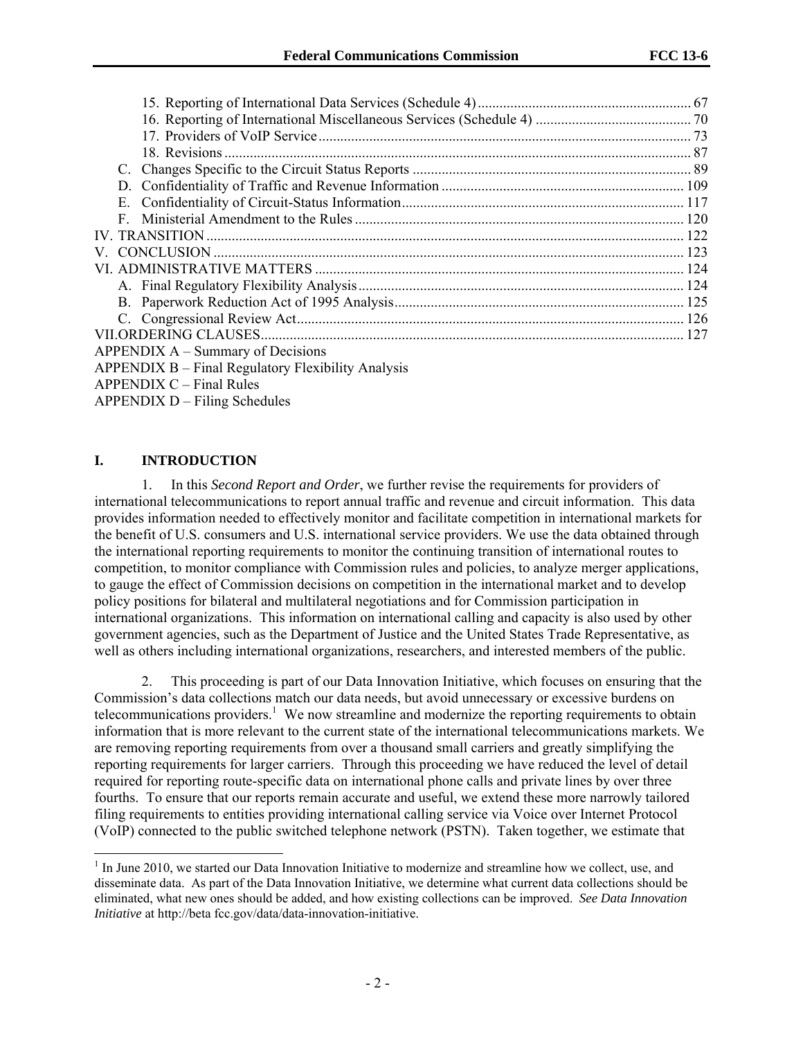15. Reporting of International Data Services (Schedule 4) ........................................................ 67
16. Reporting of International Miscellaneous Services (Schedule 4) ........................................ 70
17. Providers of VoIP Service ................................................................................................... 73
18. Revisions ............................................................................................................................. 87

C. Changes Specific to the Circuit Status Reports ........................................................................... 89
D. Confidentiality of Traffic and Revenue Information ................................................................. 109
E. Confidentiality of Circuit-Status Information ............................................................................ 117
F. Ministerial Amendment to the Rules ......................................................................................... 120

IV. TRANSITION ................................................................................................................................ 122
V. CONCLUSION ............................................................................................................................... 123
VI. ADMINISTRATIVE MATTERS .................................................................................................. 124

A. Final Regulatory Flexibility Analysis ........................................................................................ 124
B. Paperwork Reduction Act of 1995 Analysis .............................................................................. 125
C. Congressional Review Act ......................................................................................................... 126

VII. ORDERING CLAUSES ................................................................................................................ 127

APPENDIX A – Summary of Decisions
APPENDIX B – Final Regulatory Flexibility Analysis
APPENDIX C – Final Rules
APPENDIX D – Filing Schedules

## I. INTRODUCTION

1. In this *Second Report and Order*, we further revise the requirements for providers of international telecommunications to report annual traffic and revenue and circuit information. This data provides information needed to effectively monitor and facilitate competition in international markets for the benefit of U.S. consumers and U.S. international service providers. We use the data obtained through the international reporting requirements to monitor the continuing transition of international routes to competition, to monitor compliance with Commission rules and policies, to analyze merger applications, to gauge the effect of Commission decisions on competition in the international market and to develop policy positions for bilateral and multilateral negotiations and for Commission participation in international organizations. This information on international calling and capacity is also used by other government agencies, such as the Department of Justice and the United States Trade Representative, as well as others including international organizations, researchers, and interested members of the public.

2. This proceeding is part of our Data Innovation Initiative, which focuses on ensuring that the Commission's data collections match our data needs, but avoid unnecessary or excessive burdens on telecommunications providers.[1] We now streamline and modernize the reporting requirements to obtain information that is more relevant to the current state of the international telecommunications markets. We are removing reporting requirements from over a thousand small carriers and greatly simplifying the reporting requirements for larger carriers. Through this proceeding we have reduced the level of detail required for reporting route-specific data on international phone calls and private lines by over three fourths. To ensure that our reports remain accurate and useful, we extend these more narrowly tailored filing requirements to entities providing international calling service via Voice over Internet Protocol (VoIP) connected to the public switched telephone network (PSTN). Taken together, we estimate that

[1] In June 2010, we started our Data Innovation Initiative to modernize and streamline how we collect, use, and disseminate data. As part of the Data Innovation Initiative, we determine what current data collections should be eliminated, what new ones should be added, and how existing collections can be improved. *See Data Innovation Initiative* at http://beta fcc.gov/data/data-innovation-initiative.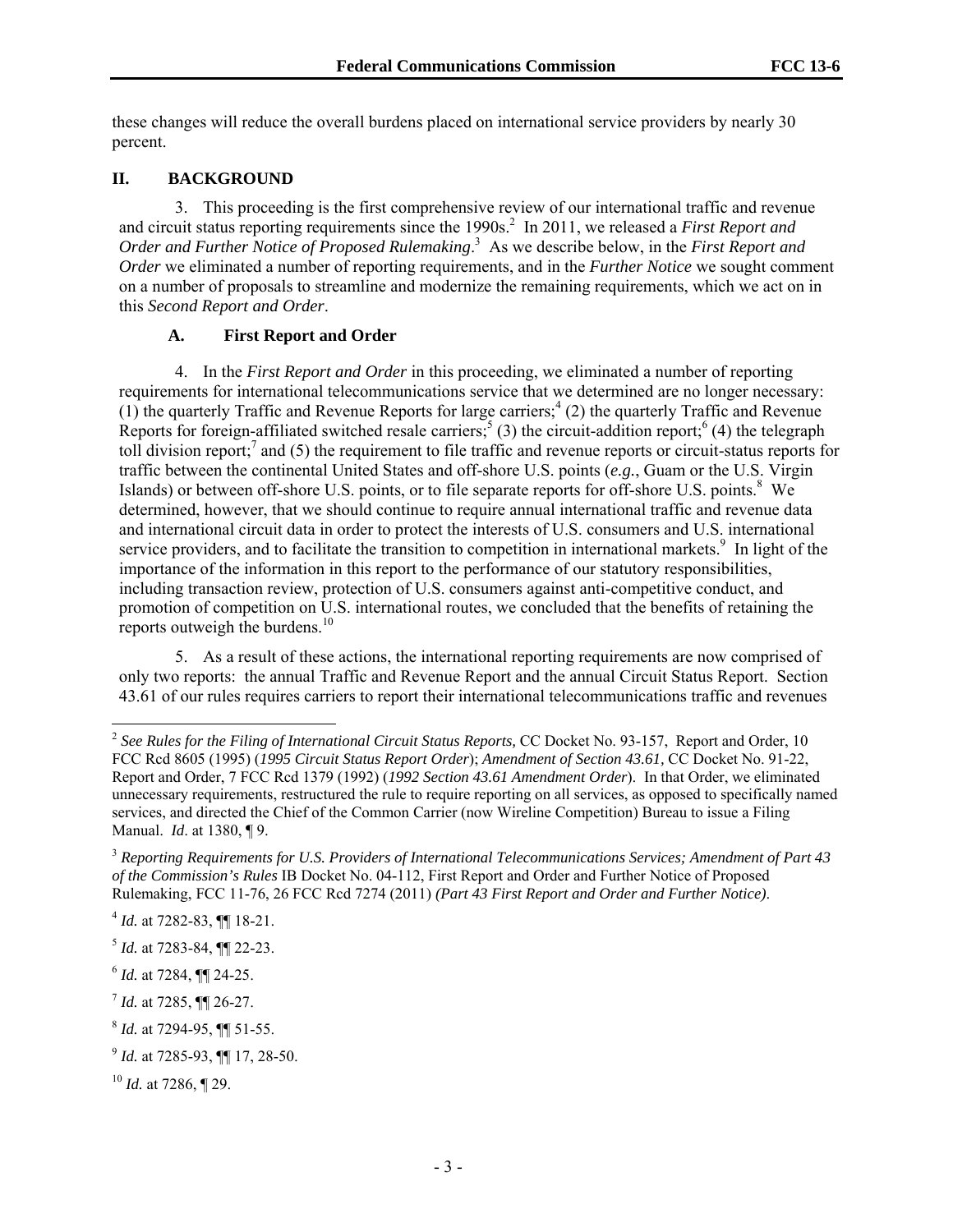these changes will reduce the overall burdens placed on international service providers by nearly 30 percent.

## II. BACKGROUND

3. This proceeding is the first comprehensive review of our international traffic and revenue and circuit status reporting requirements since the 1990s.[2] In 2011, we released a *First Report and Order and Further Notice of Proposed Rulemaking*.[3] As we describe below, in the *First Report and Order* we eliminated a number of reporting requirements, and in the *Further Notice* we sought comment on a number of proposals to streamline and modernize the remaining requirements, which we act on in this *Second Report and Order*.

### A. First Report and Order

4. In the *First Report and Order* in this proceeding, we eliminated a number of reporting requirements for international telecommunications service that we determined are no longer necessary: (1) the quarterly Traffic and Revenue Reports for large carriers;[4] (2) the quarterly Traffic and Revenue Reports for foreign-affiliated switched resale carriers;[5] (3) the circuit-addition report;[6] (4) the telegraph toll division report;[7] and (5) the requirement to file traffic and revenue reports or circuit-status reports for traffic between the continental United States and off-shore U.S. points (*e.g.*, Guam or the U.S. Virgin Islands) or between off-shore U.S. points, or to file separate reports for off-shore U.S. points.[8] We determined, however, that we should continue to require annual international traffic and revenue data and international circuit data in order to protect the interests of U.S. consumers and U.S. international service providers, and to facilitate the transition to competition in international markets.[9] In light of the importance of the information in this report to the performance of our statutory responsibilities, including transaction review, protection of U.S. consumers against anti-competitive conduct, and promotion of competition on U.S. international routes, we concluded that the benefits of retaining the reports outweigh the burdens.[10]

5. As a result of these actions, the international reporting requirements are now comprised of only two reports: the annual Traffic and Revenue Report and the annual Circuit Status Report. Section 43.61 of our rules requires carriers to report their international telecommunications traffic and revenues

---

[2] *See Rules for the Filing of International Circuit Status Reports,* CC Docket No. 93-157, Report and Order, 10 FCC Rcd 8605 (1995) (*1995 Circuit Status Report Order*); *Amendment of Section 43.61,* CC Docket No. 91-22, Report and Order, 7 FCC Rcd 1379 (1992) (*1992 Section 43.61 Amendment Order*). In that Order, we eliminated unnecessary requirements, restructured the rule to require reporting on all services, as opposed to specifically named services, and directed the Chief of the Common Carrier (now Wireline Competition) Bureau to issue a Filing Manual. *Id*. at 1380, ¶ 9.

[3] *Reporting Requirements for U.S. Providers of International Telecommunications Services; Amendment of Part 43 of the Commission's Rules* IB Docket No. 04-112, First Report and Order and Further Notice of Proposed Rulemaking, FCC 11-76, 26 FCC Rcd 7274 (2011) *(Part 43 First Report and Order and Further Notice)*.

[4] *Id.* at 7282-83, ¶¶ 18-21.

[5] *Id.* at 7283-84, ¶¶ 22-23.

[6] *Id.* at 7284, ¶¶ 24-25.

[7] *Id.* at 7285, ¶¶ 26-27.

[8] *Id.* at 7294-95, ¶¶ 51-55.

[9] *Id.* at 7285-93, ¶¶ 17, 28-50.

[10] *Id.* at 7286, ¶ 29.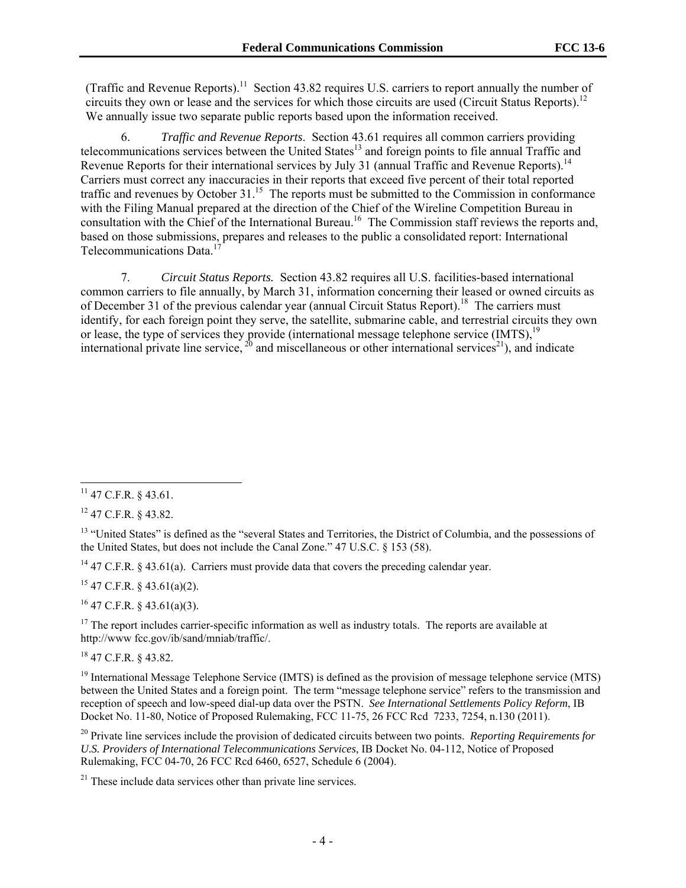(Traffic and Revenue Reports).[11] Section 43.82 requires U.S. carriers to report annually the number of circuits they own or lease and the services for which those circuits are used (Circuit Status Reports).[12] We annually issue two separate public reports based upon the information received.

6. *Traffic and Revenue Reports*. Section 43.61 requires all common carriers providing telecommunications services between the United States[13] and foreign points to file annual Traffic and Revenue Reports for their international services by July 31 (annual Traffic and Revenue Reports).[14] Carriers must correct any inaccuracies in their reports that exceed five percent of their total reported traffic and revenues by October 31.[15] The reports must be submitted to the Commission in conformance with the Filing Manual prepared at the direction of the Chief of the Wireline Competition Bureau in consultation with the Chief of the International Bureau.[16] The Commission staff reviews the reports and, based on those submissions, prepares and releases to the public a consolidated report: International Telecommunications Data.[17]

7. *Circuit Status Reports.* Section 43.82 requires all U.S. facilities-based international common carriers to file annually, by March 31, information concerning their leased or owned circuits as of December 31 of the previous calendar year (annual Circuit Status Report).[18] The carriers must identify, for each foreign point they serve, the satellite, submarine cable, and terrestrial circuits they own or lease, the type of services they provide (international message telephone service (IMTS),[19] international private line service,[20] and miscellaneous or other international services[21]), and indicate

---

[11] 47 C.F.R. § 43.61.

[12] 47 C.F.R. § 43.82.

[13] "United States" is defined as the "several States and Territories, the District of Columbia, and the possessions of the United States, but does not include the Canal Zone." 47 U.S.C. § 153 (58).

[14] 47 C.F.R. § 43.61(a). Carriers must provide data that covers the preceding calendar year.

[15] 47 C.F.R. § 43.61(a)(2).

[16] 47 C.F.R. § 43.61(a)(3).

[17] The report includes carrier-specific information as well as industry totals. The reports are available at http://www fcc.gov/ib/sand/mniab/traffic/.

[18] 47 C.F.R. § 43.82.

[19] International Message Telephone Service (IMTS) is defined as the provision of message telephone service (MTS) between the United States and a foreign point. The term "message telephone service" refers to the transmission and reception of speech and low-speed dial-up data over the PSTN. *See International Settlements Policy Reform*, IB Docket No. 11-80, Notice of Proposed Rulemaking, FCC 11-75, 26 FCC Rcd 7233, 7254, n.130 (2011).

[20] Private line services include the provision of dedicated circuits between two points. *Reporting Requirements for U.S. Providers of International Telecommunications Services*, IB Docket No. 04-112, Notice of Proposed Rulemaking, FCC 04-70, 26 FCC Rcd 6460, 6527, Schedule 6 (2004).

[21] These include data services other than private line services.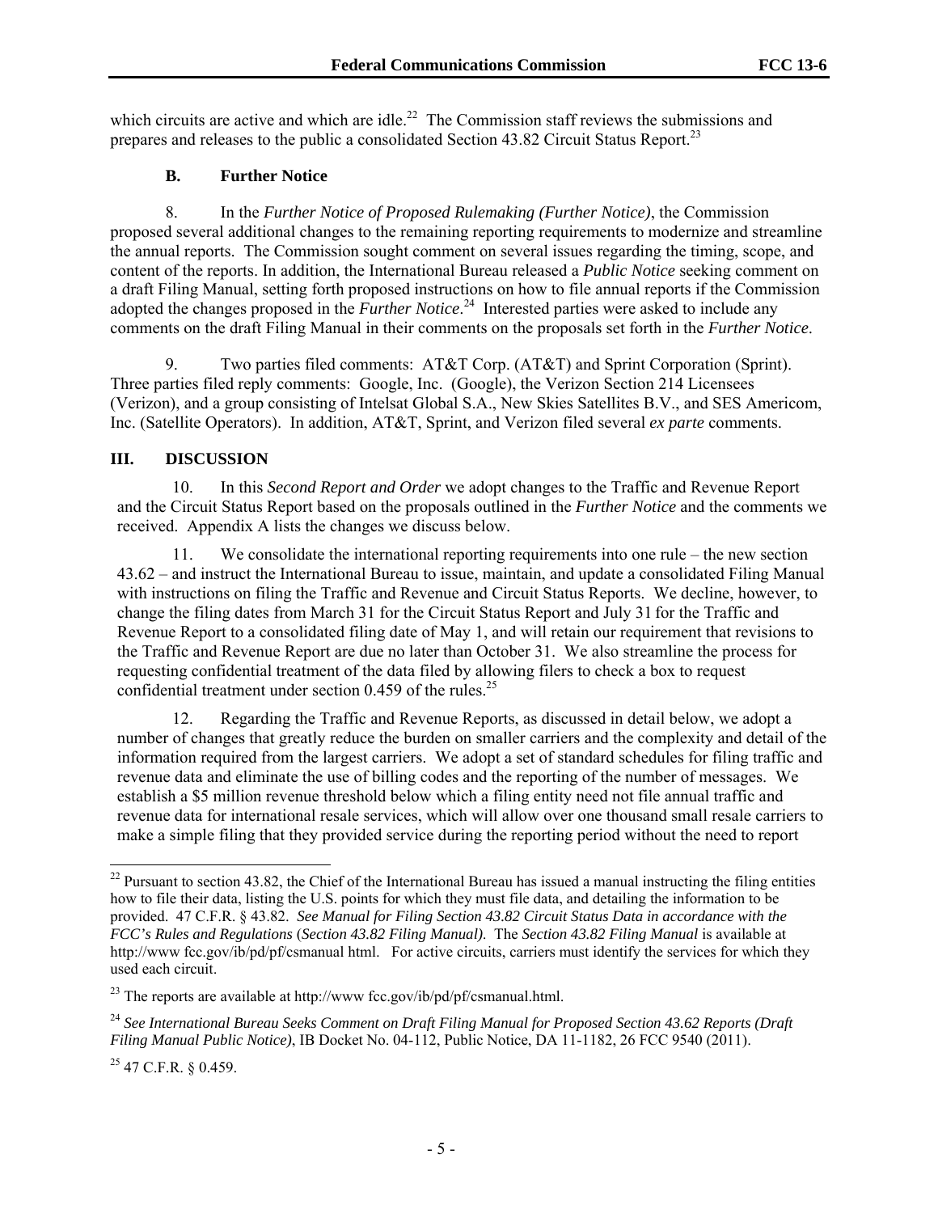which circuits are active and which are idle.[22] The Commission staff reviews the submissions and prepares and releases to the public a consolidated Section 43.82 Circuit Status Report.[23]

### B. Further Notice

8. In the *Further Notice of Proposed Rulemaking (Further Notice)*, the Commission proposed several additional changes to the remaining reporting requirements to modernize and streamline the annual reports. The Commission sought comment on several issues regarding the timing, scope, and content of the reports. In addition, the International Bureau released a *Public Notice* seeking comment on a draft Filing Manual, setting forth proposed instructions on how to file annual reports if the Commission adopted the changes proposed in the *Further Notice*.[24] Interested parties were asked to include any comments on the draft Filing Manual in their comments on the proposals set forth in the *Further Notice*.

9. Two parties filed comments: AT&T Corp. (AT&T) and Sprint Corporation (Sprint). Three parties filed reply comments: Google, Inc. (Google), the Verizon Section 214 Licensees (Verizon), and a group consisting of Intelsat Global S.A., New Skies Satellites B.V., and SES Americom, Inc. (Satellite Operators). In addition, AT&T, Sprint, and Verizon filed several *ex parte* comments.

## III. DISCUSSION

10. In this *Second Report and Order* we adopt changes to the Traffic and Revenue Report and the Circuit Status Report based on the proposals outlined in the *Further Notice* and the comments we received. Appendix A lists the changes we discuss below.

11. We consolidate the international reporting requirements into one rule – the new section 43.62 – and instruct the International Bureau to issue, maintain, and update a consolidated Filing Manual with instructions on filing the Traffic and Revenue and Circuit Status Reports. We decline, however, to change the filing dates from March 31 for the Circuit Status Report and July 31 for the Traffic and Revenue Report to a consolidated filing date of May 1, and will retain our requirement that revisions to the Traffic and Revenue Report are due no later than October 31. We also streamline the process for requesting confidential treatment of the data filed by allowing filers to check a box to request confidential treatment under section 0.459 of the rules.[25]

12. Regarding the Traffic and Revenue Reports, as discussed in detail below, we adopt a number of changes that greatly reduce the burden on smaller carriers and the complexity and detail of the information required from the largest carriers. We adopt a set of standard schedules for filing traffic and revenue data and eliminate the use of billing codes and the reporting of the number of messages. We establish a $5 million revenue threshold below which a filing entity need not file annual traffic and revenue data for international resale services, which will allow over one thousand small resale carriers to make a simple filing that they provided service during the reporting period without the need to report

---

[22] Pursuant to section 43.82, the Chief of the International Bureau has issued a manual instructing the filing entities how to file their data, listing the U.S. points for which they must file data, and detailing the information to be provided. 47 C.F.R. § 43.82. *See Manual for Filing Section 43.82 Circuit Status Data in accordance with the FCC's Rules and Regulations* (*Section 43.82 Filing Manual).* The *Section 43.82 Filing Manual* is available at http://www fcc.gov/ib/pd/pf/csmanual html. For active circuits, carriers must identify the services for which they used each circuit.

[23] The reports are available at http://www fcc.gov/ib/pd/pf/csmanual.html.

[24] *See International Bureau Seeks Comment on Draft Filing Manual for Proposed Section 43.62 Reports (Draft Filing Manual Public Notice)*, IB Docket No. 04-112, Public Notice, DA 11-1182, 26 FCC 9540 (2011).

[25] 47 C.F.R. § 0.459.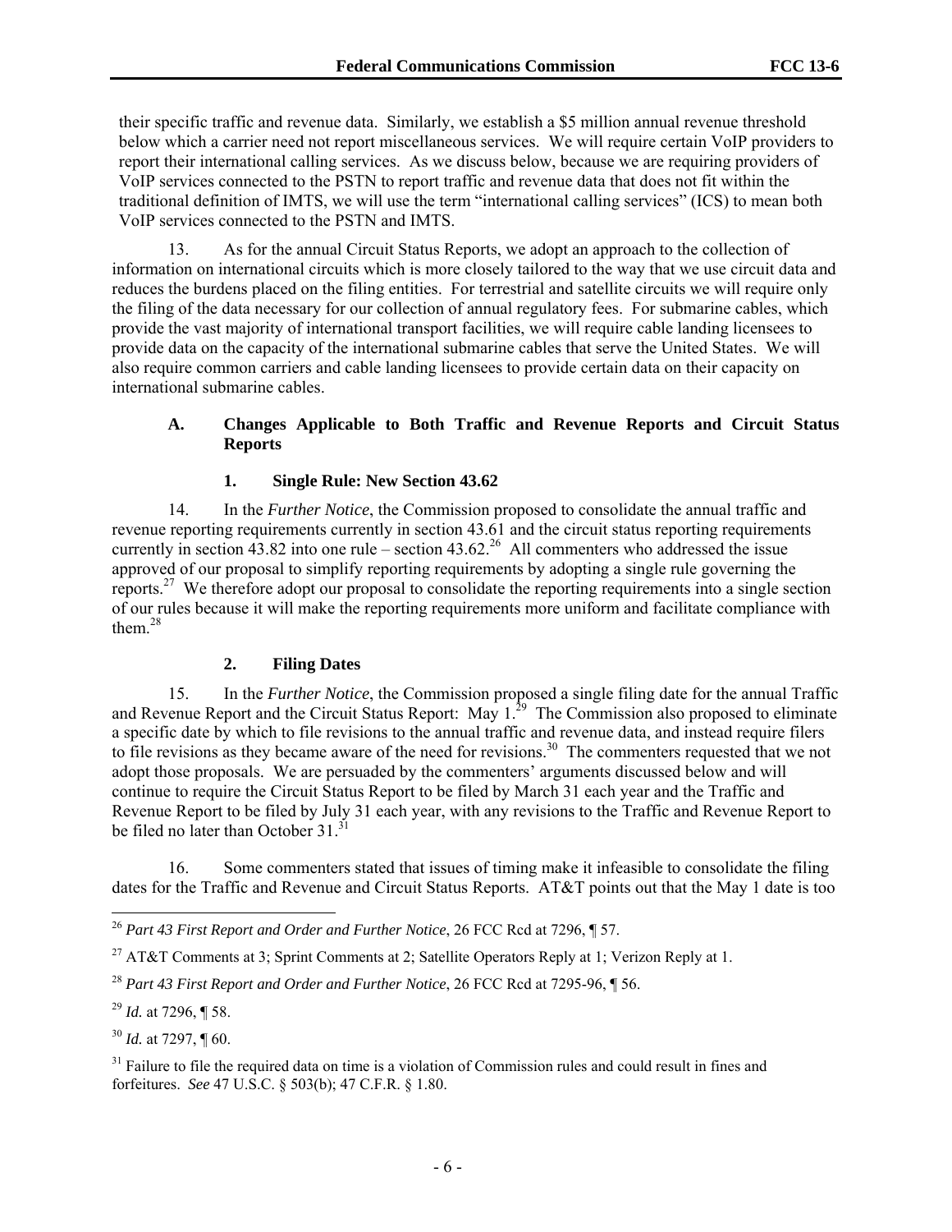their specific traffic and revenue data. Similarly, we establish a $5 million annual revenue threshold below which a carrier need not report miscellaneous services. We will require certain VoIP providers to report their international calling services. As we discuss below, because we are requiring providers of VoIP services connected to the PSTN to report traffic and revenue data that does not fit within the traditional definition of IMTS, we will use the term "international calling services" (ICS) to mean both VoIP services connected to the PSTN and IMTS.

13. As for the annual Circuit Status Reports, we adopt an approach to the collection of information on international circuits which is more closely tailored to the way that we use circuit data and reduces the burdens placed on the filing entities. For terrestrial and satellite circuits we will require only the filing of the data necessary for our collection of annual regulatory fees. For submarine cables, which provide the vast majority of international transport facilities, we will require cable landing licensees to provide data on the capacity of the international submarine cables that serve the United States. We will also require common carriers and cable landing licensees to provide certain data on their capacity on international submarine cables.

### A. Changes Applicable to Both Traffic and Revenue Reports and Circuit Status Reports

#### 1. Single Rule: New Section 43.62

14. In the *Further Notice*, the Commission proposed to consolidate the annual traffic and revenue reporting requirements currently in section 43.61 and the circuit status reporting requirements currently in section 43.82 into one rule – section 43.62.[26] All commenters who addressed the issue approved of our proposal to simplify reporting requirements by adopting a single rule governing the reports.[27] We therefore adopt our proposal to consolidate the reporting requirements into a single section of our rules because it will make the reporting requirements more uniform and facilitate compliance with them.[28]

#### 2. Filing Dates

15. In the *Further Notice*, the Commission proposed a single filing date for the annual Traffic and Revenue Report and the Circuit Status Report: May 1.[29] The Commission also proposed to eliminate a specific date by which to file revisions to the annual traffic and revenue data, and instead require filers to file revisions as they became aware of the need for revisions.[30] The commenters requested that we not adopt those proposals. We are persuaded by the commenters' arguments discussed below and will continue to require the Circuit Status Report to be filed by March 31 each year and the Traffic and Revenue Report to be filed by July 31 each year, with any revisions to the Traffic and Revenue Report to be filed no later than October 31.[31]

16. Some commenters stated that issues of timing make it infeasible to consolidate the filing dates for the Traffic and Revenue and Circuit Status Reports. AT&T points out that the May 1 date is too

---

[26] *Part 43 First Report and Order and Further Notice*, 26 FCC Rcd at 7296, ¶ 57.

[27] AT&T Comments at 3; Sprint Comments at 2; Satellite Operators Reply at 1; Verizon Reply at 1.

[28] *Part 43 First Report and Order and Further Notice*, 26 FCC Rcd at 7295-96, ¶ 56.

[29] *Id.* at 7296, ¶ 58.

[30] *Id.* at 7297, ¶ 60.

[31] Failure to file the required data on time is a violation of Commission rules and could result in fines and forfeitures. *See* 47 U.S.C. § 503(b); 47 C.F.R. § 1.80.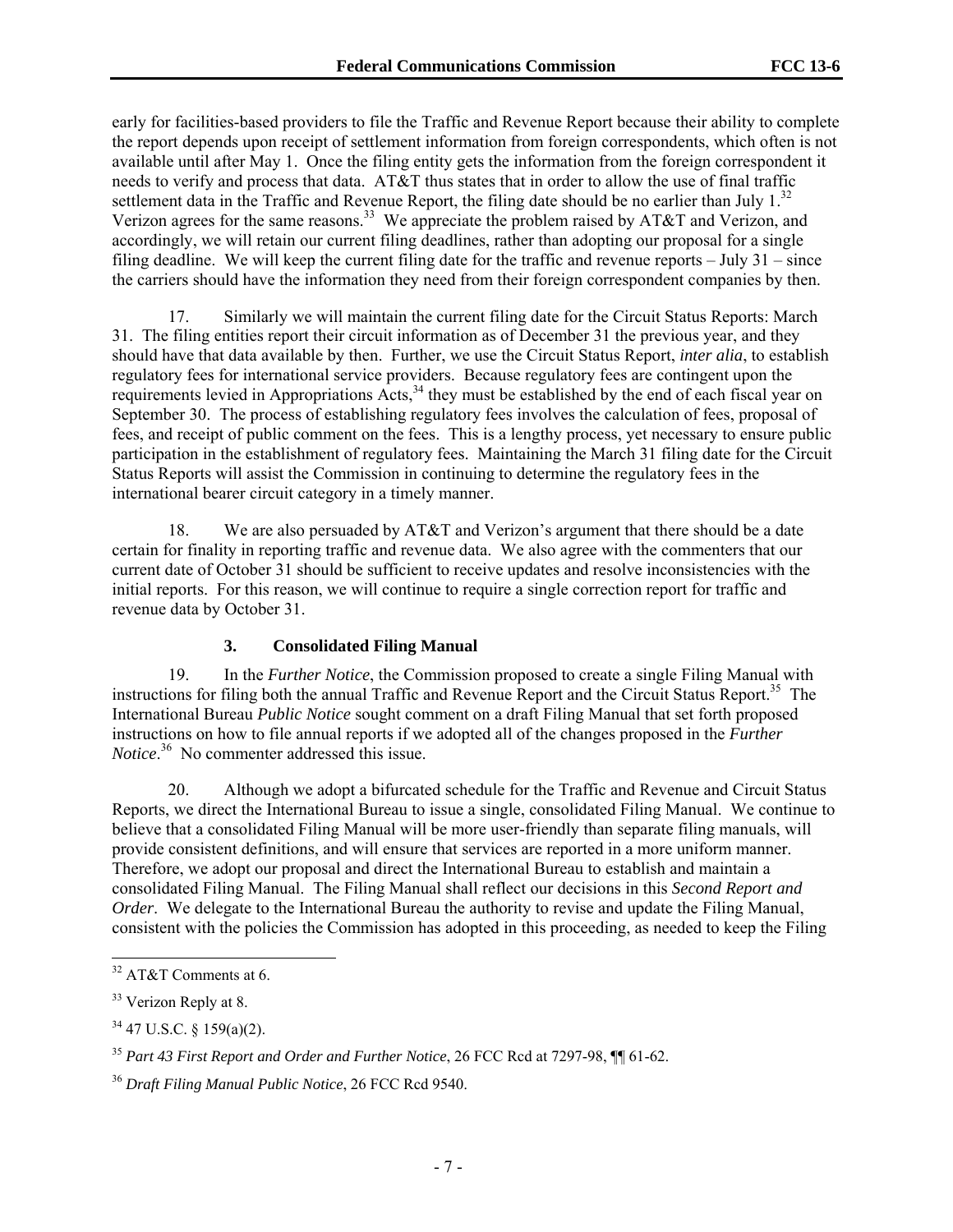early for facilities-based providers to file the Traffic and Revenue Report because their ability to complete the report depends upon receipt of settlement information from foreign correspondents, which often is not available until after May 1. Once the filing entity gets the information from the foreign correspondent it needs to verify and process that data. AT&T thus states that in order to allow the use of final traffic settlement data in the Traffic and Revenue Report, the filing date should be no earlier than July 1.[32] Verizon agrees for the same reasons.[33] We appreciate the problem raised by AT&T and Verizon, and accordingly, we will retain our current filing deadlines, rather than adopting our proposal for a single filing deadline. We will keep the current filing date for the traffic and revenue reports – July 31 – since the carriers should have the information they need from their foreign correspondent companies by then.

17. Similarly we will maintain the current filing date for the Circuit Status Reports: March 31. The filing entities report their circuit information as of December 31 the previous year, and they should have that data available by then. Further, we use the Circuit Status Report, *inter alia*, to establish regulatory fees for international service providers. Because regulatory fees are contingent upon the requirements levied in Appropriations Acts,[34] they must be established by the end of each fiscal year on September 30. The process of establishing regulatory fees involves the calculation of fees, proposal of fees, and receipt of public comment on the fees. This is a lengthy process, yet necessary to ensure public participation in the establishment of regulatory fees. Maintaining the March 31 filing date for the Circuit Status Reports will assist the Commission in continuing to determine the regulatory fees in the international bearer circuit category in a timely manner.

18. We are also persuaded by AT&T and Verizon's argument that there should be a date certain for finality in reporting traffic and revenue data. We also agree with the commenters that our current date of October 31 should be sufficient to receive updates and resolve inconsistencies with the initial reports. For this reason, we will continue to require a single correction report for traffic and revenue data by October 31.

### 3. Consolidated Filing Manual

19. In the *Further Notice*, the Commission proposed to create a single Filing Manual with instructions for filing both the annual Traffic and Revenue Report and the Circuit Status Report.[35] The International Bureau *Public Notice* sought comment on a draft Filing Manual that set forth proposed instructions on how to file annual reports if we adopted all of the changes proposed in the *Further Notice*.[36] No commenter addressed this issue.

20. Although we adopt a bifurcated schedule for the Traffic and Revenue and Circuit Status Reports, we direct the International Bureau to issue a single, consolidated Filing Manual. We continue to believe that a consolidated Filing Manual will be more user-friendly than separate filing manuals, will provide consistent definitions, and will ensure that services are reported in a more uniform manner. Therefore, we adopt our proposal and direct the International Bureau to establish and maintain a consolidated Filing Manual. The Filing Manual shall reflect our decisions in this *Second Report and Order*. We delegate to the International Bureau the authority to revise and update the Filing Manual, consistent with the policies the Commission has adopted in this proceeding, as needed to keep the Filing

---

[32] AT&T Comments at 6.

[33] Verizon Reply at 8.

[34] 47 U.S.C. § 159(a)(2).

[35] *Part 43 First Report and Order and Further Notice*, 26 FCC Rcd at 7297-98, ¶¶ 61-62.

[36] *Draft Filing Manual Public Notice*, 26 FCC Rcd 9540.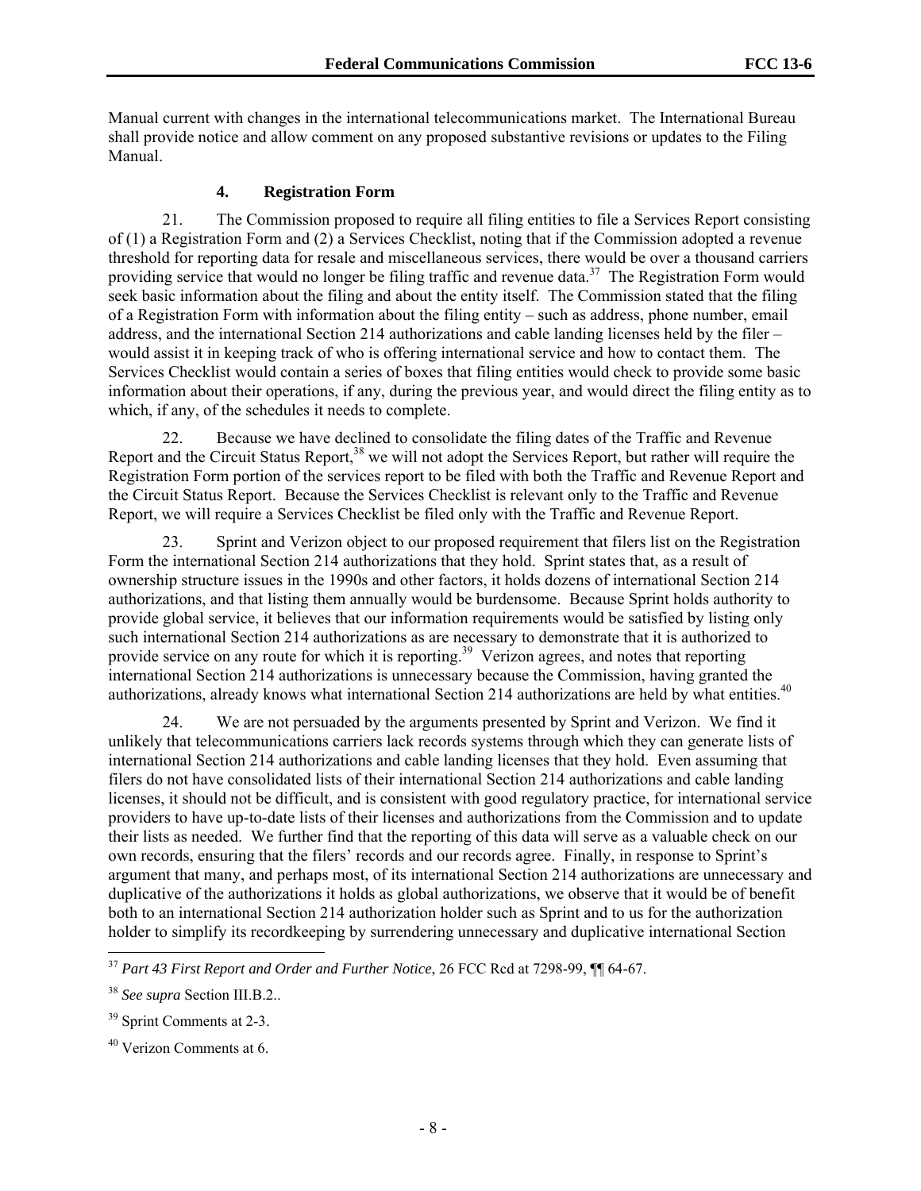Manual current with changes in the international telecommunications market. The International Bureau shall provide notice and allow comment on any proposed substantive revisions or updates to the Filing Manual.

### 4. Registration Form

21. The Commission proposed to require all filing entities to file a Services Report consisting of (1) a Registration Form and (2) a Services Checklist, noting that if the Commission adopted a revenue threshold for reporting data for resale and miscellaneous services, there would be over a thousand carriers providing service that would no longer be filing traffic and revenue data.[37] The Registration Form would seek basic information about the filing and about the entity itself. The Commission stated that the filing of a Registration Form with information about the filing entity – such as address, phone number, email address, and the international Section 214 authorizations and cable landing licenses held by the filer – would assist it in keeping track of who is offering international service and how to contact them. The Services Checklist would contain a series of boxes that filing entities would check to provide some basic information about their operations, if any, during the previous year, and would direct the filing entity as to which, if any, of the schedules it needs to complete.

22. Because we have declined to consolidate the filing dates of the Traffic and Revenue Report and the Circuit Status Report,[38] we will not adopt the Services Report, but rather will require the Registration Form portion of the services report to be filed with both the Traffic and Revenue Report and the Circuit Status Report. Because the Services Checklist is relevant only to the Traffic and Revenue Report, we will require a Services Checklist be filed only with the Traffic and Revenue Report.

23. Sprint and Verizon object to our proposed requirement that filers list on the Registration Form the international Section 214 authorizations that they hold. Sprint states that, as a result of ownership structure issues in the 1990s and other factors, it holds dozens of international Section 214 authorizations, and that listing them annually would be burdensome. Because Sprint holds authority to provide global service, it believes that our information requirements would be satisfied by listing only such international Section 214 authorizations as are necessary to demonstrate that it is authorized to provide service on any route for which it is reporting.[39] Verizon agrees, and notes that reporting international Section 214 authorizations is unnecessary because the Commission, having granted the authorizations, already knows what international Section 214 authorizations are held by what entities.[40]

24. We are not persuaded by the arguments presented by Sprint and Verizon. We find it unlikely that telecommunications carriers lack records systems through which they can generate lists of international Section 214 authorizations and cable landing licenses that they hold. Even assuming that filers do not have consolidated lists of their international Section 214 authorizations and cable landing licenses, it should not be difficult, and is consistent with good regulatory practice, for international service providers to have up-to-date lists of their licenses and authorizations from the Commission and to update their lists as needed. We further find that the reporting of this data will serve as a valuable check on our own records, ensuring that the filers' records and our records agree. Finally, in response to Sprint's argument that many, and perhaps most, of its international Section 214 authorizations are unnecessary and duplicative of the authorizations it holds as global authorizations, we observe that it would be of benefit both to an international Section 214 authorization holder such as Sprint and to us for the authorization holder to simplify its recordkeeping by surrendering unnecessary and duplicative international Section

---

[37] *Part 43 First Report and Order and Further Notice*, 26 FCC Rcd at 7298-99, ¶¶ 64-67.

[38] *See supra* Section III.B.2..

[39] Sprint Comments at 2-3.

[40] Verizon Comments at 6.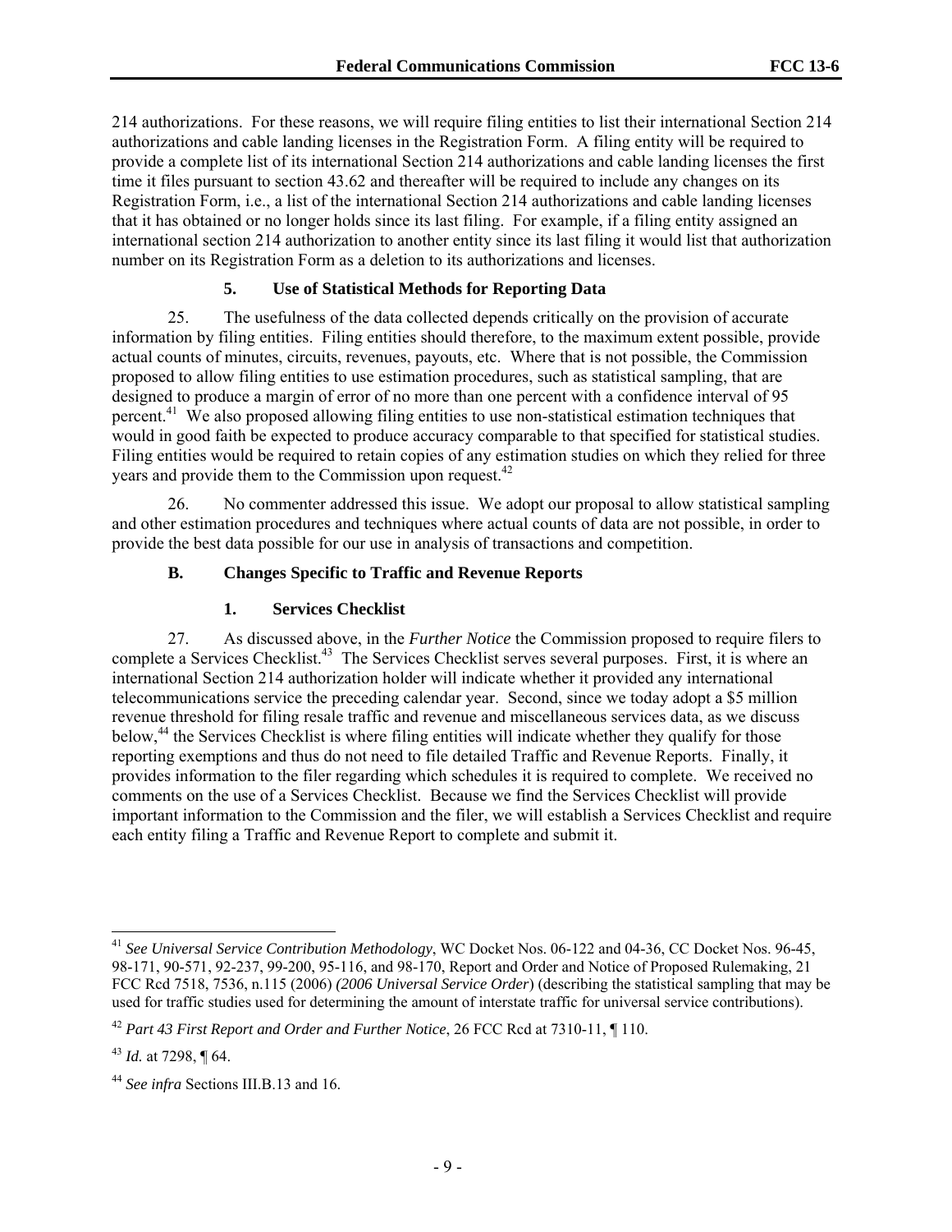214 authorizations. For these reasons, we will require filing entities to list their international Section 214 authorizations and cable landing licenses in the Registration Form. A filing entity will be required to provide a complete list of its international Section 214 authorizations and cable landing licenses the first time it files pursuant to section 43.62 and thereafter will be required to include any changes on its Registration Form, i.e., a list of the international Section 214 authorizations and cable landing licenses that it has obtained or no longer holds since its last filing. For example, if a filing entity assigned an international section 214 authorization to another entity since its last filing it would list that authorization number on its Registration Form as a deletion to its authorizations and licenses.

#### 5. Use of Statistical Methods for Reporting Data

25. The usefulness of the data collected depends critically on the provision of accurate information by filing entities. Filing entities should therefore, to the maximum extent possible, provide actual counts of minutes, circuits, revenues, payouts, etc. Where that is not possible, the Commission proposed to allow filing entities to use estimation procedures, such as statistical sampling, that are designed to produce a margin of error of no more than one percent with a confidence interval of 95 percent.[41] We also proposed allowing filing entities to use non-statistical estimation techniques that would in good faith be expected to produce accuracy comparable to that specified for statistical studies. Filing entities would be required to retain copies of any estimation studies on which they relied for three years and provide them to the Commission upon request.[42]

26. No commenter addressed this issue. We adopt our proposal to allow statistical sampling and other estimation procedures and techniques where actual counts of data are not possible, in order to provide the best data possible for our use in analysis of transactions and competition.

### B. Changes Specific to Traffic and Revenue Reports

#### 1. Services Checklist

27. As discussed above, in the *Further Notice* the Commission proposed to require filers to complete a Services Checklist.[43] The Services Checklist serves several purposes. First, it is where an international Section 214 authorization holder will indicate whether it provided any international telecommunications service the preceding calendar year. Second, since we today adopt a $5 million revenue threshold for filing resale traffic and revenue and miscellaneous services data, as we discuss below,[44] the Services Checklist is where filing entities will indicate whether they qualify for those reporting exemptions and thus do not need to file detailed Traffic and Revenue Reports. Finally, it provides information to the filer regarding which schedules it is required to complete. We received no comments on the use of a Services Checklist. Because we find the Services Checklist will provide important information to the Commission and the filer, we will establish a Services Checklist and require each entity filing a Traffic and Revenue Report to complete and submit it.

---

[41] *See Universal Service Contribution Methodology*, WC Docket Nos. 06-122 and 04-36, CC Docket Nos. 96-45, 98-171, 90-571, 92-237, 99-200, 95-116, and 98-170, Report and Order and Notice of Proposed Rulemaking, 21 FCC Rcd 7518, 7536, n.115 (2006) *(2006 Universal Service Order*) (describing the statistical sampling that may be used for traffic studies used for determining the amount of interstate traffic for universal service contributions).

[42] *Part 43 First Report and Order and Further Notice*, 26 FCC Rcd at 7310-11, ¶ 110.

[43] *Id.* at 7298, ¶ 64.

[44] *See infra* Sections III.B.13 and 16.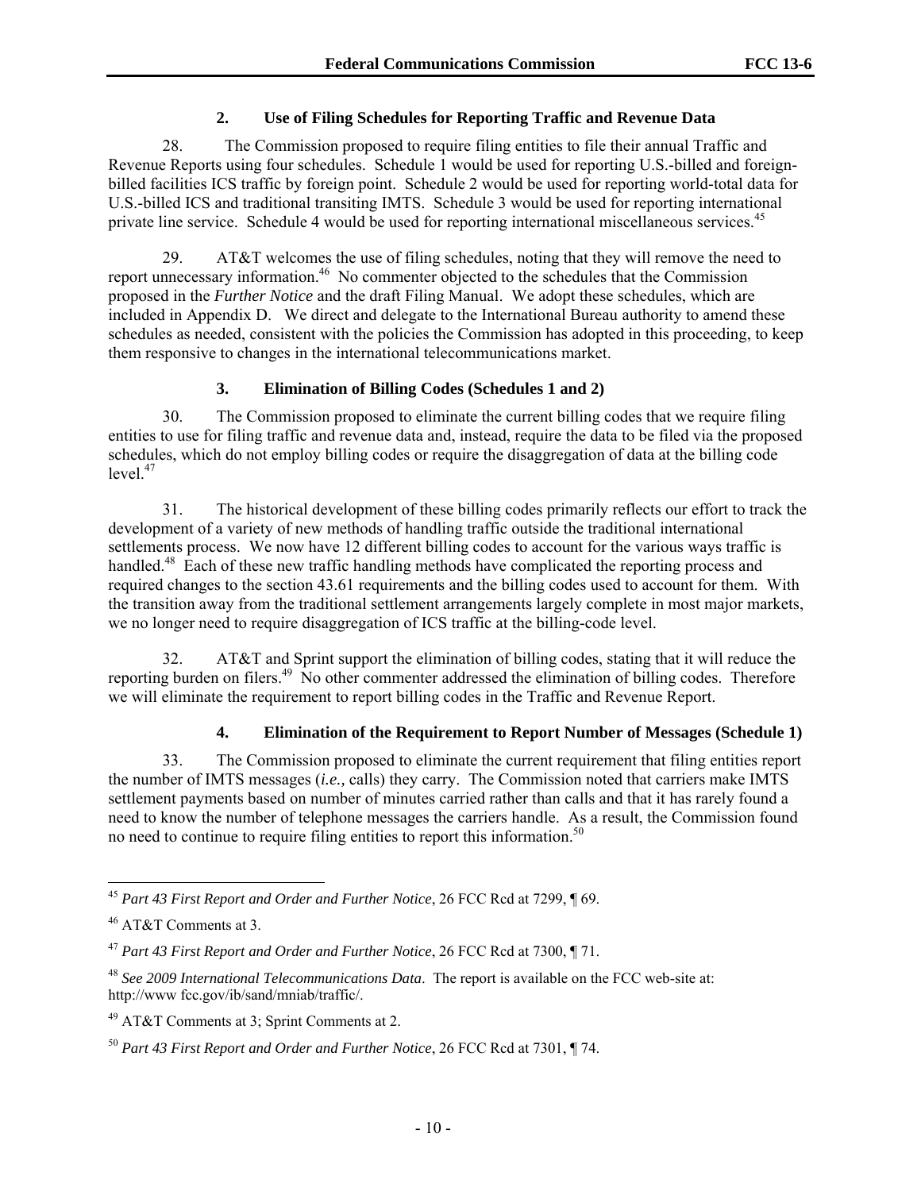### 2. Use of Filing Schedules for Reporting Traffic and Revenue Data

28. The Commission proposed to require filing entities to file their annual Traffic and Revenue Reports using four schedules. Schedule 1 would be used for reporting U.S.-billed and foreign-billed facilities ICS traffic by foreign point. Schedule 2 would be used for reporting world-total data for U.S.-billed ICS and traditional transiting IMTS. Schedule 3 would be used for reporting international private line service. Schedule 4 would be used for reporting international miscellaneous services.[45]

29. AT&T welcomes the use of filing schedules, noting that they will remove the need to report unnecessary information.[46] No commenter objected to the schedules that the Commission proposed in the *Further Notice* and the draft Filing Manual. We adopt these schedules, which are included in Appendix D. We direct and delegate to the International Bureau authority to amend these schedules as needed, consistent with the policies the Commission has adopted in this proceeding, to keep them responsive to changes in the international telecommunications market.

### 3. Elimination of Billing Codes (Schedules 1 and 2)

30. The Commission proposed to eliminate the current billing codes that we require filing entities to use for filing traffic and revenue data and, instead, require the data to be filed via the proposed schedules, which do not employ billing codes or require the disaggregation of data at the billing code level.[47]

31. The historical development of these billing codes primarily reflects our effort to track the development of a variety of new methods of handling traffic outside the traditional international settlements process. We now have 12 different billing codes to account for the various ways traffic is handled.[48] Each of these new traffic handling methods have complicated the reporting process and required changes to the section 43.61 requirements and the billing codes used to account for them. With the transition away from the traditional settlement arrangements largely complete in most major markets, we no longer need to require disaggregation of ICS traffic at the billing-code level.

32. AT&T and Sprint support the elimination of billing codes, stating that it will reduce the reporting burden on filers.[49] No other commenter addressed the elimination of billing codes. Therefore we will eliminate the requirement to report billing codes in the Traffic and Revenue Report.

### 4. Elimination of the Requirement to Report Number of Messages (Schedule 1)

33. The Commission proposed to eliminate the current requirement that filing entities report the number of IMTS messages (*i.e.,* calls) they carry. The Commission noted that carriers make IMTS settlement payments based on number of minutes carried rather than calls and that it has rarely found a need to know the number of telephone messages the carriers handle. As a result, the Commission found no need to continue to require filing entities to report this information.[50]

---

[45] *Part 43 First Report and Order and Further Notice*, 26 FCC Rcd at 7299, ¶ 69.

[46] AT&T Comments at 3.

[47] *Part 43 First Report and Order and Further Notice*, 26 FCC Rcd at 7300, ¶ 71.

[48] *See 2009 International Telecommunications Data*. The report is available on the FCC web-site at: http://www fcc.gov/ib/sand/mniab/traffic/.

[49] AT&T Comments at 3; Sprint Comments at 2.

[50] *Part 43 First Report and Order and Further Notice*, 26 FCC Rcd at 7301, ¶ 74.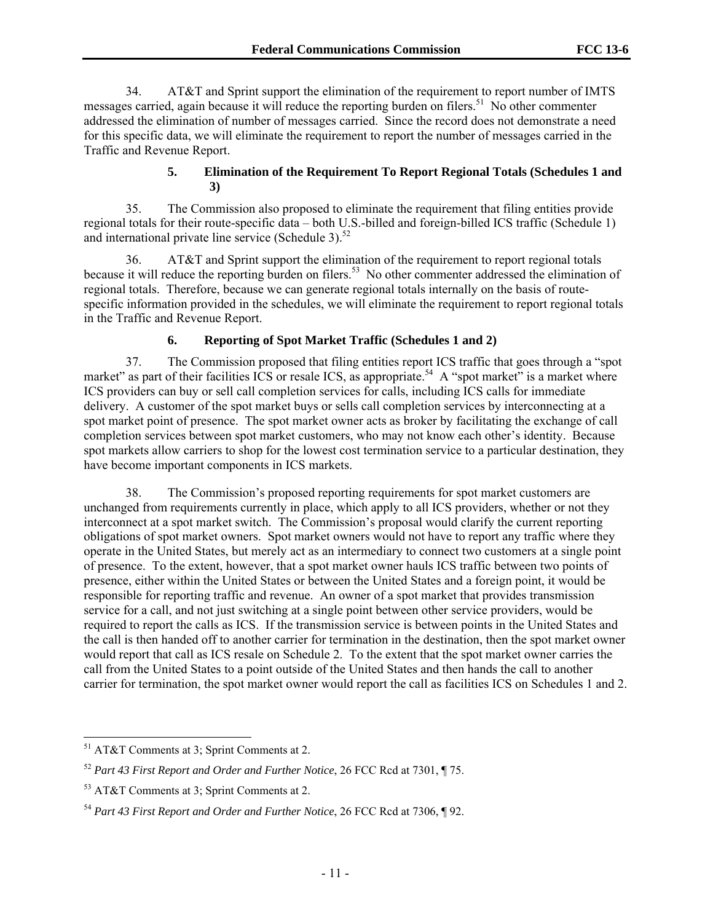34. AT&T and Sprint support the elimination of the requirement to report number of IMTS messages carried, again because it will reduce the reporting burden on filers.[51] No other commenter addressed the elimination of number of messages carried. Since the record does not demonstrate a need for this specific data, we will eliminate the requirement to report the number of messages carried in the Traffic and Revenue Report.

### 5. Elimination of the Requirement To Report Regional Totals (Schedules 1 and 3)

35. The Commission also proposed to eliminate the requirement that filing entities provide regional totals for their route-specific data – both U.S.-billed and foreign-billed ICS traffic (Schedule 1) and international private line service (Schedule 3).[52]

36. AT&T and Sprint support the elimination of the requirement to report regional totals because it will reduce the reporting burden on filers.[53] No other commenter addressed the elimination of regional totals. Therefore, because we can generate regional totals internally on the basis of route-specific information provided in the schedules, we will eliminate the requirement to report regional totals in the Traffic and Revenue Report.

### 6. Reporting of Spot Market Traffic (Schedules 1 and 2)

37. The Commission proposed that filing entities report ICS traffic that goes through a "spot market" as part of their facilities ICS or resale ICS, as appropriate.[54] A "spot market" is a market where ICS providers can buy or sell call completion services for calls, including ICS calls for immediate delivery. A customer of the spot market buys or sells call completion services by interconnecting at a spot market point of presence. The spot market owner acts as broker by facilitating the exchange of call completion services between spot market customers, who may not know each other's identity. Because spot markets allow carriers to shop for the lowest cost termination service to a particular destination, they have become important components in ICS markets.

38. The Commission's proposed reporting requirements for spot market customers are unchanged from requirements currently in place, which apply to all ICS providers, whether or not they interconnect at a spot market switch. The Commission's proposal would clarify the current reporting obligations of spot market owners. Spot market owners would not have to report any traffic where they operate in the United States, but merely act as an intermediary to connect two customers at a single point of presence. To the extent, however, that a spot market owner hauls ICS traffic between two points of presence, either within the United States or between the United States and a foreign point, it would be responsible for reporting traffic and revenue. An owner of a spot market that provides transmission service for a call, and not just switching at a single point between other service providers, would be required to report the calls as ICS. If the transmission service is between points in the United States and the call is then handed off to another carrier for termination in the destination, then the spot market owner would report that call as ICS resale on Schedule 2. To the extent that the spot market owner carries the call from the United States to a point outside of the United States and then hands the call to another carrier for termination, the spot market owner would report the call as facilities ICS on Schedules 1 and 2.

---

[51] AT&T Comments at 3; Sprint Comments at 2.

[52] *Part 43 First Report and Order and Further Notice*, 26 FCC Rcd at 7301, ¶ 75.

[53] AT&T Comments at 3; Sprint Comments at 2.

[54] *Part 43 First Report and Order and Further Notice*, 26 FCC Rcd at 7306, ¶ 92.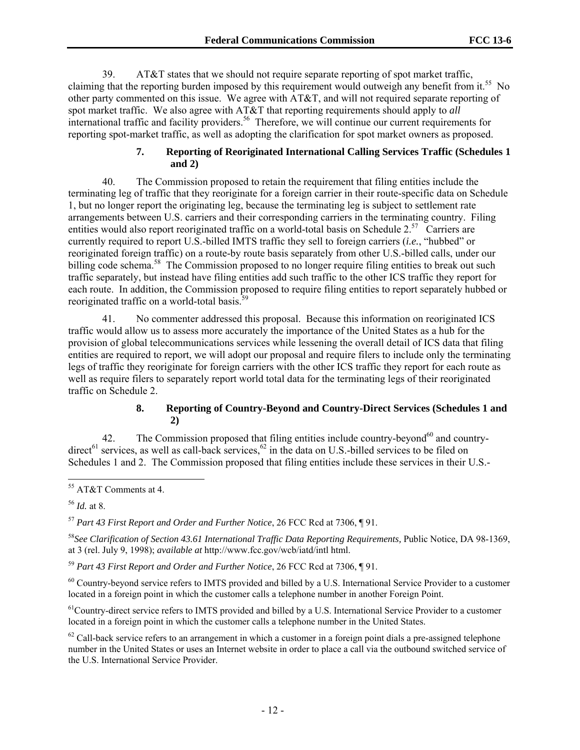39. AT&T states that we should not require separate reporting of spot market traffic, claiming that the reporting burden imposed by this requirement would outweigh any benefit from it.[55] No other party commented on this issue. We agree with AT&T, and will not required separate reporting of spot market traffic. We also agree with AT&T that reporting requirements should apply to *all* international traffic and facility providers.[56] Therefore, we will continue our current requirements for reporting spot-market traffic, as well as adopting the clarification for spot market owners as proposed.

#### 7. Reporting of Reoriginated International Calling Services Traffic (Schedules 1 and 2)

40. The Commission proposed to retain the requirement that filing entities include the terminating leg of traffic that they reoriginate for a foreign carrier in their route-specific data on Schedule 1, but no longer report the originating leg, because the terminating leg is subject to settlement rate arrangements between U.S. carriers and their corresponding carriers in the terminating country. Filing entities would also report reoriginated traffic on a world-total basis on Schedule 2.[57] Carriers are currently required to report U.S.-billed IMTS traffic they sell to foreign carriers (*i.e.*, "hubbed" or reoriginated foreign traffic) on a route-by route basis separately from other U.S.-billed calls, under our billing code schema.[58] The Commission proposed to no longer require filing entities to break out such traffic separately, but instead have filing entities add such traffic to the other ICS traffic they report for each route. In addition, the Commission proposed to require filing entities to report separately hubbed or reoriginated traffic on a world-total basis.[59]

41. No commenter addressed this proposal. Because this information on reoriginated ICS traffic would allow us to assess more accurately the importance of the United States as a hub for the provision of global telecommunications services while lessening the overall detail of ICS data that filing entities are required to report, we will adopt our proposal and require filers to include only the terminating legs of traffic they reoriginate for foreign carriers with the other ICS traffic they report for each route as well as require filers to separately report world total data for the terminating legs of their reoriginated traffic on Schedule 2.

#### 8. Reporting of Country-Beyond and Country-Direct Services (Schedules 1 and 2)

42. The Commission proposed that filing entities include country-beyond[60] and country-direct[61] services, as well as call-back services,[62] in the data on U.S.-billed services to be filed on Schedules 1 and 2. The Commission proposed that filing entities include these services in their U.S.-

---

[55] AT&T Comments at 4.

[56] *Id.* at 8.

[57] *Part 43 First Report and Order and Further Notice*, 26 FCC Rcd at 7306, ¶ 91.

[58] *See Clarification of Section 43.61 International Traffic Data Reporting Requirements,* Public Notice, DA 98-1369, at 3 (rel. July 9, 1998); *available at* http://www.fcc.gov/wcb/iatd/intl html.

[59] *Part 43 First Report and Order and Further Notice*, 26 FCC Rcd at 7306, ¶ 91.

[60] Country-beyond service refers to IMTS provided and billed by a U.S. International Service Provider to a customer located in a foreign point in which the customer calls a telephone number in another Foreign Point.

[61] Country-direct service refers to IMTS provided and billed by a U.S. International Service Provider to a customer located in a foreign point in which the customer calls a telephone number in the United States.

[62] Call-back service refers to an arrangement in which a customer in a foreign point dials a pre-assigned telephone number in the United States or uses an Internet website in order to place a call via the outbound switched service of the U.S. International Service Provider.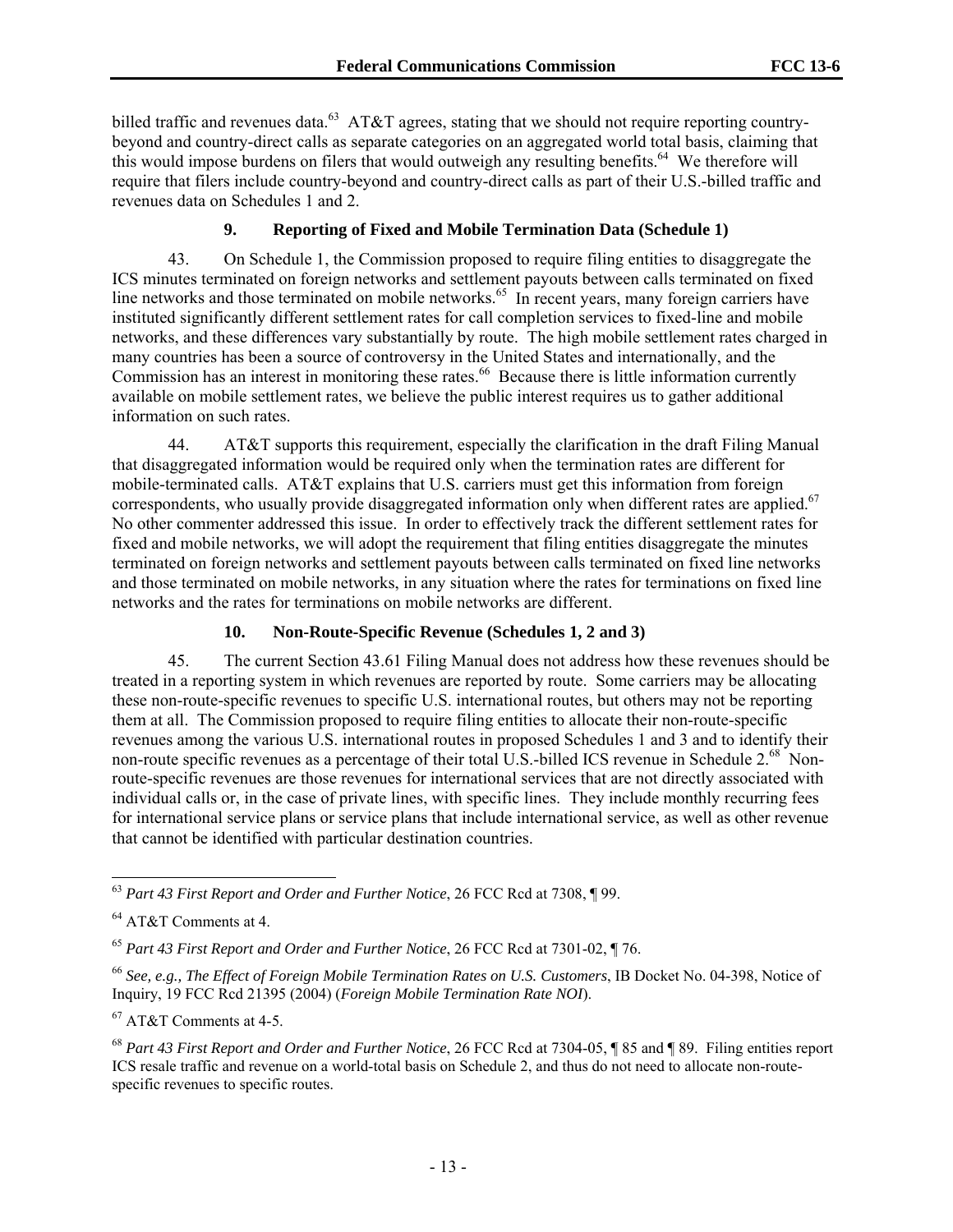billed traffic and revenues data.[63] AT&T agrees, stating that we should not require reporting country-beyond and country-direct calls as separate categories on an aggregated world total basis, claiming that this would impose burdens on filers that would outweigh any resulting benefits.[64] We therefore will require that filers include country-beyond and country-direct calls as part of their U.S.-billed traffic and revenues data on Schedules 1 and 2.

### 9. Reporting of Fixed and Mobile Termination Data (Schedule 1)

43. On Schedule 1, the Commission proposed to require filing entities to disaggregate the ICS minutes terminated on foreign networks and settlement payouts between calls terminated on fixed line networks and those terminated on mobile networks.[65] In recent years, many foreign carriers have instituted significantly different settlement rates for call completion services to fixed-line and mobile networks, and these differences vary substantially by route. The high mobile settlement rates charged in many countries has been a source of controversy in the United States and internationally, and the Commission has an interest in monitoring these rates.[66] Because there is little information currently available on mobile settlement rates, we believe the public interest requires us to gather additional information on such rates.

44. AT&T supports this requirement, especially the clarification in the draft Filing Manual that disaggregated information would be required only when the termination rates are different for mobile-terminated calls. AT&T explains that U.S. carriers must get this information from foreign correspondents, who usually provide disaggregated information only when different rates are applied.[67] No other commenter addressed this issue. In order to effectively track the different settlement rates for fixed and mobile networks, we will adopt the requirement that filing entities disaggregate the minutes terminated on foreign networks and settlement payouts between calls terminated on fixed line networks and those terminated on mobile networks, in any situation where the rates for terminations on fixed line networks and the rates for terminations on mobile networks are different.

### 10. Non-Route-Specific Revenue (Schedules 1, 2 and 3)

45. The current Section 43.61 Filing Manual does not address how these revenues should be treated in a reporting system in which revenues are reported by route. Some carriers may be allocating these non-route-specific revenues to specific U.S. international routes, but others may not be reporting them at all. The Commission proposed to require filing entities to allocate their non-route-specific revenues among the various U.S. international routes in proposed Schedules 1 and 3 and to identify their non-route specific revenues as a percentage of their total U.S.-billed ICS revenue in Schedule 2.[68] Non-route-specific revenues are those revenues for international services that are not directly associated with individual calls or, in the case of private lines, with specific lines. They include monthly recurring fees for international service plans or service plans that include international service, as well as other revenue that cannot be identified with particular destination countries.

---

[63] *Part 43 First Report and Order and Further Notice*, 26 FCC Rcd at 7308, ¶ 99.

[64] AT&T Comments at 4.

[65] *Part 43 First Report and Order and Further Notice*, 26 FCC Rcd at 7301-02, ¶ 76.

[66] *See, e.g., The Effect of Foreign Mobile Termination Rates on U.S. Customers*, IB Docket No. 04-398, Notice of Inquiry, 19 FCC Rcd 21395 (2004) (*Foreign Mobile Termination Rate NOI*).

[67] AT&T Comments at 4-5.

[68] *Part 43 First Report and Order and Further Notice*, 26 FCC Rcd at 7304-05, ¶ 85 and ¶ 89. Filing entities report ICS resale traffic and revenue on a world-total basis on Schedule 2, and thus do not need to allocate non-route-specific revenues to specific routes.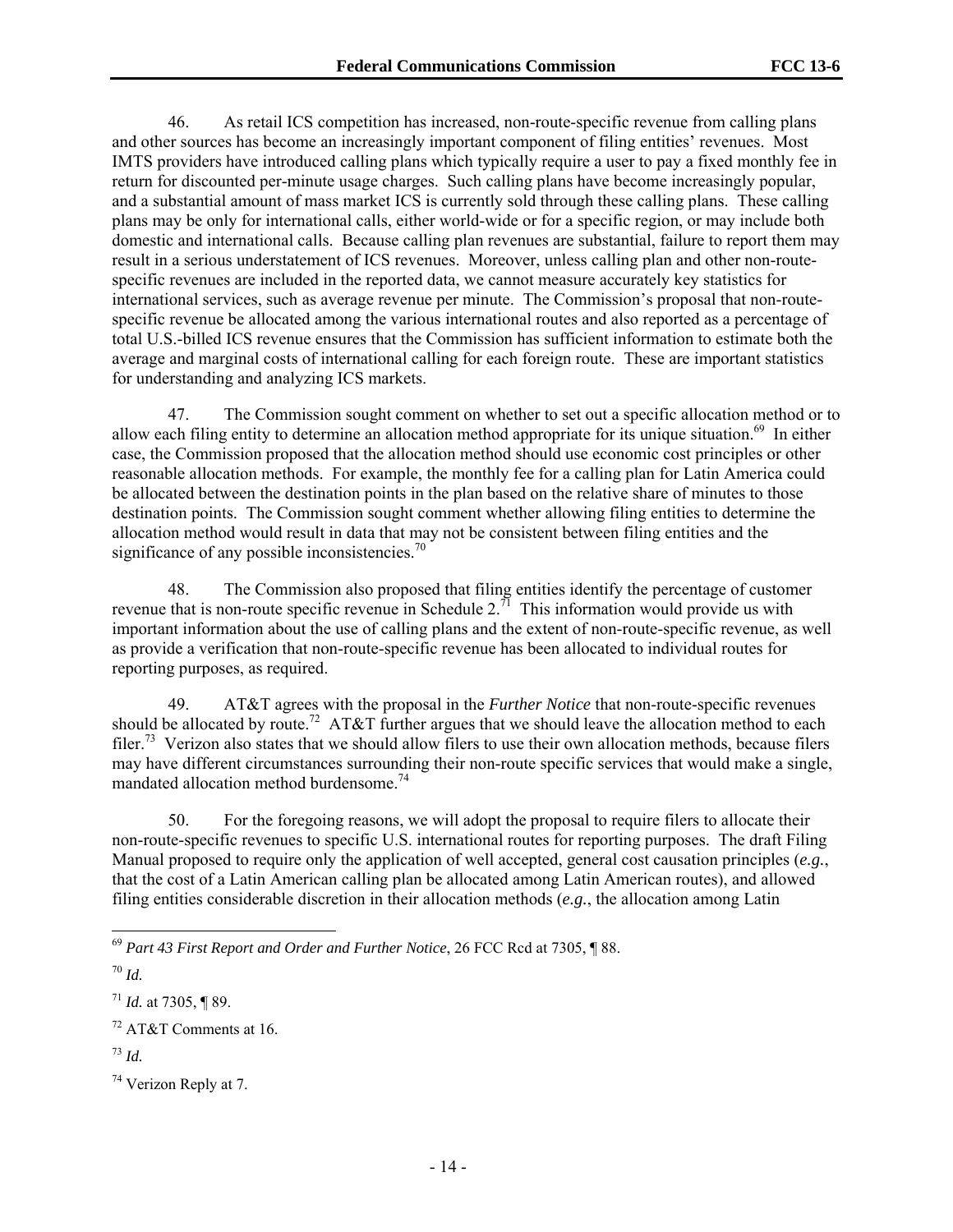46. As retail ICS competition has increased, non-route-specific revenue from calling plans and other sources has become an increasingly important component of filing entities' revenues. Most IMTS providers have introduced calling plans which typically require a user to pay a fixed monthly fee in return for discounted per-minute usage charges. Such calling plans have become increasingly popular, and a substantial amount of mass market ICS is currently sold through these calling plans. These calling plans may be only for international calls, either world-wide or for a specific region, or may include both domestic and international calls. Because calling plan revenues are substantial, failure to report them may result in a serious understatement of ICS revenues. Moreover, unless calling plan and other non-route-specific revenues are included in the reported data, we cannot measure accurately key statistics for international services, such as average revenue per minute. The Commission's proposal that non-route-specific revenue be allocated among the various international routes and also reported as a percentage of total U.S.-billed ICS revenue ensures that the Commission has sufficient information to estimate both the average and marginal costs of international calling for each foreign route. These are important statistics for understanding and analyzing ICS markets.

47. The Commission sought comment on whether to set out a specific allocation method or to allow each filing entity to determine an allocation method appropriate for its unique situation.[69] In either case, the Commission proposed that the allocation method should use economic cost principles or other reasonable allocation methods. For example, the monthly fee for a calling plan for Latin America could be allocated between the destination points in the plan based on the relative share of minutes to those destination points. The Commission sought comment whether allowing filing entities to determine the allocation method would result in data that may not be consistent between filing entities and the significance of any possible inconsistencies.[70]

48. The Commission also proposed that filing entities identify the percentage of customer revenue that is non-route specific revenue in Schedule 2.[71] This information would provide us with important information about the use of calling plans and the extent of non-route-specific revenue, as well as provide a verification that non-route-specific revenue has been allocated to individual routes for reporting purposes, as required.

49. AT&T agrees with the proposal in the *Further Notice* that non-route-specific revenues should be allocated by route.[72] AT&T further argues that we should leave the allocation method to each filer.[73] Verizon also states that we should allow filers to use their own allocation methods, because filers may have different circumstances surrounding their non-route specific services that would make a single, mandated allocation method burdensome.[74]

50. For the foregoing reasons, we will adopt the proposal to require filers to allocate their non-route-specific revenues to specific U.S. international routes for reporting purposes. The draft Filing Manual proposed to require only the application of well accepted, general cost causation principles (*e.g.*, that the cost of a Latin American calling plan be allocated among Latin American routes), and allowed filing entities considerable discretion in their allocation methods (*e.g.*, the allocation among Latin

---

[69] *Part 43 First Report and Order and Further Notice*, 26 FCC Rcd at 7305, ¶ 88.

[70] *Id.*

[71] *Id.* at 7305, ¶ 89.

[72] AT&T Comments at 16.

[73] *Id.*

[74] Verizon Reply at 7.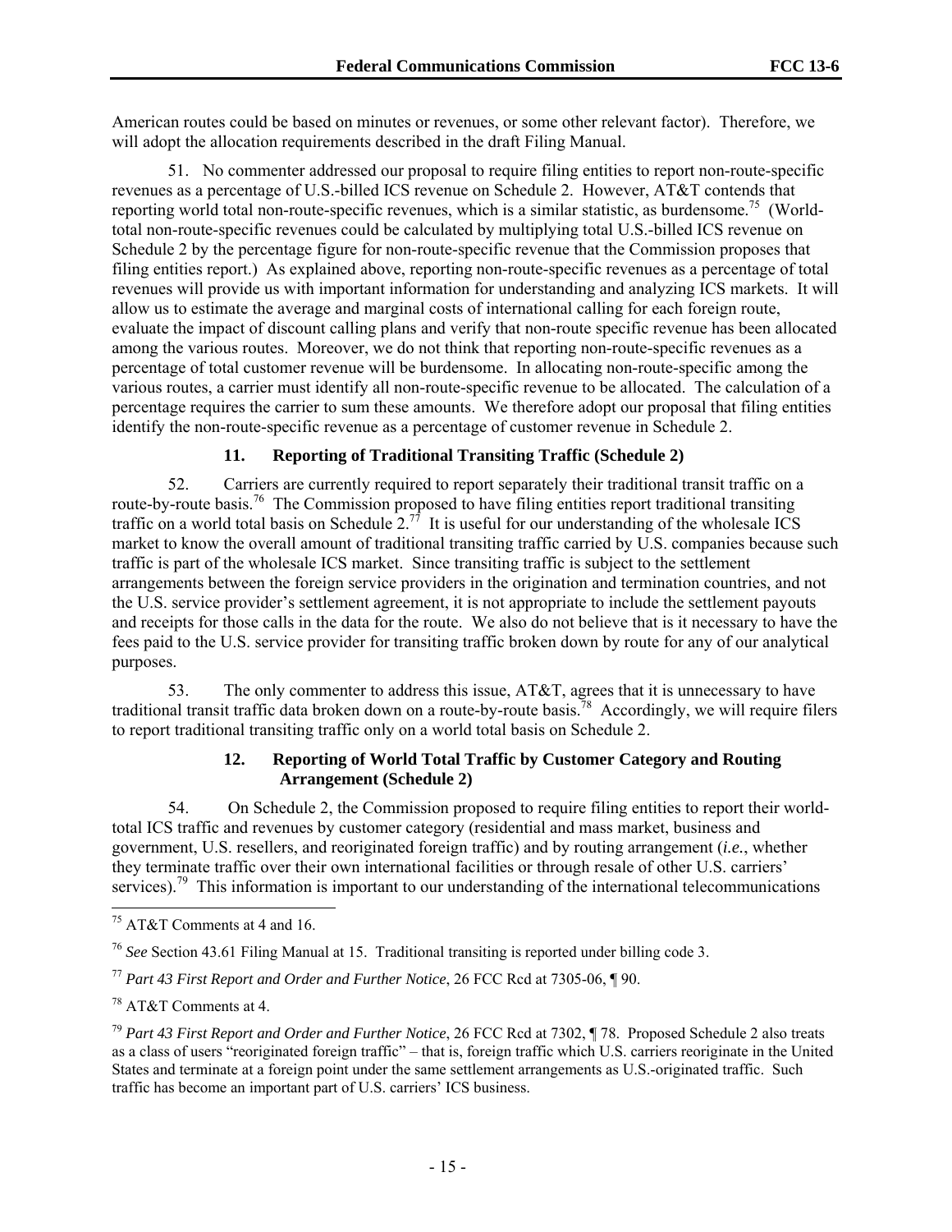American routes could be based on minutes or revenues, or some other relevant factor). Therefore, we will adopt the allocation requirements described in the draft Filing Manual.

51. No commenter addressed our proposal to require filing entities to report non-route-specific revenues as a percentage of U.S.-billed ICS revenue on Schedule 2. However, AT&T contends that reporting world total non-route-specific revenues, which is a similar statistic, as burdensome.[75] (World-total non-route-specific revenues could be calculated by multiplying total U.S.-billed ICS revenue on Schedule 2 by the percentage figure for non-route-specific revenue that the Commission proposes that filing entities report.) As explained above, reporting non-route-specific revenues as a percentage of total revenues will provide us with important information for understanding and analyzing ICS markets. It will allow us to estimate the average and marginal costs of international calling for each foreign route, evaluate the impact of discount calling plans and verify that non-route specific revenue has been allocated among the various routes. Moreover, we do not think that reporting non-route-specific revenues as a percentage of total customer revenue will be burdensome. In allocating non-route-specific among the various routes, a carrier must identify all non-route-specific revenue to be allocated. The calculation of a percentage requires the carrier to sum these amounts. We therefore adopt our proposal that filing entities identify the non-route-specific revenue as a percentage of customer revenue in Schedule 2.

### 11. Reporting of Traditional Transiting Traffic (Schedule 2)

52. Carriers are currently required to report separately their traditional transit traffic on a route-by-route basis.[76] The Commission proposed to have filing entities report traditional transiting traffic on a world total basis on Schedule 2.[77] It is useful for our understanding of the wholesale ICS market to know the overall amount of traditional transiting traffic carried by U.S. companies because such traffic is part of the wholesale ICS market. Since transiting traffic is subject to the settlement arrangements between the foreign service providers in the origination and termination countries, and not the U.S. service provider's settlement agreement, it is not appropriate to include the settlement payouts and receipts for those calls in the data for the route. We also do not believe that is it necessary to have the fees paid to the U.S. service provider for transiting traffic broken down by route for any of our analytical purposes.

53. The only commenter to address this issue, AT&T, agrees that it is unnecessary to have traditional transit traffic data broken down on a route-by-route basis.[78] Accordingly, we will require filers to report traditional transiting traffic only on a world total basis on Schedule 2.

### 12. Reporting of World Total Traffic by Customer Category and Routing Arrangement (Schedule 2)

54. On Schedule 2, the Commission proposed to require filing entities to report their world-total ICS traffic and revenues by customer category (residential and mass market, business and government, U.S. resellers, and reoriginated foreign traffic) and by routing arrangement (*i.e.*, whether they terminate traffic over their own international facilities or through resale of other U.S. carriers' services).[79] This information is important to our understanding of the international telecommunications

---

[75] AT&T Comments at 4 and 16.

[76] *See* Section 43.61 Filing Manual at 15. Traditional transiting is reported under billing code 3.

[77] *Part 43 First Report and Order and Further Notice*, 26 FCC Rcd at 7305-06, ¶ 90.

[78] AT&T Comments at 4.

[79] *Part 43 First Report and Order and Further Notice*, 26 FCC Rcd at 7302, ¶ 78. Proposed Schedule 2 also treats as a class of users "reoriginated foreign traffic" – that is, foreign traffic which U.S. carriers reoriginate in the United States and terminate at a foreign point under the same settlement arrangements as U.S.-originated traffic. Such traffic has become an important part of U.S. carriers' ICS business.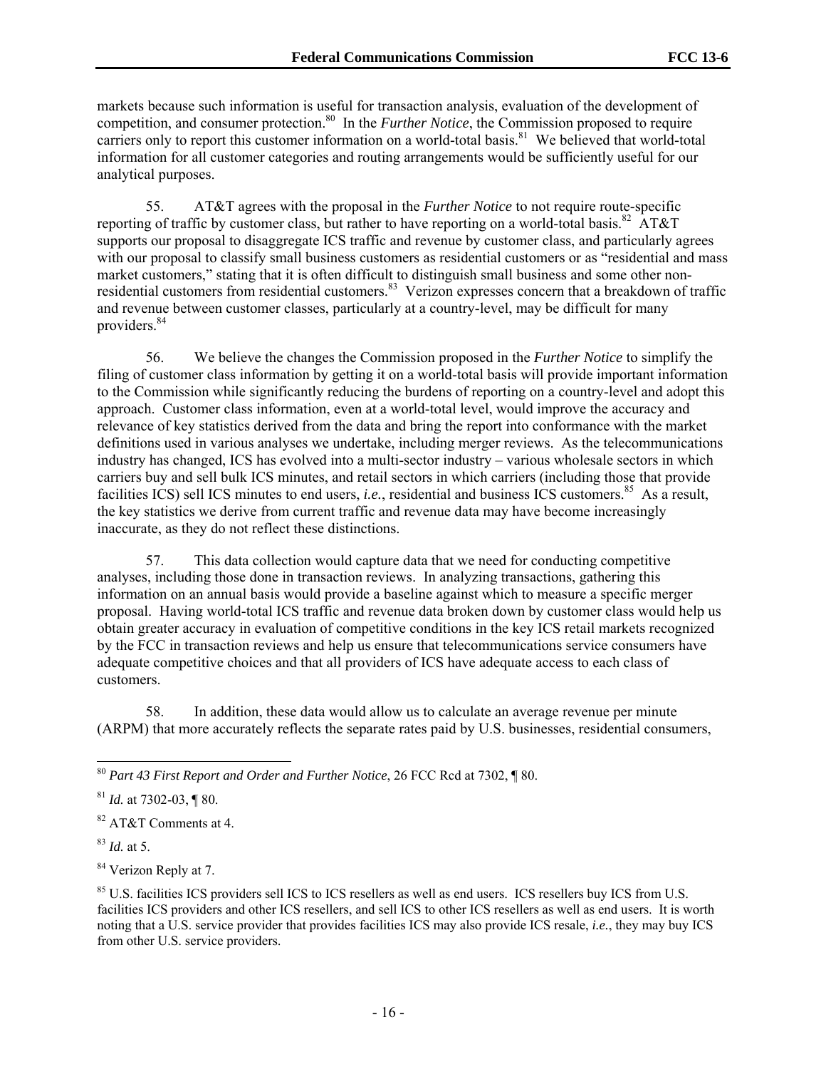markets because such information is useful for transaction analysis, evaluation of the development of competition, and consumer protection.[80] In the *Further Notice*, the Commission proposed to require carriers only to report this customer information on a world-total basis.[81] We believed that world-total information for all customer categories and routing arrangements would be sufficiently useful for our analytical purposes.

55. AT&T agrees with the proposal in the *Further Notice* to not require route-specific reporting of traffic by customer class, but rather to have reporting on a world-total basis.[82] AT&T supports our proposal to disaggregate ICS traffic and revenue by customer class, and particularly agrees with our proposal to classify small business customers as residential customers or as "residential and mass market customers," stating that it is often difficult to distinguish small business and some other non-residential customers from residential customers.[83] Verizon expresses concern that a breakdown of traffic and revenue between customer classes, particularly at a country-level, may be difficult for many providers.[84]

56. We believe the changes the Commission proposed in the *Further Notice* to simplify the filing of customer class information by getting it on a world-total basis will provide important information to the Commission while significantly reducing the burdens of reporting on a country-level and adopt this approach. Customer class information, even at a world-total level, would improve the accuracy and relevance of key statistics derived from the data and bring the report into conformance with the market definitions used in various analyses we undertake, including merger reviews. As the telecommunications industry has changed, ICS has evolved into a multi-sector industry – various wholesale sectors in which carriers buy and sell bulk ICS minutes, and retail sectors in which carriers (including those that provide facilities ICS) sell ICS minutes to end users, *i.e.*, residential and business ICS customers.[85] As a result, the key statistics we derive from current traffic and revenue data may have become increasingly inaccurate, as they do not reflect these distinctions.

57. This data collection would capture data that we need for conducting competitive analyses, including those done in transaction reviews. In analyzing transactions, gathering this information on an annual basis would provide a baseline against which to measure a specific merger proposal. Having world-total ICS traffic and revenue data broken down by customer class would help us obtain greater accuracy in evaluation of competitive conditions in the key ICS retail markets recognized by the FCC in transaction reviews and help us ensure that telecommunications service consumers have adequate competitive choices and that all providers of ICS have adequate access to each class of customers.

58. In addition, these data would allow us to calculate an average revenue per minute (ARPM) that more accurately reflects the separate rates paid by U.S. businesses, residential consumers,

---

[80] *Part 43 First Report and Order and Further Notice*, 26 FCC Rcd at 7302, ¶ 80.

[81] *Id.* at 7302-03, ¶ 80.

[82] AT&T Comments at 4.

[83] *Id.* at 5.

[84] Verizon Reply at 7.

[85] U.S. facilities ICS providers sell ICS to ICS resellers as well as end users. ICS resellers buy ICS from U.S. facilities ICS providers and other ICS resellers, and sell ICS to other ICS resellers as well as end users. It is worth noting that a U.S. service provider that provides facilities ICS may also provide ICS resale, *i.e.*, they may buy ICS from other U.S. service providers.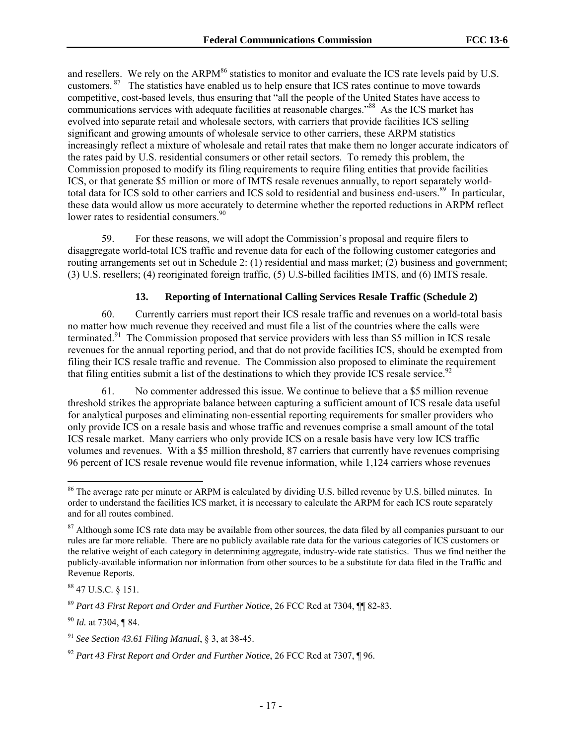and resellers. We rely on the ARPM[86] statistics to monitor and evaluate the ICS rate levels paid by U.S. customers.[87] The statistics have enabled us to help ensure that ICS rates continue to move towards competitive, cost-based levels, thus ensuring that "all the people of the United States have access to communications services with adequate facilities at reasonable charges."[88] As the ICS market has evolved into separate retail and wholesale sectors, with carriers that provide facilities ICS selling significant and growing amounts of wholesale service to other carriers, these ARPM statistics increasingly reflect a mixture of wholesale and retail rates that make them no longer accurate indicators of the rates paid by U.S. residential consumers or other retail sectors. To remedy this problem, the Commission proposed to modify its filing requirements to require filing entities that provide facilities ICS, or that generate $5 million or more of IMTS resale revenues annually, to report separately world-total data for ICS sold to other carriers and ICS sold to residential and business end-users.[89] In particular, these data would allow us more accurately to determine whether the reported reductions in ARPM reflect lower rates to residential consumers.[90]

59. For these reasons, we will adopt the Commission's proposal and require filers to disaggregate world-total ICS traffic and revenue data for each of the following customer categories and routing arrangements set out in Schedule 2: (1) residential and mass market; (2) business and government; (3) U.S. resellers; (4) reoriginated foreign traffic, (5) U.S-billed facilities IMTS, and (6) IMTS resale.

### 13. Reporting of International Calling Services Resale Traffic (Schedule 2)

60. Currently carriers must report their ICS resale traffic and revenues on a world-total basis no matter how much revenue they received and must file a list of the countries where the calls were terminated.[91] The Commission proposed that service providers with less than $5 million in ICS resale revenues for the annual reporting period, and that do not provide facilities ICS, should be exempted from filing their ICS resale traffic and revenue. The Commission also proposed to eliminate the requirement that filing entities submit a list of the destinations to which they provide ICS resale service.[92]

61. No commenter addressed this issue. We continue to believe that a $5 million revenue threshold strikes the appropriate balance between capturing a sufficient amount of ICS resale data useful for analytical purposes and eliminating non-essential reporting requirements for smaller providers who only provide ICS on a resale basis and whose traffic and revenues comprise a small amount of the total ICS resale market. Many carriers who only provide ICS on a resale basis have very low ICS traffic volumes and revenues. With a $5 million threshold, 87 carriers that currently have revenues comprising 96 percent of ICS resale revenue would file revenue information, while 1,124 carriers whose revenues

---

[86] The average rate per minute or ARPM is calculated by dividing U.S. billed revenue by U.S. billed minutes. In order to understand the facilities ICS market, it is necessary to calculate the ARPM for each ICS route separately and for all routes combined.

[87] Although some ICS rate data may be available from other sources, the data filed by all companies pursuant to our rules are far more reliable. There are no publicly available rate data for the various categories of ICS customers or the relative weight of each category in determining aggregate, industry-wide rate statistics. Thus we find neither the publicly-available information nor information from other sources to be a substitute for data filed in the Traffic and Revenue Reports.

[88] 47 U.S.C. § 151.

[89] *Part 43 First Report and Order and Further Notice*, 26 FCC Rcd at 7304, ¶¶ 82-83.

[90] *Id.* at 7304, ¶ 84.

[91] *See Section 43.61 Filing Manual*, § 3, at 38-45.

[92] *Part 43 First Report and Order and Further Notice*, 26 FCC Rcd at 7307, ¶ 96.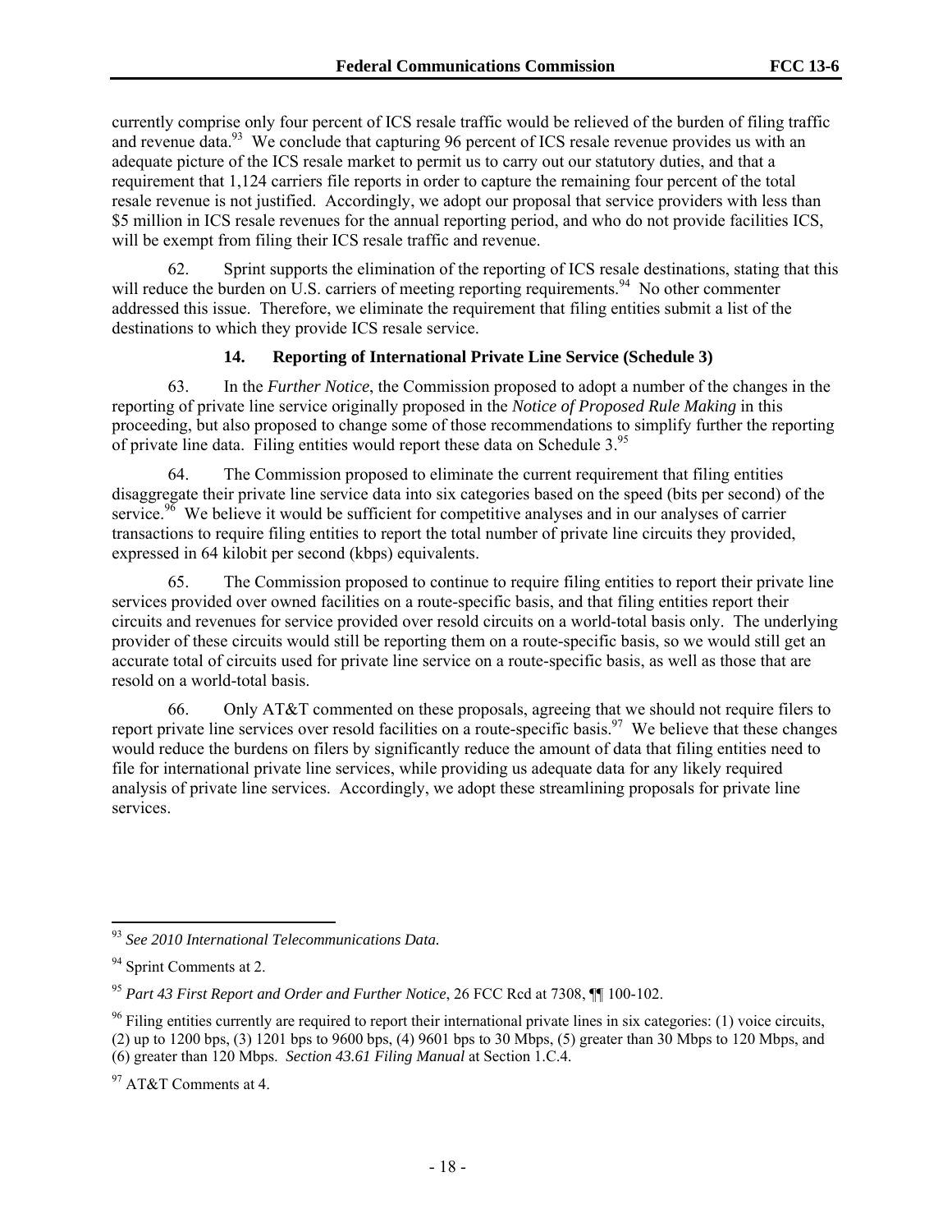currently comprise only four percent of ICS resale traffic would be relieved of the burden of filing traffic and revenue data.[93] We conclude that capturing 96 percent of ICS resale revenue provides us with an adequate picture of the ICS resale market to permit us to carry out our statutory duties, and that a requirement that 1,124 carriers file reports in order to capture the remaining four percent of the total resale revenue is not justified. Accordingly, we adopt our proposal that service providers with less than $5 million in ICS resale revenues for the annual reporting period, and who do not provide facilities ICS, will be exempt from filing their ICS resale traffic and revenue.

62. Sprint supports the elimination of the reporting of ICS resale destinations, stating that this will reduce the burden on U.S. carriers of meeting reporting requirements.[94] No other commenter addressed this issue. Therefore, we eliminate the requirement that filing entities submit a list of the destinations to which they provide ICS resale service.

### 14. Reporting of International Private Line Service (Schedule 3)

63. In the *Further Notice*, the Commission proposed to adopt a number of the changes in the reporting of private line service originally proposed in the *Notice of Proposed Rule Making* in this proceeding, but also proposed to change some of those recommendations to simplify further the reporting of private line data. Filing entities would report these data on Schedule 3.[95]

64. The Commission proposed to eliminate the current requirement that filing entities disaggregate their private line service data into six categories based on the speed (bits per second) of the service.[96] We believe it would be sufficient for competitive analyses and in our analyses of carrier transactions to require filing entities to report the total number of private line circuits they provided, expressed in 64 kilobit per second (kbps) equivalents.

65. The Commission proposed to continue to require filing entities to report their private line services provided over owned facilities on a route-specific basis, and that filing entities report their circuits and revenues for service provided over resold circuits on a world-total basis only. The underlying provider of these circuits would still be reporting them on a route-specific basis, so we would still get an accurate total of circuits used for private line service on a route-specific basis, as well as those that are resold on a world-total basis.

66. Only AT&T commented on these proposals, agreeing that we should not require filers to report private line services over resold facilities on a route-specific basis.[97] We believe that these changes would reduce the burdens on filers by significantly reduce the amount of data that filing entities need to file for international private line services, while providing us adequate data for any likely required analysis of private line services. Accordingly, we adopt these streamlining proposals for private line services.

---

[93] *See 2010 International Telecommunications Data.*

[94] Sprint Comments at 2.

[95] *Part 43 First Report and Order and Further Notice*, 26 FCC Rcd at 7308, ¶¶ 100-102.

[96] Filing entities currently are required to report their international private lines in six categories: (1) voice circuits, (2) up to 1200 bps, (3) 1201 bps to 9600 bps, (4) 9601 bps to 30 Mbps, (5) greater than 30 Mbps to 120 Mbps, and (6) greater than 120 Mbps. *Section 43.61 Filing Manual* at Section 1.C.4.

[97] AT&T Comments at 4.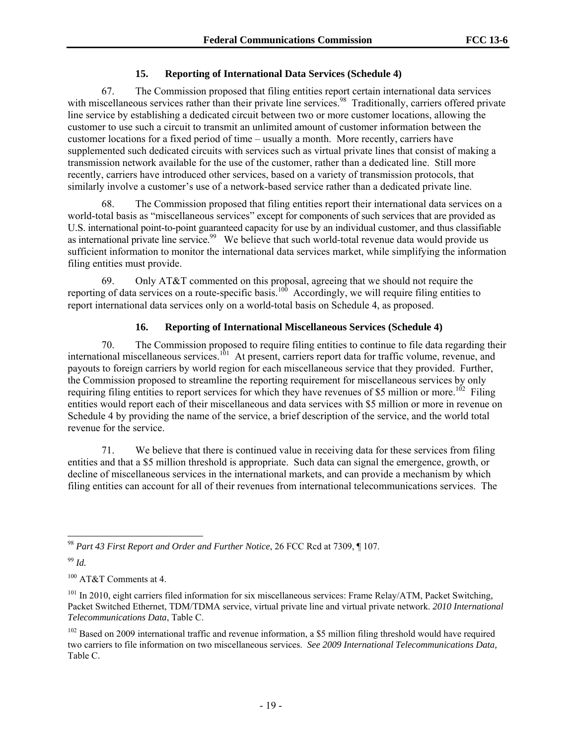### 15. Reporting of International Data Services (Schedule 4)

67. The Commission proposed that filing entities report certain international data services with miscellaneous services rather than their private line services.[98] Traditionally, carriers offered private line service by establishing a dedicated circuit between two or more customer locations, allowing the customer to use such a circuit to transmit an unlimited amount of customer information between the customer locations for a fixed period of time – usually a month. More recently, carriers have supplemented such dedicated circuits with services such as virtual private lines that consist of making a transmission network available for the use of the customer, rather than a dedicated line. Still more recently, carriers have introduced other services, based on a variety of transmission protocols, that similarly involve a customer's use of a network-based service rather than a dedicated private line.

68. The Commission proposed that filing entities report their international data services on a world-total basis as "miscellaneous services" except for components of such services that are provided as U.S. international point-to-point guaranteed capacity for use by an individual customer, and thus classifiable as international private line service.[99] We believe that such world-total revenue data would provide us sufficient information to monitor the international data services market, while simplifying the information filing entities must provide.

69. Only AT&T commented on this proposal, agreeing that we should not require the reporting of data services on a route-specific basis.[100] Accordingly, we will require filing entities to report international data services only on a world-total basis on Schedule 4, as proposed.

### 16. Reporting of International Miscellaneous Services (Schedule 4)

70. The Commission proposed to require filing entities to continue to file data regarding their international miscellaneous services.[101] At present, carriers report data for traffic volume, revenue, and payouts to foreign carriers by world region for each miscellaneous service that they provided. Further, the Commission proposed to streamline the reporting requirement for miscellaneous services by only requiring filing entities to report services for which they have revenues of $5 million or more.[102] Filing entities would report each of their miscellaneous and data services with $5 million or more in revenue on Schedule 4 by providing the name of the service, a brief description of the service, and the world total revenue for the service.

71. We believe that there is continued value in receiving data for these services from filing entities and that a $5 million threshold is appropriate. Such data can signal the emergence, growth, or decline of miscellaneous services in the international markets, and can provide a mechanism by which filing entities can account for all of their revenues from international telecommunications services. The

---

[98] *Part 43 First Report and Order and Further Notice*, 26 FCC Rcd at 7309, ¶ 107.

[99] *Id.*

[100] AT&T Comments at 4.

[101] In 2010, eight carriers filed information for six miscellaneous services: Frame Relay/ATM, Packet Switching, Packet Switched Ethernet, TDM/TDMA service, virtual private line and virtual private network. *2010 International Telecommunications Data*, Table C.

[102] Based on 2009 international traffic and revenue information, a $5 million filing threshold would have required two carriers to file information on two miscellaneous services. *See 2009 International Telecommunications Data,* Table C.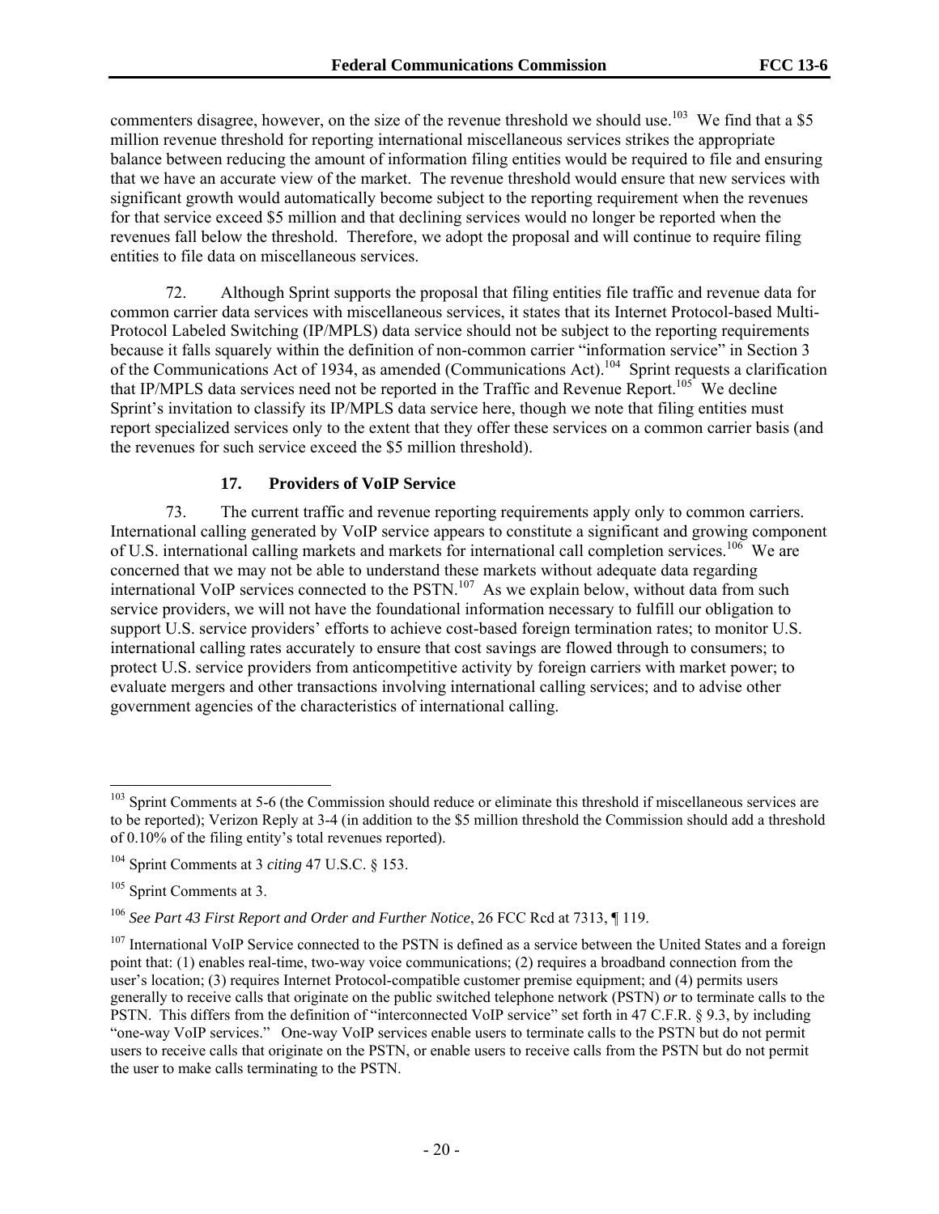commenters disagree, however, on the size of the revenue threshold we should use.[103] We find that a $5 million revenue threshold for reporting international miscellaneous services strikes the appropriate balance between reducing the amount of information filing entities would be required to file and ensuring that we have an accurate view of the market. The revenue threshold would ensure that new services with significant growth would automatically become subject to the reporting requirement when the revenues for that service exceed $5 million and that declining services would no longer be reported when the revenues fall below the threshold. Therefore, we adopt the proposal and will continue to require filing entities to file data on miscellaneous services.

72. Although Sprint supports the proposal that filing entities file traffic and revenue data for common carrier data services with miscellaneous services, it states that its Internet Protocol-based Multi-Protocol Labeled Switching (IP/MPLS) data service should not be subject to the reporting requirements because it falls squarely within the definition of non-common carrier "information service" in Section 3 of the Communications Act of 1934, as amended (Communications Act).[104] Sprint requests a clarification that IP/MPLS data services need not be reported in the Traffic and Revenue Report.[105] We decline Sprint's invitation to classify its IP/MPLS data service here, though we note that filing entities must report specialized services only to the extent that they offer these services on a common carrier basis (and the revenues for such service exceed the $5 million threshold).

### 17. Providers of VoIP Service

73. The current traffic and revenue reporting requirements apply only to common carriers. International calling generated by VoIP service appears to constitute a significant and growing component of U.S. international calling markets and markets for international call completion services.[106] We are concerned that we may not be able to understand these markets without adequate data regarding international VoIP services connected to the PSTN.[107] As we explain below, without data from such service providers, we will not have the foundational information necessary to fulfill our obligation to support U.S. service providers' efforts to achieve cost-based foreign termination rates; to monitor U.S. international calling rates accurately to ensure that cost savings are flowed through to consumers; to protect U.S. service providers from anticompetitive activity by foreign carriers with market power; to evaluate mergers and other transactions involving international calling services; and to advise other government agencies of the characteristics of international calling.

---

[103] Sprint Comments at 5-6 (the Commission should reduce or eliminate this threshold if miscellaneous services are to be reported); Verizon Reply at 3-4 (in addition to the $5 million threshold the Commission should add a threshold of 0.10% of the filing entity's total revenues reported).

[104] Sprint Comments at 3 *citing* 47 U.S.C. § 153.

[105] Sprint Comments at 3.

[106] *See Part 43 First Report and Order and Further Notice*, 26 FCC Rcd at 7313, ¶ 119.

[107] International VoIP Service connected to the PSTN is defined as a service between the United States and a foreign point that: (1) enables real-time, two-way voice communications; (2) requires a broadband connection from the user's location; (3) requires Internet Protocol-compatible customer premise equipment; and (4) permits users generally to receive calls that originate on the public switched telephone network (PSTN) *or* to terminate calls to the PSTN. This differs from the definition of "interconnected VoIP service" set forth in 47 C.F.R. § 9.3, by including "one-way VoIP services." One-way VoIP services enable users to terminate calls to the PSTN but do not permit users to receive calls that originate on the PSTN, or enable users to receive calls from the PSTN but do not permit the user to make calls terminating to the PSTN.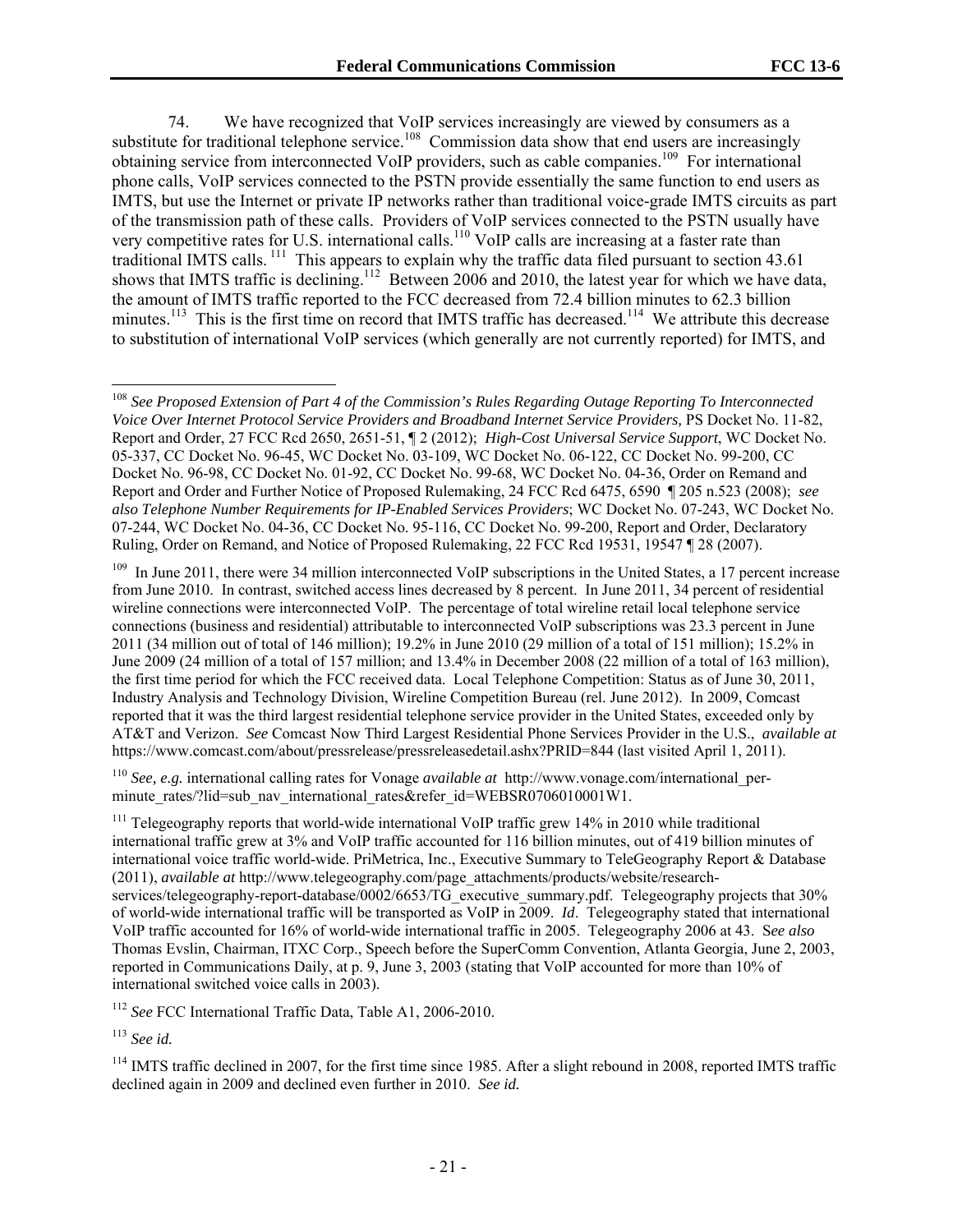74. We have recognized that VoIP services increasingly are viewed by consumers as a substitute for traditional telephone service.[108] Commission data show that end users are increasingly obtaining service from interconnected VoIP providers, such as cable companies.[109] For international phone calls, VoIP services connected to the PSTN provide essentially the same function to end users as IMTS, but use the Internet or private IP networks rather than traditional voice-grade IMTS circuits as part of the transmission path of these calls. Providers of VoIP services connected to the PSTN usually have very competitive rates for U.S. international calls.[110] VoIP calls are increasing at a faster rate than traditional IMTS calls.[111] This appears to explain why the traffic data filed pursuant to section 43.61 shows that IMTS traffic is declining.[112] Between 2006 and 2010, the latest year for which we have data, the amount of IMTS traffic reported to the FCC decreased from 72.4 billion minutes to 62.3 billion minutes.[113] This is the first time on record that IMTS traffic has decreased.[114] We attribute this decrease to substitution of international VoIP services (which generally are not currently reported) for IMTS, and

---

[108] *See Proposed Extension of Part 4 of the Commission's Rules Regarding Outage Reporting To Interconnected Voice Over Internet Protocol Service Providers and Broadband Internet Service Providers,* PS Docket No. 11-82, Report and Order, 27 FCC Rcd 2650, 2651-51, ¶ 2 (2012); *High-Cost Universal Service Support*, WC Docket No. 05-337, CC Docket No. 96-45, WC Docket No. 03-109, WC Docket No. 06-122, CC Docket No. 99-200, CC Docket No. 96-98, CC Docket No. 01-92, CC Docket No. 99-68, WC Docket No. 04-36, Order on Remand and Report and Order and Further Notice of Proposed Rulemaking, 24 FCC Rcd 6475, 6590 ¶ 205 n.523 (2008); *see also Telephone Number Requirements for IP-Enabled Services Providers*; WC Docket No. 07-243, WC Docket No. 07-244, WC Docket No. 04-36, CC Docket No. 95-116, CC Docket No. 99-200, Report and Order, Declaratory Ruling, Order on Remand, and Notice of Proposed Rulemaking, 22 FCC Rcd 19531, 19547 ¶ 28 (2007).

[109] In June 2011, there were 34 million interconnected VoIP subscriptions in the United States, a 17 percent increase from June 2010. In contrast, switched access lines decreased by 8 percent. In June 2011, 34 percent of residential wireline connections were interconnected VoIP. The percentage of total wireline retail local telephone service connections (business and residential) attributable to interconnected VoIP subscriptions was 23.3 percent in June 2011 (34 million out of total of 146 million); 19.2% in June 2010 (29 million of a total of 151 million); 15.2% in June 2009 (24 million of a total of 157 million; and 13.4% in December 2008 (22 million of a total of 163 million), the first time period for which the FCC received data. Local Telephone Competition: Status as of June 30, 2011, Industry Analysis and Technology Division, Wireline Competition Bureau (rel. June 2012). In 2009, Comcast reported that it was the third largest residential telephone service provider in the U.S., exceeded only by AT&T and Verizon. *See* Comcast Now Third Largest Residential Phone Services Provider in the U.S., *available at* https://www.comcast.com/about/pressrelease/pressreleasedetail.ashx?PRID=844 (last visited April 1, 2011).

[110] *See, e.g.* international calling rates for Vonage *available at* http://www.vonage.com/international_per-minute_rates/?lid=sub_nav_international_rates&refer_id=WEBSR0706010001W1.

[111] Telegeography reports that world-wide international VoIP traffic grew 14% in 2010 while traditional international traffic grew at 3% and VoIP traffic accounted for 116 billion minutes, out of 419 billion minutes of international voice traffic world-wide. PriMetrica, Inc., Executive Summary to TeleGeography Report & Database (2011), *available at* http://www.telegeography.com/page_attachments/products/website/research-services/telegeography-report-database/0002/6653/TG_executive_summary.pdf. Telegeography projects that 30% of world-wide international traffic will be transported as VoIP in 2009. *Id*. Telegeography stated that international VoIP traffic accounted for 16% of world-wide international traffic in 2005. Telegeography 2006 at 43. S*ee also* Thomas Evslin, Chairman, ITXC Corp., Speech before the SuperComm Convention, Atlanta Georgia, June 2, 2003, reported in Communications Daily, at p. 9, June 3, 2003 (stating that VoIP accounted for more than 10% of international switched voice calls in 2003).

[112] *See* FCC International Traffic Data, Table A1, 2006-2010.

[113] *See id.*

[114] IMTS traffic declined in 2007, for the first time since 1985. After a slight rebound in 2008, reported IMTS traffic declined again in 2009 and declined even further in 2010. *See id.*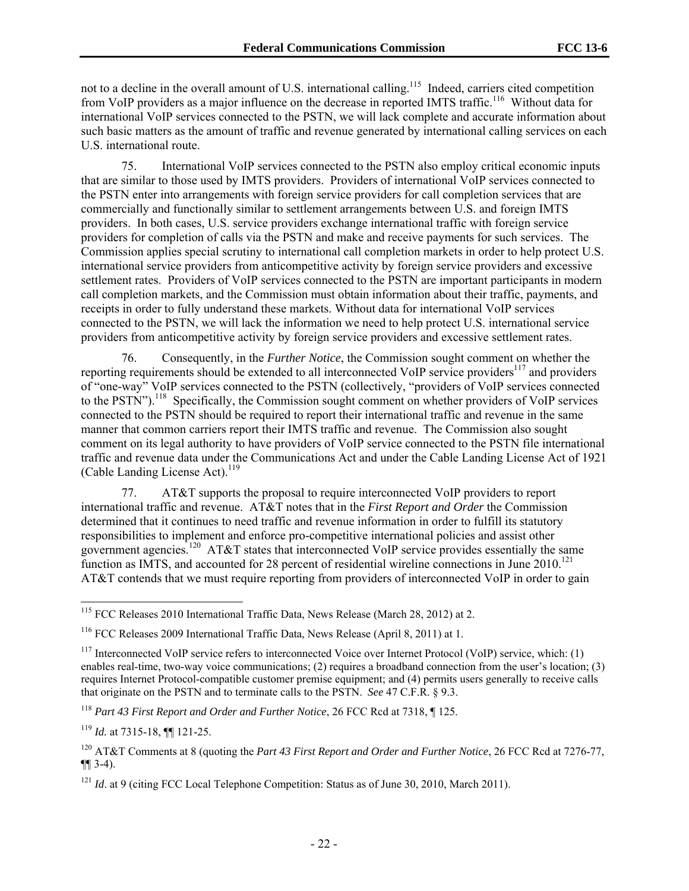not to a decline in the overall amount of U.S. international calling.[115] Indeed, carriers cited competition from VoIP providers as a major influence on the decrease in reported IMTS traffic.[116] Without data for international VoIP services connected to the PSTN, we will lack complete and accurate information about such basic matters as the amount of traffic and revenue generated by international calling services on each U.S. international route.

75. International VoIP services connected to the PSTN also employ critical economic inputs that are similar to those used by IMTS providers. Providers of international VoIP services connected to the PSTN enter into arrangements with foreign service providers for call completion services that are commercially and functionally similar to settlement arrangements between U.S. and foreign IMTS providers. In both cases, U.S. service providers exchange international traffic with foreign service providers for completion of calls via the PSTN and make and receive payments for such services. The Commission applies special scrutiny to international call completion markets in order to help protect U.S. international service providers from anticompetitive activity by foreign service providers and excessive settlement rates. Providers of VoIP services connected to the PSTN are important participants in modern call completion markets, and the Commission must obtain information about their traffic, payments, and receipts in order to fully understand these markets. Without data for international VoIP services connected to the PSTN, we will lack the information we need to help protect U.S. international service providers from anticompetitive activity by foreign service providers and excessive settlement rates.

76. Consequently, in the *Further Notice*, the Commission sought comment on whether the reporting requirements should be extended to all interconnected VoIP service providers[117] and providers of "one-way" VoIP services connected to the PSTN (collectively, "providers of VoIP services connected to the PSTN").[118] Specifically, the Commission sought comment on whether providers of VoIP services connected to the PSTN should be required to report their international traffic and revenue in the same manner that common carriers report their IMTS traffic and revenue. The Commission also sought comment on its legal authority to have providers of VoIP service connected to the PSTN file international traffic and revenue data under the Communications Act and under the Cable Landing License Act of 1921 (Cable Landing License Act).[119]

77. AT&T supports the proposal to require interconnected VoIP providers to report international traffic and revenue. AT&T notes that in the *First Report and Order* the Commission determined that it continues to need traffic and revenue information in order to fulfill its statutory responsibilities to implement and enforce pro-competitive international policies and assist other government agencies.[120] AT&T states that interconnected VoIP service provides essentially the same function as IMTS, and accounted for 28 percent of residential wireline connections in June 2010.[121] AT&T contends that we must require reporting from providers of interconnected VoIP in order to gain

---

[115] FCC Releases 2010 International Traffic Data, News Release (March 28, 2012) at 2.

[116] FCC Releases 2009 International Traffic Data, News Release (April 8, 2011) at 1.

[117] Interconnected VoIP service refers to interconnected Voice over Internet Protocol (VoIP) service, which: (1) enables real-time, two-way voice communications; (2) requires a broadband connection from the user's location; (3) requires Internet Protocol-compatible customer premise equipment; and (4) permits users generally to receive calls that originate on the PSTN and to terminate calls to the PSTN. *See* 47 C.F.R. § 9.3.

[118] *Part 43 First Report and Order and Further Notice*, 26 FCC Rcd at 7318, ¶ 125.

[119] *Id.* at 7315-18, ¶¶ 121-25.

[120] AT&T Comments at 8 (quoting the *Part 43 First Report and Order and Further Notice*, 26 FCC Rcd at 7276-77, ¶¶ 3-4).

[121] *Id*. at 9 (citing FCC Local Telephone Competition: Status as of June 30, 2010, March 2011).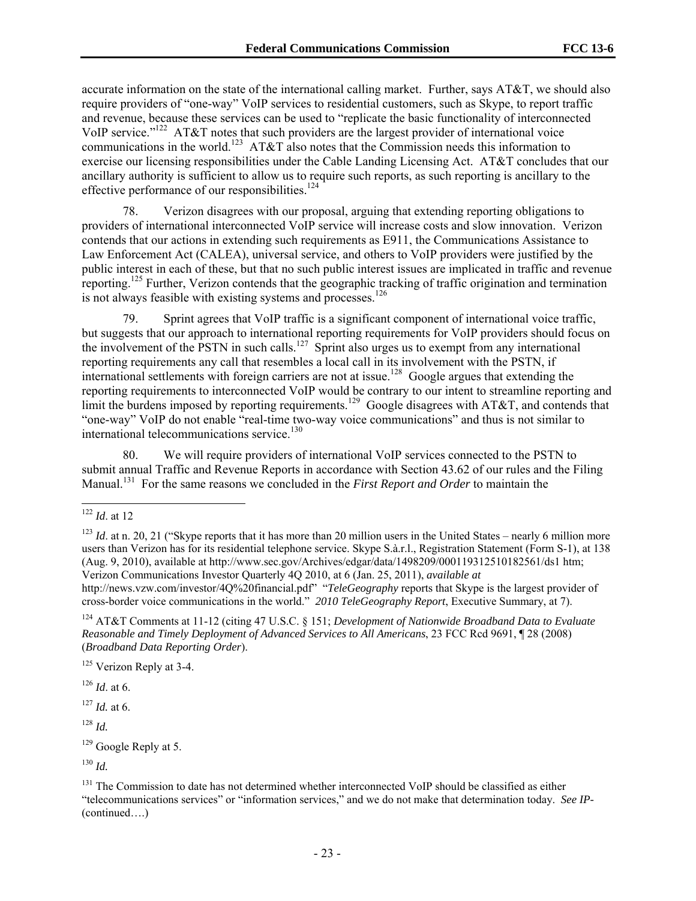accurate information on the state of the international calling market. Further, says AT&T, we should also require providers of "one-way" VoIP services to residential customers, such as Skype, to report traffic and revenue, because these services can be used to "replicate the basic functionality of interconnected VoIP service."[122] AT&T notes that such providers are the largest provider of international voice communications in the world.[123] AT&T also notes that the Commission needs this information to exercise our licensing responsibilities under the Cable Landing Licensing Act. AT&T concludes that our ancillary authority is sufficient to allow us to require such reports, as such reporting is ancillary to the effective performance of our responsibilities.[124]

78. Verizon disagrees with our proposal, arguing that extending reporting obligations to providers of international interconnected VoIP service will increase costs and slow innovation. Verizon contends that our actions in extending such requirements as E911, the Communications Assistance to Law Enforcement Act (CALEA), universal service, and others to VoIP providers were justified by the public interest in each of these, but that no such public interest issues are implicated in traffic and revenue reporting.[125] Further, Verizon contends that the geographic tracking of traffic origination and termination is not always feasible with existing systems and processes.[126]

79. Sprint agrees that VoIP traffic is a significant component of international voice traffic, but suggests that our approach to international reporting requirements for VoIP providers should focus on the involvement of the PSTN in such calls.[127] Sprint also urges us to exempt from any international reporting requirements any call that resembles a local call in its involvement with the PSTN, if international settlements with foreign carriers are not at issue.[128] Google argues that extending the reporting requirements to interconnected VoIP would be contrary to our intent to streamline reporting and limit the burdens imposed by reporting requirements.[129] Google disagrees with AT&T, and contends that "one-way" VoIP do not enable "real-time two-way voice communications" and thus is not similar to international telecommunications service.[130]

80. We will require providers of international VoIP services connected to the PSTN to submit annual Traffic and Revenue Reports in accordance with Section 43.62 of our rules and the Filing Manual.[131] For the same reasons we concluded in the *First Report and Order* to maintain the

---

[122] *Id*. at 12

[123] *Id*. at n. 20, 21 ("Skype reports that it has more than 20 million users in the United States – nearly 6 million more users than Verizon has for its residential telephone service. Skype S.à.r.l., Registration Statement (Form S-1), at 138 (Aug. 9, 2010), available at http://www.sec.gov/Archives/edgar/data/1498209/000119312510182561/ds1 htm; Verizon Communications Investor Quarterly 4Q 2010, at 6 (Jan. 25, 2011), *available at* http://news.vzw.com/investor/4Q%20financial.pdf" "*TeleGeography* reports that Skype is the largest provider of cross-border voice communications in the world." *2010 TeleGeography Report*, Executive Summary, at 7).

[124] AT&T Comments at 11-12 (citing 47 U.S.C. § 151; *Development of Nationwide Broadband Data to Evaluate Reasonable and Timely Deployment of Advanced Services to All Americans*, 23 FCC Rcd 9691, ¶ 28 (2008) (*Broadband Data Reporting Order*).

[125] Verizon Reply at 3-4.

[126] *Id*. at 6.

[127] *Id.* at 6.

[128] *Id.*

[129] Google Reply at 5.

[130] *Id.*

[131] The Commission to date has not determined whether interconnected VoIP should be classified as either "telecommunications services" or "information services," and we do not make that determination today. *See IP-* (continued….)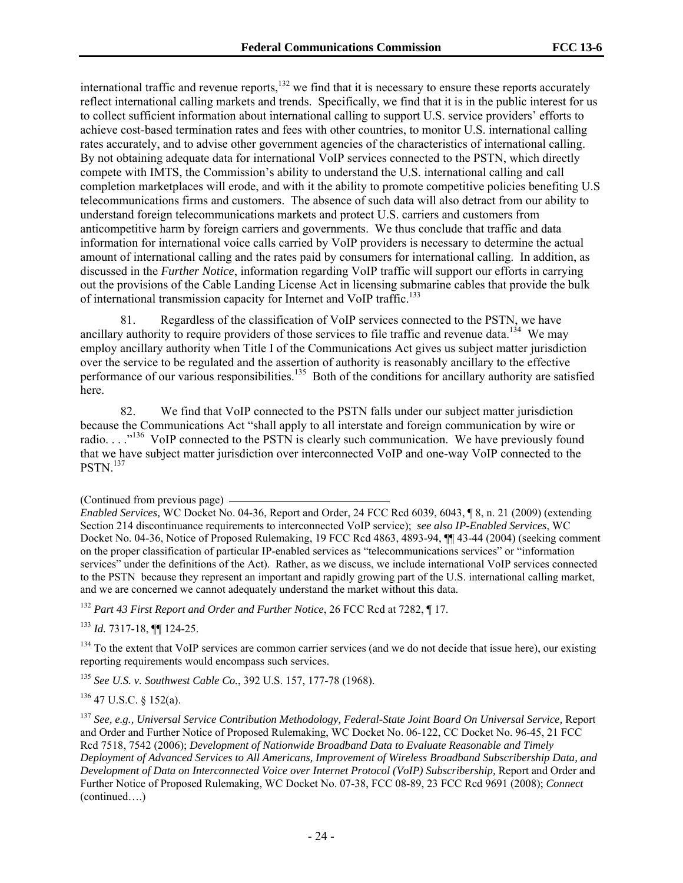international traffic and revenue reports,[132] we find that it is necessary to ensure these reports accurately reflect international calling markets and trends. Specifically, we find that it is in the public interest for us to collect sufficient information about international calling to support U.S. service providers' efforts to achieve cost-based termination rates and fees with other countries, to monitor U.S. international calling rates accurately, and to advise other government agencies of the characteristics of international calling. By not obtaining adequate data for international VoIP services connected to the PSTN, which directly compete with IMTS, the Commission's ability to understand the U.S. international calling and call completion marketplaces will erode, and with it the ability to promote competitive policies benefiting U.S telecommunications firms and customers. The absence of such data will also detract from our ability to understand foreign telecommunications markets and protect U.S. carriers and customers from anticompetitive harm by foreign carriers and governments. We thus conclude that traffic and data information for international voice calls carried by VoIP providers is necessary to determine the actual amount of international calling and the rates paid by consumers for international calling. In addition, as discussed in the *Further Notice*, information regarding VoIP traffic will support our efforts in carrying out the provisions of the Cable Landing License Act in licensing submarine cables that provide the bulk of international transmission capacity for Internet and VoIP traffic.[133]

81. Regardless of the classification of VoIP services connected to the PSTN, we have ancillary authority to require providers of those services to file traffic and revenue data.[134] We may employ ancillary authority when Title I of the Communications Act gives us subject matter jurisdiction over the service to be regulated and the assertion of authority is reasonably ancillary to the effective performance of our various responsibilities.[135] Both of the conditions for ancillary authority are satisfied here.

82. We find that VoIP connected to the PSTN falls under our subject matter jurisdiction because the Communications Act "shall apply to all interstate and foreign communication by wire or radio. . . ."[136] VoIP connected to the PSTN is clearly such communication. We have previously found that we have subject matter jurisdiction over interconnected VoIP and one-way VoIP connected to the PSTN.[137]

(Continued from previous page)

*Enabled Services,* WC Docket No. 04-36, Report and Order, 24 FCC Rcd 6039, 6043, ¶ 8, n. 21 (2009) (extending Section 214 discontinuance requirements to interconnected VoIP service); *see also IP-Enabled Services*, WC Docket No. 04-36, Notice of Proposed Rulemaking, 19 FCC Rcd 4863, 4893-94, ¶¶ 43-44 (2004) (seeking comment on the proper classification of particular IP-enabled services as "telecommunications services" or "information services" under the definitions of the Act). Rather, as we discuss, we include international VoIP services connected to the PSTN because they represent an important and rapidly growing part of the U.S. international calling market, and we are concerned we cannot adequately understand the market without this data.

[132] *Part 43 First Report and Order and Further Notice*, 26 FCC Rcd at 7282, ¶ 17.

[133] *Id.* 7317-18, ¶¶ 124-25.

[134] To the extent that VoIP services are common carrier services (and we do not decide that issue here), our existing reporting requirements would encompass such services.

[135] *See U.S. v. Southwest Cable Co.*, 392 U.S. 157, 177-78 (1968).

[136] 47 U.S.C. § 152(a).

[137] *See, e.g., Universal Service Contribution Methodology, Federal-State Joint Board On Universal Service,* Report and Order and Further Notice of Proposed Rulemaking, WC Docket No. 06-122, CC Docket No. 96-45, 21 FCC Rcd 7518, 7542 (2006); *Development of Nationwide Broadband Data to Evaluate Reasonable and Timely Deployment of Advanced Services to All Americans, Improvement of Wireless Broadband Subscribership Data, and Development of Data on Interconnected Voice over Internet Protocol (VoIP) Subscribership,* Report and Order and Further Notice of Proposed Rulemaking, WC Docket No. 07-38, FCC 08-89, 23 FCC Rcd 9691 (2008); *Connect* (continued….)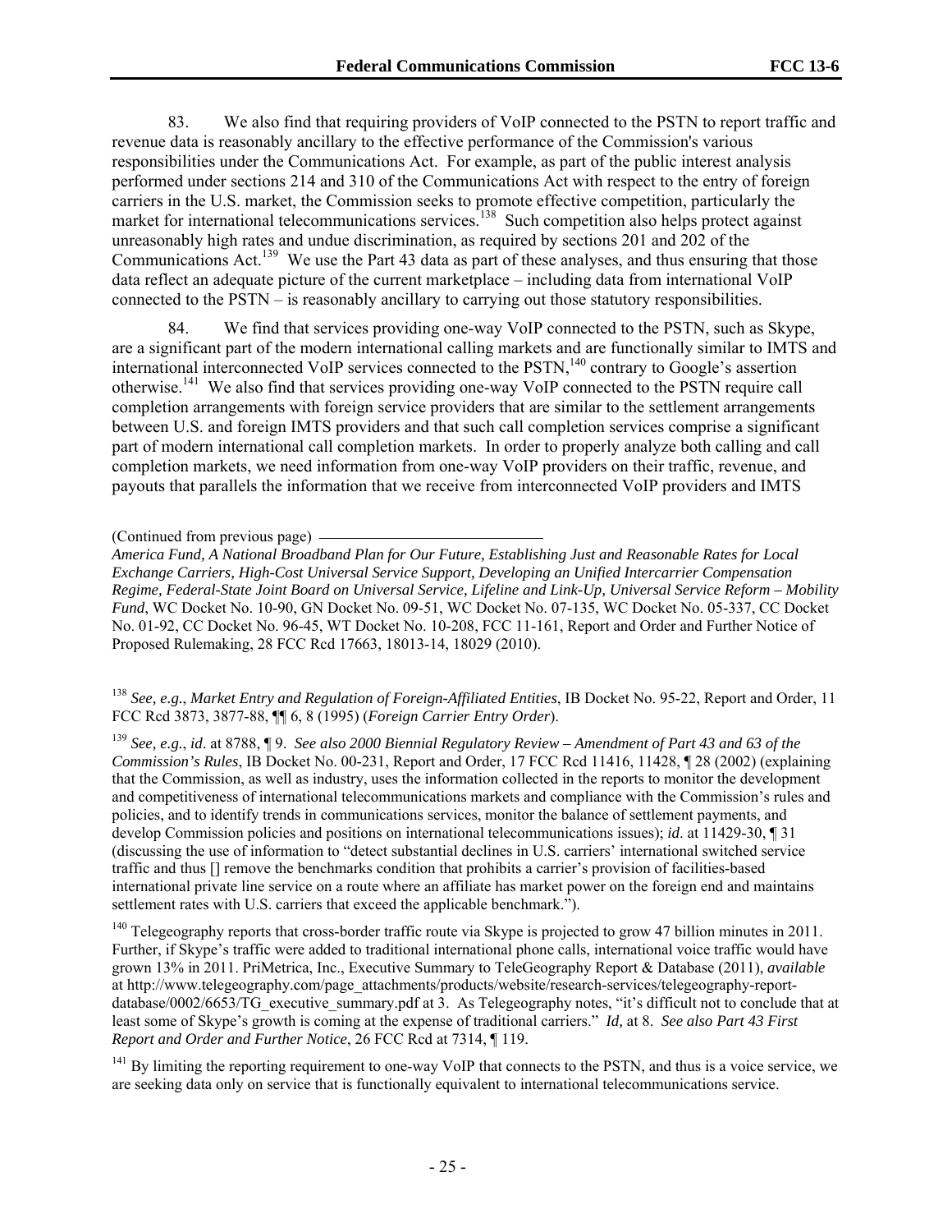83. We also find that requiring providers of VoIP connected to the PSTN to report traffic and revenue data is reasonably ancillary to the effective performance of the Commission's various responsibilities under the Communications Act. For example, as part of the public interest analysis performed under sections 214 and 310 of the Communications Act with respect to the entry of foreign carriers in the U.S. market, the Commission seeks to promote effective competition, particularly the market for international telecommunications services.[138] Such competition also helps protect against unreasonably high rates and undue discrimination, as required by sections 201 and 202 of the Communications Act.[139] We use the Part 43 data as part of these analyses, and thus ensuring that those data reflect an adequate picture of the current marketplace – including data from international VoIP connected to the PSTN – is reasonably ancillary to carrying out those statutory responsibilities.

84. We find that services providing one-way VoIP connected to the PSTN, such as Skype, are a significant part of the modern international calling markets and are functionally similar to IMTS and international interconnected VoIP services connected to the PSTN,[140] contrary to Google's assertion otherwise.[141] We also find that services providing one-way VoIP connected to the PSTN require call completion arrangements with foreign service providers that are similar to the settlement arrangements between U.S. and foreign IMTS providers and that such call completion services comprise a significant part of modern international call completion markets. In order to properly analyze both calling and call completion markets, we need information from one-way VoIP providers on their traffic, revenue, and payouts that parallels the information that we receive from interconnected VoIP providers and IMTS

(Continued from previous page)

*America Fund, A National Broadband Plan for Our Future, Establishing Just and Reasonable Rates for Local Exchange Carriers, High-Cost Universal Service Support, Developing an Unified Intercarrier Compensation Regime, Federal-State Joint Board on Universal Service, Lifeline and Link-Up, Universal Service Reform – Mobility Fund*, WC Docket No. 10-90, GN Docket No. 09-51, WC Docket No. 07-135, WC Docket No. 05-337, CC Docket No. 01-92, CC Docket No. 96-45, WT Docket No. 10-208, FCC 11-161, Report and Order and Further Notice of Proposed Rulemaking, 28 FCC Rcd 17663, 18013-14, 18029 (2010).

[138] *See, e.g.*, *Market Entry and Regulation of Foreign-Affiliated Entities*, IB Docket No. 95-22, Report and Order, 11 FCC Rcd 3873, 3877-88, ¶¶ 6, 8 (1995) (*Foreign Carrier Entry Order*).

[139] *See, e.g.*, *id*. at 8788, ¶ 9. *See also 2000 Biennial Regulatory Review – Amendment of Part 43 and 63 of the Commission's Rules*, IB Docket No. 00-231, Report and Order, 17 FCC Rcd 11416, 11428, ¶ 28 (2002) (explaining that the Commission, as well as industry, uses the information collected in the reports to monitor the development and competitiveness of international telecommunications markets and compliance with the Commission's rules and policies, and to identify trends in communications services, monitor the balance of settlement payments, and develop Commission policies and positions on international telecommunications issues); *id*. at 11429-30, ¶ 31 (discussing the use of information to "detect substantial declines in U.S. carriers' international switched service traffic and thus [] remove the benchmarks condition that prohibits a carrier's provision of facilities-based international private line service on a route where an affiliate has market power on the foreign end and maintains settlement rates with U.S. carriers that exceed the applicable benchmark.").

[140] Telegeography reports that cross-border traffic route via Skype is projected to grow 47 billion minutes in 2011. Further, if Skype's traffic were added to traditional international phone calls, international voice traffic would have grown 13% in 2011. PriMetrica, Inc., Executive Summary to TeleGeography Report & Database (2011), *available* at http://www.telegeography.com/page_attachments/products/website/research-services/telegeography-report-database/0002/6653/TG_executive_summary.pdf at 3. As Telegeography notes, "it's difficult not to conclude that at least some of Skype's growth is coming at the expense of traditional carriers." *Id,* at 8. *See also Part 43 First Report and Order and Further Notice*, 26 FCC Rcd at 7314, ¶ 119.

[141] By limiting the reporting requirement to one-way VoIP that connects to the PSTN, and thus is a voice service, we are seeking data only on service that is functionally equivalent to international telecommunications service.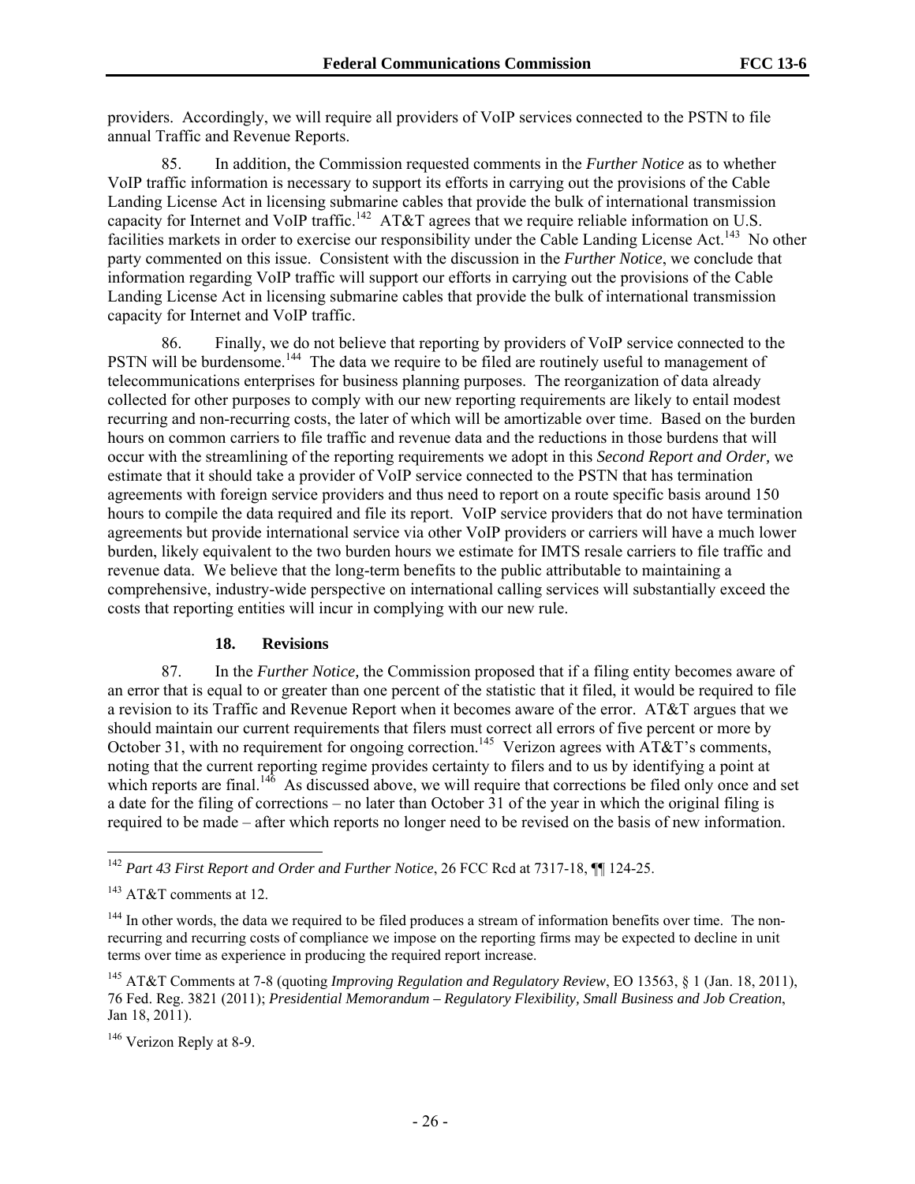providers. Accordingly, we will require all providers of VoIP services connected to the PSTN to file annual Traffic and Revenue Reports.

85. In addition, the Commission requested comments in the *Further Notice* as to whether VoIP traffic information is necessary to support its efforts in carrying out the provisions of the Cable Landing License Act in licensing submarine cables that provide the bulk of international transmission capacity for Internet and VoIP traffic.[142] AT&T agrees that we require reliable information on U.S. facilities markets in order to exercise our responsibility under the Cable Landing License Act.[143] No other party commented on this issue. Consistent with the discussion in the *Further Notice*, we conclude that information regarding VoIP traffic will support our efforts in carrying out the provisions of the Cable Landing License Act in licensing submarine cables that provide the bulk of international transmission capacity for Internet and VoIP traffic.

86. Finally, we do not believe that reporting by providers of VoIP service connected to the PSTN will be burdensome.[144] The data we require to be filed are routinely useful to management of telecommunications enterprises for business planning purposes. The reorganization of data already collected for other purposes to comply with our new reporting requirements are likely to entail modest recurring and non-recurring costs, the later of which will be amortizable over time. Based on the burden hours on common carriers to file traffic and revenue data and the reductions in those burdens that will occur with the streamlining of the reporting requirements we adopt in this *Second Report and Order,* we estimate that it should take a provider of VoIP service connected to the PSTN that has termination agreements with foreign service providers and thus need to report on a route specific basis around 150 hours to compile the data required and file its report. VoIP service providers that do not have termination agreements but provide international service via other VoIP providers or carriers will have a much lower burden, likely equivalent to the two burden hours we estimate for IMTS resale carriers to file traffic and revenue data. We believe that the long-term benefits to the public attributable to maintaining a comprehensive, industry-wide perspective on international calling services will substantially exceed the costs that reporting entities will incur in complying with our new rule.

### 18. Revisions

87. In the *Further Notice,* the Commission proposed that if a filing entity becomes aware of an error that is equal to or greater than one percent of the statistic that it filed, it would be required to file a revision to its Traffic and Revenue Report when it becomes aware of the error. AT&T argues that we should maintain our current requirements that filers must correct all errors of five percent or more by October 31, with no requirement for ongoing correction.[145] Verizon agrees with AT&T's comments, noting that the current reporting regime provides certainty to filers and to us by identifying a point at which reports are final.[146] As discussed above, we will require that corrections be filed only once and set a date for the filing of corrections – no later than October 31 of the year in which the original filing is required to be made – after which reports no longer need to be revised on the basis of new information.

---

[142] *Part 43 First Report and Order and Further Notice*, 26 FCC Rcd at 7317-18, ¶¶ 124-25.

[143] AT&T comments at 12.

[144] In other words, the data we required to be filed produces a stream of information benefits over time. The non-recurring and recurring costs of compliance we impose on the reporting firms may be expected to decline in unit terms over time as experience in producing the required report increase.

[145] AT&T Comments at 7-8 (quoting *Improving Regulation and Regulatory Review*, EO 13563, § 1 (Jan. 18, 2011), 76 Fed. Reg. 3821 (2011); *Presidential Memorandum – Regulatory Flexibility, Small Business and Job Creation*, Jan 18, 2011).

[146] Verizon Reply at 8-9.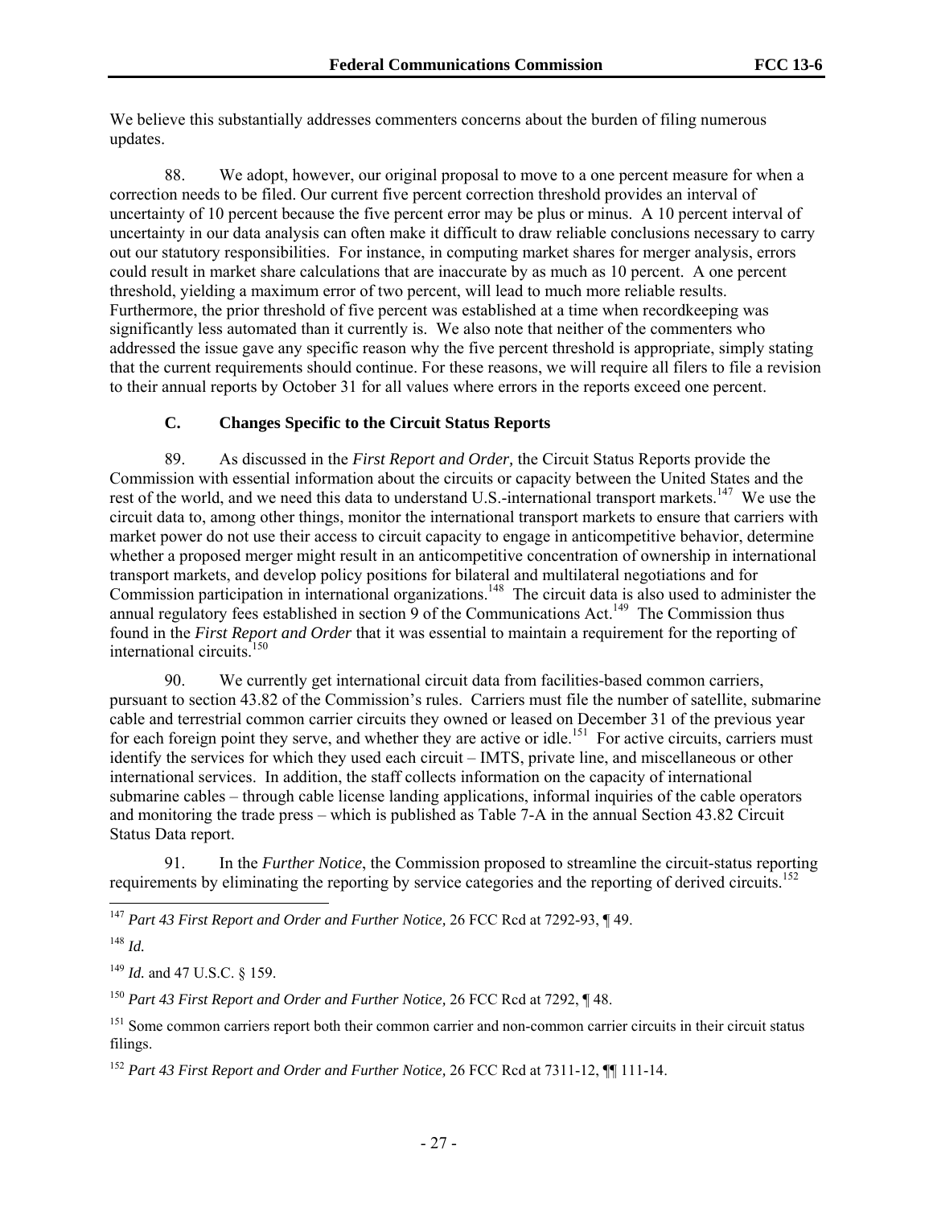We believe this substantially addresses commenters concerns about the burden of filing numerous updates.

88. We adopt, however, our original proposal to move to a one percent measure for when a correction needs to be filed. Our current five percent correction threshold provides an interval of uncertainty of 10 percent because the five percent error may be plus or minus. A 10 percent interval of uncertainty in our data analysis can often make it difficult to draw reliable conclusions necessary to carry out our statutory responsibilities. For instance, in computing market shares for merger analysis, errors could result in market share calculations that are inaccurate by as much as 10 percent. A one percent threshold, yielding a maximum error of two percent, will lead to much more reliable results. Furthermore, the prior threshold of five percent was established at a time when recordkeeping was significantly less automated than it currently is. We also note that neither of the commenters who addressed the issue gave any specific reason why the five percent threshold is appropriate, simply stating that the current requirements should continue. For these reasons, we will require all filers to file a revision to their annual reports by October 31 for all values where errors in the reports exceed one percent.

### C. Changes Specific to the Circuit Status Reports

89. As discussed in the *First Report and Order,* the Circuit Status Reports provide the Commission with essential information about the circuits or capacity between the United States and the rest of the world, and we need this data to understand U.S.-international transport markets.[147] We use the circuit data to, among other things, monitor the international transport markets to ensure that carriers with market power do not use their access to circuit capacity to engage in anticompetitive behavior, determine whether a proposed merger might result in an anticompetitive concentration of ownership in international transport markets, and develop policy positions for bilateral and multilateral negotiations and for Commission participation in international organizations.[148] The circuit data is also used to administer the annual regulatory fees established in section 9 of the Communications Act.[149] The Commission thus found in the *First Report and Order* that it was essential to maintain a requirement for the reporting of international circuits.[150]

90. We currently get international circuit data from facilities-based common carriers, pursuant to section 43.82 of the Commission's rules. Carriers must file the number of satellite, submarine cable and terrestrial common carrier circuits they owned or leased on December 31 of the previous year for each foreign point they serve, and whether they are active or idle.[151] For active circuits, carriers must identify the services for which they used each circuit – IMTS, private line, and miscellaneous or other international services. In addition, the staff collects information on the capacity of international submarine cables – through cable license landing applications, informal inquiries of the cable operators and monitoring the trade press – which is published as Table 7-A in the annual Section 43.82 Circuit Status Data report.

91. In the *Further Notice*, the Commission proposed to streamline the circuit-status reporting requirements by eliminating the reporting by service categories and the reporting of derived circuits.[152]

---

[147] *Part 43 First Report and Order and Further Notice,* 26 FCC Rcd at 7292-93, ¶ 49.

[148] *Id.*

[149] *Id.* and 47 U.S.C. § 159.

[150] *Part 43 First Report and Order and Further Notice,* 26 FCC Rcd at 7292, ¶ 48.

[151] Some common carriers report both their common carrier and non-common carrier circuits in their circuit status filings.

[152] *Part 43 First Report and Order and Further Notice,* 26 FCC Rcd at 7311-12, ¶¶ 111-14.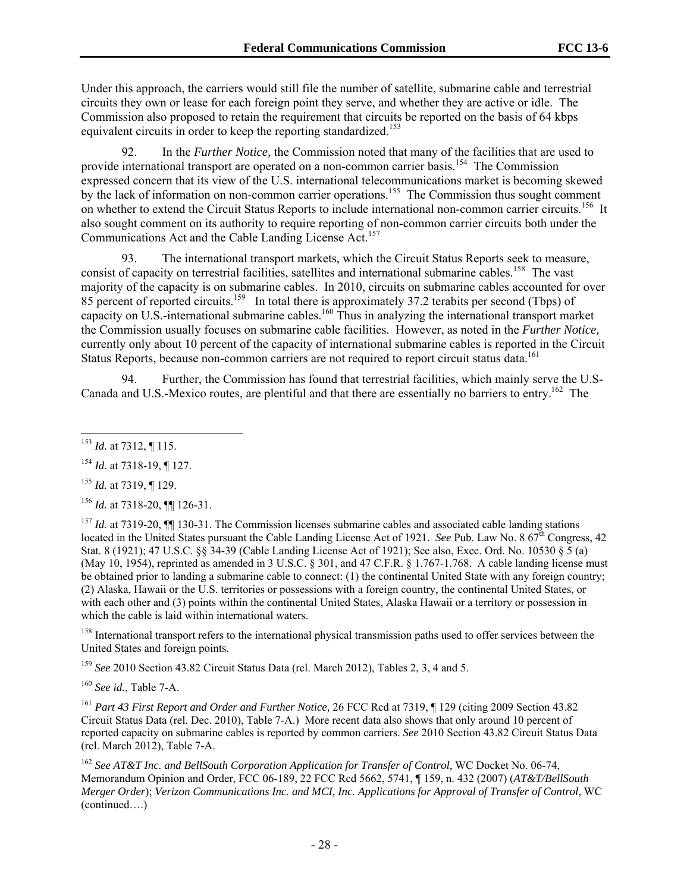Under this approach, the carriers would still file the number of satellite, submarine cable and terrestrial circuits they own or lease for each foreign point they serve, and whether they are active or idle. The Commission also proposed to retain the requirement that circuits be reported on the basis of 64 kbps equivalent circuits in order to keep the reporting standardized.[153]

92. In the *Further Notice,* the Commission noted that many of the facilities that are used to provide international transport are operated on a non-common carrier basis.[154] The Commission expressed concern that its view of the U.S. international telecommunications market is becoming skewed by the lack of information on non-common carrier operations.[155] The Commission thus sought comment on whether to extend the Circuit Status Reports to include international non-common carrier circuits.[156] It also sought comment on its authority to require reporting of non-common carrier circuits both under the Communications Act and the Cable Landing License Act.[157]

93. The international transport markets, which the Circuit Status Reports seek to measure, consist of capacity on terrestrial facilities, satellites and international submarine cables.[158] The vast majority of the capacity is on submarine cables. In 2010, circuits on submarine cables accounted for over 85 percent of reported circuits.[159] In total there is approximately 37.2 terabits per second (Tbps) of capacity on U.S.-international submarine cables.[160] Thus in analyzing the international transport market the Commission usually focuses on submarine cable facilities. However, as noted in the *Further Notice,* currently only about 10 percent of the capacity of international submarine cables is reported in the Circuit Status Reports, because non-common carriers are not required to report circuit status data.[161]

94. Further, the Commission has found that terrestrial facilities, which mainly serve the U.S-Canada and U.S.-Mexico routes, are plentiful and that there are essentially no barriers to entry.[162] The

---

[153] *Id.* at 7312, ¶ 115.

[154] *Id.* at 7318-19, ¶ 127.

[155] *Id.* at 7319, ¶ 129.

[156] *Id.* at 7318-20, ¶¶ 126-31.

[157] *Id.* at 7319-20, ¶¶ 130-31. The Commission licenses submarine cables and associated cable landing stations located in the United States pursuant the Cable Landing License Act of 1921. *See* Pub. Law No. 8 67th Congress, 42 Stat. 8 (1921); 47 U.S.C. §§ 34-39 (Cable Landing License Act of 1921); See also, Exec. Ord. No. 10530 § 5 (a) (May 10, 1954), reprinted as amended in 3 U.S.C. § 301, and 47 C.F.R. § 1.767-1.768. A cable landing license must be obtained prior to landing a submarine cable to connect: (1) the continental United State with any foreign country; (2) Alaska, Hawaii or the U.S. territories or possessions with a foreign country, the continental United States, or with each other and (3) points within the continental United States, Alaska Hawaii or a territory or possession in which the cable is laid within international waters.

[158] International transport refers to the international physical transmission paths used to offer services between the United States and foreign points.

[159] *See* 2010 Section 43.82 Circuit Status Data (rel. March 2012), Tables 2, 3, 4 and 5.

[160] *See id.*, Table 7-A.

[161] *Part 43 First Report and Order and Further Notice,* 26 FCC Rcd at 7319, ¶ 129 (citing 2009 Section 43.82 Circuit Status Data (rel. Dec. 2010), Table 7-A.) More recent data also shows that only around 10 percent of reported capacity on submarine cables is reported by common carriers. *See* 2010 Section 43.82 Circuit Status Data (rel. March 2012), Table 7-A.

[162] *See AT&T Inc. and BellSouth Corporation Application for Transfer of Control*, WC Docket No. 06-74, Memorandum Opinion and Order, FCC 06-189, 22 FCC Rcd 5662, 5741, ¶ 159, n. 432 (2007) (*AT&T/BellSouth Merger Order*); *Verizon Communications Inc. and MCI, Inc. Applications for Approval of Transfer of Control*, WC (continued….)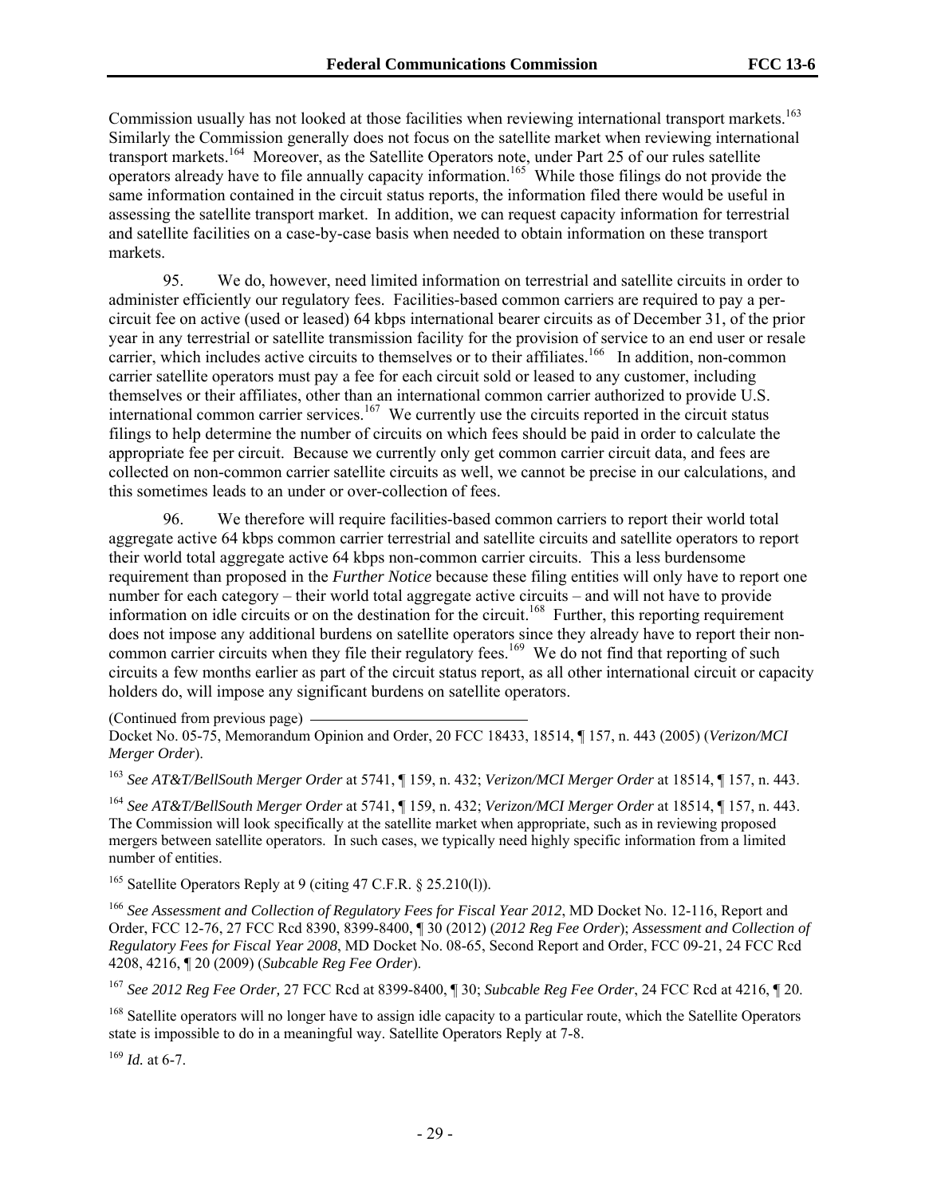Commission usually has not looked at those facilities when reviewing international transport markets.[163] Similarly the Commission generally does not focus on the satellite market when reviewing international transport markets.[164] Moreover, as the Satellite Operators note, under Part 25 of our rules satellite operators already have to file annually capacity information.[165] While those filings do not provide the same information contained in the circuit status reports, the information filed there would be useful in assessing the satellite transport market. In addition, we can request capacity information for terrestrial and satellite facilities on a case-by-case basis when needed to obtain information on these transport markets.

95. We do, however, need limited information on terrestrial and satellite circuits in order to administer efficiently our regulatory fees. Facilities-based common carriers are required to pay a per-circuit fee on active (used or leased) 64 kbps international bearer circuits as of December 31, of the prior year in any terrestrial or satellite transmission facility for the provision of service to an end user or resale carrier, which includes active circuits to themselves or to their affiliates.[166] In addition, non-common carrier satellite operators must pay a fee for each circuit sold or leased to any customer, including themselves or their affiliates, other than an international common carrier authorized to provide U.S. international common carrier services.[167] We currently use the circuits reported in the circuit status filings to help determine the number of circuits on which fees should be paid in order to calculate the appropriate fee per circuit. Because we currently only get common carrier circuit data, and fees are collected on non-common carrier satellite circuits as well, we cannot be precise in our calculations, and this sometimes leads to an under or over-collection of fees.

96. We therefore will require facilities-based common carriers to report their world total aggregate active 64 kbps common carrier terrestrial and satellite circuits and satellite operators to report their world total aggregate active 64 kbps non-common carrier circuits. This a less burdensome requirement than proposed in the *Further Notice* because these filing entities will only have to report one number for each category – their world total aggregate active circuits – and will not have to provide information on idle circuits or on the destination for the circuit.[168] Further, this reporting requirement does not impose any additional burdens on satellite operators since they already have to report their non-common carrier circuits when they file their regulatory fees.[169] We do not find that reporting of such circuits a few months earlier as part of the circuit status report, as all other international circuit or capacity holders do, will impose any significant burdens on satellite operators.

(Continued from previous page)
Docket No. 05-75, Memorandum Opinion and Order, 20 FCC 18433, 18514, ¶ 157, n. 443 (2005) (*Verizon/MCI Merger Order*).

[163] *See AT&T/BellSouth Merger Order* at 5741, ¶ 159, n. 432; *Verizon/MCI Merger Order* at 18514, ¶ 157, n. 443.

[164] *See AT&T/BellSouth Merger Order* at 5741, ¶ 159, n. 432; *Verizon/MCI Merger Order* at 18514, ¶ 157, n. 443. The Commission will look specifically at the satellite market when appropriate, such as in reviewing proposed mergers between satellite operators. In such cases, we typically need highly specific information from a limited number of entities.

[165] Satellite Operators Reply at 9 (citing 47 C.F.R. § 25.210(l)).

[166] *See Assessment and Collection of Regulatory Fees for Fiscal Year 2012*, MD Docket No. 12-116, Report and Order, FCC 12-76, 27 FCC Rcd 8390, 8399-8400, ¶ 30 (2012) (*2012 Reg Fee Order*); *Assessment and Collection of Regulatory Fees for Fiscal Year 2008*, MD Docket No. 08-65, Second Report and Order, FCC 09-21, 24 FCC Rcd 4208, 4216, ¶ 20 (2009) (*Subcable Reg Fee Order*).

[167] *See 2012 Reg Fee Order,* 27 FCC Rcd at 8399-8400, ¶ 30; *Subcable Reg Fee Order*, 24 FCC Rcd at 4216, ¶ 20.

[168] Satellite operators will no longer have to assign idle capacity to a particular route, which the Satellite Operators state is impossible to do in a meaningful way. Satellite Operators Reply at 7-8.

[169] *Id.* at 6-7.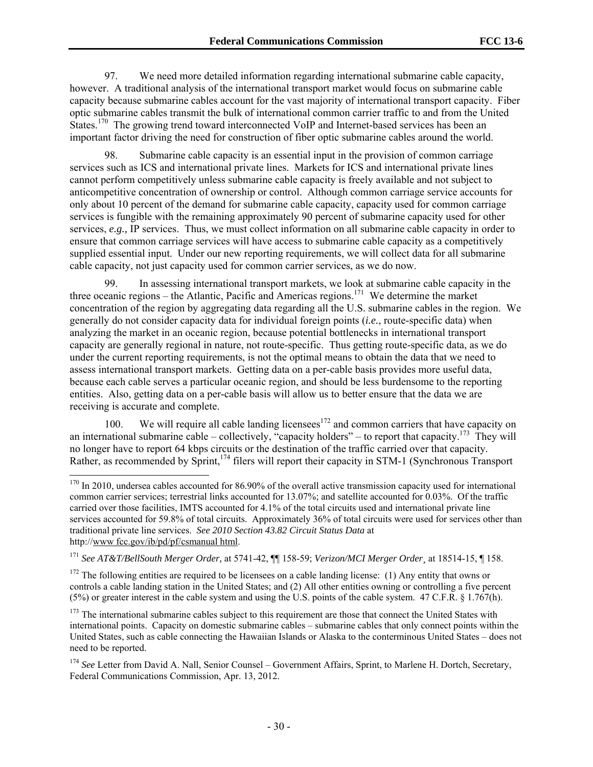97. We need more detailed information regarding international submarine cable capacity, however. A traditional analysis of the international transport market would focus on submarine cable capacity because submarine cables account for the vast majority of international transport capacity. Fiber optic submarine cables transmit the bulk of international common carrier traffic to and from the United States.[170] The growing trend toward interconnected VoIP and Internet-based services has been an important factor driving the need for construction of fiber optic submarine cables around the world.

98. Submarine cable capacity is an essential input in the provision of common carriage services such as ICS and international private lines. Markets for ICS and international private lines cannot perform competitively unless submarine cable capacity is freely available and not subject to anticompetitive concentration of ownership or control. Although common carriage service accounts for only about 10 percent of the demand for submarine cable capacity, capacity used for common carriage services is fungible with the remaining approximately 90 percent of submarine capacity used for other services, *e.g.,* IP services. Thus, we must collect information on all submarine cable capacity in order to ensure that common carriage services will have access to submarine cable capacity as a competitively supplied essential input. Under our new reporting requirements, we will collect data for all submarine cable capacity, not just capacity used for common carrier services, as we do now.

99. In assessing international transport markets, we look at submarine cable capacity in the three oceanic regions – the Atlantic, Pacific and Americas regions.[171] We determine the market concentration of the region by aggregating data regarding all the U.S. submarine cables in the region. We generally do not consider capacity data for individual foreign points (*i.e.*, route-specific data) when analyzing the market in an oceanic region, because potential bottlenecks in international transport capacity are generally regional in nature, not route-specific. Thus getting route-specific data, as we do under the current reporting requirements, is not the optimal means to obtain the data that we need to assess international transport markets. Getting data on a per-cable basis provides more useful data, because each cable serves a particular oceanic region, and should be less burdensome to the reporting entities. Also, getting data on a per-cable basis will allow us to better ensure that the data we are receiving is accurate and complete.

100. We will require all cable landing licensees[172] and common carriers that have capacity on an international submarine cable – collectively, "capacity holders" – to report that capacity.[173] They will no longer have to report 64 kbps circuits or the destination of the traffic carried over that capacity. Rather, as recommended by Sprint,[174] filers will report their capacity in STM-1 (Synchronous Transport

---

[170] In 2010, undersea cables accounted for 86.90% of the overall active transmission capacity used for international common carrier services; terrestrial links accounted for 13.07%; and satellite accounted for 0.03%. Of the traffic carried over those facilities, IMTS accounted for 4.1% of the total circuits used and international private line services accounted for 59.8% of total circuits. Approximately 36% of total circuits were used for services other than traditional private line services. *See 2010 Section 43.82 Circuit Status Data* at http://www fcc.gov/ib/pd/pf/csmanual html.

[171] *See AT&T/BellSouth Merger Order,* at 5741-42, ¶¶ 158-59; *Verizon/MCI Merger Order¸* at 18514-15, ¶ 158.

[172] The following entities are required to be licensees on a cable landing license: (1) Any entity that owns or controls a cable landing station in the United States; and (2) All other entities owning or controlling a five percent (5%) or greater interest in the cable system and using the U.S. points of the cable system. 47 C.F.R. § 1.767(h).

[173] The international submarine cables subject to this requirement are those that connect the United States with international points. Capacity on domestic submarine cables – submarine cables that only connect points within the United States, such as cable connecting the Hawaiian Islands or Alaska to the conterminous United States – does not need to be reported.

[174] *See* Letter from David A. Nall, Senior Counsel – Government Affairs, Sprint, to Marlene H. Dortch, Secretary, Federal Communications Commission, Apr. 13, 2012.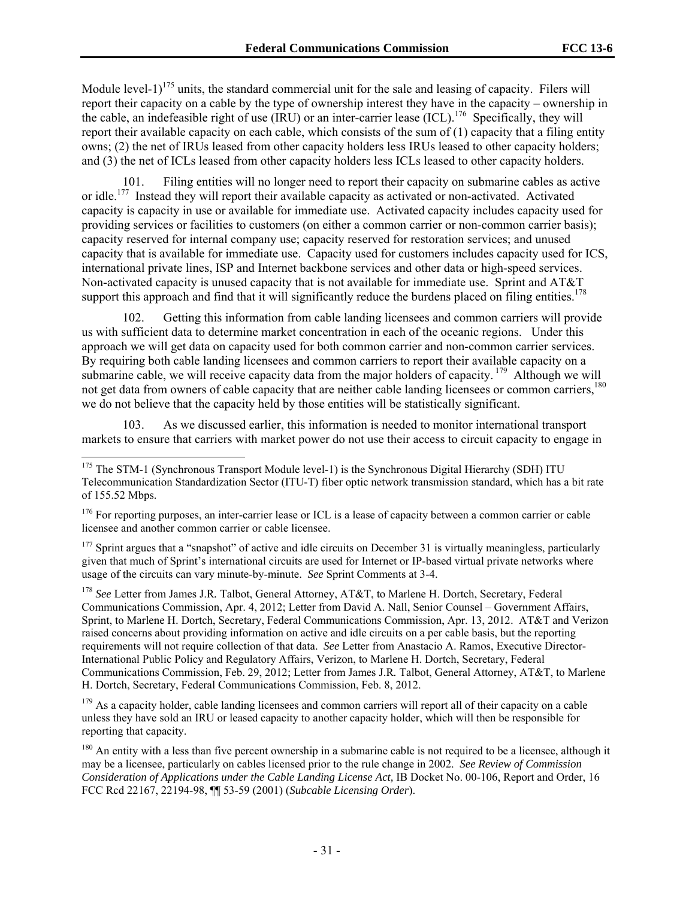Module level-1)[175] units, the standard commercial unit for the sale and leasing of capacity. Filers will report their capacity on a cable by the type of ownership interest they have in the capacity – ownership in the cable, an indefeasible right of use (IRU) or an inter-carrier lease (ICL).[176] Specifically, they will report their available capacity on each cable, which consists of the sum of (1) capacity that a filing entity owns; (2) the net of IRUs leased from other capacity holders less IRUs leased to other capacity holders; and (3) the net of ICLs leased from other capacity holders less ICLs leased to other capacity holders.

101. Filing entities will no longer need to report their capacity on submarine cables as active or idle.[177] Instead they will report their available capacity as activated or non-activated. Activated capacity is capacity in use or available for immediate use. Activated capacity includes capacity used for providing services or facilities to customers (on either a common carrier or non-common carrier basis); capacity reserved for internal company use; capacity reserved for restoration services; and unused capacity that is available for immediate use. Capacity used for customers includes capacity used for ICS, international private lines, ISP and Internet backbone services and other data or high-speed services. Non-activated capacity is unused capacity that is not available for immediate use. Sprint and AT&T support this approach and find that it will significantly reduce the burdens placed on filing entities.[178]

102. Getting this information from cable landing licensees and common carriers will provide us with sufficient data to determine market concentration in each of the oceanic regions. Under this approach we will get data on capacity used for both common carrier and non-common carrier services. By requiring both cable landing licensees and common carriers to report their available capacity on a submarine cable, we will receive capacity data from the major holders of capacity.[179] Although we will not get data from owners of cable capacity that are neither cable landing licensees or common carriers,[180] we do not believe that the capacity held by those entities will be statistically significant.

103. As we discussed earlier, this information is needed to monitor international transport markets to ensure that carriers with market power do not use their access to circuit capacity to engage in

---

[175] The STM-1 (Synchronous Transport Module level-1) is the Synchronous Digital Hierarchy (SDH) ITU Telecommunication Standardization Sector (ITU-T) fiber optic network transmission standard, which has a bit rate of 155.52 Mbps.

[176] For reporting purposes, an inter-carrier lease or ICL is a lease of capacity between a common carrier or cable licensee and another common carrier or cable licensee.

[177] Sprint argues that a "snapshot" of active and idle circuits on December 31 is virtually meaningless, particularly given that much of Sprint's international circuits are used for Internet or IP-based virtual private networks where usage of the circuits can vary minute-by-minute. *See* Sprint Comments at 3-4.

[178] *See* Letter from James J.R. Talbot, General Attorney, AT&T, to Marlene H. Dortch, Secretary, Federal Communications Commission, Apr. 4, 2012; Letter from David A. Nall, Senior Counsel – Government Affairs, Sprint, to Marlene H. Dortch, Secretary, Federal Communications Commission, Apr. 13, 2012. AT&T and Verizon raised concerns about providing information on active and idle circuits on a per cable basis, but the reporting requirements will not require collection of that data. *See* Letter from Anastacio A. Ramos, Executive Director-International Public Policy and Regulatory Affairs, Verizon, to Marlene H. Dortch, Secretary, Federal Communications Commission, Feb. 29, 2012; Letter from James J.R. Talbot, General Attorney, AT&T, to Marlene H. Dortch, Secretary, Federal Communications Commission, Feb. 8, 2012.

[179] As a capacity holder, cable landing licensees and common carriers will report all of their capacity on a cable unless they have sold an IRU or leased capacity to another capacity holder, which will then be responsible for reporting that capacity.

[180] An entity with a less than five percent ownership in a submarine cable is not required to be a licensee, although it may be a licensee, particularly on cables licensed prior to the rule change in 2002. *See Review of Commission Consideration of Applications under the Cable Landing License Act,* IB Docket No. 00-106, Report and Order, 16 FCC Rcd 22167, 22194-98, ¶¶ 53-59 (2001) (*Subcable Licensing Order*).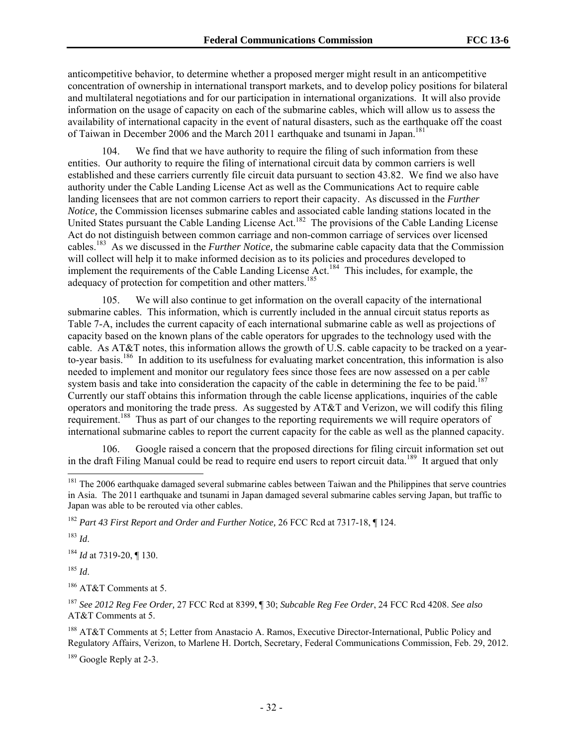anticompetitive behavior, to determine whether a proposed merger might result in an anticompetitive concentration of ownership in international transport markets, and to develop policy positions for bilateral and multilateral negotiations and for our participation in international organizations. It will also provide information on the usage of capacity on each of the submarine cables, which will allow us to assess the availability of international capacity in the event of natural disasters, such as the earthquake off the coast of Taiwan in December 2006 and the March 2011 earthquake and tsunami in Japan.[181]

104. We find that we have authority to require the filing of such information from these entities. Our authority to require the filing of international circuit data by common carriers is well established and these carriers currently file circuit data pursuant to section 43.82. We find we also have authority under the Cable Landing License Act as well as the Communications Act to require cable landing licensees that are not common carriers to report their capacity. As discussed in the *Further Notice,* the Commission licenses submarine cables and associated cable landing stations located in the United States pursuant the Cable Landing License Act.[182] The provisions of the Cable Landing License Act do not distinguish between common carriage and non-common carriage of services over licensed cables.[183] As we discussed in the *Further Notice,* the submarine cable capacity data that the Commission will collect will help it to make informed decision as to its policies and procedures developed to implement the requirements of the Cable Landing License Act.[184] This includes, for example, the adequacy of protection for competition and other matters.[185]

105. We will also continue to get information on the overall capacity of the international submarine cables. This information, which is currently included in the annual circuit status reports as Table 7-A, includes the current capacity of each international submarine cable as well as projections of capacity based on the known plans of the cable operators for upgrades to the technology used with the cable. As AT&T notes, this information allows the growth of U.S. cable capacity to be tracked on a year-to-year basis.[186] In addition to its usefulness for evaluating market concentration, this information is also needed to implement and monitor our regulatory fees since those fees are now assessed on a per cable system basis and take into consideration the capacity of the cable in determining the fee to be paid.[187] Currently our staff obtains this information through the cable license applications, inquiries of the cable operators and monitoring the trade press. As suggested by AT&T and Verizon, we will codify this filing requirement.[188] Thus as part of our changes to the reporting requirements we will require operators of international submarine cables to report the current capacity for the cable as well as the planned capacity.

106. Google raised a concern that the proposed directions for filing circuit information set out in the draft Filing Manual could be read to require end users to report circuit data.[189] It argued that only

---

[181] The 2006 earthquake damaged several submarine cables between Taiwan and the Philippines that serve countries in Asia. The 2011 earthquake and tsunami in Japan damaged several submarine cables serving Japan, but traffic to Japan was able to be rerouted via other cables.

[182] *Part 43 First Report and Order and Further Notice,* 26 FCC Rcd at 7317-18, ¶ 124.

[183] *Id*.

[184] *Id* at 7319-20, ¶ 130.

[185] *Id*.

[186] AT&T Comments at 5.

[187] *See 2012 Reg Fee Order,* 27 FCC Rcd at 8399, ¶ 30; *Subcable Reg Fee Order*, 24 FCC Rcd 4208. *See also* AT&T Comments at 5.

[188] AT&T Comments at 5; Letter from Anastacio A. Ramos, Executive Director-International, Public Policy and Regulatory Affairs, Verizon, to Marlene H. Dortch, Secretary, Federal Communications Commission, Feb. 29, 2012.

[189] Google Reply at 2-3.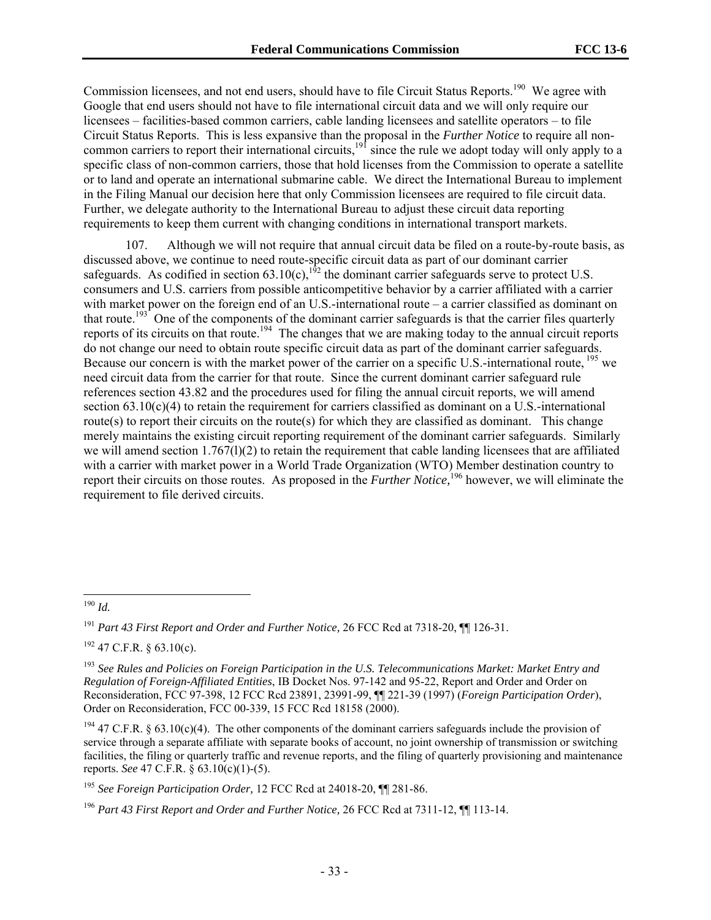Commission licensees, and not end users, should have to file Circuit Status Reports.[190] We agree with Google that end users should not have to file international circuit data and we will only require our licensees – facilities-based common carriers, cable landing licensees and satellite operators – to file Circuit Status Reports. This is less expansive than the proposal in the *Further Notice* to require all non-common carriers to report their international circuits,[191] since the rule we adopt today will only apply to a specific class of non-common carriers, those that hold licenses from the Commission to operate a satellite or to land and operate an international submarine cable. We direct the International Bureau to implement in the Filing Manual our decision here that only Commission licensees are required to file circuit data. Further, we delegate authority to the International Bureau to adjust these circuit data reporting requirements to keep them current with changing conditions in international transport markets.

107. Although we will not require that annual circuit data be filed on a route-by-route basis, as discussed above, we continue to need route-specific circuit data as part of our dominant carrier safeguards. As codified in section 63.10(c),[192] the dominant carrier safeguards serve to protect U.S. consumers and U.S. carriers from possible anticompetitive behavior by a carrier affiliated with a carrier with market power on the foreign end of an U.S.-international route – a carrier classified as dominant on that route.[193] One of the components of the dominant carrier safeguards is that the carrier files quarterly reports of its circuits on that route.[194] The changes that we are making today to the annual circuit reports do not change our need to obtain route specific circuit data as part of the dominant carrier safeguards. Because our concern is with the market power of the carrier on a specific U.S.-international route,[195] we need circuit data from the carrier for that route. Since the current dominant carrier safeguard rule references section 43.82 and the procedures used for filing the annual circuit reports, we will amend section 63.10(c)(4) to retain the requirement for carriers classified as dominant on a U.S.-international route(s) to report their circuits on the route(s) for which they are classified as dominant. This change merely maintains the existing circuit reporting requirement of the dominant carrier safeguards. Similarly we will amend section 1.767(l)(2) to retain the requirement that cable landing licensees that are affiliated with a carrier with market power in a World Trade Organization (WTO) Member destination country to report their circuits on those routes. As proposed in the *Further Notice,*[196] however, we will eliminate the requirement to file derived circuits.

---

[190] *Id.*

[191] *Part 43 First Report and Order and Further Notice,* 26 FCC Rcd at 7318-20, ¶¶ 126-31.

[192] 47 C.F.R. § 63.10(c).

[193] *See Rules and Policies on Foreign Participation in the U.S. Telecommunications Market: Market Entry and Regulation of Foreign-Affiliated Entities*, IB Docket Nos. 97-142 and 95-22, Report and Order and Order on Reconsideration, FCC 97-398, 12 FCC Rcd 23891, 23991-99, ¶¶ 221-39 (1997) (*Foreign Participation Order*), Order on Reconsideration, FCC 00-339, 15 FCC Rcd 18158 (2000).

[194] 47 C.F.R. § 63.10(c)(4). The other components of the dominant carriers safeguards include the provision of service through a separate affiliate with separate books of account, no joint ownership of transmission or switching facilities, the filing or quarterly traffic and revenue reports, and the filing of quarterly provisioning and maintenance reports. *See* 47 C.F.R. § 63.10(c)(1)-(5).

[195] *See Foreign Participation Order,* 12 FCC Rcd at 24018-20, ¶¶ 281-86.

[196] *Part 43 First Report and Order and Further Notice,* 26 FCC Rcd at 7311-12, ¶¶ 113-14.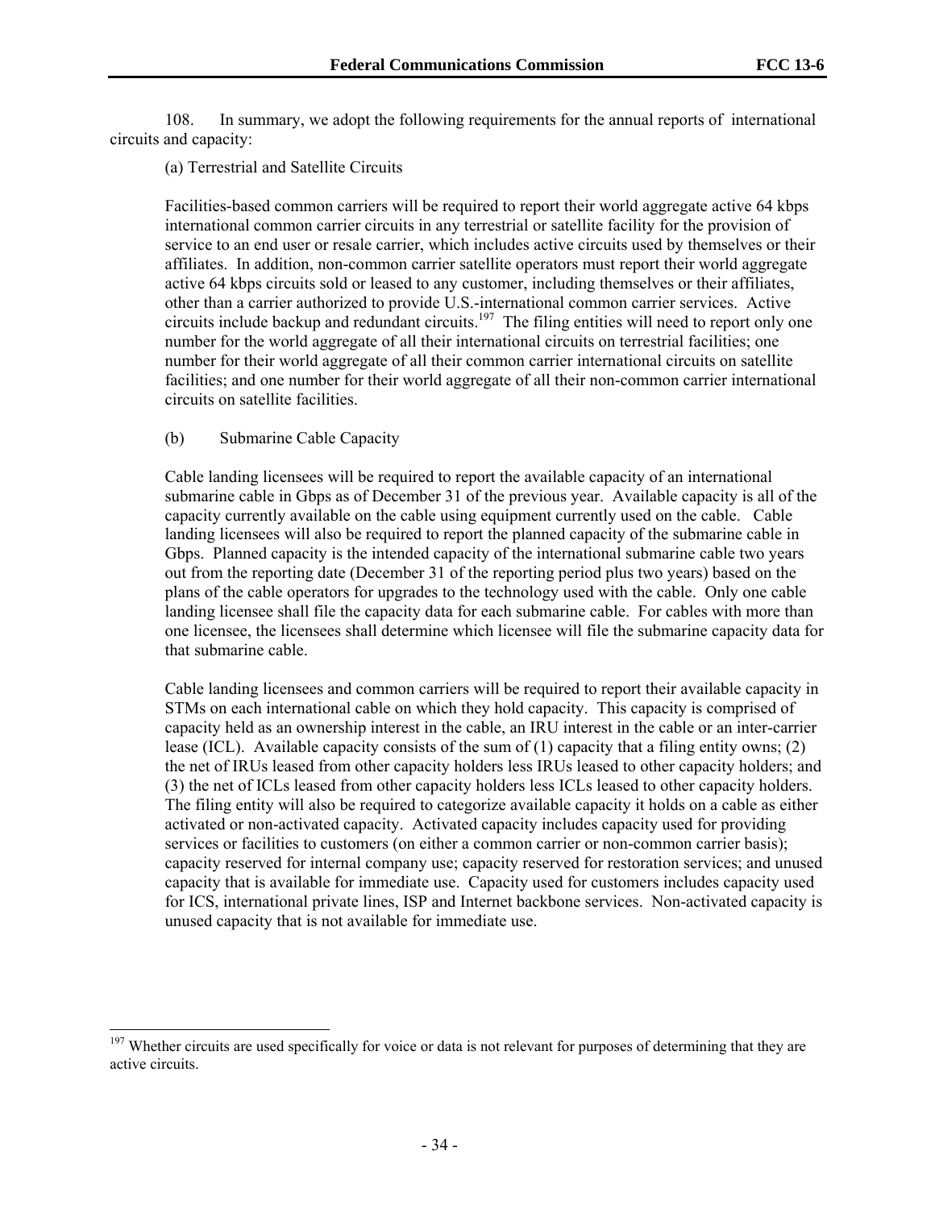108. In summary, we adopt the following requirements for the annual reports of international circuits and capacity:

(a) Terrestrial and Satellite Circuits

Facilities-based common carriers will be required to report their world aggregate active 64 kbps international common carrier circuits in any terrestrial or satellite facility for the provision of service to an end user or resale carrier, which includes active circuits used by themselves or their affiliates. In addition, non-common carrier satellite operators must report their world aggregate active 64 kbps circuits sold or leased to any customer, including themselves or their affiliates, other than a carrier authorized to provide U.S.-international common carrier services. Active circuits include backup and redundant circuits.[197] The filing entities will need to report only one number for the world aggregate of all their international circuits on terrestrial facilities; one number for their world aggregate of all their common carrier international circuits on satellite facilities; and one number for their world aggregate of all their non-common carrier international circuits on satellite facilities.

(b) Submarine Cable Capacity

Cable landing licensees will be required to report the available capacity of an international submarine cable in Gbps as of December 31 of the previous year. Available capacity is all of the capacity currently available on the cable using equipment currently used on the cable. Cable landing licensees will also be required to report the planned capacity of the submarine cable in Gbps. Planned capacity is the intended capacity of the international submarine cable two years out from the reporting date (December 31 of the reporting period plus two years) based on the plans of the cable operators for upgrades to the technology used with the cable. Only one cable landing licensee shall file the capacity data for each submarine cable. For cables with more than one licensee, the licensees shall determine which licensee will file the submarine capacity data for that submarine cable.

Cable landing licensees and common carriers will be required to report their available capacity in STMs on each international cable on which they hold capacity. This capacity is comprised of capacity held as an ownership interest in the cable, an IRU interest in the cable or an inter-carrier lease (ICL). Available capacity consists of the sum of (1) capacity that a filing entity owns; (2) the net of IRUs leased from other capacity holders less IRUs leased to other capacity holders; and (3) the net of ICLs leased from other capacity holders less ICLs leased to other capacity holders. The filing entity will also be required to categorize available capacity it holds on a cable as either activated or non-activated capacity. Activated capacity includes capacity used for providing services or facilities to customers (on either a common carrier or non-common carrier basis); capacity reserved for internal company use; capacity reserved for restoration services; and unused capacity that is available for immediate use. Capacity used for customers includes capacity used for ICS, international private lines, ISP and Internet backbone services. Non-activated capacity is unused capacity that is not available for immediate use.

[197] Whether circuits are used specifically for voice or data is not relevant for purposes of determining that they are active circuits.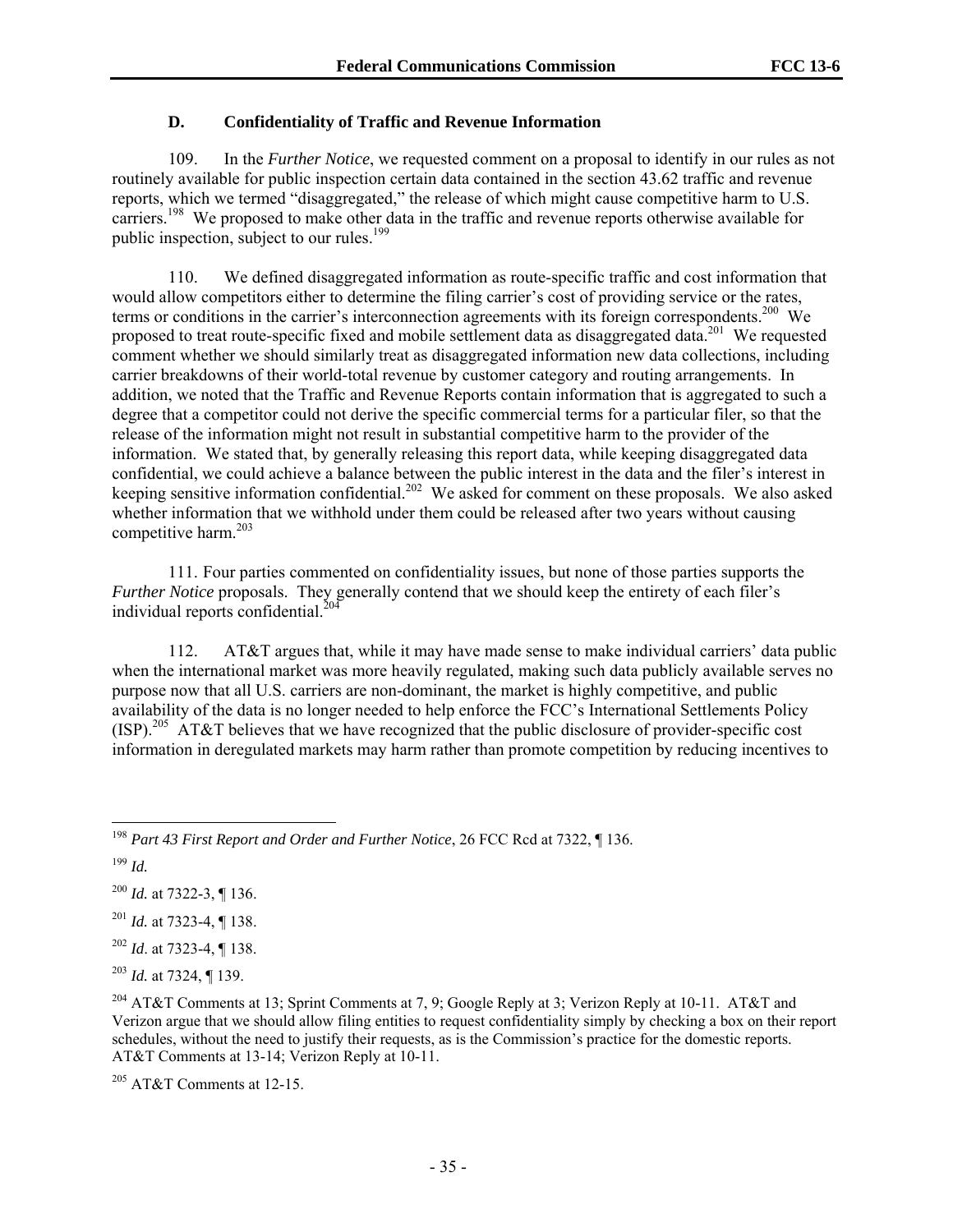### D. Confidentiality of Traffic and Revenue Information

109. In the *Further Notice*, we requested comment on a proposal to identify in our rules as not routinely available for public inspection certain data contained in the section 43.62 traffic and revenue reports, which we termed "disaggregated," the release of which might cause competitive harm to U.S. carriers.[198] We proposed to make other data in the traffic and revenue reports otherwise available for public inspection, subject to our rules.[199]

110. We defined disaggregated information as route-specific traffic and cost information that would allow competitors either to determine the filing carrier's cost of providing service or the rates, terms or conditions in the carrier's interconnection agreements with its foreign correspondents.[200] We proposed to treat route-specific fixed and mobile settlement data as disaggregated data.[201] We requested comment whether we should similarly treat as disaggregated information new data collections, including carrier breakdowns of their world-total revenue by customer category and routing arrangements. In addition, we noted that the Traffic and Revenue Reports contain information that is aggregated to such a degree that a competitor could not derive the specific commercial terms for a particular filer, so that the release of the information might not result in substantial competitive harm to the provider of the information. We stated that, by generally releasing this report data, while keeping disaggregated data confidential, we could achieve a balance between the public interest in the data and the filer's interest in keeping sensitive information confidential.[202] We asked for comment on these proposals. We also asked whether information that we withhold under them could be released after two years without causing competitive harm.[203]

111. Four parties commented on confidentiality issues, but none of those parties supports the *Further Notice* proposals. They generally contend that we should keep the entirety of each filer's individual reports confidential.[204]

112. AT&T argues that, while it may have made sense to make individual carriers' data public when the international market was more heavily regulated, making such data publicly available serves no purpose now that all U.S. carriers are non-dominant, the market is highly competitive, and public availability of the data is no longer needed to help enforce the FCC's International Settlements Policy (ISP).[205] AT&T believes that we have recognized that the public disclosure of provider-specific cost information in deregulated markets may harm rather than promote competition by reducing incentives to

---

[198] *Part 43 First Report and Order and Further Notice*, 26 FCC Rcd at 7322, ¶ 136.

[199] *Id.*

[200] *Id.* at 7322-3, ¶ 136.

[201] *Id.* at 7323-4, ¶ 138.

[202] *Id*. at 7323-4, ¶ 138.

[203] *Id.* at 7324, ¶ 139.

[204] AT&T Comments at 13; Sprint Comments at 7, 9; Google Reply at 3; Verizon Reply at 10-11. AT&T and Verizon argue that we should allow filing entities to request confidentiality simply by checking a box on their report schedules, without the need to justify their requests, as is the Commission's practice for the domestic reports. AT&T Comments at 13-14; Verizon Reply at 10-11.

[205] AT&T Comments at 12-15.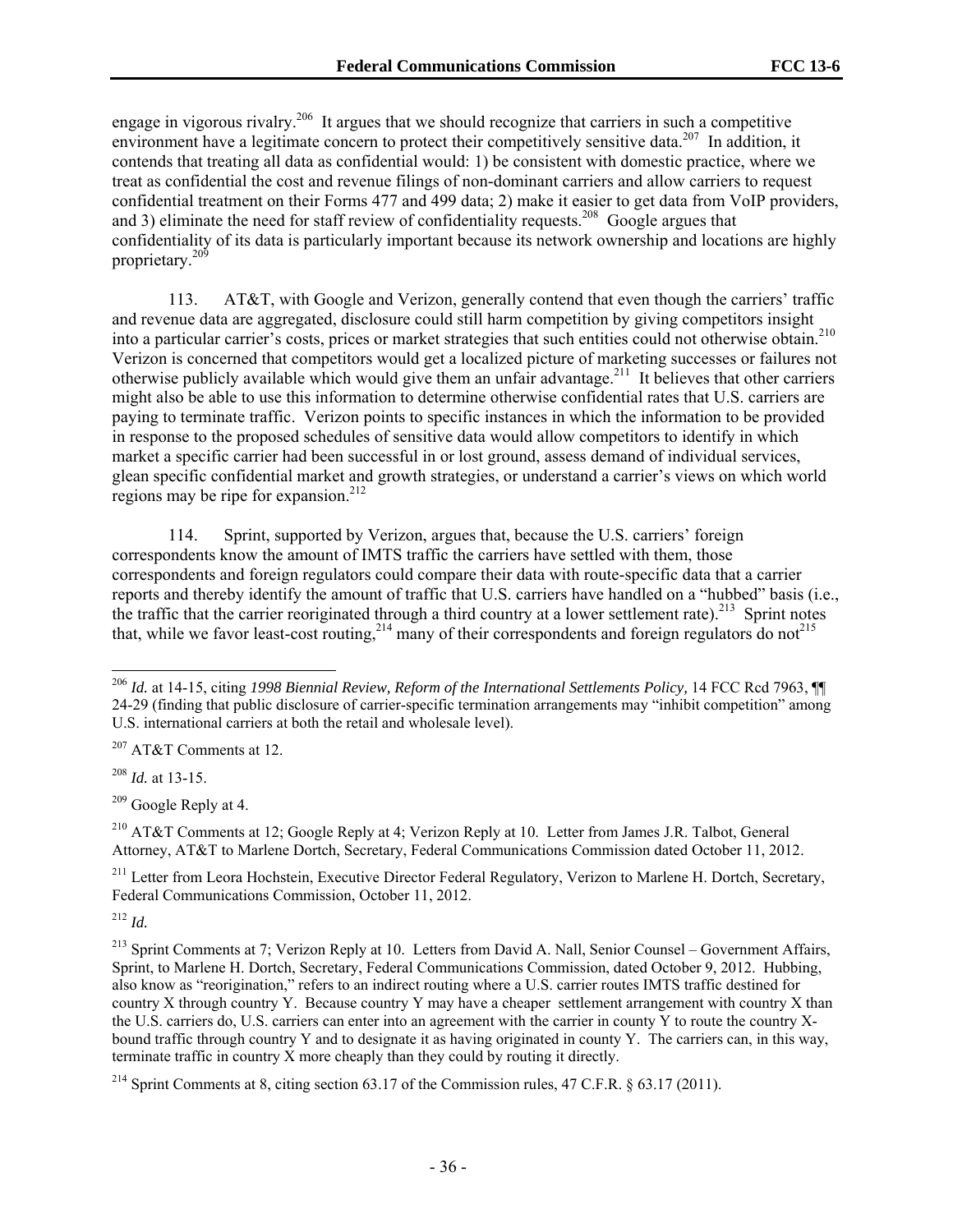engage in vigorous rivalry.[206] It argues that we should recognize that carriers in such a competitive environment have a legitimate concern to protect their competitively sensitive data.[207] In addition, it contends that treating all data as confidential would: 1) be consistent with domestic practice, where we treat as confidential the cost and revenue filings of non-dominant carriers and allow carriers to request confidential treatment on their Forms 477 and 499 data; 2) make it easier to get data from VoIP providers, and 3) eliminate the need for staff review of confidentiality requests.[208] Google argues that confidentiality of its data is particularly important because its network ownership and locations are highly proprietary.[209]

113. AT&T, with Google and Verizon, generally contend that even though the carriers' traffic and revenue data are aggregated, disclosure could still harm competition by giving competitors insight into a particular carrier's costs, prices or market strategies that such entities could not otherwise obtain.[210] Verizon is concerned that competitors would get a localized picture of marketing successes or failures not otherwise publicly available which would give them an unfair advantage.[211] It believes that other carriers might also be able to use this information to determine otherwise confidential rates that U.S. carriers are paying to terminate traffic. Verizon points to specific instances in which the information to be provided in response to the proposed schedules of sensitive data would allow competitors to identify in which market a specific carrier had been successful in or lost ground, assess demand of individual services, glean specific confidential market and growth strategies, or understand a carrier's views on which world regions may be ripe for expansion.[212]

114. Sprint, supported by Verizon, argues that, because the U.S. carriers' foreign correspondents know the amount of IMTS traffic the carriers have settled with them, those correspondents and foreign regulators could compare their data with route-specific data that a carrier reports and thereby identify the amount of traffic that U.S. carriers have handled on a "hubbed" basis (i.e., the traffic that the carrier reoriginated through a third country at a lower settlement rate).[213] Sprint notes that, while we favor least-cost routing,[214] many of their correspondents and foreign regulators do not[215]

---

[206] *Id.* at 14-15, citing *1998 Biennial Review, Reform of the International Settlements Policy,* 14 FCC Rcd 7963, ¶¶ 24-29 (finding that public disclosure of carrier-specific termination arrangements may "inhibit competition" among U.S. international carriers at both the retail and wholesale level).

[207] AT&T Comments at 12.

[208] *Id.* at 13-15.

[209] Google Reply at 4.

[210] AT&T Comments at 12; Google Reply at 4; Verizon Reply at 10. Letter from James J.R. Talbot, General Attorney, AT&T to Marlene Dortch, Secretary, Federal Communications Commission dated October 11, 2012.

[211] Letter from Leora Hochstein, Executive Director Federal Regulatory, Verizon to Marlene H. Dortch, Secretary, Federal Communications Commission, October 11, 2012.

[212] *Id.*

[213] Sprint Comments at 7; Verizon Reply at 10. Letters from David A. Nall, Senior Counsel – Government Affairs, Sprint, to Marlene H. Dortch, Secretary, Federal Communications Commission, dated October 9, 2012. Hubbing, also know as "reorigination," refers to an indirect routing where a U.S. carrier routes IMTS traffic destined for country X through country Y. Because country Y may have a cheaper settlement arrangement with country X than the U.S. carriers do, U.S. carriers can enter into an agreement with the carrier in county Y to route the country X-bound traffic through country Y and to designate it as having originated in county Y. The carriers can, in this way, terminate traffic in country X more cheaply than they could by routing it directly.

[214] Sprint Comments at 8, citing section 63.17 of the Commission rules, 47 C.F.R. § 63.17 (2011).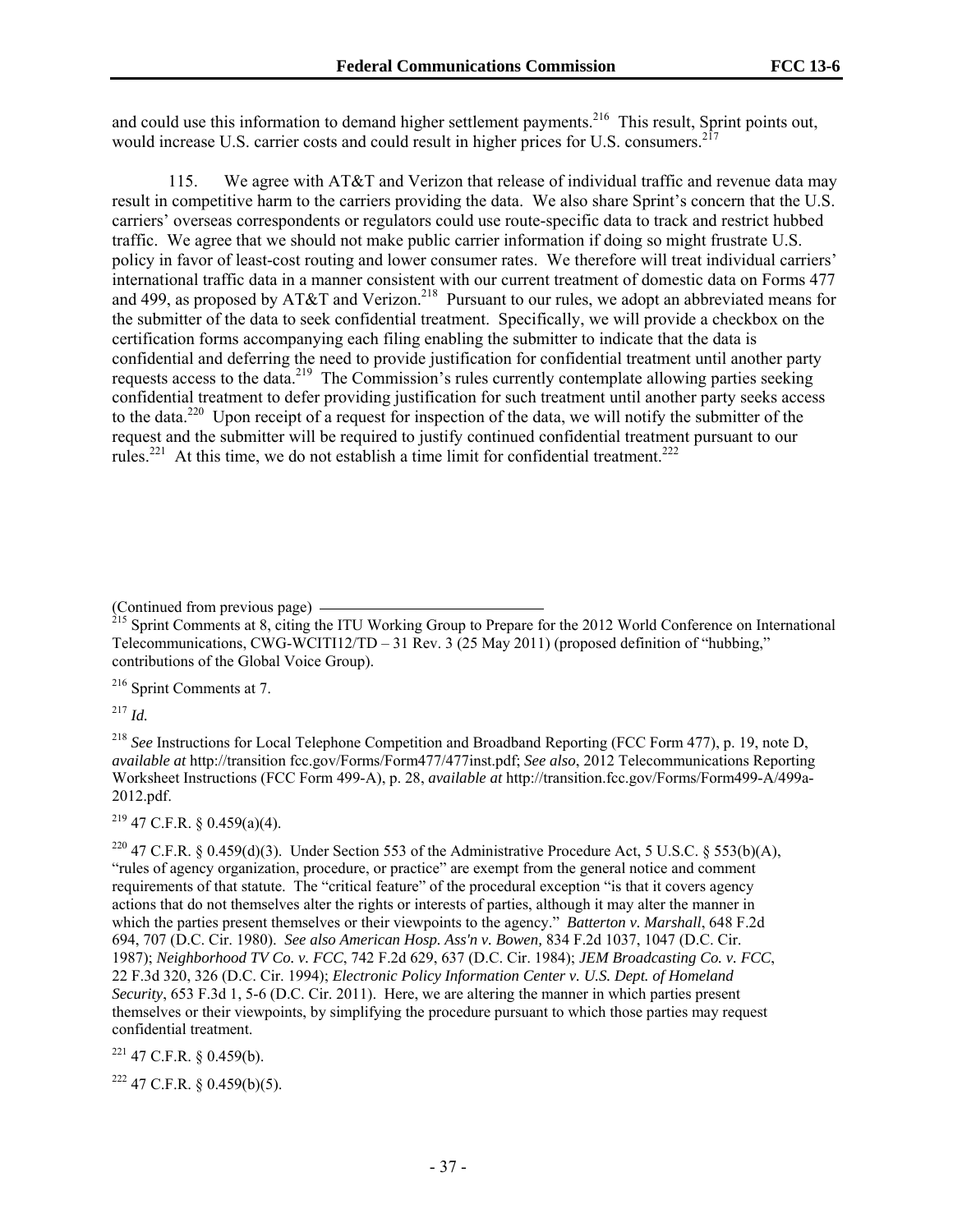and could use this information to demand higher settlement payments.[216] This result, Sprint points out, would increase U.S. carrier costs and could result in higher prices for U.S. consumers.[217]

115. We agree with AT&T and Verizon that release of individual traffic and revenue data may result in competitive harm to the carriers providing the data. We also share Sprint's concern that the U.S. carriers' overseas correspondents or regulators could use route-specific data to track and restrict hubbed traffic. We agree that we should not make public carrier information if doing so might frustrate U.S. policy in favor of least-cost routing and lower consumer rates. We therefore will treat individual carriers' international traffic data in a manner consistent with our current treatment of domestic data on Forms 477 and 499, as proposed by AT&T and Verizon.[218] Pursuant to our rules, we adopt an abbreviated means for the submitter of the data to seek confidential treatment. Specifically, we will provide a checkbox on the certification forms accompanying each filing enabling the submitter to indicate that the data is confidential and deferring the need to provide justification for confidential treatment until another party requests access to the data.[219] The Commission's rules currently contemplate allowing parties seeking confidential treatment to defer providing justification for such treatment until another party seeks access to the data.[220] Upon receipt of a request for inspection of the data, we will notify the submitter of the request and the submitter will be required to justify continued confidential treatment pursuant to our rules.[221] At this time, we do not establish a time limit for confidential treatment.[222]

(Continued from previous page)

[215] Sprint Comments at 8, citing the ITU Working Group to Prepare for the 2012 World Conference on International Telecommunications, CWG-WCITI12/TD – 31 Rev. 3 (25 May 2011) (proposed definition of "hubbing," contributions of the Global Voice Group).

[216] Sprint Comments at 7.

[217] *Id.*

[218] *See* Instructions for Local Telephone Competition and Broadband Reporting (FCC Form 477), p. 19, note D, *available at* http://transition fcc.gov/Forms/Form477/477inst.pdf; *See also*, 2012 Telecommunications Reporting Worksheet Instructions (FCC Form 499-A), p. 28, *available at* http://transition.fcc.gov/Forms/Form499-A/499a-2012.pdf.

[219] 47 C.F.R. § 0.459(a)(4).

[220] 47 C.F.R. § 0.459(d)(3). Under Section 553 of the Administrative Procedure Act, 5 U.S.C. § 553(b)(A), "rules of agency organization, procedure, or practice" are exempt from the general notice and comment requirements of that statute. The "critical feature" of the procedural exception "is that it covers agency actions that do not themselves alter the rights or interests of parties, although it may alter the manner in which the parties present themselves or their viewpoints to the agency." *Batterton v. Marshall*, 648 F.2d 694, 707 (D.C. Cir. 1980). *See also American Hosp. Ass'n v. Bowen,* 834 F.2d 1037, 1047 (D.C. Cir. 1987); *Neighborhood TV Co. v. FCC*, 742 F.2d 629, 637 (D.C. Cir. 1984); *JEM Broadcasting Co. v. FCC*, 22 F.3d 320, 326 (D.C. Cir. 1994); *Electronic Policy Information Center v. U.S. Dept. of Homeland Security*, 653 F.3d 1, 5-6 (D.C. Cir. 2011). Here, we are altering the manner in which parties present themselves or their viewpoints, by simplifying the procedure pursuant to which those parties may request confidential treatment.

[221] 47 C.F.R. § 0.459(b).

[222] 47 C.F.R. § 0.459(b)(5).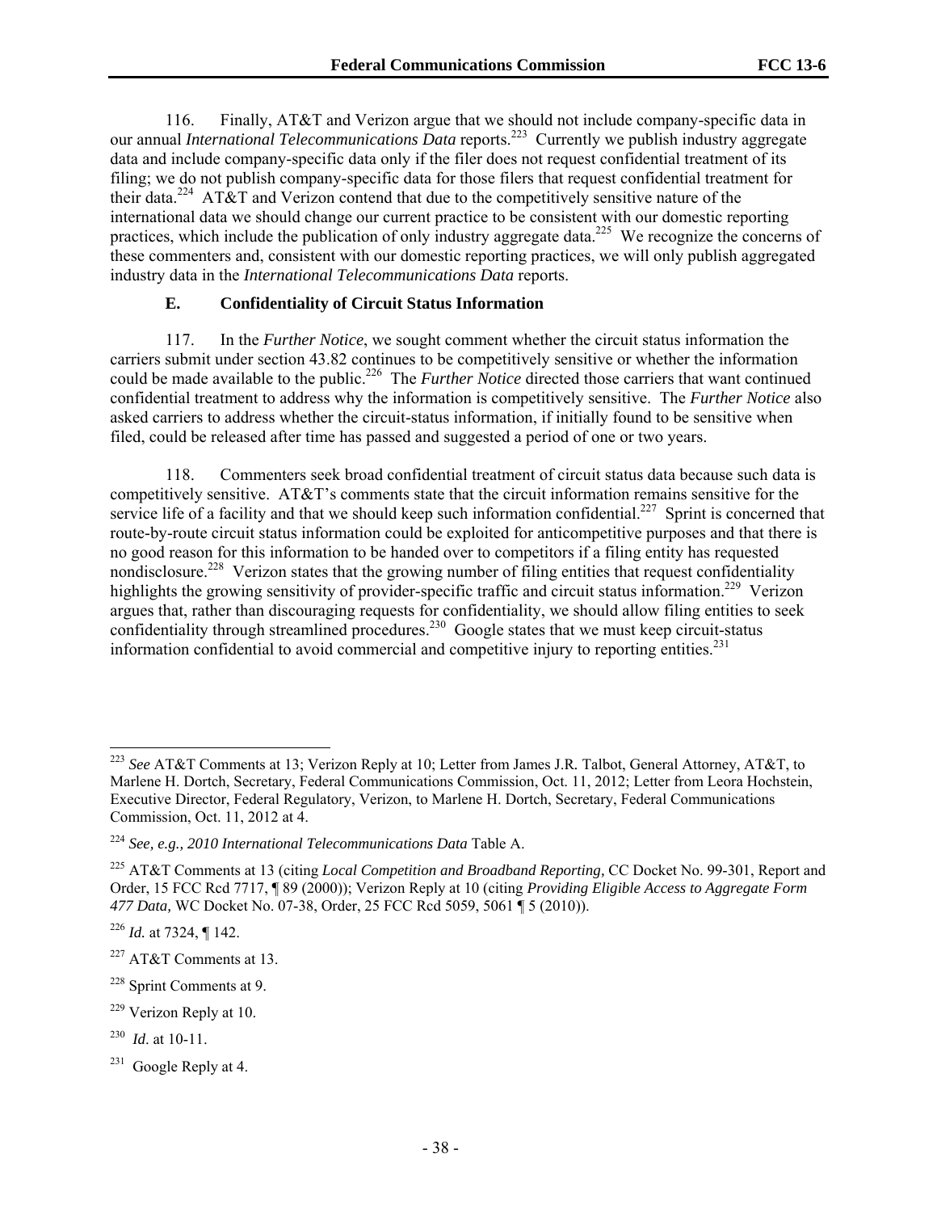116. Finally, AT&T and Verizon argue that we should not include company-specific data in our annual *International Telecommunications Data* reports.[223] Currently we publish industry aggregate data and include company-specific data only if the filer does not request confidential treatment of its filing; we do not publish company-specific data for those filers that request confidential treatment for their data.[224] AT&T and Verizon contend that due to the competitively sensitive nature of the international data we should change our current practice to be consistent with our domestic reporting practices, which include the publication of only industry aggregate data.[225] We recognize the concerns of these commenters and, consistent with our domestic reporting practices, we will only publish aggregated industry data in the *International Telecommunications Data* reports.

### E. Confidentiality of Circuit Status Information

117. In the *Further Notice*, we sought comment whether the circuit status information the carriers submit under section 43.82 continues to be competitively sensitive or whether the information could be made available to the public.[226] The *Further Notice* directed those carriers that want continued confidential treatment to address why the information is competitively sensitive. The *Further Notice* also asked carriers to address whether the circuit-status information, if initially found to be sensitive when filed, could be released after time has passed and suggested a period of one or two years.

118. Commenters seek broad confidential treatment of circuit status data because such data is competitively sensitive. AT&T's comments state that the circuit information remains sensitive for the service life of a facility and that we should keep such information confidential.[227] Sprint is concerned that route-by-route circuit status information could be exploited for anticompetitive purposes and that there is no good reason for this information to be handed over to competitors if a filing entity has requested nondisclosure.[228] Verizon states that the growing number of filing entities that request confidentiality highlights the growing sensitivity of provider-specific traffic and circuit status information.[229] Verizon argues that, rather than discouraging requests for confidentiality, we should allow filing entities to seek confidentiality through streamlined procedures.[230] Google states that we must keep circuit-status information confidential to avoid commercial and competitive injury to reporting entities.[231]

---

[223] *See* AT&T Comments at 13; Verizon Reply at 10; Letter from James J.R. Talbot, General Attorney, AT&T, to Marlene H. Dortch, Secretary, Federal Communications Commission, Oct. 11, 2012; Letter from Leora Hochstein, Executive Director, Federal Regulatory, Verizon, to Marlene H. Dortch, Secretary, Federal Communications Commission, Oct. 11, 2012 at 4.

[224] *See, e.g., 2010 International Telecommunications Data* Table A.

[225] AT&T Comments at 13 (citing *Local Competition and Broadband Reporting,* CC Docket No. 99-301, Report and Order, 15 FCC Rcd 7717, ¶ 89 (2000)); Verizon Reply at 10 (citing *Providing Eligible Access to Aggregate Form 477 Data,* WC Docket No. 07-38, Order, 25 FCC Rcd 5059, 5061 ¶ 5 (2010)).

[226] *Id.* at 7324, ¶ 142.

[227] AT&T Comments at 13.

[228] Sprint Comments at 9.

[229] Verizon Reply at 10.

[230] *Id*. at 10-11.

[231] Google Reply at 4.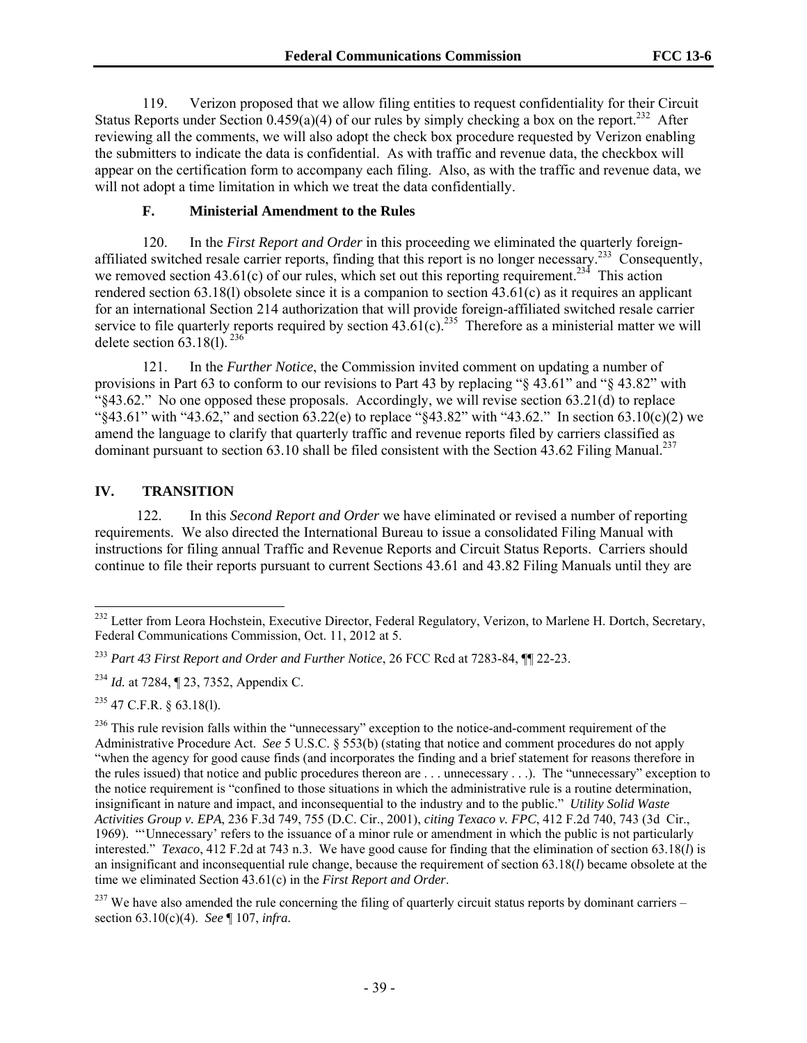119. Verizon proposed that we allow filing entities to request confidentiality for their Circuit Status Reports under Section 0.459(a)(4) of our rules by simply checking a box on the report.[232] After reviewing all the comments, we will also adopt the check box procedure requested by Verizon enabling the submitters to indicate the data is confidential. As with traffic and revenue data, the checkbox will appear on the certification form to accompany each filing. Also, as with the traffic and revenue data, we will not adopt a time limitation in which we treat the data confidentially.

### F. Ministerial Amendment to the Rules

120. In the *First Report and Order* in this proceeding we eliminated the quarterly foreign-affiliated switched resale carrier reports, finding that this report is no longer necessary.[233] Consequently, we removed section 43.61(c) of our rules, which set out this reporting requirement.[234] This action rendered section 63.18(l) obsolete since it is a companion to section 43.61(c) as it requires an applicant for an international Section 214 authorization that will provide foreign-affiliated switched resale carrier service to file quarterly reports required by section 43.61(c).[235] Therefore as a ministerial matter we will delete section 63.18(l).[236]

121. In the *Further Notice*, the Commission invited comment on updating a number of provisions in Part 63 to conform to our revisions to Part 43 by replacing "§ 43.61" and "§ 43.82" with "§43.62." No one opposed these proposals. Accordingly, we will revise section 63.21(d) to replace "§43.61" with "43.62," and section 63.22(e) to replace "§43.82" with "43.62." In section 63.10(c)(2) we amend the language to clarify that quarterly traffic and revenue reports filed by carriers classified as dominant pursuant to section 63.10 shall be filed consistent with the Section 43.62 Filing Manual.[237]

## IV. TRANSITION

122. In this *Second Report and Order* we have eliminated or revised a number of reporting requirements. We also directed the International Bureau to issue a consolidated Filing Manual with instructions for filing annual Traffic and Revenue Reports and Circuit Status Reports. Carriers should continue to file their reports pursuant to current Sections 43.61 and 43.82 Filing Manuals until they are

---

[232] Letter from Leora Hochstein, Executive Director, Federal Regulatory, Verizon, to Marlene H. Dortch, Secretary, Federal Communications Commission, Oct. 11, 2012 at 5.

[233] *Part 43 First Report and Order and Further Notice*, 26 FCC Rcd at 7283-84, ¶¶ 22-23.

[234] *Id.* at 7284, ¶ 23, 7352, Appendix C.

[235] 47 C.F.R. § 63.18(l).

[236] This rule revision falls within the "unnecessary" exception to the notice-and-comment requirement of the Administrative Procedure Act. *See* 5 U.S.C. § 553(b) (stating that notice and comment procedures do not apply "when the agency for good cause finds (and incorporates the finding and a brief statement for reasons therefore in the rules issued) that notice and public procedures thereon are . . . unnecessary . . .). The "unnecessary" exception to the notice requirement is "confined to those situations in which the administrative rule is a routine determination, insignificant in nature and impact, and inconsequential to the industry and to the public." *Utility Solid Waste Activities Group v. EPA*, 236 F.3d 749, 755 (D.C. Cir., 2001), *citing Texaco v. FPC*, 412 F.2d 740, 743 (3d Cir., 1969). "'Unnecessary' refers to the issuance of a minor rule or amendment in which the public is not particularly interested." *Texaco*, 412 F.2d at 743 n.3. We have good cause for finding that the elimination of section 63.18(*l*) is an insignificant and inconsequential rule change, because the requirement of section 63.18(*l*) became obsolete at the time we eliminated Section 43.61(c) in the *First Report and Order*.

[237] We have also amended the rule concerning the filing of quarterly circuit status reports by dominant carriers – section 63.10(c)(4). *See* ¶ 107, *infra*.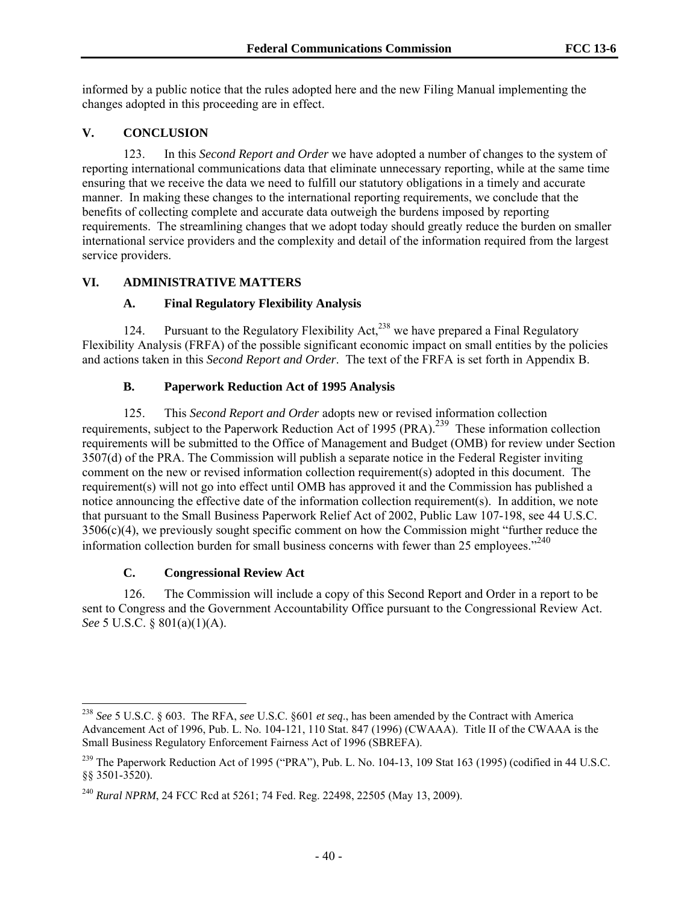informed by a public notice that the rules adopted here and the new Filing Manual implementing the changes adopted in this proceeding are in effect.

## V. CONCLUSION

123. In this *Second Report and Order* we have adopted a number of changes to the system of reporting international communications data that eliminate unnecessary reporting, while at the same time ensuring that we receive the data we need to fulfill our statutory obligations in a timely and accurate manner. In making these changes to the international reporting requirements, we conclude that the benefits of collecting complete and accurate data outweigh the burdens imposed by reporting requirements. The streamlining changes that we adopt today should greatly reduce the burden on smaller international service providers and the complexity and detail of the information required from the largest service providers.

## VI. ADMINISTRATIVE MATTERS

### A. Final Regulatory Flexibility Analysis

124. Pursuant to the Regulatory Flexibility Act,[238] we have prepared a Final Regulatory Flexibility Analysis (FRFA) of the possible significant economic impact on small entities by the policies and actions taken in this *Second Report and Order*. The text of the FRFA is set forth in Appendix B.

### B. Paperwork Reduction Act of 1995 Analysis

125. This *Second Report and Order* adopts new or revised information collection requirements, subject to the Paperwork Reduction Act of 1995 (PRA).[239] These information collection requirements will be submitted to the Office of Management and Budget (OMB) for review under Section 3507(d) of the PRA. The Commission will publish a separate notice in the Federal Register inviting comment on the new or revised information collection requirement(s) adopted in this document. The requirement(s) will not go into effect until OMB has approved it and the Commission has published a notice announcing the effective date of the information collection requirement(s). In addition, we note that pursuant to the Small Business Paperwork Relief Act of 2002, Public Law 107-198, see 44 U.S.C. 3506(c)(4), we previously sought specific comment on how the Commission might "further reduce the information collection burden for small business concerns with fewer than 25 employees."[240]

### C. Congressional Review Act

126. The Commission will include a copy of this Second Report and Order in a report to be sent to Congress and the Government Accountability Office pursuant to the Congressional Review Act. *See* 5 U.S.C. § 801(a)(1)(A).

---

[238] *See* 5 U.S.C. § 603. The RFA, *see* U.S.C. §601 *et seq*., has been amended by the Contract with America Advancement Act of 1996, Pub. L. No. 104-121, 110 Stat. 847 (1996) (CWAAA). Title II of the CWAAA is the Small Business Regulatory Enforcement Fairness Act of 1996 (SBREFA).

[239] The Paperwork Reduction Act of 1995 ("PRA"), Pub. L. No. 104-13, 109 Stat 163 (1995) (codified in 44 U.S.C. §§ 3501-3520).

[240] *Rural NPRM*, 24 FCC Rcd at 5261; 74 Fed. Reg. 22498, 22505 (May 13, 2009).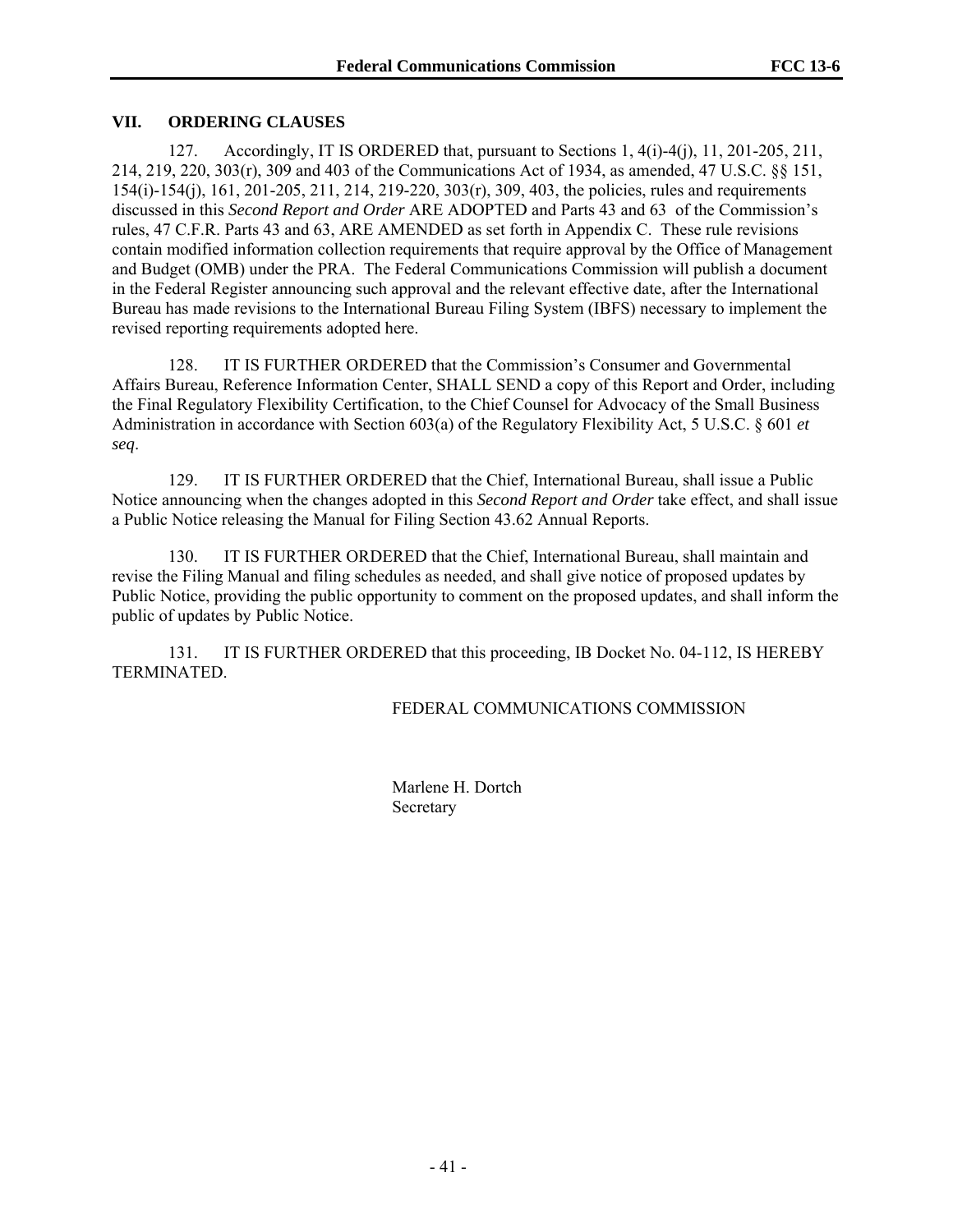## VII. ORDERING CLAUSES

127. Accordingly, IT IS ORDERED that, pursuant to Sections 1, 4(i)-4(j), 11, 201-205, 211, 214, 219, 220, 303(r), 309 and 403 of the Communications Act of 1934, as amended, 47 U.S.C. §§ 151, 154(i)-154(j), 161, 201-205, 211, 214, 219-220, 303(r), 309, 403, the policies, rules and requirements discussed in this *Second Report and Order* ARE ADOPTED and Parts 43 and 63 of the Commission's rules, 47 C.F.R. Parts 43 and 63, ARE AMENDED as set forth in Appendix C. These rule revisions contain modified information collection requirements that require approval by the Office of Management and Budget (OMB) under the PRA. The Federal Communications Commission will publish a document in the Federal Register announcing such approval and the relevant effective date, after the International Bureau has made revisions to the International Bureau Filing System (IBFS) necessary to implement the revised reporting requirements adopted here.

128. IT IS FURTHER ORDERED that the Commission's Consumer and Governmental Affairs Bureau, Reference Information Center, SHALL SEND a copy of this Report and Order, including the Final Regulatory Flexibility Certification, to the Chief Counsel for Advocacy of the Small Business Administration in accordance with Section 603(a) of the Regulatory Flexibility Act, 5 U.S.C. § 601 *et seq*.

129. IT IS FURTHER ORDERED that the Chief, International Bureau, shall issue a Public Notice announcing when the changes adopted in this *Second Report and Order* take effect, and shall issue a Public Notice releasing the Manual for Filing Section 43.62 Annual Reports.

130. IT IS FURTHER ORDERED that the Chief, International Bureau, shall maintain and revise the Filing Manual and filing schedules as needed, and shall give notice of proposed updates by Public Notice, providing the public opportunity to comment on the proposed updates, and shall inform the public of updates by Public Notice.

131. IT IS FURTHER ORDERED that this proceeding, IB Docket No. 04-112, IS HEREBY TERMINATED.

FEDERAL COMMUNICATIONS COMMISSION

Marlene H. Dortch
Secretary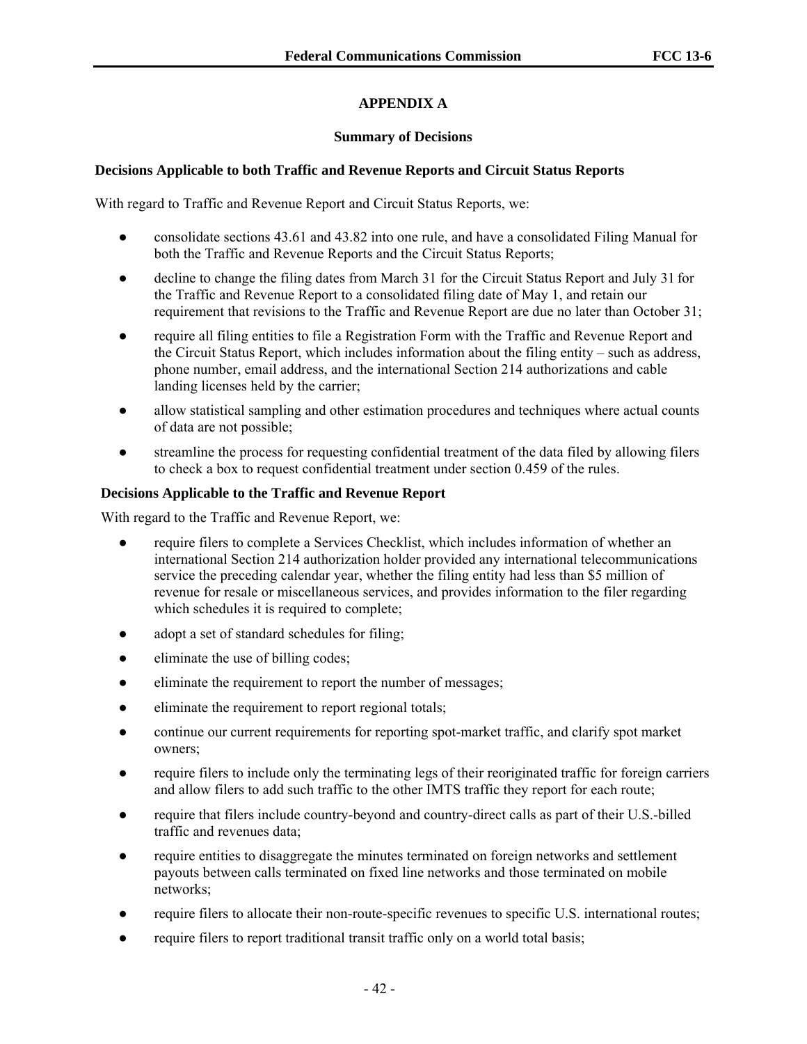## APPENDIX A

### Summary of Decisions

**Decisions Applicable to both Traffic and Revenue Reports and Circuit Status Reports**

With regard to Traffic and Revenue Report and Circuit Status Reports, we:

- consolidate sections 43.61 and 43.82 into one rule, and have a consolidated Filing Manual for both the Traffic and Revenue Reports and the Circuit Status Reports;
- decline to change the filing dates from March 31 for the Circuit Status Report and July 31 for the Traffic and Revenue Report to a consolidated filing date of May 1, and retain our requirement that revisions to the Traffic and Revenue Report are due no later than October 31;
- require all filing entities to file a Registration Form with the Traffic and Revenue Report and the Circuit Status Report, which includes information about the filing entity – such as address, phone number, email address, and the international Section 214 authorizations and cable landing licenses held by the carrier;
- allow statistical sampling and other estimation procedures and techniques where actual counts of data are not possible;
- streamline the process for requesting confidential treatment of the data filed by allowing filers to check a box to request confidential treatment under section 0.459 of the rules.

**Decisions Applicable to the Traffic and Revenue Report**

With regard to the Traffic and Revenue Report, we:

- require filers to complete a Services Checklist, which includes information of whether an international Section 214 authorization holder provided any international telecommunications service the preceding calendar year, whether the filing entity had less than $5 million of revenue for resale or miscellaneous services, and provides information to the filer regarding which schedules it is required to complete;
- adopt a set of standard schedules for filing;
- eliminate the use of billing codes;
- eliminate the requirement to report the number of messages;
- eliminate the requirement to report regional totals;
- continue our current requirements for reporting spot-market traffic, and clarify spot market owners;
- require filers to include only the terminating legs of their reoriginated traffic for foreign carriers and allow filers to add such traffic to the other IMTS traffic they report for each route;
- require that filers include country-beyond and country-direct calls as part of their U.S.-billed traffic and revenues data;
- require entities to disaggregate the minutes terminated on foreign networks and settlement payouts between calls terminated on fixed line networks and those terminated on mobile networks;
- require filers to allocate their non-route-specific revenues to specific U.S. international routes;
- require filers to report traditional transit traffic only on a world total basis;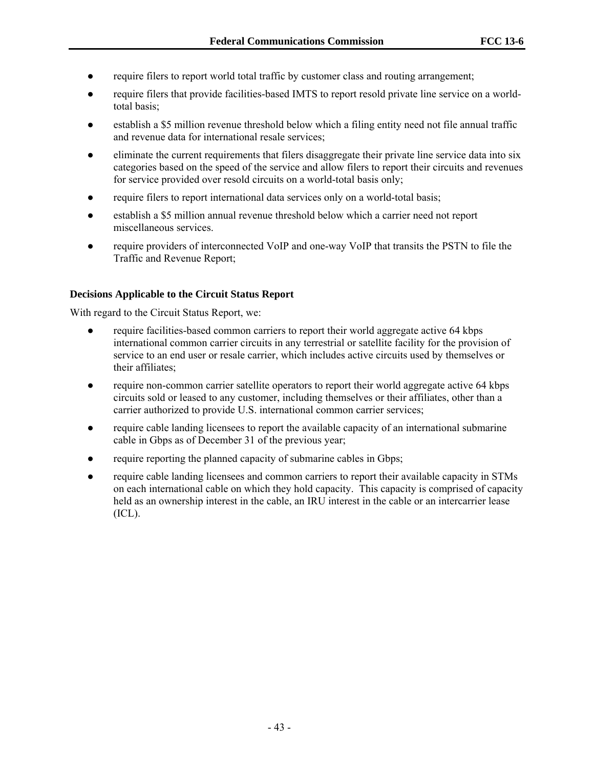- require filers to report world total traffic by customer class and routing arrangement;
- require filers that provide facilities-based IMTS to report resold private line service on a world-total basis;
- establish a $5 million revenue threshold below which a filing entity need not file annual traffic and revenue data for international resale services;
- eliminate the current requirements that filers disaggregate their private line service data into six categories based on the speed of the service and allow filers to report their circuits and revenues for service provided over resold circuits on a world-total basis only;
- require filers to report international data services only on a world-total basis;
- establish a $5 million annual revenue threshold below which a carrier need not report miscellaneous services.
- require providers of interconnected VoIP and one-way VoIP that transits the PSTN to file the Traffic and Revenue Report;

**Decisions Applicable to the Circuit Status Report**

With regard to the Circuit Status Report, we:

- require facilities-based common carriers to report their world aggregate active 64 kbps international common carrier circuits in any terrestrial or satellite facility for the provision of service to an end user or resale carrier, which includes active circuits used by themselves or their affiliates;
- require non-common carrier satellite operators to report their world aggregate active 64 kbps circuits sold or leased to any customer, including themselves or their affiliates, other than a carrier authorized to provide U.S. international common carrier services;
- require cable landing licensees to report the available capacity of an international submarine cable in Gbps as of December 31 of the previous year;
- require reporting the planned capacity of submarine cables in Gbps;
- require cable landing licensees and common carriers to report their available capacity in STMs on each international cable on which they hold capacity. This capacity is comprised of capacity held as an ownership interest in the cable, an IRU interest in the cable or an intercarrier lease (ICL).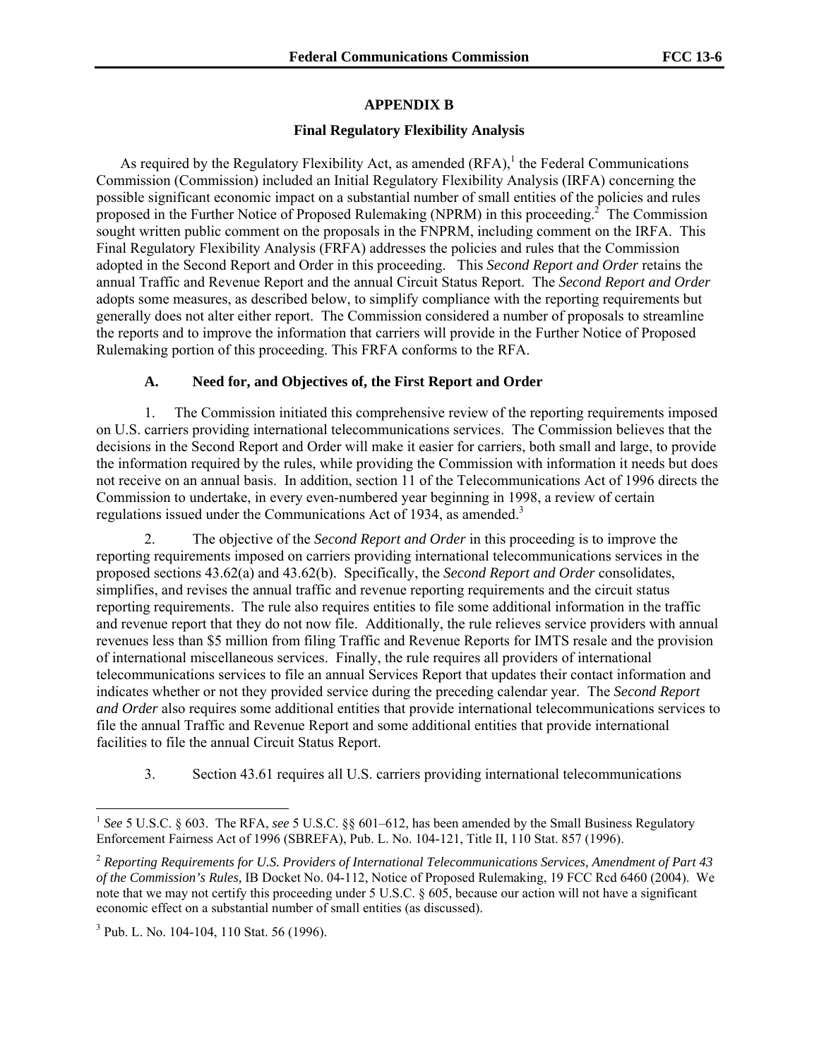## APPENDIX B

### Final Regulatory Flexibility Analysis

As required by the Regulatory Flexibility Act, as amended (RFA),[1] the Federal Communications Commission (Commission) included an Initial Regulatory Flexibility Analysis (IRFA) concerning the possible significant economic impact on a substantial number of small entities of the policies and rules proposed in the Further Notice of Proposed Rulemaking (NPRM) in this proceeding.[2] The Commission sought written public comment on the proposals in the FNPRM, including comment on the IRFA. This Final Regulatory Flexibility Analysis (FRFA) addresses the policies and rules that the Commission adopted in the Second Report and Order in this proceeding. This *Second Report and Order* retains the annual Traffic and Revenue Report and the annual Circuit Status Report. The *Second Report and Order* adopts some measures, as described below, to simplify compliance with the reporting requirements but generally does not alter either report. The Commission considered a number of proposals to streamline the reports and to improve the information that carriers will provide in the Further Notice of Proposed Rulemaking portion of this proceeding. This FRFA conforms to the RFA.

#### A. Need for, and Objectives of, the First Report and Order

1. The Commission initiated this comprehensive review of the reporting requirements imposed on U.S. carriers providing international telecommunications services. The Commission believes that the decisions in the Second Report and Order will make it easier for carriers, both small and large, to provide the information required by the rules, while providing the Commission with information it needs but does not receive on an annual basis. In addition, section 11 of the Telecommunications Act of 1996 directs the Commission to undertake, in every even-numbered year beginning in 1998, a review of certain regulations issued under the Communications Act of 1934, as amended.[3]

2. The objective of the *Second Report and Order* in this proceeding is to improve the reporting requirements imposed on carriers providing international telecommunications services in the proposed sections 43.62(a) and 43.62(b). Specifically, the *Second Report and Order* consolidates, simplifies, and revises the annual traffic and revenue reporting requirements and the circuit status reporting requirements. The rule also requires entities to file some additional information in the traffic and revenue report that they do not now file. Additionally, the rule relieves service providers with annual revenues less than $5 million from filing Traffic and Revenue Reports for IMTS resale and the provision of international miscellaneous services. Finally, the rule requires all providers of international telecommunications services to file an annual Services Report that updates their contact information and indicates whether or not they provided service during the preceding calendar year. The *Second Report and Order* also requires some additional entities that provide international telecommunications services to file the annual Traffic and Revenue Report and some additional entities that provide international facilities to file the annual Circuit Status Report.

3. Section 43.61 requires all U.S. carriers providing international telecommunications

---

[1] *See* 5 U.S.C. § 603. The RFA, *see* 5 U.S.C. §§ 601–612, has been amended by the Small Business Regulatory Enforcement Fairness Act of 1996 (SBREFA), Pub. L. No. 104-121, Title II, 110 Stat. 857 (1996).

[2] *Reporting Requirements for U.S. Providers of International Telecommunications Services, Amendment of Part 43 of the Commission's Rules,* IB Docket No. 04-112, Notice of Proposed Rulemaking, 19 FCC Rcd 6460 (2004). We note that we may not certify this proceeding under 5 U.S.C. § 605, because our action will not have a significant economic effect on a substantial number of small entities (as discussed).

[3] Pub. L. No. 104-104, 110 Stat. 56 (1996).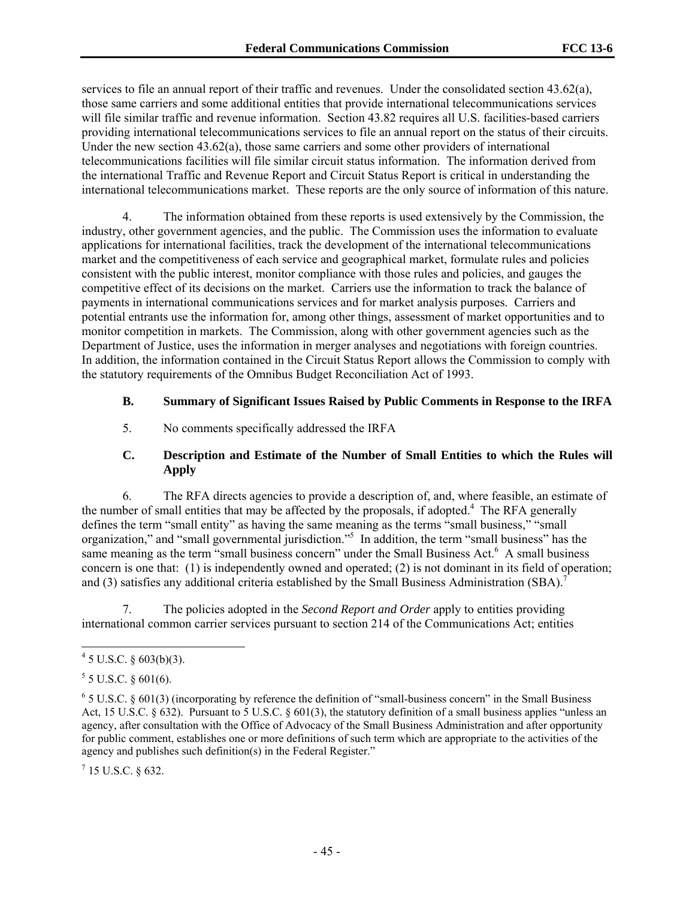services to file an annual report of their traffic and revenues. Under the consolidated section 43.62(a), those same carriers and some additional entities that provide international telecommunications services will file similar traffic and revenue information. Section 43.82 requires all U.S. facilities-based carriers providing international telecommunications services to file an annual report on the status of their circuits. Under the new section 43.62(a), those same carriers and some other providers of international telecommunications facilities will file similar circuit status information. The information derived from the international Traffic and Revenue Report and Circuit Status Report is critical in understanding the international telecommunications market. These reports are the only source of information of this nature.

4. The information obtained from these reports is used extensively by the Commission, the industry, other government agencies, and the public. The Commission uses the information to evaluate applications for international facilities, track the development of the international telecommunications market and the competitiveness of each service and geographical market, formulate rules and policies consistent with the public interest, monitor compliance with those rules and policies, and gauges the competitive effect of its decisions on the market. Carriers use the information to track the balance of payments in international communications services and for market analysis purposes. Carriers and potential entrants use the information for, among other things, assessment of market opportunities and to monitor competition in markets. The Commission, along with other government agencies such as the Department of Justice, uses the information in merger analyses and negotiations with foreign countries. In addition, the information contained in the Circuit Status Report allows the Commission to comply with the statutory requirements of the Omnibus Budget Reconciliation Act of 1993.

### B. Summary of Significant Issues Raised by Public Comments in Response to the IRFA

5. No comments specifically addressed the IRFA

### C. Description and Estimate of the Number of Small Entities to which the Rules will Apply

6. The RFA directs agencies to provide a description of, and, where feasible, an estimate of the number of small entities that may be affected by the proposals, if adopted.[4] The RFA generally defines the term "small entity" as having the same meaning as the terms "small business," "small organization," and "small governmental jurisdiction."[5] In addition, the term "small business" has the same meaning as the term "small business concern" under the Small Business Act.[6] A small business concern is one that: (1) is independently owned and operated; (2) is not dominant in its field of operation; and (3) satisfies any additional criteria established by the Small Business Administration (SBA).[7]

7. The policies adopted in the *Second Report and Order* apply to entities providing international common carrier services pursuant to section 214 of the Communications Act; entities

---

[4] 5 U.S.C. § 603(b)(3).

[5] 5 U.S.C. § 601(6).

[6] 5 U.S.C. § 601(3) (incorporating by reference the definition of "small-business concern" in the Small Business Act, 15 U.S.C. § 632). Pursuant to 5 U.S.C. § 601(3), the statutory definition of a small business applies "unless an agency, after consultation with the Office of Advocacy of the Small Business Administration and after opportunity for public comment, establishes one or more definitions of such term which are appropriate to the activities of the agency and publishes such definition(s) in the Federal Register."

[7] 15 U.S.C. § 632.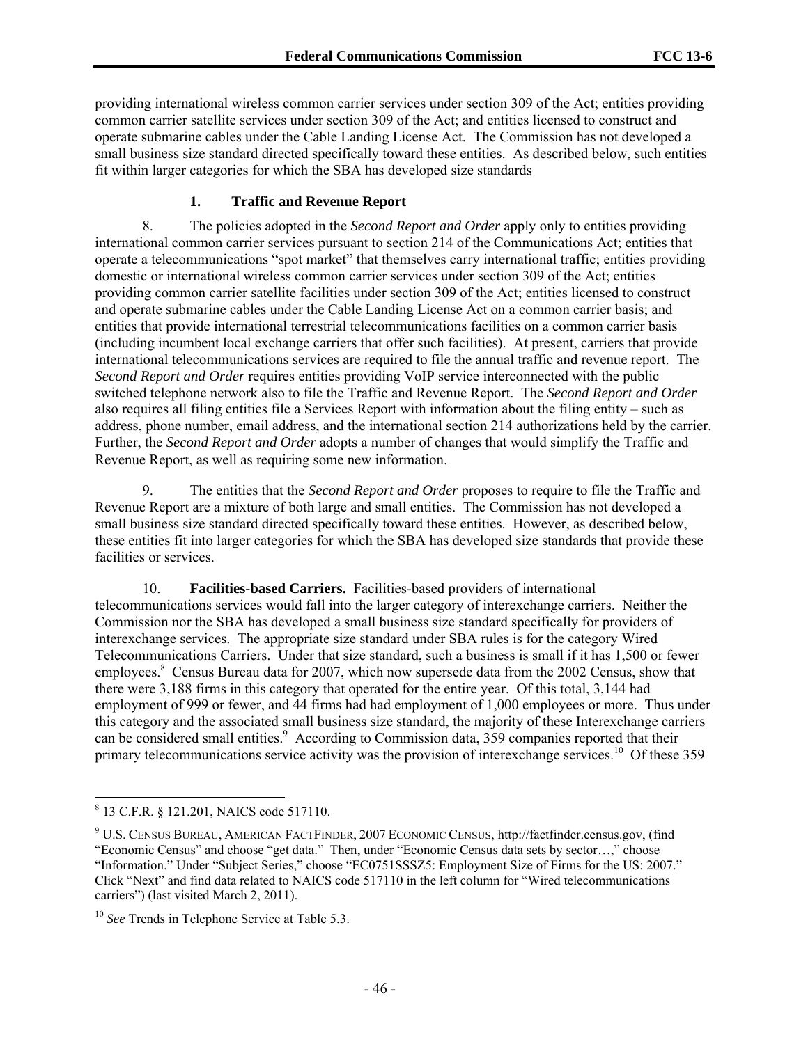providing international wireless common carrier services under section 309 of the Act; entities providing common carrier satellite services under section 309 of the Act; and entities licensed to construct and operate submarine cables under the Cable Landing License Act. The Commission has not developed a small business size standard directed specifically toward these entities. As described below, such entities fit within larger categories for which the SBA has developed size standards

### 1. Traffic and Revenue Report

8. The policies adopted in the *Second Report and Order* apply only to entities providing international common carrier services pursuant to section 214 of the Communications Act; entities that operate a telecommunications "spot market" that themselves carry international traffic; entities providing domestic or international wireless common carrier services under section 309 of the Act; entities providing common carrier satellite facilities under section 309 of the Act; entities licensed to construct and operate submarine cables under the Cable Landing License Act on a common carrier basis; and entities that provide international terrestrial telecommunications facilities on a common carrier basis (including incumbent local exchange carriers that offer such facilities). At present, carriers that provide international telecommunications services are required to file the annual traffic and revenue report. The *Second Report and Order* requires entities providing VoIP service interconnected with the public switched telephone network also to file the Traffic and Revenue Report. The *Second Report and Order* also requires all filing entities file a Services Report with information about the filing entity – such as address, phone number, email address, and the international section 214 authorizations held by the carrier. Further, the *Second Report and Order* adopts a number of changes that would simplify the Traffic and Revenue Report, as well as requiring some new information.

9. The entities that the *Second Report and Order* proposes to require to file the Traffic and Revenue Report are a mixture of both large and small entities. The Commission has not developed a small business size standard directed specifically toward these entities. However, as described below, these entities fit into larger categories for which the SBA has developed size standards that provide these facilities or services.

10. **Facilities-based Carriers.** Facilities-based providers of international telecommunications services would fall into the larger category of interexchange carriers. Neither the Commission nor the SBA has developed a small business size standard specifically for providers of interexchange services. The appropriate size standard under SBA rules is for the category Wired Telecommunications Carriers. Under that size standard, such a business is small if it has 1,500 or fewer employees.[8] Census Bureau data for 2007, which now supersede data from the 2002 Census, show that there were 3,188 firms in this category that operated for the entire year. Of this total, 3,144 had employment of 999 or fewer, and 44 firms had had employment of 1,000 employees or more. Thus under this category and the associated small business size standard, the majority of these Interexchange carriers can be considered small entities.[9] According to Commission data, 359 companies reported that their primary telecommunications service activity was the provision of interexchange services.[10] Of these 359

---

[8] 13 C.F.R. § 121.201, NAICS code 517110.

[9] U.S. CENSUS BUREAU, AMERICAN FACTFINDER, 2007 ECONOMIC CENSUS, http://factfinder.census.gov, (find "Economic Census" and choose "get data." Then, under "Economic Census data sets by sector…," choose "Information." Under "Subject Series," choose "EC0751SSSZ5: Employment Size of Firms for the US: 2007." Click "Next" and find data related to NAICS code 517110 in the left column for "Wired telecommunications carriers") (last visited March 2, 2011).

[10] *See* Trends in Telephone Service at Table 5.3.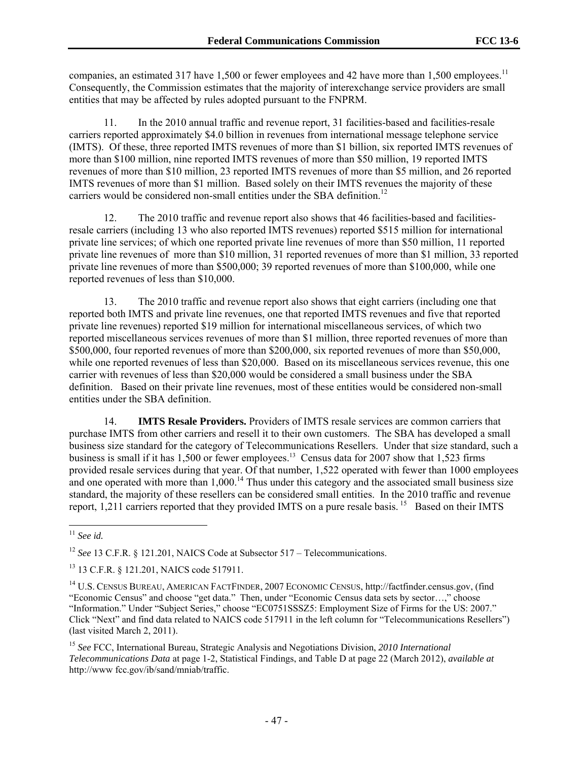companies, an estimated 317 have 1,500 or fewer employees and 42 have more than 1,500 employees.[11] Consequently, the Commission estimates that the majority of interexchange service providers are small entities that may be affected by rules adopted pursuant to the FNPRM.

11. In the 2010 annual traffic and revenue report, 31 facilities-based and facilities-resale carriers reported approximately $4.0 billion in revenues from international message telephone service (IMTS). Of these, three reported IMTS revenues of more than $1 billion, six reported IMTS revenues of more than $100 million, nine reported IMTS revenues of more than $50 million, 19 reported IMTS revenues of more than $10 million, 23 reported IMTS revenues of more than $5 million, and 26 reported IMTS revenues of more than $1 million. Based solely on their IMTS revenues the majority of these carriers would be considered non-small entities under the SBA definition.[12]

12. The 2010 traffic and revenue report also shows that 46 facilities-based and facilities-resale carriers (including 13 who also reported IMTS revenues) reported $515 million for international private line services; of which one reported private line revenues of more than $50 million, 11 reported private line revenues of more than $10 million, 31 reported revenues of more than $1 million, 33 reported private line revenues of more than $500,000; 39 reported revenues of more than $100,000, while one reported revenues of less than $10,000.

13. The 2010 traffic and revenue report also shows that eight carriers (including one that reported both IMTS and private line revenues, one that reported IMTS revenues and five that reported private line revenues) reported $19 million for international miscellaneous services, of which two reported miscellaneous services revenues of more than $1 million, three reported revenues of more than $500,000, four reported revenues of more than $200,000, six reported revenues of more than $50,000, while one reported revenues of less than $20,000. Based on its miscellaneous services revenue, this one carrier with revenues of less than $20,000 would be considered a small business under the SBA definition. Based on their private line revenues, most of these entities would be considered non-small entities under the SBA definition.

14. **IMTS Resale Providers.** Providers of IMTS resale services are common carriers that purchase IMTS from other carriers and resell it to their own customers. The SBA has developed a small business size standard for the category of Telecommunications Resellers. Under that size standard, such a business is small if it has 1,500 or fewer employees.[13] Census data for 2007 show that 1,523 firms provided resale services during that year. Of that number, 1,522 operated with fewer than 1000 employees and one operated with more than 1,000.[14] Thus under this category and the associated small business size standard, the majority of these resellers can be considered small entities. In the 2010 traffic and revenue report, 1,211 carriers reported that they provided IMTS on a pure resale basis.[15] Based on their IMTS

---

[11] *See id.*

[12] *See* 13 C.F.R. § 121.201, NAICS Code at Subsector 517 – Telecommunications.

[13] 13 C.F.R. § 121.201, NAICS code 517911.

[14] U.S. CENSUS BUREAU, AMERICAN FACTFINDER, 2007 ECONOMIC CENSUS, http://factfinder.census.gov, (find "Economic Census" and choose "get data." Then, under "Economic Census data sets by sector…," choose "Information." Under "Subject Series," choose "EC0751SSSZ5: Employment Size of Firms for the US: 2007." Click "Next" and find data related to NAICS code 517911 in the left column for "Telecommunications Resellers") (last visited March 2, 2011).

[15] *See* FCC, International Bureau, Strategic Analysis and Negotiations Division, *2010 International Telecommunications Data* at page 1-2, Statistical Findings, and Table D at page 22 (March 2012), *available at* http://www fcc.gov/ib/sand/mniab/traffic.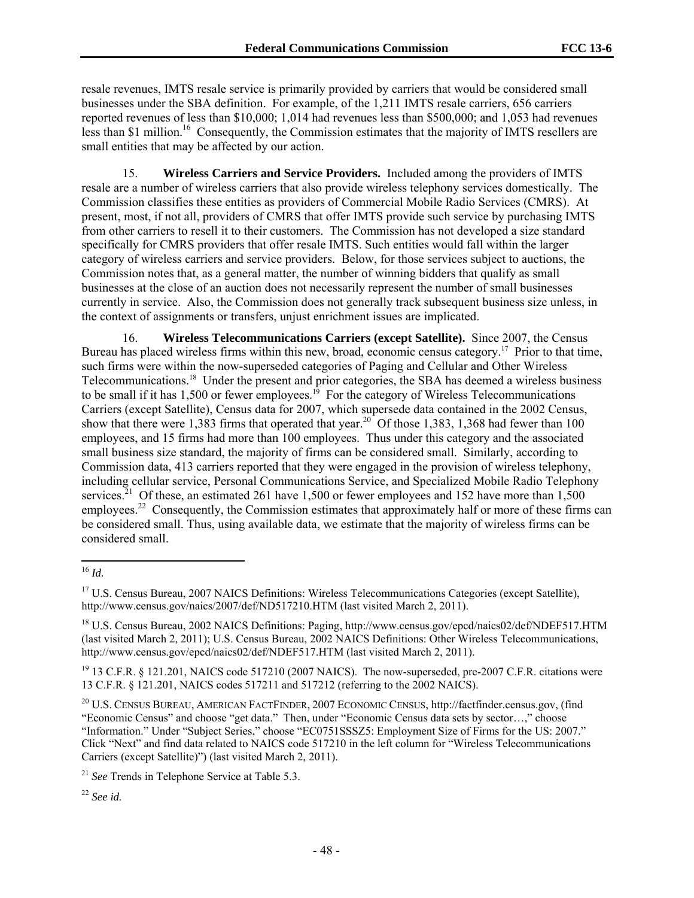resale revenues, IMTS resale service is primarily provided by carriers that would be considered small businesses under the SBA definition. For example, of the 1,211 IMTS resale carriers, 656 carriers reported revenues of less than $10,000; 1,014 had revenues less than $500,000; and 1,053 had revenues less than $1 million.[16] Consequently, the Commission estimates that the majority of IMTS resellers are small entities that may be affected by our action.

15. **Wireless Carriers and Service Providers.** Included among the providers of IMTS resale are a number of wireless carriers that also provide wireless telephony services domestically. The Commission classifies these entities as providers of Commercial Mobile Radio Services (CMRS). At present, most, if not all, providers of CMRS that offer IMTS provide such service by purchasing IMTS from other carriers to resell it to their customers. The Commission has not developed a size standard specifically for CMRS providers that offer resale IMTS. Such entities would fall within the larger category of wireless carriers and service providers. Below, for those services subject to auctions, the Commission notes that, as a general matter, the number of winning bidders that qualify as small businesses at the close of an auction does not necessarily represent the number of small businesses currently in service. Also, the Commission does not generally track subsequent business size unless, in the context of assignments or transfers, unjust enrichment issues are implicated.

16. **Wireless Telecommunications Carriers (except Satellite).** Since 2007, the Census Bureau has placed wireless firms within this new, broad, economic census category.[17] Prior to that time, such firms were within the now-superseded categories of Paging and Cellular and Other Wireless Telecommunications.[18] Under the present and prior categories, the SBA has deemed a wireless business to be small if it has 1,500 or fewer employees.[19] For the category of Wireless Telecommunications Carriers (except Satellite), Census data for 2007, which supersede data contained in the 2002 Census, show that there were 1,383 firms that operated that year.[20] Of those 1,383, 1,368 had fewer than 100 employees, and 15 firms had more than 100 employees. Thus under this category and the associated small business size standard, the majority of firms can be considered small. Similarly, according to Commission data, 413 carriers reported that they were engaged in the provision of wireless telephony, including cellular service, Personal Communications Service, and Specialized Mobile Radio Telephony services.[21] Of these, an estimated 261 have 1,500 or fewer employees and 152 have more than 1,500 employees.[22] Consequently, the Commission estimates that approximately half or more of these firms can be considered small. Thus, using available data, we estimate that the majority of wireless firms can be considered small.

---

[16] *Id.*

[17] U.S. Census Bureau, 2007 NAICS Definitions: Wireless Telecommunications Categories (except Satellite), http://www.census.gov/naics/2007/def/ND517210.HTM (last visited March 2, 2011).

[18] U.S. Census Bureau, 2002 NAICS Definitions: Paging, http://www.census.gov/epcd/naics02/def/NDEF517.HTM (last visited March 2, 2011); U.S. Census Bureau, 2002 NAICS Definitions: Other Wireless Telecommunications, http://www.census.gov/epcd/naics02/def/NDEF517.HTM (last visited March 2, 2011).

[19] 13 C.F.R. § 121.201, NAICS code 517210 (2007 NAICS). The now-superseded, pre-2007 C.F.R. citations were 13 C.F.R. § 121.201, NAICS codes 517211 and 517212 (referring to the 2002 NAICS).

[20] U.S. CENSUS BUREAU, AMERICAN FACTFINDER, 2007 ECONOMIC CENSUS, http://factfinder.census.gov, (find "Economic Census" and choose "get data." Then, under "Economic Census data sets by sector…," choose "Information." Under "Subject Series," choose "EC0751SSSZ5: Employment Size of Firms for the US: 2007." Click "Next" and find data related to NAICS code 517210 in the left column for "Wireless Telecommunications Carriers (except Satellite)") (last visited March 2, 2011).

[21] *See* Trends in Telephone Service at Table 5.3.

[22] *See id.*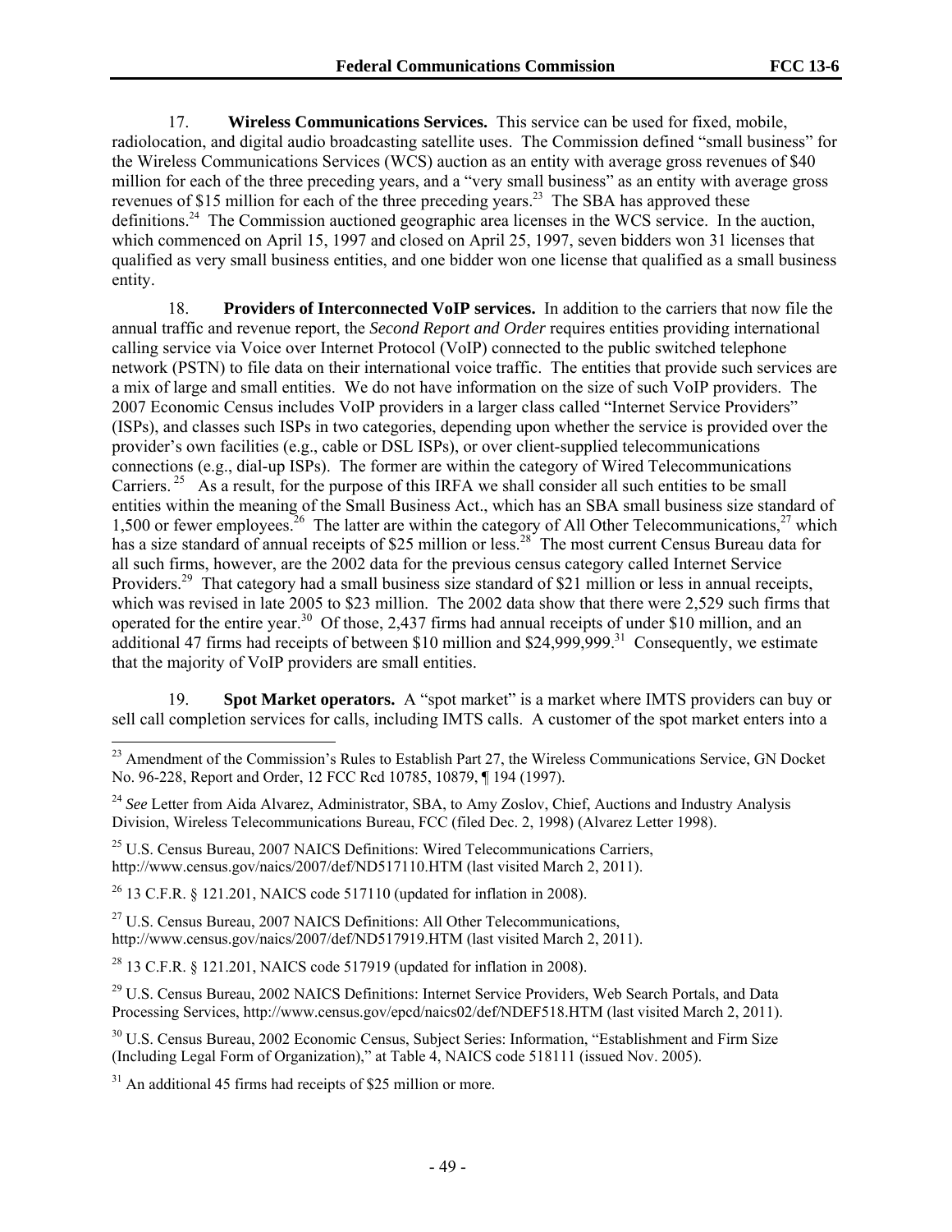17. **Wireless Communications Services.** This service can be used for fixed, mobile, radiolocation, and digital audio broadcasting satellite uses. The Commission defined "small business" for the Wireless Communications Services (WCS) auction as an entity with average gross revenues of $40 million for each of the three preceding years, and a "very small business" as an entity with average gross revenues of $15 million for each of the three preceding years.[23] The SBA has approved these definitions.[24] The Commission auctioned geographic area licenses in the WCS service. In the auction, which commenced on April 15, 1997 and closed on April 25, 1997, seven bidders won 31 licenses that qualified as very small business entities, and one bidder won one license that qualified as a small business entity.

18. **Providers of Interconnected VoIP services.** In addition to the carriers that now file the annual traffic and revenue report, the *Second Report and Order* requires entities providing international calling service via Voice over Internet Protocol (VoIP) connected to the public switched telephone network (PSTN) to file data on their international voice traffic. The entities that provide such services are a mix of large and small entities. We do not have information on the size of such VoIP providers. The 2007 Economic Census includes VoIP providers in a larger class called "Internet Service Providers" (ISPs), and classes such ISPs in two categories, depending upon whether the service is provided over the provider's own facilities (e.g., cable or DSL ISPs), or over client-supplied telecommunications connections (e.g., dial-up ISPs). The former are within the category of Wired Telecommunications Carriers.[25] As a result, for the purpose of this IRFA we shall consider all such entities to be small entities within the meaning of the Small Business Act., which has an SBA small business size standard of 1,500 or fewer employees.[26] The latter are within the category of All Other Telecommunications,[27] which has a size standard of annual receipts of $25 million or less.[28] The most current Census Bureau data for all such firms, however, are the 2002 data for the previous census category called Internet Service Providers.[29] That category had a small business size standard of $21 million or less in annual receipts, which was revised in late 2005 to $23 million. The 2002 data show that there were 2,529 such firms that operated for the entire year.[30] Of those, 2,437 firms had annual receipts of under $10 million, and an additional 47 firms had receipts of between $10 million and $24,999,999.[31] Consequently, we estimate that the majority of VoIP providers are small entities.

19. **Spot Market operators.** A "spot market" is a market where IMTS providers can buy or sell call completion services for calls, including IMTS calls. A customer of the spot market enters into a

---

[23] Amendment of the Commission's Rules to Establish Part 27, the Wireless Communications Service, GN Docket No. 96-228, Report and Order, 12 FCC Rcd 10785, 10879, ¶ 194 (1997).

[24] *See* Letter from Aida Alvarez, Administrator, SBA, to Amy Zoslov, Chief, Auctions and Industry Analysis Division, Wireless Telecommunications Bureau, FCC (filed Dec. 2, 1998) (Alvarez Letter 1998).

[25] U.S. Census Bureau, 2007 NAICS Definitions: Wired Telecommunications Carriers, http://www.census.gov/naics/2007/def/ND517110.HTM (last visited March 2, 2011).

[26] 13 C.F.R. § 121.201, NAICS code 517110 (updated for inflation in 2008).

[27] U.S. Census Bureau, 2007 NAICS Definitions: All Other Telecommunications, http://www.census.gov/naics/2007/def/ND517919.HTM (last visited March 2, 2011).

[28] 13 C.F.R. § 121.201, NAICS code 517919 (updated for inflation in 2008).

[29] U.S. Census Bureau, 2002 NAICS Definitions: Internet Service Providers, Web Search Portals, and Data Processing Services, http://www.census.gov/epcd/naics02/def/NDEF518.HTM (last visited March 2, 2011).

[30] U.S. Census Bureau, 2002 Economic Census, Subject Series: Information, "Establishment and Firm Size (Including Legal Form of Organization)," at Table 4, NAICS code 518111 (issued Nov. 2005).

[31] An additional 45 firms had receipts of $25 million or more.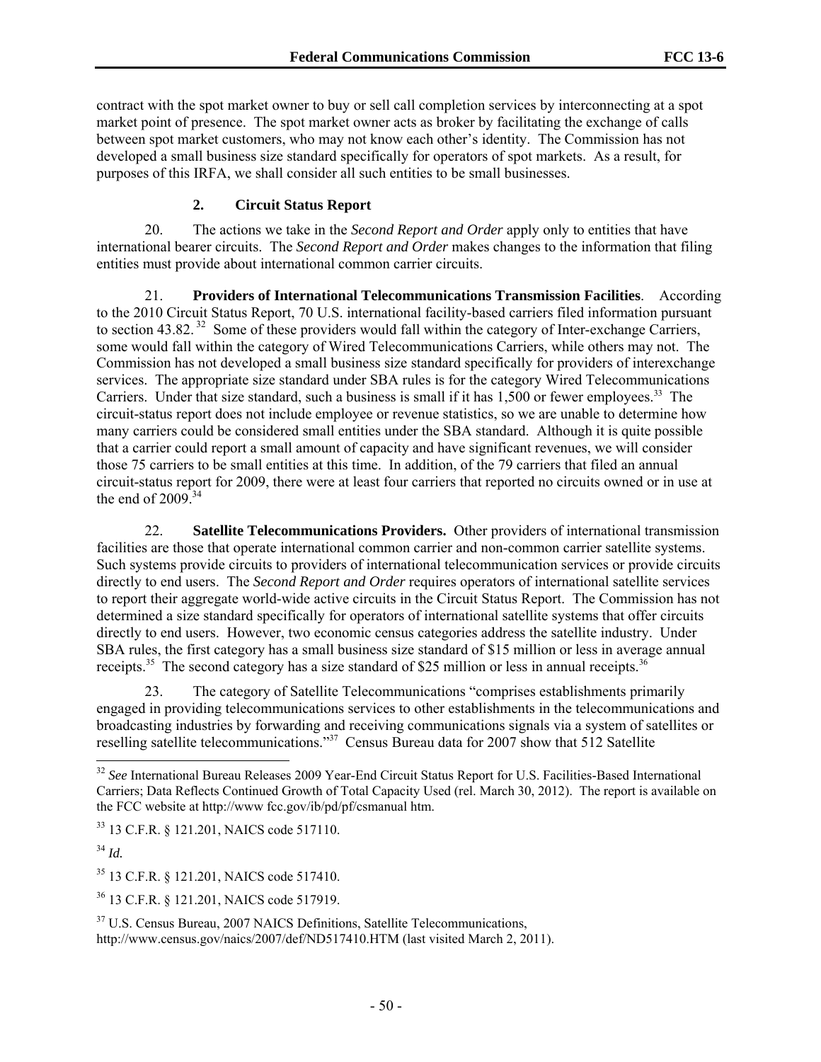contract with the spot market owner to buy or sell call completion services by interconnecting at a spot market point of presence. The spot market owner acts as broker by facilitating the exchange of calls between spot market customers, who may not know each other's identity. The Commission has not developed a small business size standard specifically for operators of spot markets. As a result, for purposes of this IRFA, we shall consider all such entities to be small businesses.

### 2. Circuit Status Report

20. The actions we take in the *Second Report and Order* apply only to entities that have international bearer circuits. The *Second Report and Order* makes changes to the information that filing entities must provide about international common carrier circuits.

21. **Providers of International Telecommunications Transmission Facilities**. According to the 2010 Circuit Status Report, 70 U.S. international facility-based carriers filed information pursuant to section 43.82.[32] Some of these providers would fall within the category of Inter-exchange Carriers, some would fall within the category of Wired Telecommunications Carriers, while others may not. The Commission has not developed a small business size standard specifically for providers of interexchange services. The appropriate size standard under SBA rules is for the category Wired Telecommunications Carriers. Under that size standard, such a business is small if it has 1,500 or fewer employees.[33] The circuit-status report does not include employee or revenue statistics, so we are unable to determine how many carriers could be considered small entities under the SBA standard. Although it is quite possible that a carrier could report a small amount of capacity and have significant revenues, we will consider those 75 carriers to be small entities at this time. In addition, of the 79 carriers that filed an annual circuit-status report for 2009, there were at least four carriers that reported no circuits owned or in use at the end of 2009.[34]

22. **Satellite Telecommunications Providers.** Other providers of international transmission facilities are those that operate international common carrier and non-common carrier satellite systems. Such systems provide circuits to providers of international telecommunication services or provide circuits directly to end users. The *Second Report and Order* requires operators of international satellite services to report their aggregate world-wide active circuits in the Circuit Status Report. The Commission has not determined a size standard specifically for operators of international satellite systems that offer circuits directly to end users. However, two economic census categories address the satellite industry. Under SBA rules, the first category has a small business size standard of \$15 million or less in average annual receipts.[35] The second category has a size standard of \$25 million or less in annual receipts.[36]

23. The category of Satellite Telecommunications "comprises establishments primarily engaged in providing telecommunications services to other establishments in the telecommunications and broadcasting industries by forwarding and receiving communications signals via a system of satellites or reselling satellite telecommunications."[37] Census Bureau data for 2007 show that 512 Satellite

---

[32] *See* International Bureau Releases 2009 Year-End Circuit Status Report for U.S. Facilities-Based International Carriers; Data Reflects Continued Growth of Total Capacity Used (rel. March 30, 2012). The report is available on the FCC website at http://www fcc.gov/ib/pd/pf/csmanual htm.

[33] 13 C.F.R. § 121.201, NAICS code 517110.

[34] *Id.*

[35] 13 C.F.R. § 121.201, NAICS code 517410.

[36] 13 C.F.R. § 121.201, NAICS code 517919.

[37] U.S. Census Bureau, 2007 NAICS Definitions, Satellite Telecommunications, http://www.census.gov/naics/2007/def/ND517410.HTM (last visited March 2, 2011).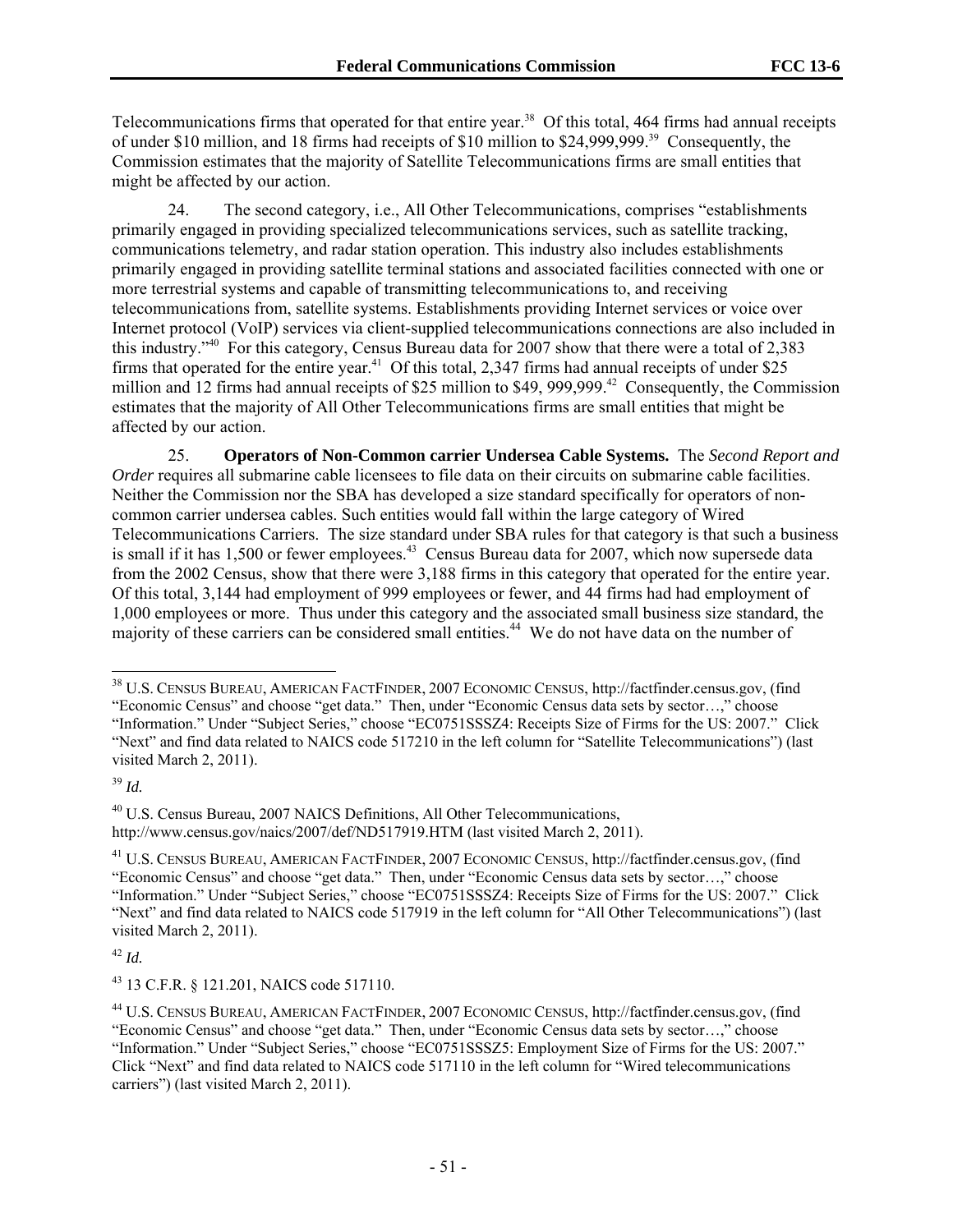Telecommunications firms that operated for that entire year.[38] Of this total, 464 firms had annual receipts of under $10 million, and 18 firms had receipts of $10 million to $24,999,999.[39] Consequently, the Commission estimates that the majority of Satellite Telecommunications firms are small entities that might be affected by our action.

24. The second category, i.e., All Other Telecommunications, comprises "establishments primarily engaged in providing specialized telecommunications services, such as satellite tracking, communications telemetry, and radar station operation. This industry also includes establishments primarily engaged in providing satellite terminal stations and associated facilities connected with one or more terrestrial systems and capable of transmitting telecommunications to, and receiving telecommunications from, satellite systems. Establishments providing Internet services or voice over Internet protocol (VoIP) services via client-supplied telecommunications connections are also included in this industry."[40] For this category, Census Bureau data for 2007 show that there were a total of 2,383 firms that operated for the entire year.[41] Of this total, 2,347 firms had annual receipts of under $25 million and 12 firms had annual receipts of $25 million to $49, 999,999.[42] Consequently, the Commission estimates that the majority of All Other Telecommunications firms are small entities that might be affected by our action.

25. **Operators of Non-Common carrier Undersea Cable Systems.** The *Second Report and Order* requires all submarine cable licensees to file data on their circuits on submarine cable facilities. Neither the Commission nor the SBA has developed a size standard specifically for operators of non-common carrier undersea cables. Such entities would fall within the large category of Wired Telecommunications Carriers. The size standard under SBA rules for that category is that such a business is small if it has 1,500 or fewer employees.[43] Census Bureau data for 2007, which now supersede data from the 2002 Census, show that there were 3,188 firms in this category that operated for the entire year. Of this total, 3,144 had employment of 999 employees or fewer, and 44 firms had had employment of 1,000 employees or more. Thus under this category and the associated small business size standard, the majority of these carriers can be considered small entities.[44] We do not have data on the number of

---

[38] U.S. CENSUS BUREAU, AMERICAN FACTFINDER, 2007 ECONOMIC CENSUS, http://factfinder.census.gov, (find "Economic Census" and choose "get data." Then, under "Economic Census data sets by sector…," choose "Information." Under "Subject Series," choose "EC0751SSSZ4: Receipts Size of Firms for the US: 2007." Click "Next" and find data related to NAICS code 517210 in the left column for "Satellite Telecommunications") (last visited March 2, 2011).

[39] *Id.*

[40] U.S. Census Bureau, 2007 NAICS Definitions, All Other Telecommunications, http://www.census.gov/naics/2007/def/ND517919.HTM (last visited March 2, 2011).

[41] U.S. CENSUS BUREAU, AMERICAN FACTFINDER, 2007 ECONOMIC CENSUS, http://factfinder.census.gov, (find "Economic Census" and choose "get data." Then, under "Economic Census data sets by sector…," choose "Information." Under "Subject Series," choose "EC0751SSSZ4: Receipts Size of Firms for the US: 2007." Click "Next" and find data related to NAICS code 517919 in the left column for "All Other Telecommunications") (last visited March 2, 2011).

[42] *Id.*

[43] 13 C.F.R. § 121.201, NAICS code 517110.

[44] U.S. CENSUS BUREAU, AMERICAN FACTFINDER, 2007 ECONOMIC CENSUS, http://factfinder.census.gov, (find "Economic Census" and choose "get data." Then, under "Economic Census data sets by sector…," choose "Information." Under "Subject Series," choose "EC0751SSSZ5: Employment Size of Firms for the US: 2007." Click "Next" and find data related to NAICS code 517110 in the left column for "Wired telecommunications carriers") (last visited March 2, 2011).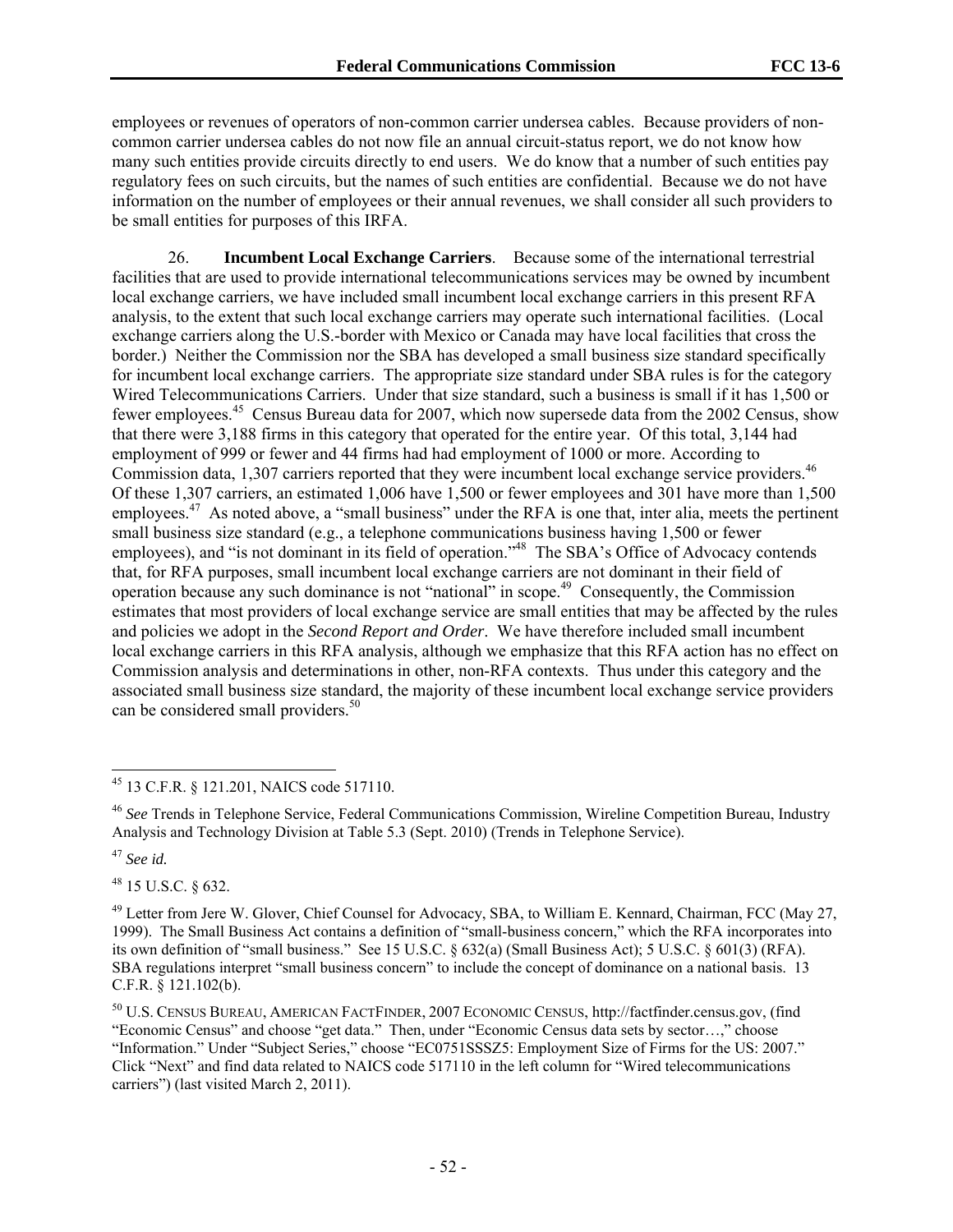employees or revenues of operators of non-common carrier undersea cables. Because providers of non-common carrier undersea cables do not now file an annual circuit-status report, we do not know how many such entities provide circuits directly to end users. We do know that a number of such entities pay regulatory fees on such circuits, but the names of such entities are confidential. Because we do not have information on the number of employees or their annual revenues, we shall consider all such providers to be small entities for purposes of this IRFA.

26. **Incumbent Local Exchange Carriers**. Because some of the international terrestrial facilities that are used to provide international telecommunications services may be owned by incumbent local exchange carriers, we have included small incumbent local exchange carriers in this present RFA analysis, to the extent that such local exchange carriers may operate such international facilities. (Local exchange carriers along the U.S.-border with Mexico or Canada may have local facilities that cross the border.) Neither the Commission nor the SBA has developed a small business size standard specifically for incumbent local exchange carriers. The appropriate size standard under SBA rules is for the category Wired Telecommunications Carriers. Under that size standard, such a business is small if it has 1,500 or fewer employees.[45] Census Bureau data for 2007, which now supersede data from the 2002 Census, show that there were 3,188 firms in this category that operated for the entire year. Of this total, 3,144 had employment of 999 or fewer and 44 firms had had employment of 1000 or more. According to Commission data, 1,307 carriers reported that they were incumbent local exchange service providers.[46] Of these 1,307 carriers, an estimated 1,006 have 1,500 or fewer employees and 301 have more than 1,500 employees.[47] As noted above, a "small business" under the RFA is one that, inter alia, meets the pertinent small business size standard (e.g., a telephone communications business having 1,500 or fewer employees), and "is not dominant in its field of operation."[48] The SBA's Office of Advocacy contends that, for RFA purposes, small incumbent local exchange carriers are not dominant in their field of operation because any such dominance is not "national" in scope.[49] Consequently, the Commission estimates that most providers of local exchange service are small entities that may be affected by the rules and policies we adopt in the *Second Report and Order*. We have therefore included small incumbent local exchange carriers in this RFA analysis, although we emphasize that this RFA action has no effect on Commission analysis and determinations in other, non-RFA contexts. Thus under this category and the associated small business size standard, the majority of these incumbent local exchange service providers can be considered small providers.[50]

---

[45] 13 C.F.R. § 121.201, NAICS code 517110.

[46] *See* Trends in Telephone Service, Federal Communications Commission, Wireline Competition Bureau, Industry Analysis and Technology Division at Table 5.3 (Sept. 2010) (Trends in Telephone Service).

[47] *See id.*

[48] 15 U.S.C. § 632.

[49] Letter from Jere W. Glover, Chief Counsel for Advocacy, SBA, to William E. Kennard, Chairman, FCC (May 27, 1999). The Small Business Act contains a definition of "small-business concern," which the RFA incorporates into its own definition of "small business." See 15 U.S.C. § 632(a) (Small Business Act); 5 U.S.C. § 601(3) (RFA). SBA regulations interpret "small business concern" to include the concept of dominance on a national basis. 13 C.F.R. § 121.102(b).

[50] U.S. CENSUS BUREAU, AMERICAN FACTFINDER, 2007 ECONOMIC CENSUS, http://factfinder.census.gov, (find "Economic Census" and choose "get data." Then, under "Economic Census data sets by sector…," choose "Information." Under "Subject Series," choose "EC0751SSSZ5: Employment Size of Firms for the US: 2007." Click "Next" and find data related to NAICS code 517110 in the left column for "Wired telecommunications carriers") (last visited March 2, 2011).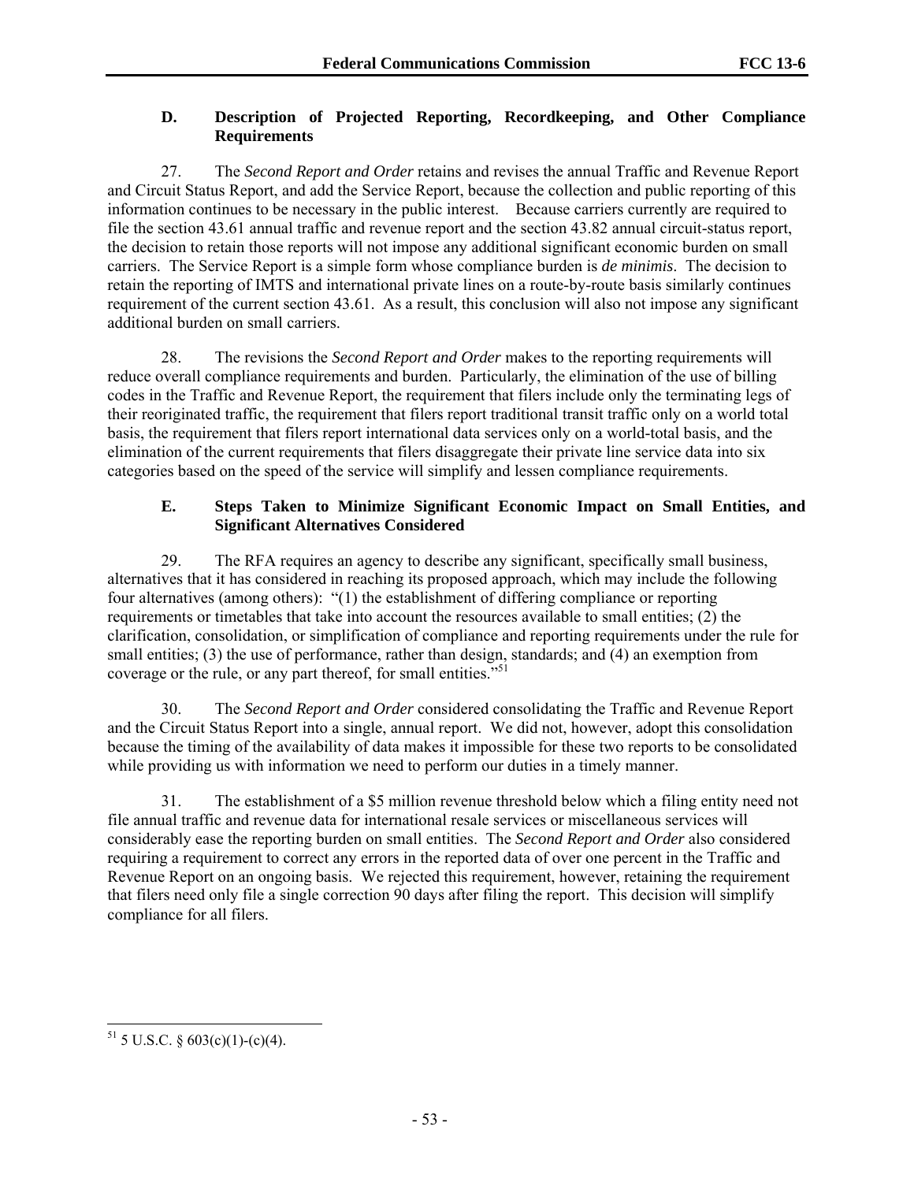### D. Description of Projected Reporting, Recordkeeping, and Other Compliance Requirements

27. The *Second Report and Order* retains and revises the annual Traffic and Revenue Report and Circuit Status Report, and add the Service Report, because the collection and public reporting of this information continues to be necessary in the public interest. Because carriers currently are required to file the section 43.61 annual traffic and revenue report and the section 43.82 annual circuit-status report, the decision to retain those reports will not impose any additional significant economic burden on small carriers. The Service Report is a simple form whose compliance burden is *de minimis*. The decision to retain the reporting of IMTS and international private lines on a route-by-route basis similarly continues requirement of the current section 43.61. As a result, this conclusion will also not impose any significant additional burden on small carriers.

28. The revisions the *Second Report and Order* makes to the reporting requirements will reduce overall compliance requirements and burden. Particularly, the elimination of the use of billing codes in the Traffic and Revenue Report, the requirement that filers include only the terminating legs of their reoriginated traffic, the requirement that filers report traditional transit traffic only on a world total basis, the requirement that filers report international data services only on a world-total basis, and the elimination of the current requirements that filers disaggregate their private line service data into six categories based on the speed of the service will simplify and lessen compliance requirements.

### E. Steps Taken to Minimize Significant Economic Impact on Small Entities, and Significant Alternatives Considered

29. The RFA requires an agency to describe any significant, specifically small business, alternatives that it has considered in reaching its proposed approach, which may include the following four alternatives (among others): "(1) the establishment of differing compliance or reporting requirements or timetables that take into account the resources available to small entities; (2) the clarification, consolidation, or simplification of compliance and reporting requirements under the rule for small entities; (3) the use of performance, rather than design, standards; and (4) an exemption from coverage or the rule, or any part thereof, for small entities."[51]

30. The *Second Report and Order* considered consolidating the Traffic and Revenue Report and the Circuit Status Report into a single, annual report. We did not, however, adopt this consolidation because the timing of the availability of data makes it impossible for these two reports to be consolidated while providing us with information we need to perform our duties in a timely manner.

31. The establishment of a \$5 million revenue threshold below which a filing entity need not file annual traffic and revenue data for international resale services or miscellaneous services will considerably ease the reporting burden on small entities. The *Second Report and Order* also considered requiring a requirement to correct any errors in the reported data of over one percent in the Traffic and Revenue Report on an ongoing basis. We rejected this requirement, however, retaining the requirement that filers need only file a single correction 90 days after filing the report. This decision will simplify compliance for all filers.

---

[51] 5 U.S.C. § 603(c)(1)-(c)(4).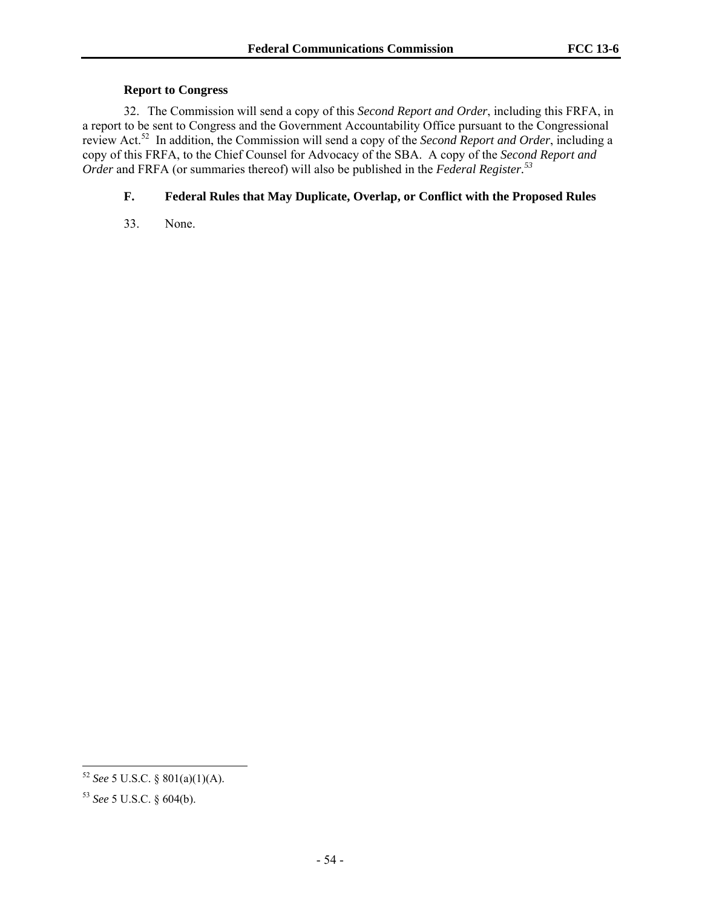### Report to Congress

32. The Commission will send a copy of this *Second Report and Order*, including this FRFA, in a report to be sent to Congress and the Government Accountability Office pursuant to the Congressional review Act.[52] In addition, the Commission will send a copy of the *Second Report and Order*, including a copy of this FRFA, to the Chief Counsel for Advocacy of the SBA. A copy of the *Second Report and Order* and FRFA (or summaries thereof) will also be published in the *Federal Register.*[53]

### F. Federal Rules that May Duplicate, Overlap, or Conflict with the Proposed Rules

33. None.

---

[52] *See* 5 U.S.C. § 801(a)(1)(A).

[53] *See* 5 U.S.C. § 604(b).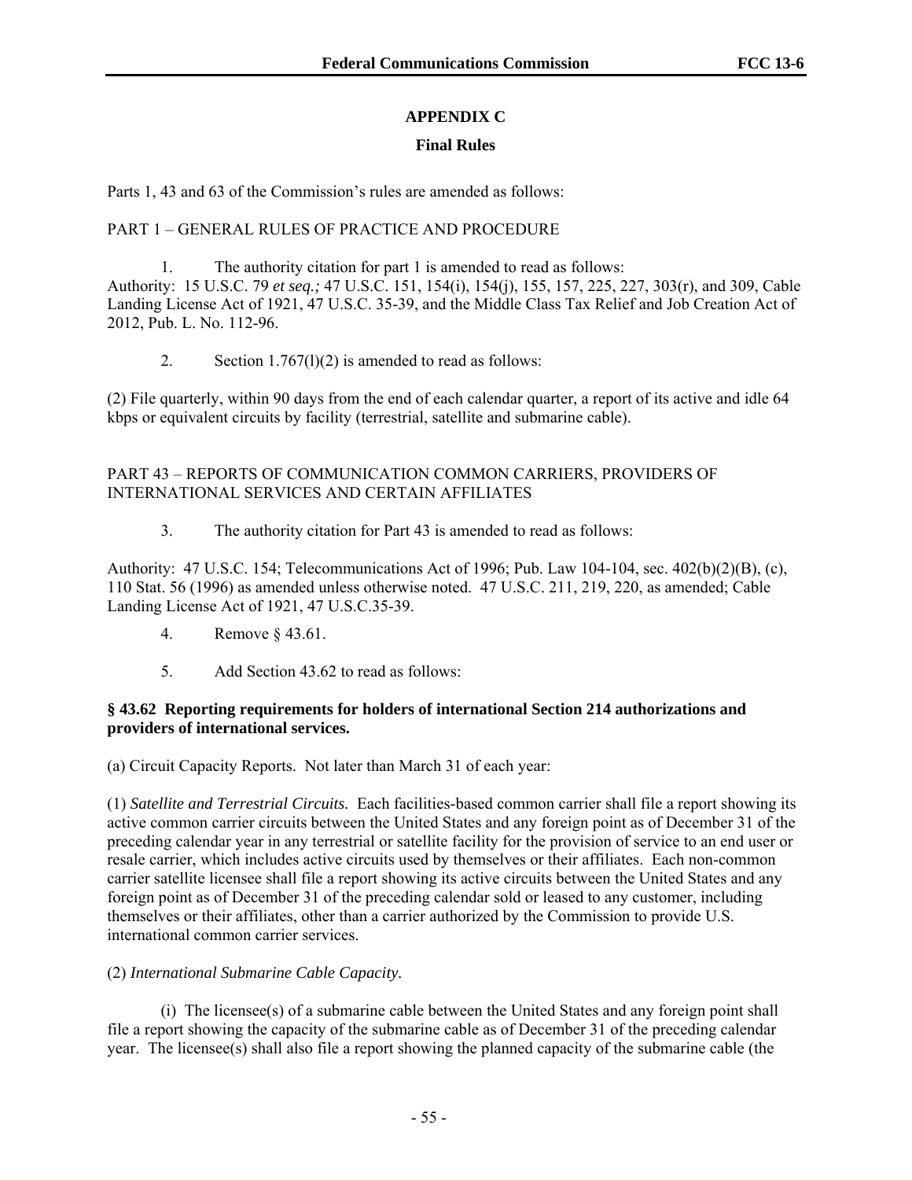## APPENDIX C

### Final Rules

Parts 1, 43 and 63 of the Commission's rules are amended as follows:

PART 1 – GENERAL RULES OF PRACTICE AND PROCEDURE

1. The authority citation for part 1 is amended to read as follows:

Authority: 15 U.S.C. 79 *et seq.;* 47 U.S.C. 151, 154(i), 154(j), 155, 157, 225, 227, 303(r), and 309, Cable Landing License Act of 1921, 47 U.S.C. 35-39, and the Middle Class Tax Relief and Job Creation Act of 2012, Pub. L. No. 112-96.

2. Section 1.767(l)(2) is amended to read as follows:

(2) File quarterly, within 90 days from the end of each calendar quarter, a report of its active and idle 64 kbps or equivalent circuits by facility (terrestrial, satellite and submarine cable).

PART 43 – REPORTS OF COMMUNICATION COMMON CARRIERS, PROVIDERS OF INTERNATIONAL SERVICES AND CERTAIN AFFILIATES

3. The authority citation for Part 43 is amended to read as follows:

Authority: 47 U.S.C. 154; Telecommunications Act of 1996; Pub. Law 104-104, sec. 402(b)(2)(B), (c), 110 Stat. 56 (1996) as amended unless otherwise noted. 47 U.S.C. 211, 219, 220, as amended; Cable Landing License Act of 1921, 47 U.S.C.35-39.

4. Remove § 43.61.

5. Add Section 43.62 to read as follows:

**§ 43.62 Reporting requirements for holders of international Section 214 authorizations and providers of international services.**

(a) Circuit Capacity Reports. Not later than March 31 of each year:

(1) *Satellite and Terrestrial Circuits.* Each facilities-based common carrier shall file a report showing its active common carrier circuits between the United States and any foreign point as of December 31 of the preceding calendar year in any terrestrial or satellite facility for the provision of service to an end user or resale carrier, which includes active circuits used by themselves or their affiliates. Each non-common carrier satellite licensee shall file a report showing its active circuits between the United States and any foreign point as of December 31 of the preceding calendar sold or leased to any customer, including themselves or their affiliates, other than a carrier authorized by the Commission to provide U.S. international common carrier services.

(2) *International Submarine Cable Capacity.*

(i) The licensee(s) of a submarine cable between the United States and any foreign point shall file a report showing the capacity of the submarine cable as of December 31 of the preceding calendar year. The licensee(s) shall also file a report showing the planned capacity of the submarine cable (the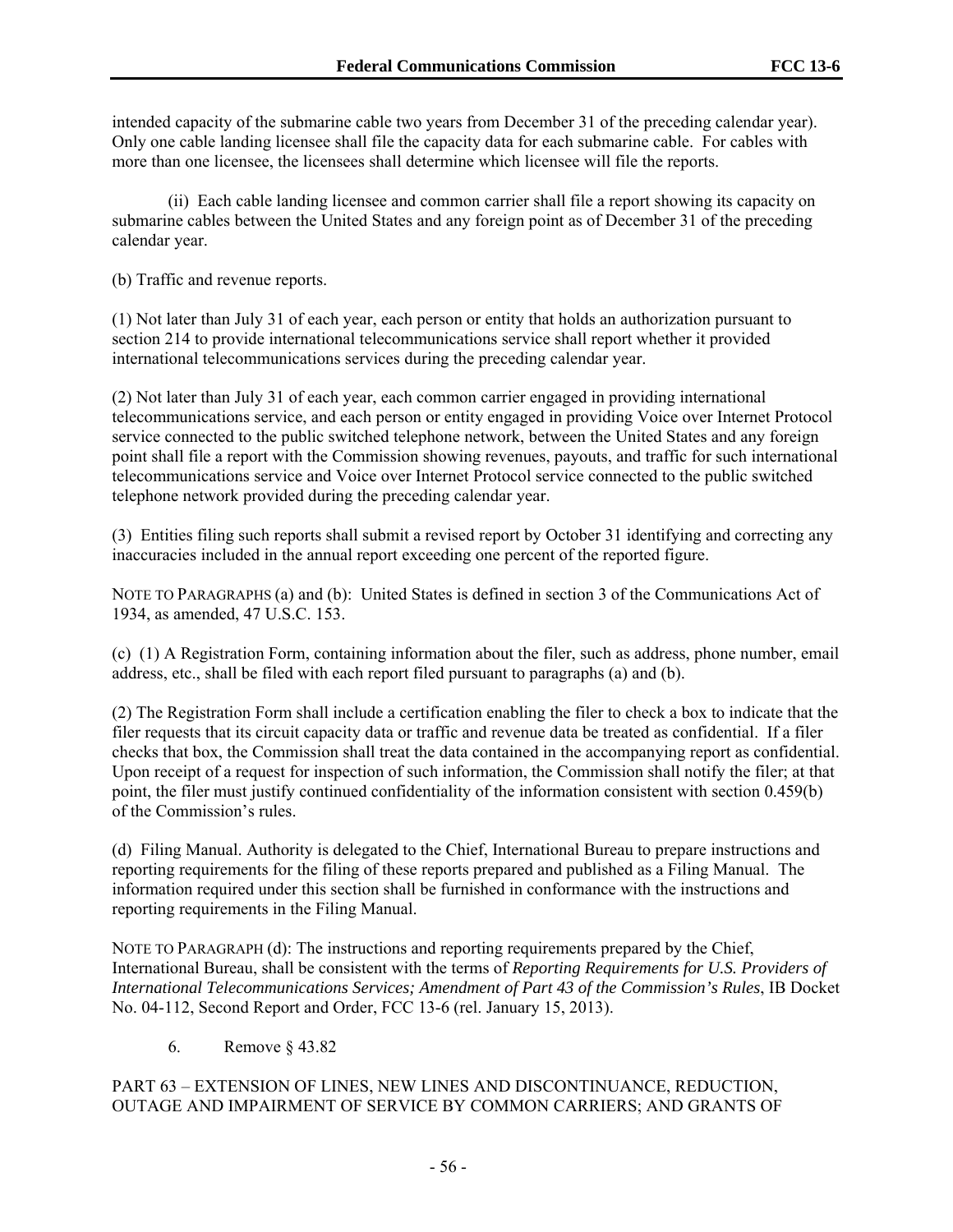intended capacity of the submarine cable two years from December 31 of the preceding calendar year). Only one cable landing licensee shall file the capacity data for each submarine cable. For cables with more than one licensee, the licensees shall determine which licensee will file the reports.

(ii) Each cable landing licensee and common carrier shall file a report showing its capacity on submarine cables between the United States and any foreign point as of December 31 of the preceding calendar year.

(b) Traffic and revenue reports.

(1) Not later than July 31 of each year, each person or entity that holds an authorization pursuant to section 214 to provide international telecommunications service shall report whether it provided international telecommunications services during the preceding calendar year.

(2) Not later than July 31 of each year, each common carrier engaged in providing international telecommunications service, and each person or entity engaged in providing Voice over Internet Protocol service connected to the public switched telephone network, between the United States and any foreign point shall file a report with the Commission showing revenues, payouts, and traffic for such international telecommunications service and Voice over Internet Protocol service connected to the public switched telephone network provided during the preceding calendar year.

(3) Entities filing such reports shall submit a revised report by October 31 identifying and correcting any inaccuracies included in the annual report exceeding one percent of the reported figure.

NOTE TO PARAGRAPHS (a) and (b): United States is defined in section 3 of the Communications Act of 1934, as amended, 47 U.S.C. 153.

(c) (1) A Registration Form, containing information about the filer, such as address, phone number, email address, etc., shall be filed with each report filed pursuant to paragraphs (a) and (b).

(2) The Registration Form shall include a certification enabling the filer to check a box to indicate that the filer requests that its circuit capacity data or traffic and revenue data be treated as confidential. If a filer checks that box, the Commission shall treat the data contained in the accompanying report as confidential. Upon receipt of a request for inspection of such information, the Commission shall notify the filer; at that point, the filer must justify continued confidentiality of the information consistent with section 0.459(b) of the Commission's rules.

(d) Filing Manual. Authority is delegated to the Chief, International Bureau to prepare instructions and reporting requirements for the filing of these reports prepared and published as a Filing Manual. The information required under this section shall be furnished in conformance with the instructions and reporting requirements in the Filing Manual.

NOTE TO PARAGRAPH (d): The instructions and reporting requirements prepared by the Chief, International Bureau, shall be consistent with the terms of *Reporting Requirements for U.S. Providers of International Telecommunications Services; Amendment of Part 43 of the Commission's Rules*, IB Docket No. 04-112, Second Report and Order, FCC 13-6 (rel. January 15, 2013).

6. Remove § 43.82

PART 63 – EXTENSION OF LINES, NEW LINES AND DISCONTINUANCE, REDUCTION, OUTAGE AND IMPAIRMENT OF SERVICE BY COMMON CARRIERS; AND GRANTS OF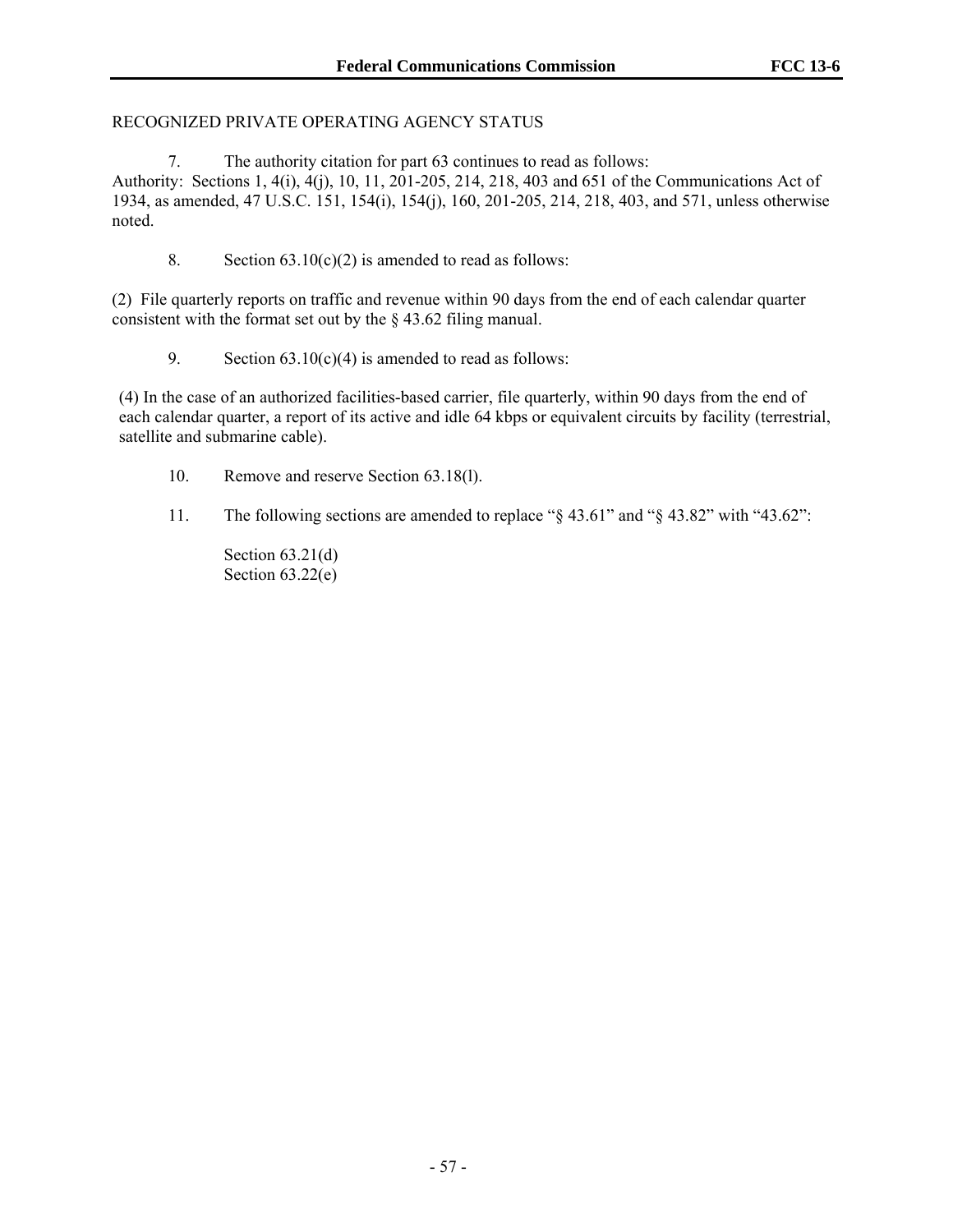RECOGNIZED PRIVATE OPERATING AGENCY STATUS

7. The authority citation for part 63 continues to read as follows:

Authority: Sections 1, 4(i), 4(j), 10, 11, 201-205, 214, 218, 403 and 651 of the Communications Act of 1934, as amended, 47 U.S.C. 151, 154(i), 154(j), 160, 201-205, 214, 218, 403, and 571, unless otherwise noted.

8. Section 63.10(c)(2) is amended to read as follows:

(2) File quarterly reports on traffic and revenue within 90 days from the end of each calendar quarter consistent with the format set out by the § 43.62 filing manual.

9. Section 63.10(c)(4) is amended to read as follows:

(4) In the case of an authorized facilities-based carrier, file quarterly, within 90 days from the end of each calendar quarter, a report of its active and idle 64 kbps or equivalent circuits by facility (terrestrial, satellite and submarine cable).

10. Remove and reserve Section 63.18(l).

11. The following sections are amended to replace "§ 43.61" and "§ 43.82" with "43.62":

Section 63.21(d)
Section 63.22(e)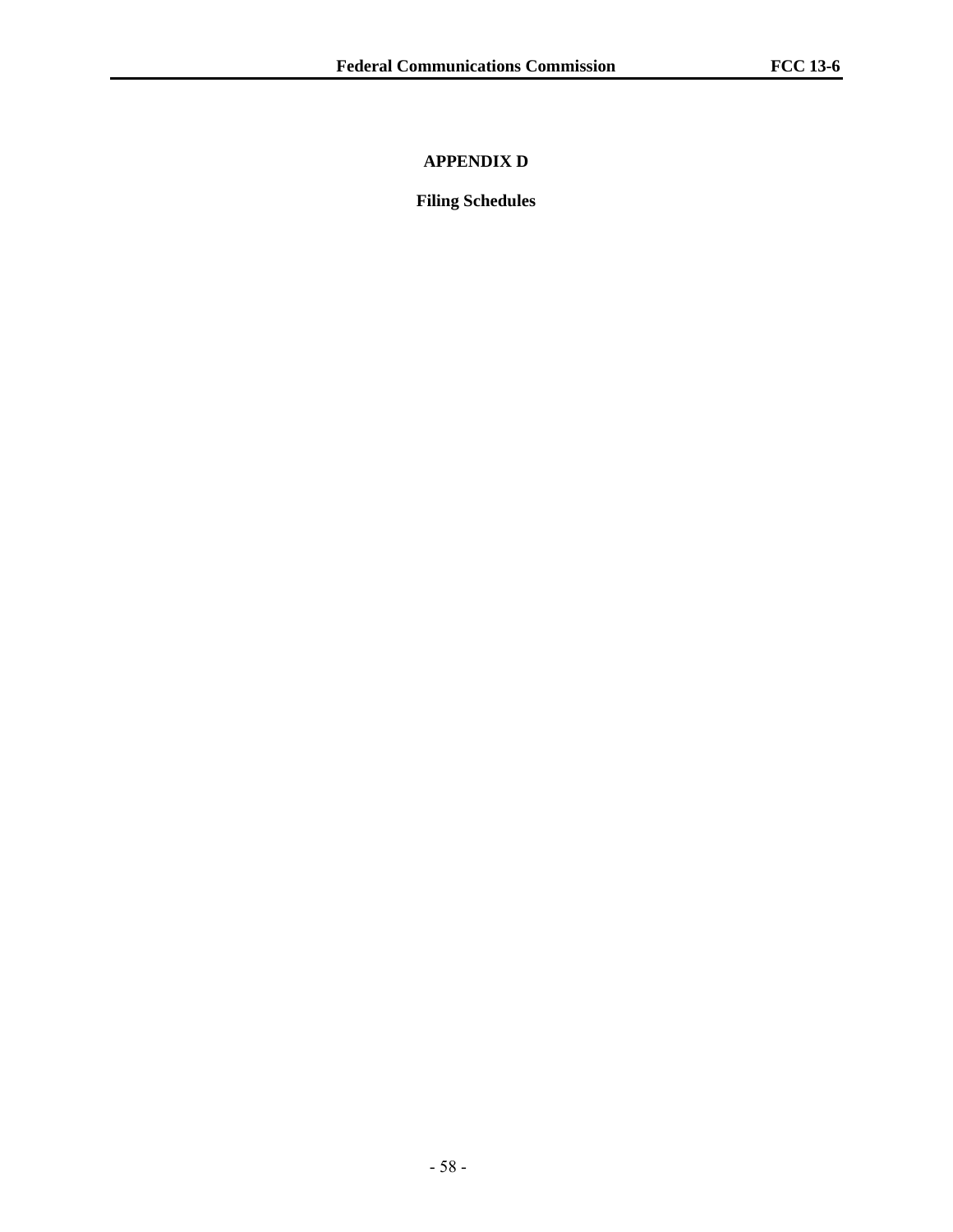# APPENDIX D

## Filing Schedules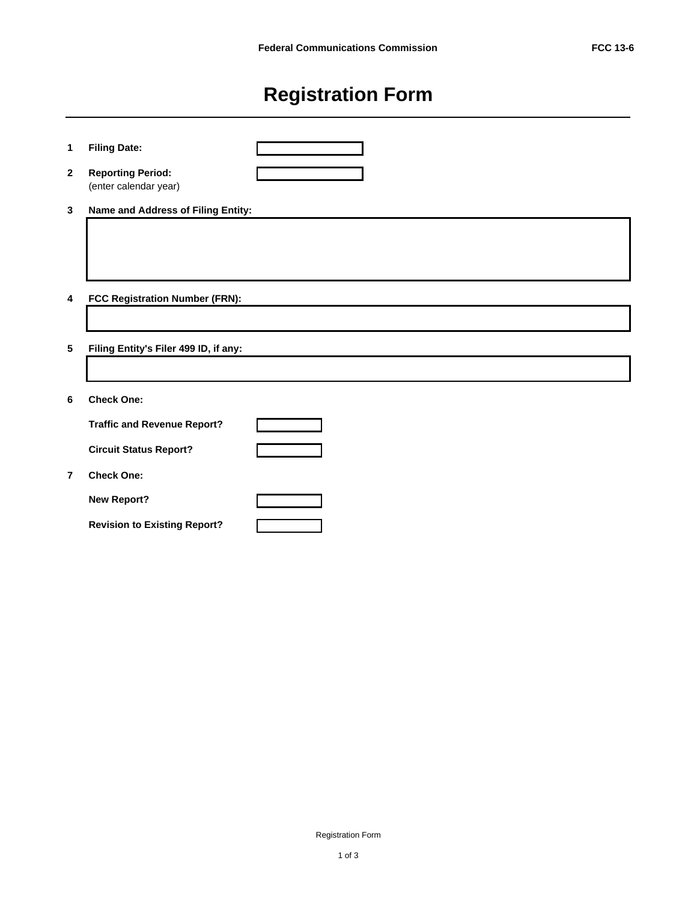# Registration Form

**1** **Filing Date:**

**2** **Reporting Period:**
(enter calendar year)

**3** **Name and Address of Filing Entity:**

**4** **FCC Registration Number (FRN):**

**5** **Filing Entity's Filer 499 ID, if any:**

**6** **Check One:**

**Traffic and Revenue Report?**

**Circuit Status Report?**

**7** **Check One:**

**New Report?**

**Revision to Existing Report?**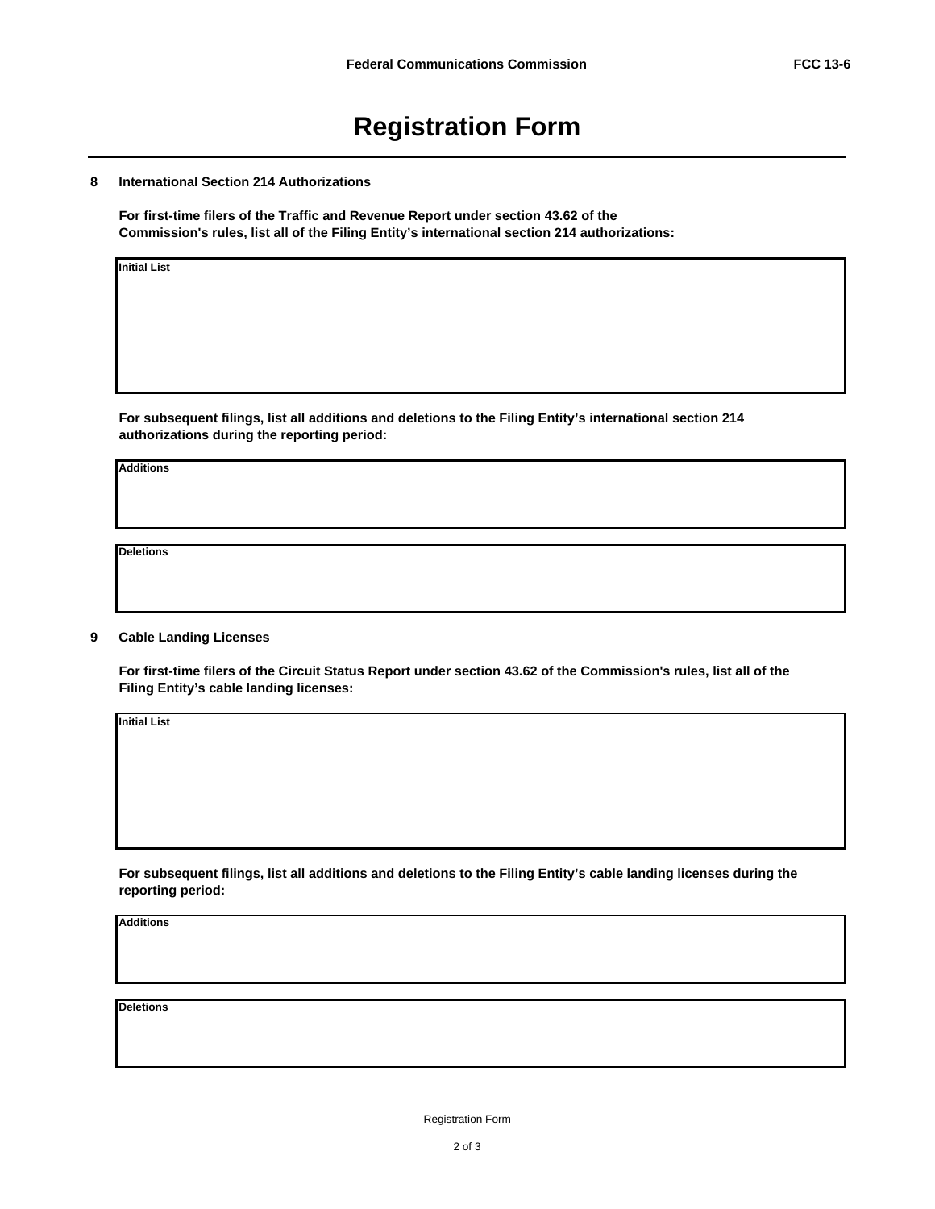# Registration Form

**8 International Section 214 Authorizations**

**For first-time filers of the Traffic and Revenue Report under section 43.62 of the Commission's rules, list all of the Filing Entity's international section 214 authorizations:**

| Initial List |
|---|
| |

**For subsequent filings, list all additions and deletions to the Filing Entity's international section 214 authorizations during the reporting period:**

| Additions |
|---|
| |

| Deletions |
|---|
| |

**9 Cable Landing Licenses**

**For first-time filers of the Circuit Status Report under section 43.62 of the Commission's rules, list all of the Filing Entity's cable landing licenses:**

| Initial List |
|---|
| |

**For subsequent filings, list all additions and deletions to the Filing Entity's cable landing licenses during the reporting period:**

| Additions |
|---|
| |

| Deletions |
|---|
| |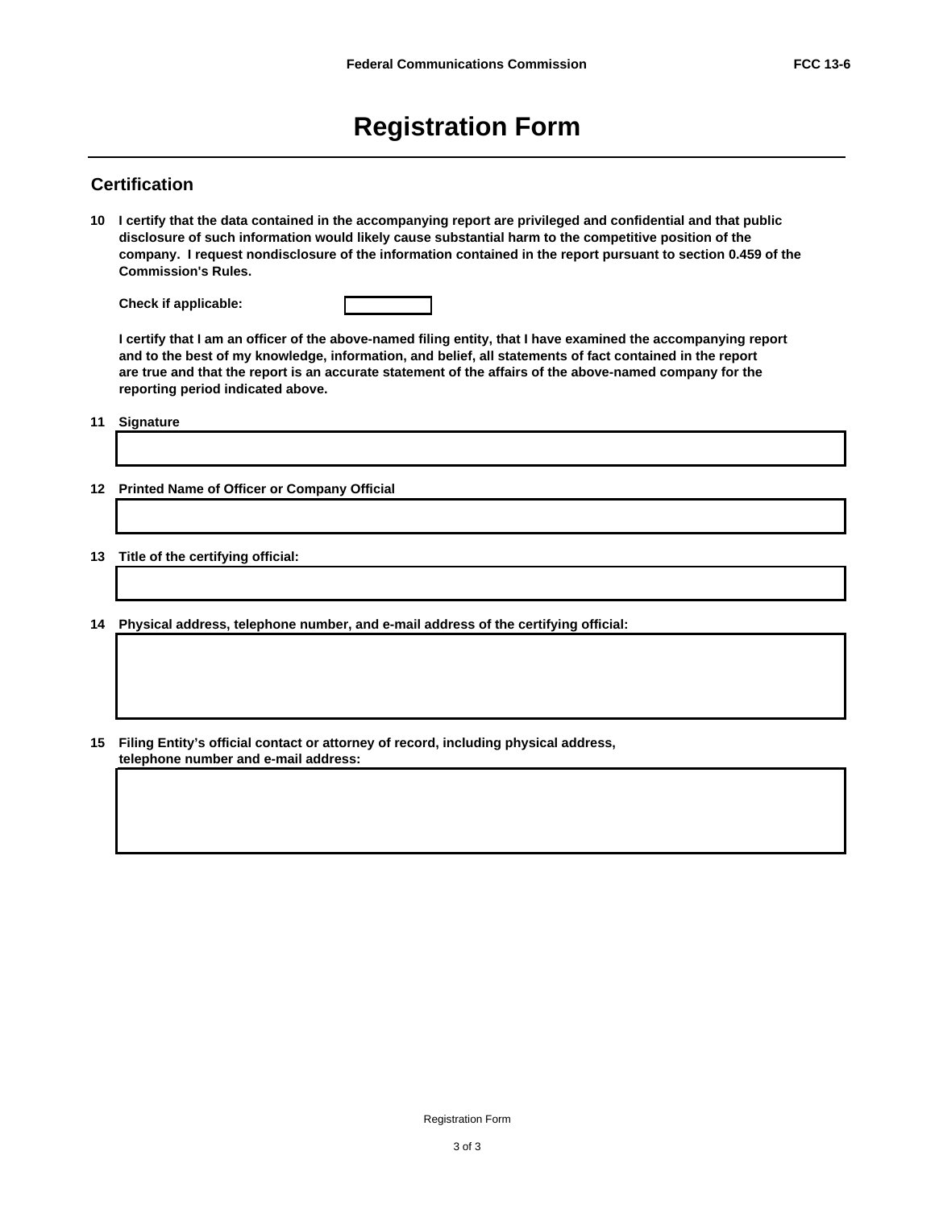# Registration Form

## Certification

**10** **I certify that the data contained in the accompanying report are privileged and confidential and that public disclosure of such information would likely cause substantial harm to the competitive position of the company. I request nondisclosure of the information contained in the report pursuant to section 0.459 of the Commission's Rules.**

**Check if applicable:** [ ]

**I certify that I am an officer of the above-named filing entity, that I have examined the accompanying report and to the best of my knowledge, information, and belief, all statements of fact contained in the report are true and that the report is an accurate statement of the affairs of the above-named company for the reporting period indicated above.**

**11** **Signature**

**12** **Printed Name of Officer or Company Official**

**13** **Title of the certifying official:**

**14** **Physical address, telephone number, and e-mail address of the certifying official:**

**15** **Filing Entity's official contact or attorney of record, including physical address, telephone number and e-mail address:**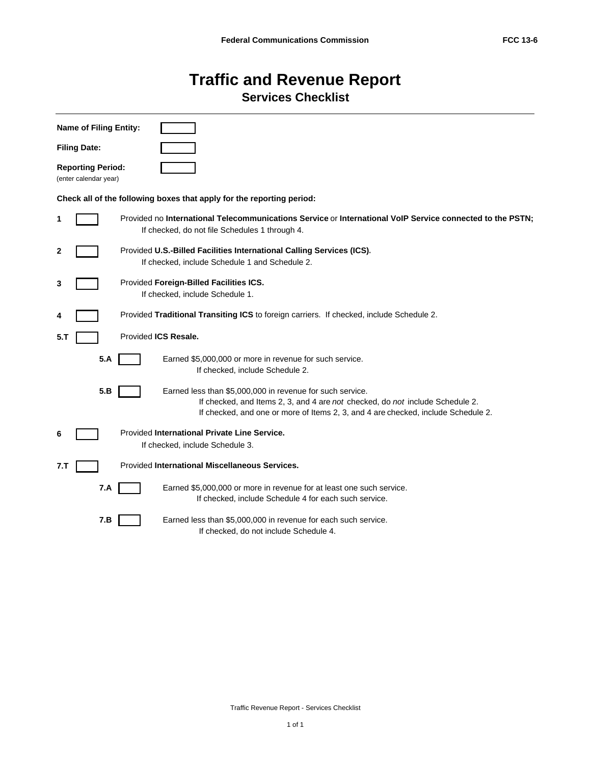# Traffic and Revenue Report

## Services Checklist

**Name of Filing Entity:** [ ]

**Filing Date:** [ ]

**Reporting Period:** [ ]
(enter calendar year)

**Check all of the following boxes that apply for the reporting period:**

**1** [ ] Provided no **International Telecommunications Service** or **International VoIP Service connected to the PSTN;**
If checked, do not file Schedules 1 through 4.

**2** [ ] Provided **U.S.-Billed Facilities International Calling Services (ICS).**
If checked, include Schedule 1 and Schedule 2.

**3** [ ] Provided **Foreign-Billed Facilities ICS.**
If checked, include Schedule 1.

**4** [ ] Provided **Traditional Transiting ICS** to foreign carriers. If checked, include Schedule 2.

**5.T** [ ] Provided **ICS Resale.**

- **5.A** [ ] Earned $5,000,000 or more in revenue for such service.
If checked, include Schedule 2.

- **5.B** [ ] Earned less than $5,000,000 in revenue for such service.
If checked, and Items 2, 3, and 4 are *not* checked, do *not* include Schedule 2.
If checked, and one or more of Items 2, 3, and 4 are checked, include Schedule 2.

**6** [ ] Provided **International Private Line Service.**
If checked, include Schedule 3.

**7.T** [ ] Provided **International Miscellaneous Services.**

- **7.A** [ ] Earned $5,000,000 or more in revenue for at least one such service.
If checked, include Schedule 4 for each such service.

- **7.B** [ ] Earned less than $5,000,000 in revenue for each such service.
If checked, do not include Schedule 4.

Traffic Revenue Report - Services Checklist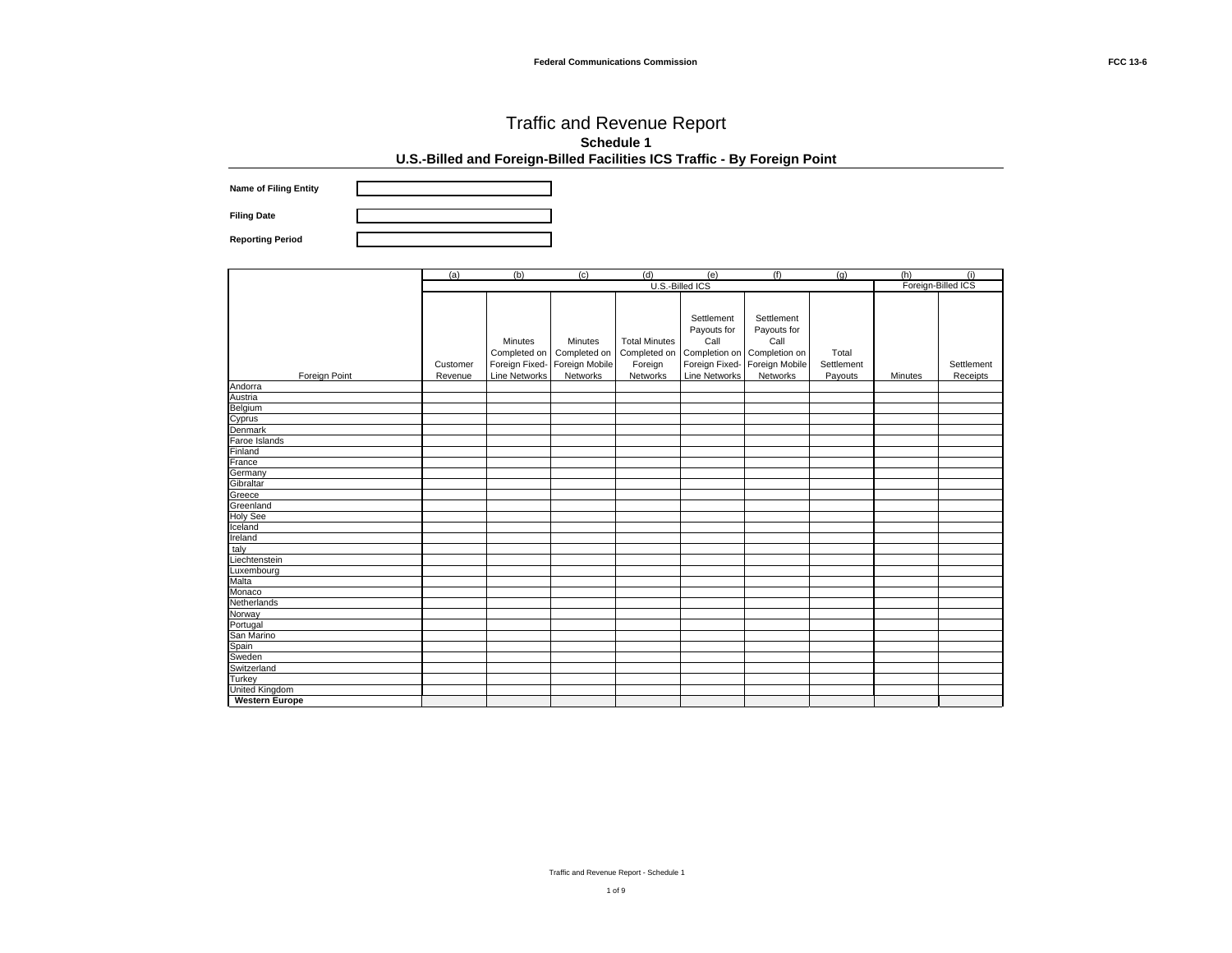# Traffic and Revenue Report

## Schedule 1

### U.S.-Billed and Foreign-Billed Facilities ICS Traffic - By Foreign Point

**Name of Filing Entity**

**Filing Date**

**Reporting Period**

| | (a) | (b) | (c) | (d) | (e) | (f) | (g) | (h) | (i) |
|---|---|---|---|---|---|---|---|---|---|
| | U.S.-Billed ICS | | | | | | | Foreign-Billed ICS | |
| Foreign Point | Customer Revenue | Minutes Completed on Foreign Fixed-Line Networks | Minutes Completed on Foreign Mobile Networks | Total Minutes Completed on Foreign Networks | Settlement Payouts for Call Completion on Foreign Fixed-Line Networks | Settlement Payouts for Call Completion on Foreign Mobile Networks | Total Settlement Payouts | Minutes | Settlement Receipts |
| Andorra | | | | | | | | | |
| Austria | | | | | | | | | |
| Belgium | | | | | | | | | |
| Cyprus | | | | | | | | | |
| Denmark | | | | | | | | | |
| Faroe Islands | | | | | | | | | |
| Finland | | | | | | | | | |
| France | | | | | | | | | |
| Germany | | | | | | | | | |
| Gibraltar | | | | | | | | | |
| Greece | | | | | | | | | |
| Greenland | | | | | | | | | |
| Holy See | | | | | | | | | |
| Iceland | | | | | | | | | |
| Ireland | | | | | | | | | |
| taly | | | | | | | | | |
| Liechtenstein | | | | | | | | | |
| Luxembourg | | | | | | | | | |
| Malta | | | | | | | | | |
| Monaco | | | | | | | | | |
| Netherlands | | | | | | | | | |
| Norway | | | | | | | | | |
| Portugal | | | | | | | | | |
| San Marino | | | | | | | | | |
| Spain | | | | | | | | | |
| Sweden | | | | | | | | | |
| Switzerland | | | | | | | | | |
| Turkey | | | | | | | | | |
| United Kingdom | | | | | | | | | |
| **Western Europe** | | | | | | | | | |

Traffic and Revenue Report - Schedule 1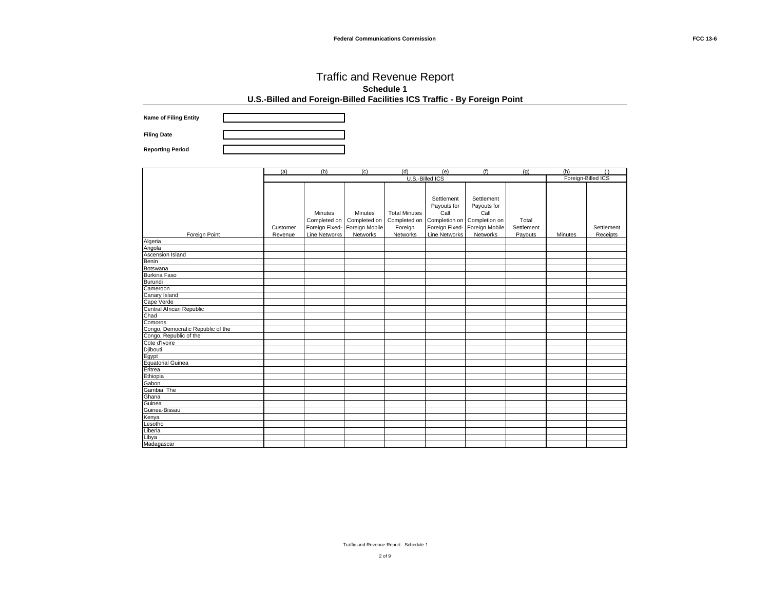# Traffic and Revenue Report

## Schedule 1

### U.S.-Billed and Foreign-Billed Facilities ICS Traffic - By Foreign Point

**Name of Filing Entity**

**Filing Date**

**Reporting Period**

| | (a) | (b) | (c) | (d) | (e) | (f) | (g) | (h) | (i) |
|---|---|---|---|---|---|---|---|---|---|
| | U.S.-Billed ICS | | | | | | | Foreign-Billed ICS | |
| Foreign Point | Customer Revenue | Minutes Completed on Foreign Fixed-Line Networks | Minutes Completed on Foreign Mobile Networks | Total Minutes Completed on Foreign Networks | Settlement Payouts for Call Completion on Foreign Fixed-Line Networks | Settlement Payouts for Call Completion on Foreign Mobile Networks | Total Settlement Payouts | Minutes | Settlement Receipts |
| Algeria | | | | | | | | | |
| Angola | | | | | | | | | |
| Ascension Island | | | | | | | | | |
| Benin | | | | | | | | | |
| Botswana | | | | | | | | | |
| Burkina Faso | | | | | | | | | |
| Burundi | | | | | | | | | |
| Cameroon | | | | | | | | | |
| Canary Island | | | | | | | | | |
| Cape Verde | | | | | | | | | |
| Central African Republic | | | | | | | | | |
| Chad | | | | | | | | | |
| Comoros | | | | | | | | | |
| Congo, Democratic Republic of the | | | | | | | | | |
| Congo, Republic of the | | | | | | | | | |
| Cote d'Ivoire | | | | | | | | | |
| Djibouti | | | | | | | | | |
| Egypt | | | | | | | | | |
| Equatorial Guinea | | | | | | | | | |
| Eritrea | | | | | | | | | |
| Ethiopia | | | | | | | | | |
| Gabon | | | | | | | | | |
| Gambia The | | | | | | | | | |
| Ghana | | | | | | | | | |
| Guinea | | | | | | | | | |
| Guinea-Bissau | | | | | | | | | |
| Kenya | | | | | | | | | |
| Lesotho | | | | | | | | | |
| Liberia | | | | | | | | | |
| Libya | | | | | | | | | |
| Madagascar | | | | | | | | | |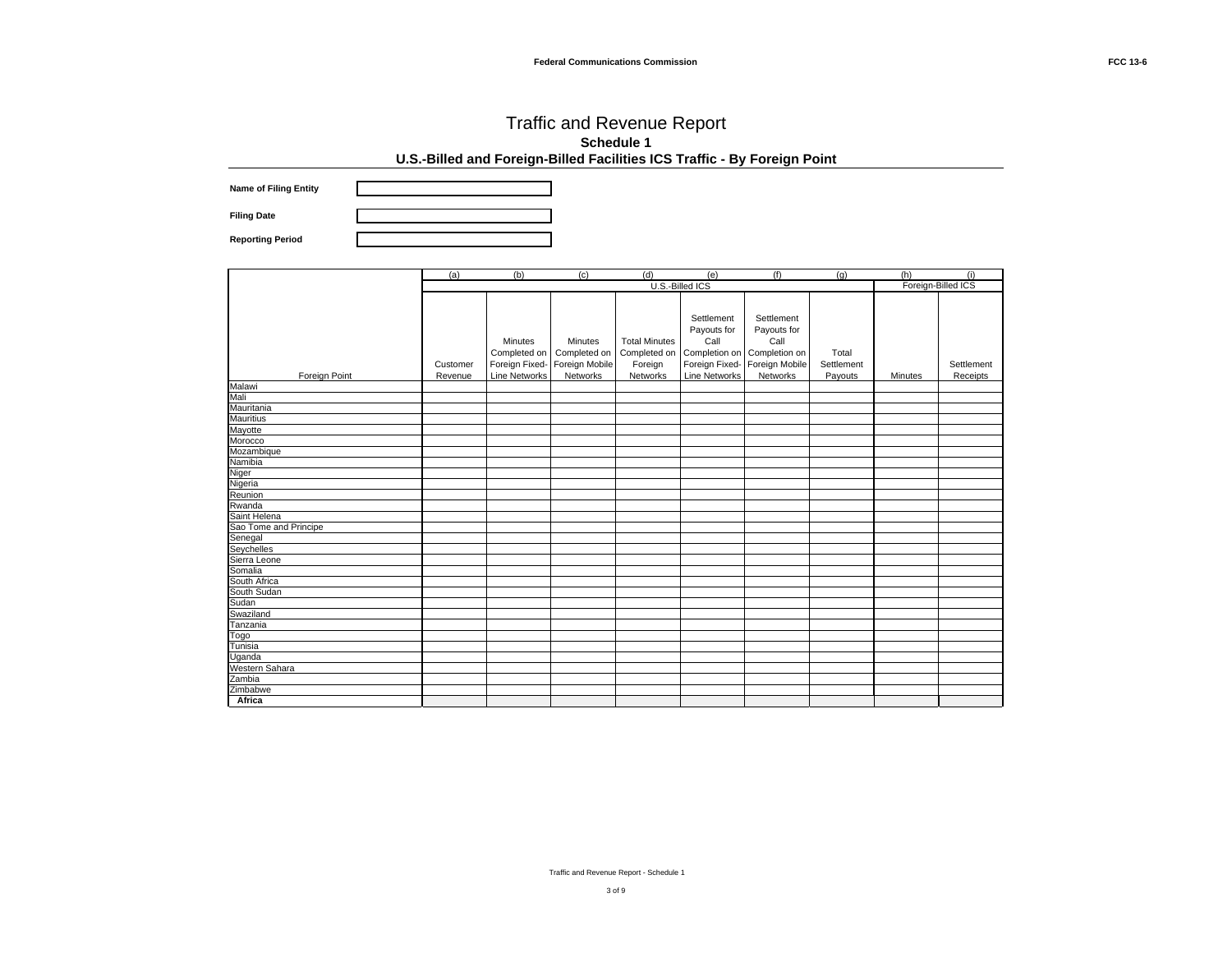# Traffic and Revenue Report

## Schedule 1

### U.S.-Billed and Foreign-Billed Facilities ICS Traffic - By Foreign Point

**Name of Filing Entity**

**Filing Date**

**Reporting Period**

| | (a) | (b) | (c) | (d) | (e) | (f) | (g) | (h) | (i) |
|---|---|---|---|---|---|---|---|---|---|
| | U.S.-Billed ICS | | | | | | | Foreign-Billed ICS | |
| Foreign Point | Customer Revenue | Minutes Completed on Foreign Fixed-Line Networks | Minutes Completed on Foreign Mobile Networks | Total Minutes Completed on Foreign Networks | Settlement Payouts for Call Completion on Foreign Fixed-Line Networks | Settlement Payouts for Call Completion on Foreign Mobile Networks | Total Settlement Payouts | Minutes | Settlement Receipts |
| Malawi | | | | | | | | | |
| Mali | | | | | | | | | |
| Mauritania | | | | | | | | | |
| Mauritius | | | | | | | | | |
| Mayotte | | | | | | | | | |
| Morocco | | | | | | | | | |
| Mozambique | | | | | | | | | |
| Namibia | | | | | | | | | |
| Niger | | | | | | | | | |
| Nigeria | | | | | | | | | |
| Reunion | | | | | | | | | |
| Rwanda | | | | | | | | | |
| Saint Helena | | | | | | | | | |
| Sao Tome and Principe | | | | | | | | | |
| Senegal | | | | | | | | | |
| Seychelles | | | | | | | | | |
| Sierra Leone | | | | | | | | | |
| Somalia | | | | | | | | | |
| South Africa | | | | | | | | | |
| South Sudan | | | | | | | | | |
| Sudan | | | | | | | | | |
| Swaziland | | | | | | | | | |
| Tanzania | | | | | | | | | |
| Togo | | | | | | | | | |
| Tunisia | | | | | | | | | |
| Uganda | | | | | | | | | |
| Western Sahara | | | | | | | | | |
| Zambia | | | | | | | | | |
| Zimbabwe | | | | | | | | | |
| **Africa** | | | | | | | | | |

Traffic and Revenue Report - Schedule 1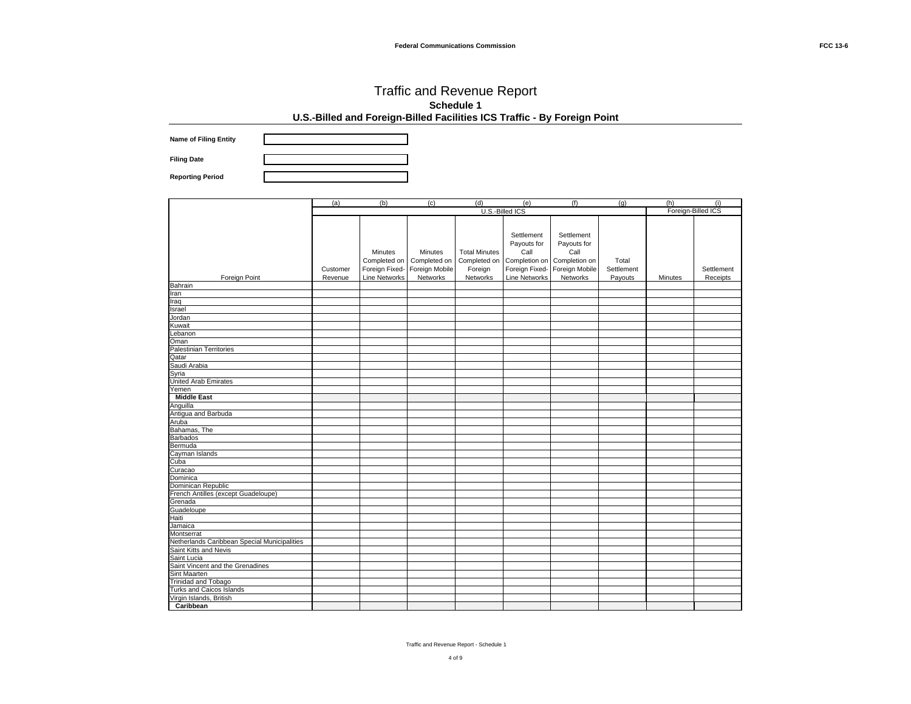# Traffic and Revenue Report

## Schedule 1

### U.S.-Billed and Foreign-Billed Facilities ICS Traffic - By Foreign Point

**Name of Filing Entity**

**Filing Date**

**Reporting Period**

| | (a) | (b) | (c) | (d) | (e) | (f) | (g) | (h) | (i) |
|---|---|---|---|---|---|---|---|---|---|
| | U.S.-Billed ICS | | | | | | | Foreign-Billed ICS | |
| Foreign Point | Customer Revenue | Minutes Completed on Foreign Fixed-Line Networks | Minutes Completed on Foreign Mobile Networks | Total Minutes Completed on Foreign Networks | Settlement Payouts for Call Completion on Foreign Fixed-Line Networks | Settlement Payouts for Call Completion on Foreign Mobile Networks | Total Settlement Payouts | Minutes | Settlement Receipts |
| Bahrain | | | | | | | | | |
| Iran | | | | | | | | | |
| Iraq | | | | | | | | | |
| Israel | | | | | | | | | |
| Jordan | | | | | | | | | |
| Kuwait | | | | | | | | | |
| Lebanon | | | | | | | | | |
| Oman | | | | | | | | | |
| Palestinian Territories | | | | | | | | | |
| Qatar | | | | | | | | | |
| Saudi Arabia | | | | | | | | | |
| Syria | | | | | | | | | |
| United Arab Emirates | | | | | | | | | |
| Yemen | | | | | | | | | |
| **Middle East** | | | | | | | | | |
| Anguilla | | | | | | | | | |
| Antigua and Barbuda | | | | | | | | | |
| Aruba | | | | | | | | | |
| Bahamas, The | | | | | | | | | |
| Barbados | | | | | | | | | |
| Bermuda | | | | | | | | | |
| Cayman Islands | | | | | | | | | |
| Cuba | | | | | | | | | |
| Curacao | | | | | | | | | |
| Dominica | | | | | | | | | |
| Dominican Republic | | | | | | | | | |
| French Antilles (except Guadeloupe) | | | | | | | | | |
| Grenada | | | | | | | | | |
| Guadeloupe | | | | | | | | | |
| Haiti | | | | | | | | | |
| Jamaica | | | | | | | | | |
| Montserrat | | | | | | | | | |
| Netherlands Caribbean Special Municipalities | | | | | | | | | |
| Saint Kitts and Nevis | | | | | | | | | |
| Saint Lucia | | | | | | | | | |
| Saint Vincent and the Grenadines | | | | | | | | | |
| Sint Maarten | | | | | | | | | |
| Trinidad and Tobago | | | | | | | | | |
| Turks and Caicos Islands | | | | | | | | | |
| Virgin Islands, British | | | | | | | | | |
| **Caribbean** | | | | | | | | | |

Traffic and Revenue Report - Schedule 1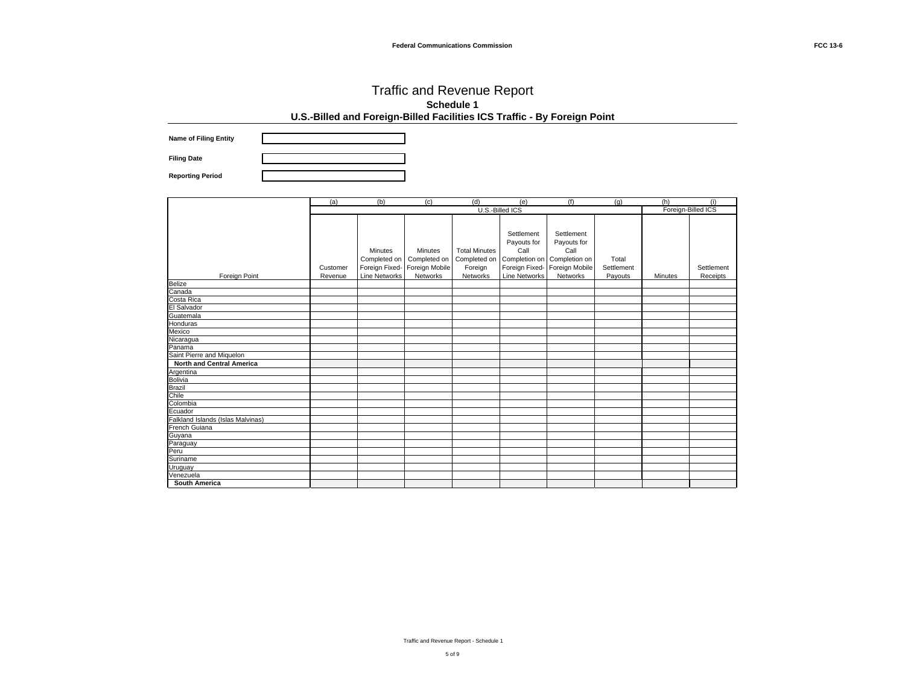# Traffic and Revenue Report

## Schedule 1

### U.S.-Billed and Foreign-Billed Facilities ICS Traffic - By Foreign Point

**Name of Filing Entity**

**Filing Date**

**Reporting Period**

| | (a) | (b) | (c) | (d) | (e) | (f) | (g) | (h) | (i) |
|---|---|---|---|---|---|---|---|---|---|
| | U.S.-Billed ICS | | | | | | | Foreign-Billed ICS | |
| Foreign Point | Customer Revenue | Minutes Completed on Foreign Fixed-Line Networks | Minutes Completed on Foreign Mobile Networks | Total Minutes Completed on Foreign Networks | Settlement Payouts for Call Completion on Foreign Fixed-Line Networks | Settlement Payouts for Call Completion on Foreign Mobile Networks | Total Settlement Payouts | Minutes | Settlement Receipts |
| Belize | | | | | | | | | |
| Canada | | | | | | | | | |
| Costa Rica | | | | | | | | | |
| El Salvador | | | | | | | | | |
| Guatemala | | | | | | | | | |
| Honduras | | | | | | | | | |
| Mexico | | | | | | | | | |
| Nicaragua | | | | | | | | | |
| Panama | | | | | | | | | |
| Saint Pierre and Miquelon | | | | | | | | | |
| **North and Central America** | | | | | | | | | |
| Argentina | | | | | | | | | |
| Bolivia | | | | | | | | | |
| Brazil | | | | | | | | | |
| Chile | | | | | | | | | |
| Colombia | | | | | | | | | |
| Ecuador | | | | | | | | | |
| Falkland Islands (Islas Malvinas) | | | | | | | | | |
| French Guiana | | | | | | | | | |
| Guyana | | | | | | | | | |
| Paraguay | | | | | | | | | |
| Peru | | | | | | | | | |
| Suriname | | | | | | | | | |
| Uruguay | | | | | | | | | |
| Venezuela | | | | | | | | | |
| **South America** | | | | | | | | | |

Traffic and Revenue Report - Schedule 1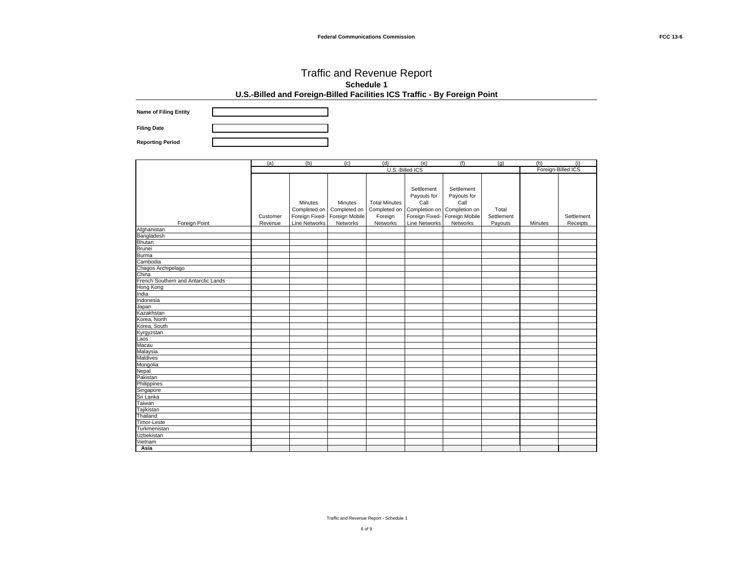# Traffic and Revenue Report

## Schedule 1

### U.S.-Billed and Foreign-Billed Facilities ICS Traffic - By Foreign Point

**Name of Filing Entity**

**Filing Date**

**Reporting Period**

| | (a) | (b) | (c) | (d) | (e) | (f) | (g) | (h) | (i) |
|---|---|---|---|---|---|---|---|---|---|
| | U.S.-Billed ICS | | | | | | | Foreign-Billed ICS | |
| Foreign Point | Customer Revenue | Minutes Completed on Foreign Fixed-Line Networks | Minutes Completed on Foreign Mobile Networks | Total Minutes Completed on Foreign Networks | Settlement Payouts for Call Completion on Foreign Fixed-Line Networks | Settlement Payouts for Call Completion on Foreign Mobile Networks | Total Settlement Payouts | Minutes | Settlement Receipts |
| Afghanistan | | | | | | | | | |
| Bangladesh | | | | | | | | | |
| Bhutan | | | | | | | | | |
| Brunei | | | | | | | | | |
| Burma | | | | | | | | | |
| Cambodia | | | | | | | | | |
| Chagos Archipelago | | | | | | | | | |
| China | | | | | | | | | |
| French Southern and Antarctic Lands | | | | | | | | | |
| Hong Kong | | | | | | | | | |
| India | | | | | | | | | |
| Indonesia | | | | | | | | | |
| Japan | | | | | | | | | |
| Kazakhstan | | | | | | | | | |
| Korea, North | | | | | | | | | |
| Korea, South | | | | | | | | | |
| Kyrgyzstan | | | | | | | | | |
| Laos | | | | | | | | | |
| Macau | | | | | | | | | |
| Malaysia | | | | | | | | | |
| Maldives | | | | | | | | | |
| Mongolia | | | | | | | | | |
| Nepal | | | | | | | | | |
| Pakistan | | | | | | | | | |
| Philippines | | | | | | | | | |
| Singapore | | | | | | | | | |
| Sri Lanka | | | | | | | | | |
| Taiwan | | | | | | | | | |
| Tajikistan | | | | | | | | | |
| Thailand | | | | | | | | | |
| Timor-Leste | | | | | | | | | |
| Turkmenistan | | | | | | | | | |
| Uzbekistan | | | | | | | | | |
| Vietnam | | | | | | | | | |
| **Asia** | | | | | | | | | |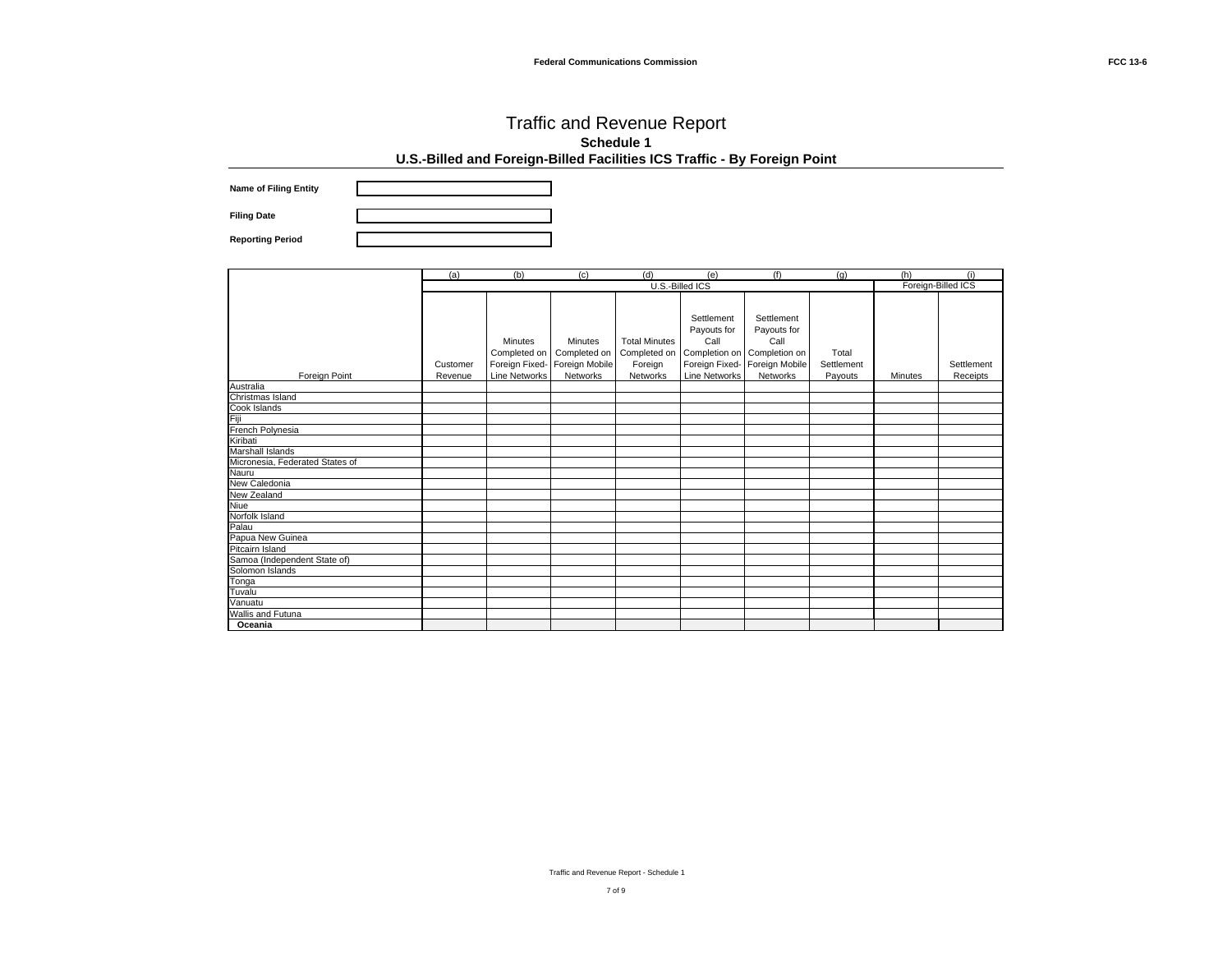# Traffic and Revenue Report

## Schedule 1

### U.S.-Billed and Foreign-Billed Facilities ICS Traffic - By Foreign Point

**Name of Filing Entity**

**Filing Date**

**Reporting Period**

| | (a) | (b) | (c) | (d) | (e) | (f) | (g) | (h) | (i) |
|---|---|---|---|---|---|---|---|---|---|
| | U.S.-Billed ICS | | | | | | | Foreign-Billed ICS | |
| Foreign Point | Customer Revenue | Minutes Completed on Foreign Fixed-Line Networks | Minutes Completed on Foreign Mobile Networks | Total Minutes Completed on Foreign Networks | Settlement Payouts for Call Completion on Foreign Fixed-Line Networks | Settlement Payouts for Call Completion on Foreign Mobile Networks | Total Settlement Payouts | Minutes | Settlement Receipts |
| Australia | | | | | | | | | |
| Christmas Island | | | | | | | | | |
| Cook Islands | | | | | | | | | |
| Fiji | | | | | | | | | |
| French Polynesia | | | | | | | | | |
| Kiribati | | | | | | | | | |
| Marshall Islands | | | | | | | | | |
| Micronesia, Federated States of | | | | | | | | | |
| Nauru | | | | | | | | | |
| New Caledonia | | | | | | | | | |
| New Zealand | | | | | | | | | |
| Niue | | | | | | | | | |
| Norfolk Island | | | | | | | | | |
| Palau | | | | | | | | | |
| Papua New Guinea | | | | | | | | | |
| Pitcairn Island | | | | | | | | | |
| Samoa (Independent State of) | | | | | | | | | |
| Solomon Islands | | | | | | | | | |
| Tonga | | | | | | | | | |
| Tuvalu | | | | | | | | | |
| Vanuatu | | | | | | | | | |
| Wallis and Futuna | | | | | | | | | |
| **Oceania** | | | | | | | | | |

Traffic and Revenue Report - Schedule 1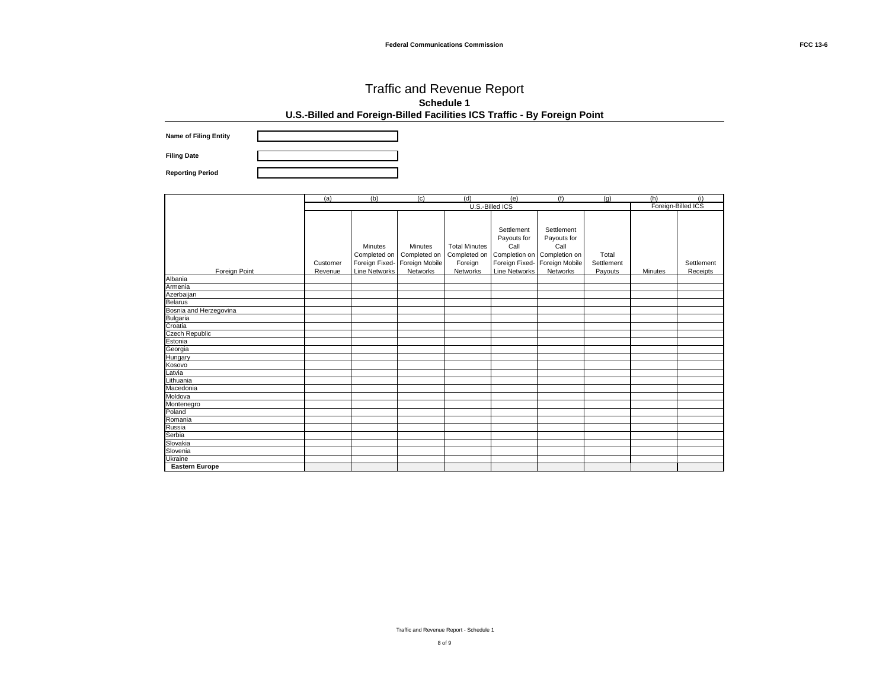# Traffic and Revenue Report

## Schedule 1

### U.S.-Billed and Foreign-Billed Facilities ICS Traffic - By Foreign Point

**Name of Filing Entity**

**Filing Date**

**Reporting Period**

| | (a) | (b) | (c) | (d) | (e) | (f) | (g) | (h) | (i) |
|---|---|---|---|---|---|---|---|---|---|
| | U.S.-Billed ICS | | | | | | | Foreign-Billed ICS | |
| Foreign Point | Customer Revenue | Minutes Completed on Foreign Fixed-Line Networks | Minutes Completed on Foreign Mobile Networks | Total Minutes Completed on Foreign Networks | Settlement Payouts for Call Completion on Foreign Fixed-Line Networks | Settlement Payouts for Call Completion on Foreign Mobile Networks | Total Settlement Payouts | Minutes | Settlement Receipts |
| Albania | | | | | | | | | |
| Armenia | | | | | | | | | |
| Azerbaijan | | | | | | | | | |
| Belarus | | | | | | | | | |
| Bosnia and Herzegovina | | | | | | | | | |
| Bulgaria | | | | | | | | | |
| Croatia | | | | | | | | | |
| Czech Republic | | | | | | | | | |
| Estonia | | | | | | | | | |
| Georgia | | | | | | | | | |
| Hungary | | | | | | | | | |
| Kosovo | | | | | | | | | |
| Latvia | | | | | | | | | |
| Lithuania | | | | | | | | | |
| Macedonia | | | | | | | | | |
| Moldova | | | | | | | | | |
| Montenegro | | | | | | | | | |
| Poland | | | | | | | | | |
| Romania | | | | | | | | | |
| Russia | | | | | | | | | |
| Serbia | | | | | | | | | |
| Slovakia | | | | | | | | | |
| Slovenia | | | | | | | | | |
| Ukraine | | | | | | | | | |
| **Eastern Europe** | | | | | | | | | |

Traffic and Revenue Report - Schedule 1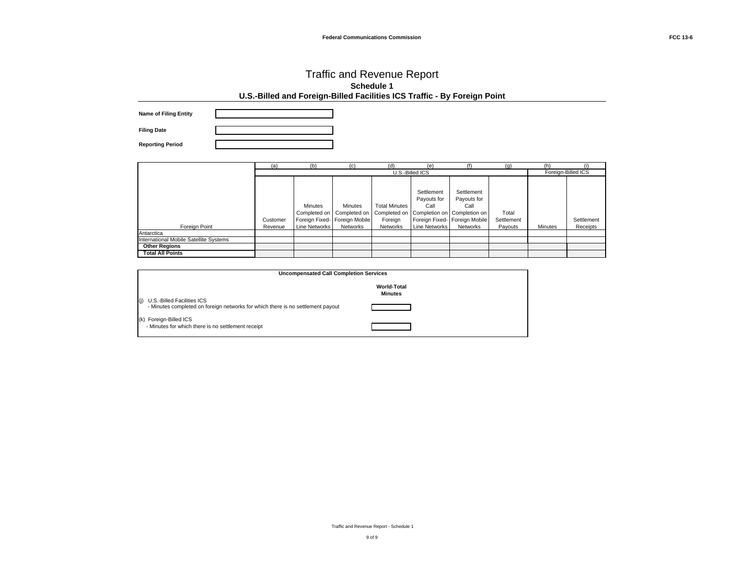# Traffic and Revenue Report

## Schedule 1

### U.S.-Billed and Foreign-Billed Facilities ICS Traffic - By Foreign Point

**Name of Filing Entity**

**Filing Date**

**Reporting Period**

| | (a) | (b) | (c) | (d) | (e) | (f) | (g) | (h) | (i) |
|---|---|---|---|---|---|---|---|---|---|
| | U.S.-Billed ICS | | | | | | | Foreign-Billed ICS | |
| Foreign Point | Customer Revenue | Minutes Completed on Foreign Fixed-Line Networks | Minutes Completed on Foreign Mobile Networks | Total Minutes Completed on Foreign Networks | Settlement Payouts for Call Completion on Foreign Fixed-Line Networks | Settlement Payouts for Call Completion on Foreign Mobile Networks | Total Settlement Payouts | Minutes | Settlement Receipts |
| Antarctica | | | | | | | | | |
| International Mobile Satellite Systems | | | | | | | | | |
| **Other Regions** | | | | | | | | | |
| **Total All Points** | | | | | | | | | |

**Uncompensated Call Completion Services**

| | **World-Total Minutes** |
|---|---|
| (j) U.S.-Billed Facilities ICS<br>- Minutes completed on foreign networks for which there is no settlement payout | |
| (k) Foreign-Billed ICS<br>- Minutes for which there is no settlement receipt | |

Traffic and Revenue Report - Schedule 1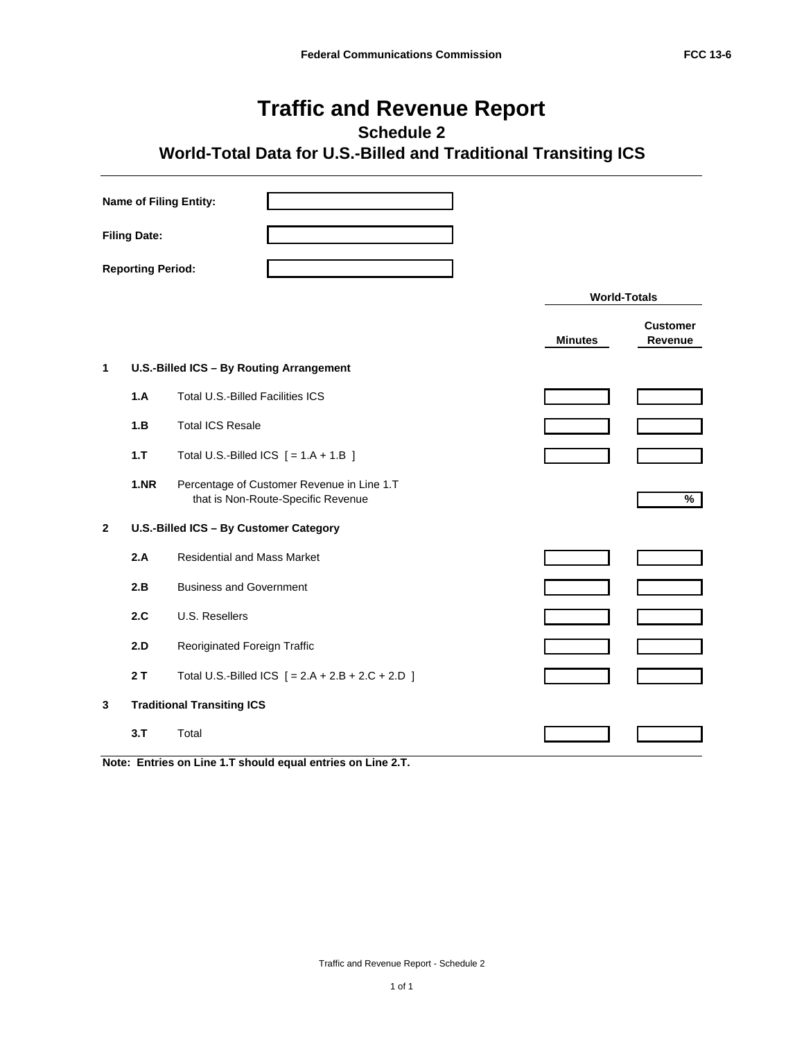# Traffic and Revenue Report

## Schedule 2

## World-Total Data for U.S.-Billed and Traditional Transiting ICS

**Name of Filing Entity:** 

**Filing Date:** 

**Reporting Period:** 

| | | | World-Totals | |
|---|---|---|---|---|
| | | | **Minutes** | **Customer Revenue** |
| **1** | **U.S.-Billed ICS – By Routing Arrangement** | | | |
| | **1.A** | Total U.S.-Billed Facilities ICS | | |
| | **1.B** | Total ICS Resale | | |
| | **1.T** | Total U.S.-Billed ICS [ = 1.A + 1.B ] | | |
| | **1.NR** | Percentage of Customer Revenue in Line 1.T that is Non-Route-Specific Revenue | | % |
| **2** | **U.S.-Billed ICS – By Customer Category** | | | |
| | **2.A** | Residential and Mass Market | | |
| | **2.B** | Business and Government | | |
| | **2.C** | U.S. Resellers | | |
| | **2.D** | Reoriginated Foreign Traffic | | |
| | **2 T** | Total U.S.-Billed ICS [ = 2.A + 2.B + 2.C + 2.D ] | | |
| **3** | **Traditional Transiting ICS** | | | |
| | **3.T** | Total | | |

**Note: Entries on Line 1.T should equal entries on Line 2.T.**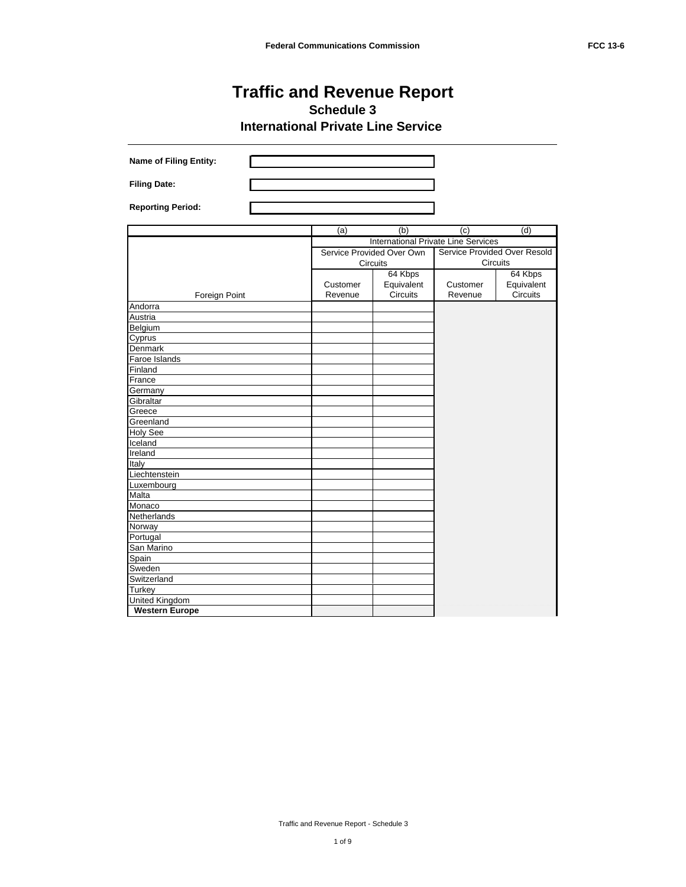# Traffic and Revenue Report

## Schedule 3

## International Private Line Service

**Name of Filing Entity:**

**Filing Date:**

**Reporting Period:**

| | (a) | (b) | (c) | (d) |
|---|---|---|---|---|
| | International Private Line Services | | | |
| | Service Provided Over Own Circuits | | Service Provided Over Resold Circuits | |
| Foreign Point | Customer Revenue | 64 Kbps Equivalent Circuits | Customer Revenue | 64 Kbps Equivalent Circuits |
| Andorra | | | | |
| Austria | | | | |
| Belgium | | | | |
| Cyprus | | | | |
| Denmark | | | | |
| Faroe Islands | | | | |
| Finland | | | | |
| France | | | | |
| Germany | | | | |
| Gibraltar | | | | |
| Greece | | | | |
| Greenland | | | | |
| Holy See | | | | |
| Iceland | | | | |
| Ireland | | | | |
| Italy | | | | |
| Liechtenstein | | | | |
| Luxembourg | | | | |
| Malta | | | | |
| Monaco | | | | |
| Netherlands | | | | |
| Norway | | | | |
| Portugal | | | | |
| San Marino | | | | |
| Spain | | | | |
| Sweden | | | | |
| Switzerland | | | | |
| Turkey | | | | |
| United Kingdom | | | | |
| **Western Europe** | | | | |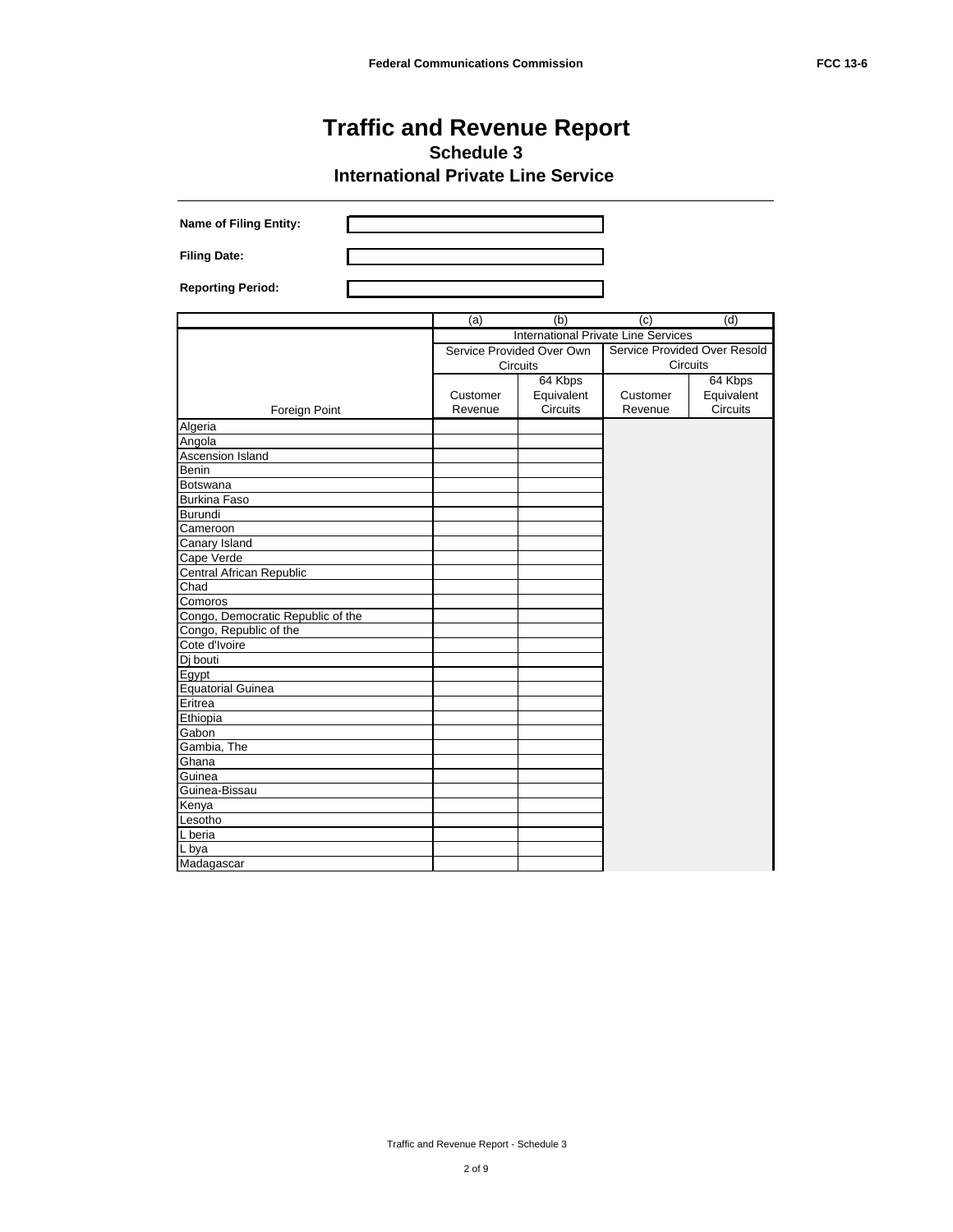# Traffic and Revenue Report

## Schedule 3

## International Private Line Service

**Name of Filing Entity:**

**Filing Date:**

**Reporting Period:**

| | (a) | (b) | (c) | (d) |
|---|---|---|---|---|
| | International Private Line Services | | | |
| | Service Provided Over Own Circuits | | Service Provided Over Resold Circuits | |
| Foreign Point | Customer Revenue | 64 Kbps Equivalent Circuits | Customer Revenue | 64 Kbps Equivalent Circuits |
| Algeria | | | | |
| Angola | | | | |
| Ascension Island | | | | |
| Benin | | | | |
| Botswana | | | | |
| Burkina Faso | | | | |
| Burundi | | | | |
| Cameroon | | | | |
| Canary Island | | | | |
| Cape Verde | | | | |
| Central African Republic | | | | |
| Chad | | | | |
| Comoros | | | | |
| Congo, Democratic Republic of the | | | | |
| Congo, Republic of the | | | | |
| Cote d'Ivoire | | | | |
| Dj bouti | | | | |
| Egypt | | | | |
| Equatorial Guinea | | | | |
| Eritrea | | | | |
| Ethiopia | | | | |
| Gabon | | | | |
| Gambia, The | | | | |
| Ghana | | | | |
| Guinea | | | | |
| Guinea-Bissau | | | | |
| Kenya | | | | |
| Lesotho | | | | |
| L beria | | | | |
| L bya | | | | |
| Madagascar | | | | |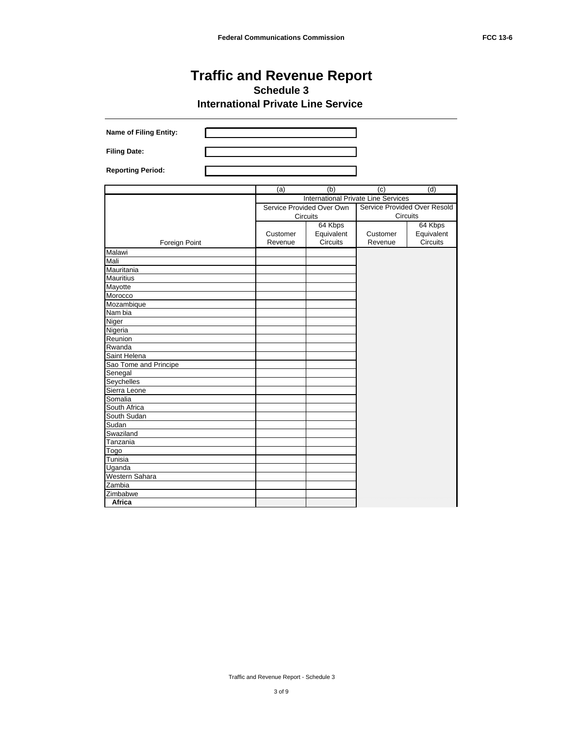# Traffic and Revenue Report

## Schedule 3

## International Private Line Service

**Name of Filing Entity:**

**Filing Date:**

**Reporting Period:**

| | (a) | (b) | (c) | (d) |
|---|---|---|---|---|
| | International Private Line Services | | | |
| | Service Provided Over Own Circuits | | Service Provided Over Resold Circuits | |
| Foreign Point | Customer Revenue | 64 Kbps Equivalent Circuits | Customer Revenue | 64 Kbps Equivalent Circuits |
| Malawi | | | | |
| Mali | | | | |
| Mauritania | | | | |
| Mauritius | | | | |
| Mayotte | | | | |
| Morocco | | | | |
| Mozambique | | | | |
| Nam bia | | | | |
| Niger | | | | |
| Nigeria | | | | |
| Reunion | | | | |
| Rwanda | | | | |
| Saint Helena | | | | |
| Sao Tome and Principe | | | | |
| Senegal | | | | |
| Seychelles | | | | |
| Sierra Leone | | | | |
| Somalia | | | | |
| South Africa | | | | |
| South Sudan | | | | |
| Sudan | | | | |
| Swaziland | | | | |
| Tanzania | | | | |
| Togo | | | | |
| Tunisia | | | | |
| Uganda | | | | |
| Western Sahara | | | | |
| Zambia | | | | |
| Zimbabwe | | | | |
| **Africa** | | | | |

Traffic and Revenue Report - Schedule 3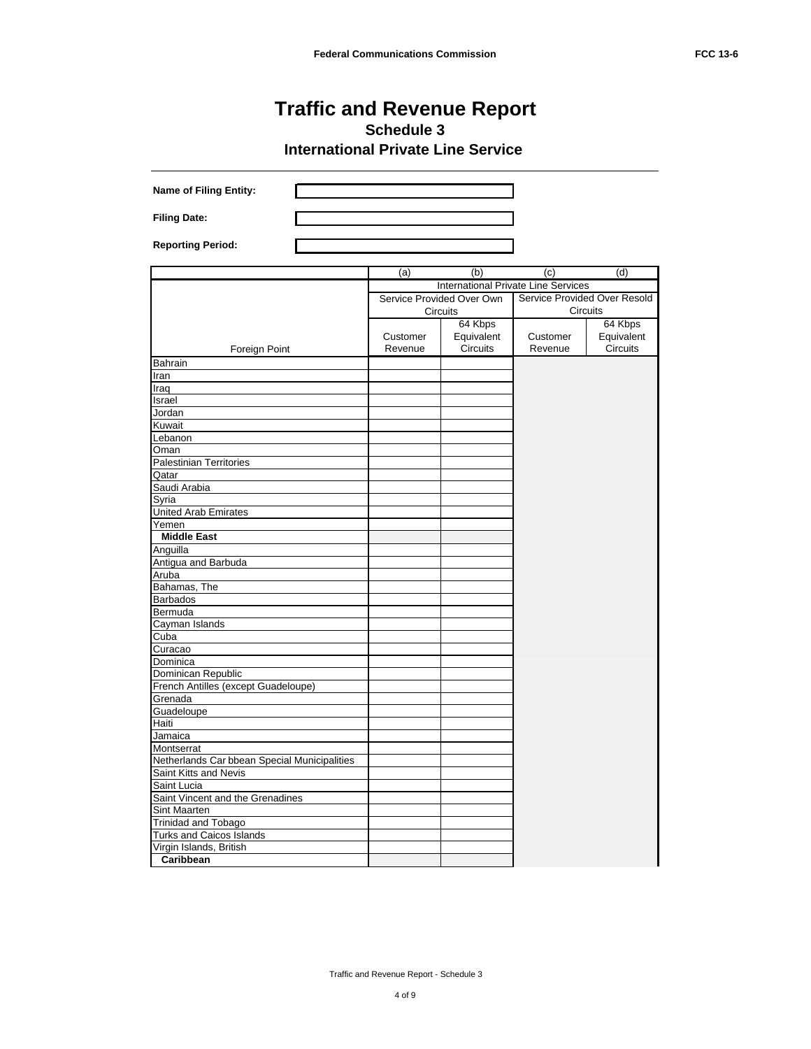# Traffic and Revenue Report

## Schedule 3

## International Private Line Service

**Name of Filing Entity:**

**Filing Date:**

**Reporting Period:**

| | (a) | (b) | (c) | (d) |
|---|---|---|---|---|
| | International Private Line Services | | | |
| | Service Provided Over Own Circuits | | Service Provided Over Resold Circuits | |
| Foreign Point | Customer Revenue | 64 Kbps Equivalent Circuits | Customer Revenue | 64 Kbps Equivalent Circuits |
| Bahrain | | | | |
| Iran | | | | |
| Iraq | | | | |
| Israel | | | | |
| Jordan | | | | |
| Kuwait | | | | |
| Lebanon | | | | |
| Oman | | | | |
| Palestinian Territories | | | | |
| Qatar | | | | |
| Saudi Arabia | | | | |
| Syria | | | | |
| United Arab Emirates | | | | |
| Yemen | | | | |
| **Middle East** | | | | |
| Anguilla | | | | |
| Antigua and Barbuda | | | | |
| Aruba | | | | |
| Bahamas, The | | | | |
| Barbados | | | | |
| Bermuda | | | | |
| Cayman Islands | | | | |
| Cuba | | | | |
| Curacao | | | | |
| Dominica | | | | |
| Dominican Republic | | | | |
| French Antilles (except Guadeloupe) | | | | |
| Grenada | | | | |
| Guadeloupe | | | | |
| Haiti | | | | |
| Jamaica | | | | |
| Montserrat | | | | |
| Netherlands Car bbean Special Municipalities | | | | |
| Saint Kitts and Nevis | | | | |
| Saint Lucia | | | | |
| Saint Vincent and the Grenadines | | | | |
| Sint Maarten | | | | |
| Trinidad and Tobago | | | | |
| Turks and Caicos Islands | | | | |
| Virgin Islands, British | | | | |
| **Caribbean** | | | | |

Traffic and Revenue Report - Schedule 3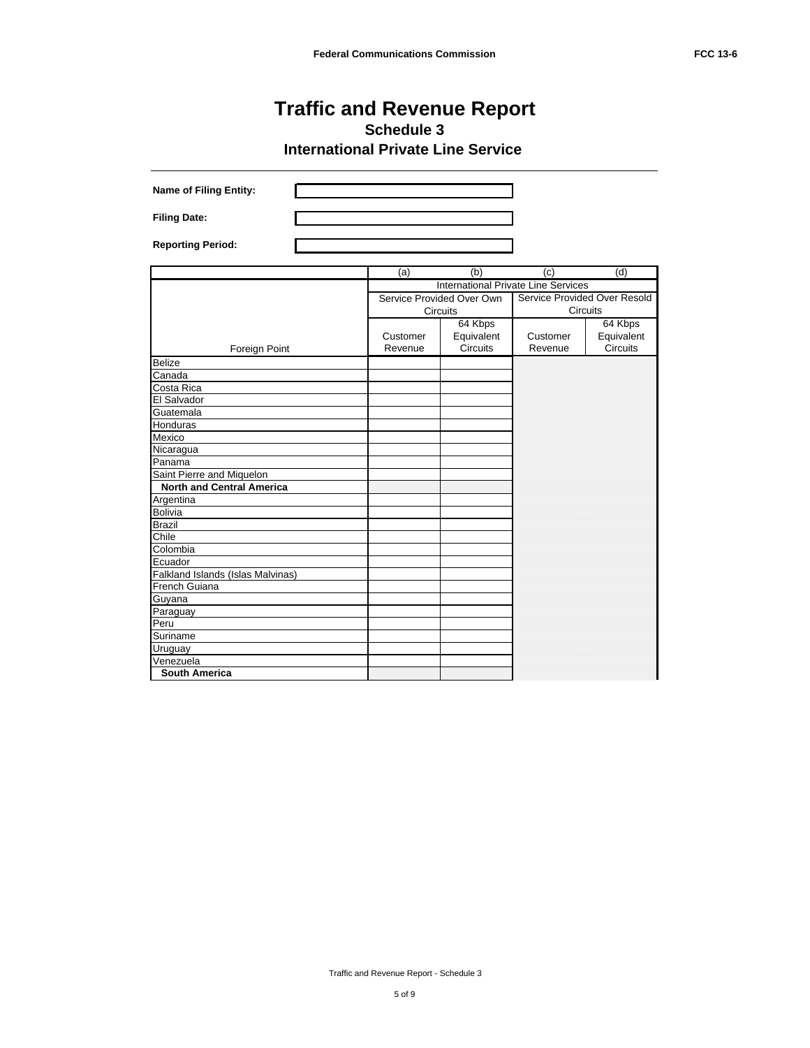# Traffic and Revenue Report

## Schedule 3

## International Private Line Service

**Name of Filing Entity:**

**Filing Date:**

**Reporting Period:**

| | (a) | (b) | (c) | (d) |
|---|---|---|---|---|
| | International Private Line Services | | | |
| | Service Provided Over Own Circuits | | Service Provided Over Resold Circuits | |
| Foreign Point | Customer Revenue | 64 Kbps Equivalent Circuits | Customer Revenue | 64 Kbps Equivalent Circuits |
| Belize | | | | |
| Canada | | | | |
| Costa Rica | | | | |
| El Salvador | | | | |
| Guatemala | | | | |
| Honduras | | | | |
| Mexico | | | | |
| Nicaragua | | | | |
| Panama | | | | |
| Saint Pierre and Miquelon | | | | |
| **North and Central America** | | | | |
| Argentina | | | | |
| Bolivia | | | | |
| Brazil | | | | |
| Chile | | | | |
| Colombia | | | | |
| Ecuador | | | | |
| Falkland Islands (Islas Malvinas) | | | | |
| French Guiana | | | | |
| Guyana | | | | |
| Paraguay | | | | |
| Peru | | | | |
| Suriname | | | | |
| Uruguay | | | | |
| Venezuela | | | | |
| **South America** | | | | |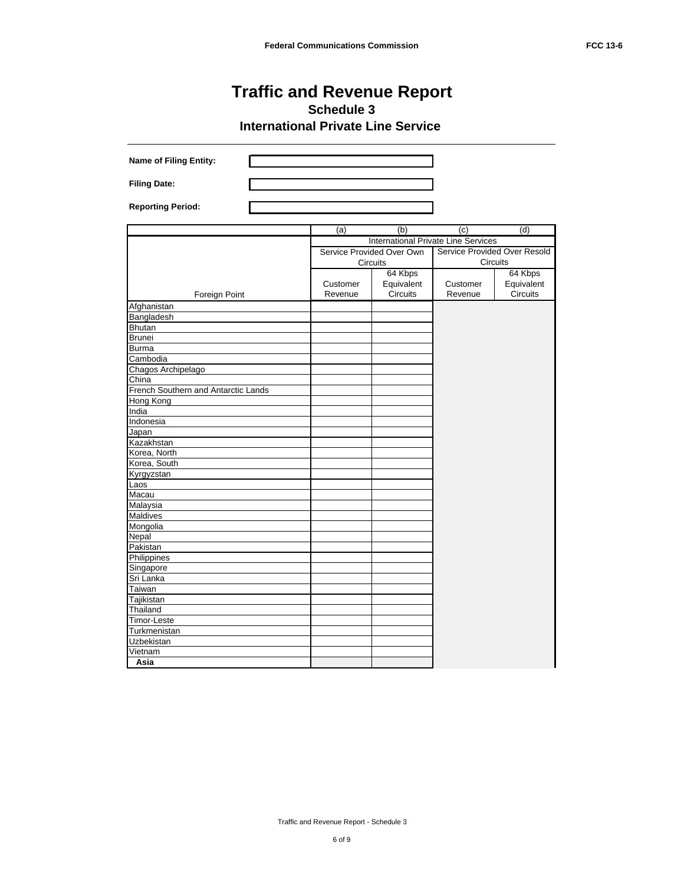# Traffic and Revenue Report

## Schedule 3

## International Private Line Service

**Name of Filing Entity:**

**Filing Date:**

**Reporting Period:**

| | (a) | (b) | (c) | (d) |
|---|---|---|---|---|
| | International Private Line Services | | | |
| | Service Provided Over Own Circuits | | Service Provided Over Resold Circuits | |
| Foreign Point | Customer Revenue | 64 Kbps Equivalent Circuits | Customer Revenue | 64 Kbps Equivalent Circuits |
| Afghanistan | | | | |
| Bangladesh | | | | |
| Bhutan | | | | |
| Brunei | | | | |
| Burma | | | | |
| Cambodia | | | | |
| Chagos Archipelago | | | | |
| China | | | | |
| French Southern and Antarctic Lands | | | | |
| Hong Kong | | | | |
| India | | | | |
| Indonesia | | | | |
| Japan | | | | |
| Kazakhstan | | | | |
| Korea, North | | | | |
| Korea, South | | | | |
| Kyrgyzstan | | | | |
| Laos | | | | |
| Macau | | | | |
| Malaysia | | | | |
| Maldives | | | | |
| Mongolia | | | | |
| Nepal | | | | |
| Pakistan | | | | |
| Philippines | | | | |
| Singapore | | | | |
| Sri Lanka | | | | |
| Taiwan | | | | |
| Tajikistan | | | | |
| Thailand | | | | |
| Timor-Leste | | | | |
| Turkmenistan | | | | |
| Uzbekistan | | | | |
| Vietnam | | | | |
| **Asia** | | | | |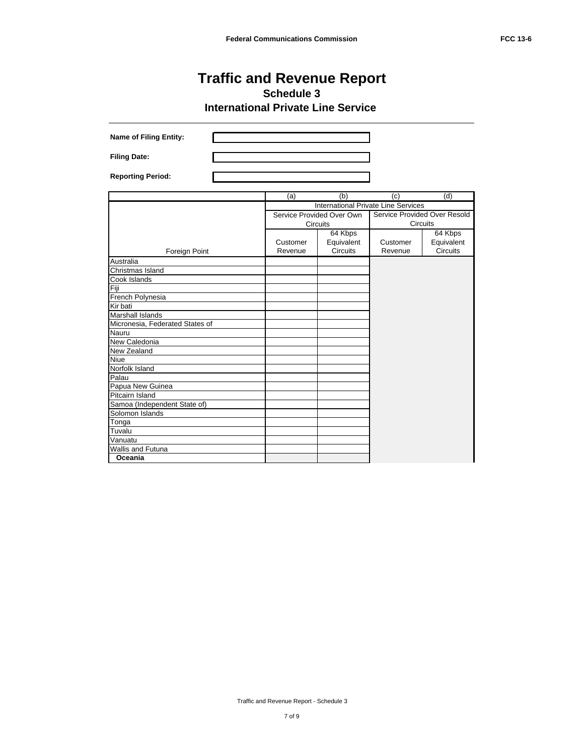# Traffic and Revenue Report

## Schedule 3

## International Private Line Service

**Name of Filing Entity:**

**Filing Date:**

**Reporting Period:**

| | (a) | (b) | (c) | (d) |
|---|---|---|---|---|
| | International Private Line Services | | | |
| | Service Provided Over Own Circuits | | Service Provided Over Resold Circuits | |
| Foreign Point | Customer Revenue | 64 Kbps Equivalent Circuits | Customer Revenue | 64 Kbps Equivalent Circuits |
| Australia | | | | |
| Christmas Island | | | | |
| Cook Islands | | | | |
| Fiji | | | | |
| French Polynesia | | | | |
| Kir bati | | | | |
| Marshall Islands | | | | |
| Micronesia, Federated States of | | | | |
| Nauru | | | | |
| New Caledonia | | | | |
| New Zealand | | | | |
| Niue | | | | |
| Norfolk Island | | | | |
| Palau | | | | |
| Papua New Guinea | | | | |
| Pitcairn Island | | | | |
| Samoa (Independent State of) | | | | |
| Solomon Islands | | | | |
| Tonga | | | | |
| Tuvalu | | | | |
| Vanuatu | | | | |
| Wallis and Futuna | | | | |
| **Oceania** | | | | |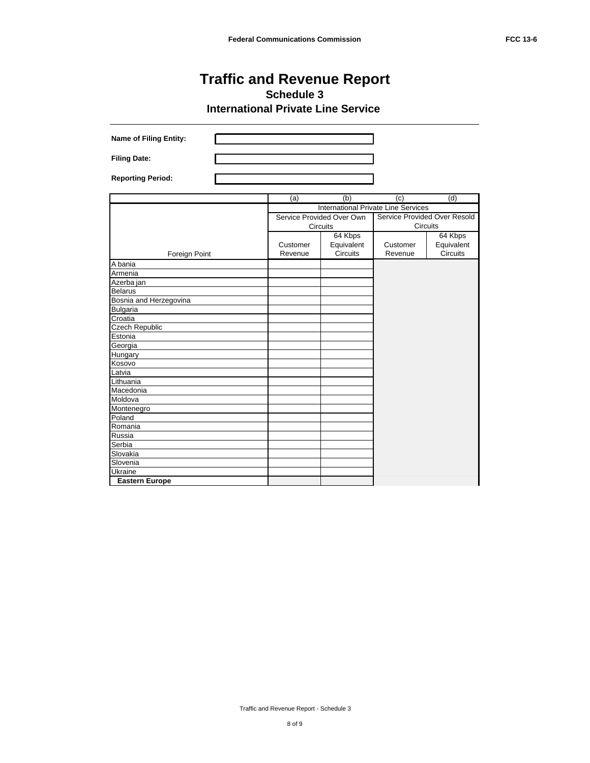# Traffic and Revenue Report

## Schedule 3

## International Private Line Service

**Name of Filing Entity:**

**Filing Date:**

**Reporting Period:**

| | (a) | (b) | (c) | (d) |
|---|---|---|---|---|
| | International Private Line Services | | | |
| | Service Provided Over Own Circuits | | Service Provided Over Resold Circuits | |
| Foreign Point | Customer Revenue | 64 Kbps Equivalent Circuits | Customer Revenue | 64 Kbps Equivalent Circuits |
| A bania | | | | |
| Armenia | | | | |
| Azerba jan | | | | |
| Belarus | | | | |
| Bosnia and Herzegovina | | | | |
| Bulgaria | | | | |
| Croatia | | | | |
| Czech Republic | | | | |
| Estonia | | | | |
| Georgia | | | | |
| Hungary | | | | |
| Kosovo | | | | |
| Latvia | | | | |
| Lithuania | | | | |
| Macedonia | | | | |
| Moldova | | | | |
| Montenegro | | | | |
| Poland | | | | |
| Romania | | | | |
| Russia | | | | |
| Serbia | | | | |
| Slovakia | | | | |
| Slovenia | | | | |
| Ukraine | | | | |
| **Eastern Europe** | | | | |

Traffic and Revenue Report - Schedule 3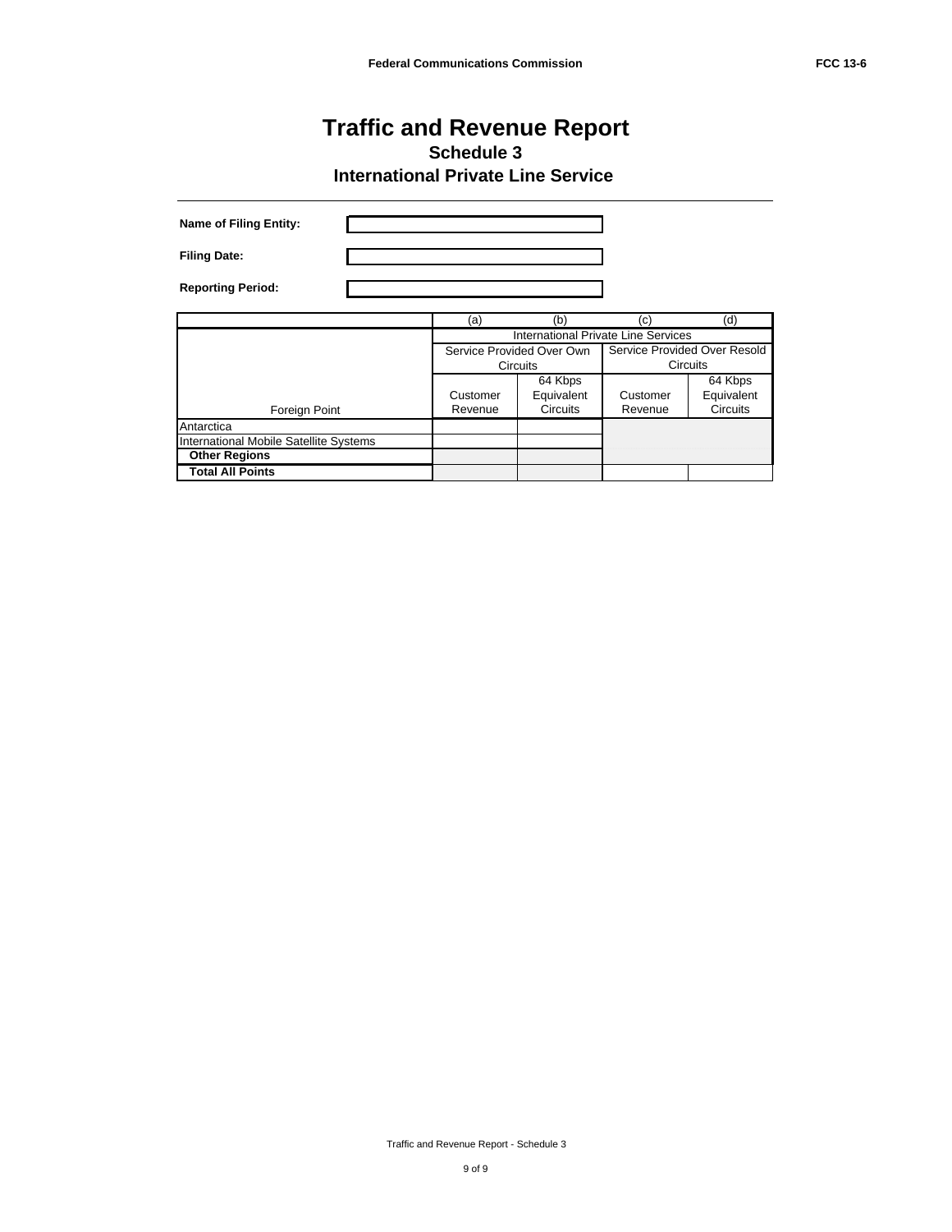# Traffic and Revenue Report

## Schedule 3

## International Private Line Service

**Name of Filing Entity:**

**Filing Date:**

**Reporting Period:**

| | (a) | (b) | (c) | (d) |
|---|---|---|---|---|
| | International Private Line Services | | | |
| | Service Provided Over Own Circuits | | Service Provided Over Resold Circuits | |
| Foreign Point | Customer Revenue | 64 Kbps Equivalent Circuits | Customer Revenue | 64 Kbps Equivalent Circuits |
| Antarctica | | | | |
| International Mobile Satellite Systems | | | | |
| **Other Regions** | | | | |
| **Total All Points** | | | | |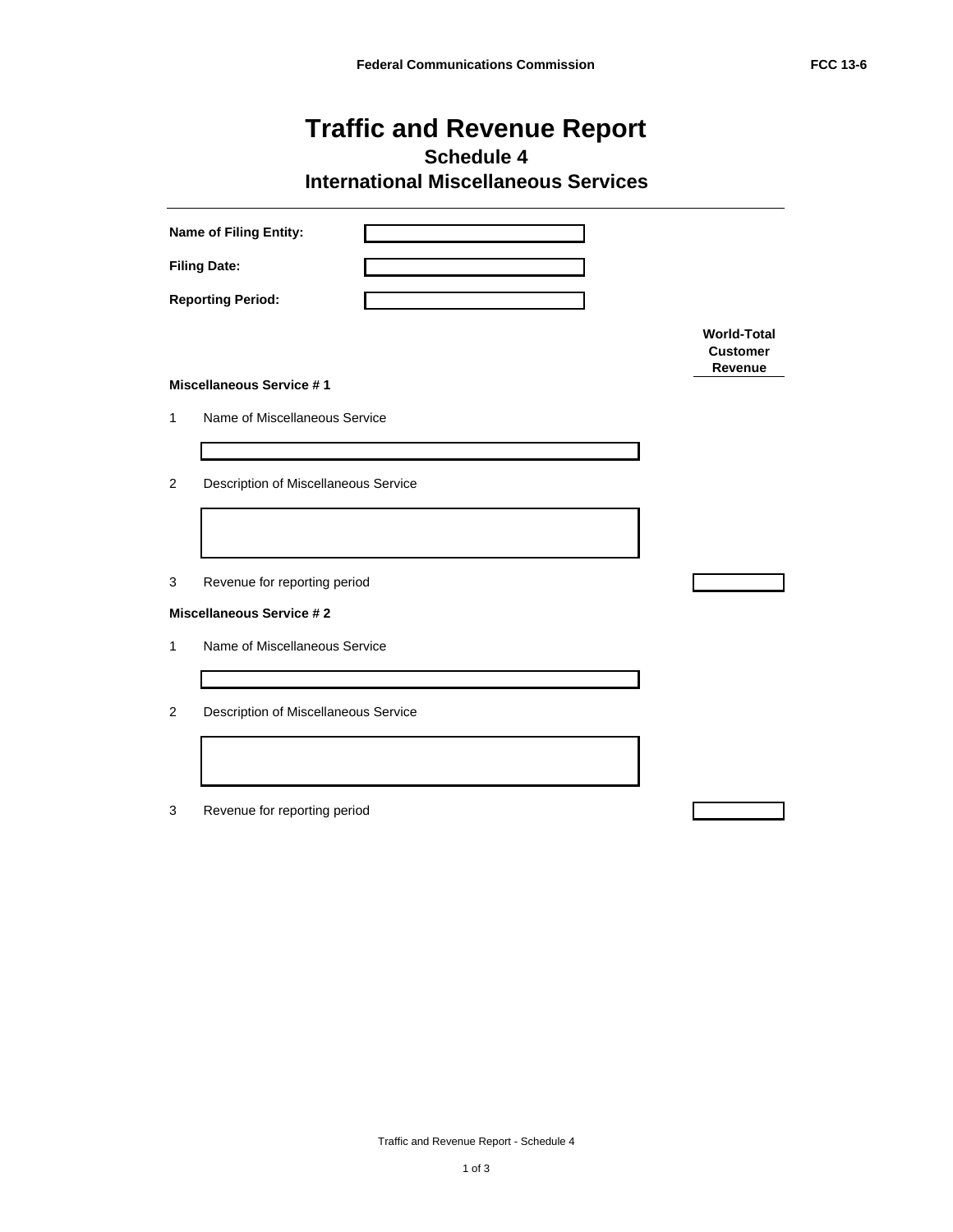# Traffic and Revenue Report

## Schedule 4

## International Miscellaneous Services

**Name of Filing Entity:**

**Filing Date:**

**Reporting Period:**

| | | World-Total Customer Revenue |
|---|---|---|
| **Miscellaneous Service # 1** | | |
| 1 | Name of Miscellaneous Service | |
| 2 | Description of Miscellaneous Service | |
| 3 | Revenue for reporting period | |
| **Miscellaneous Service # 2** | | |
| 1 | Name of Miscellaneous Service | |
| 2 | Description of Miscellaneous Service | |
| 3 | Revenue for reporting period | |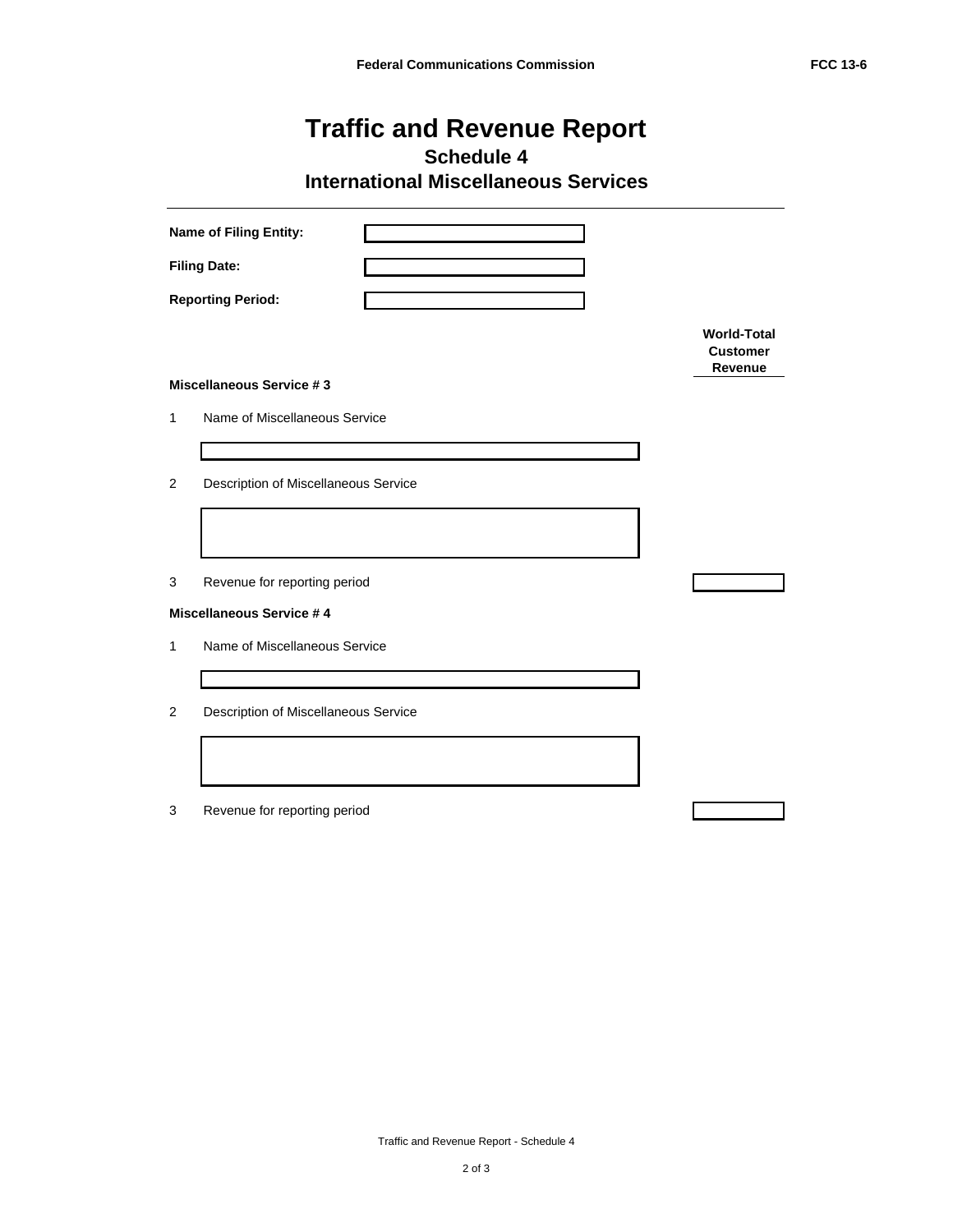# Traffic and Revenue Report

## Schedule 4

## International Miscellaneous Services

**Name of Filing Entity:** 

**Filing Date:** 

**Reporting Period:** 

| | | World-Total Customer Revenue |
|---|---|---|
| **Miscellaneous Service # 3** | | |
| 1 | Name of Miscellaneous Service | |
| 2 | Description of Miscellaneous Service | |
| 3 | Revenue for reporting period | |
| **Miscellaneous Service # 4** | | |
| 1 | Name of Miscellaneous Service | |
| 2 | Description of Miscellaneous Service | |
| 3 | Revenue for reporting period | |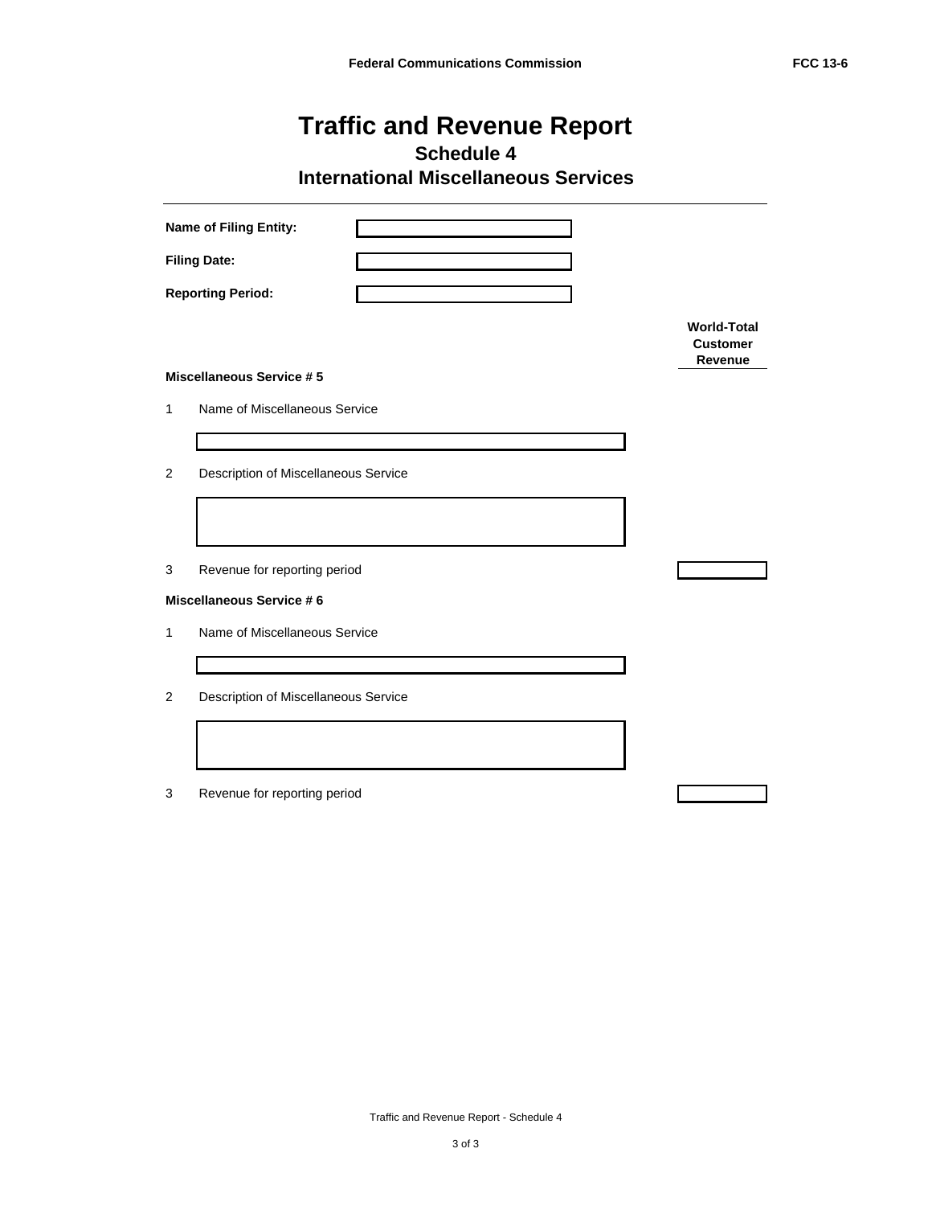# Traffic and Revenue Report

## Schedule 4

## International Miscellaneous Services

**Name of Filing Entity:**

**Filing Date:**

**Reporting Period:**

| | | World-Total Customer Revenue |
|---|---|---|
| **Miscellaneous Service # 5** | | |
| 1 | Name of Miscellaneous Service | |
| 2 | Description of Miscellaneous Service | |
| 3 | Revenue for reporting period | |
| **Miscellaneous Service # 6** | | |
| 1 | Name of Miscellaneous Service | |
| 2 | Description of Miscellaneous Service | |
| 3 | Revenue for reporting period | |

Traffic and Revenue Report - Schedule 4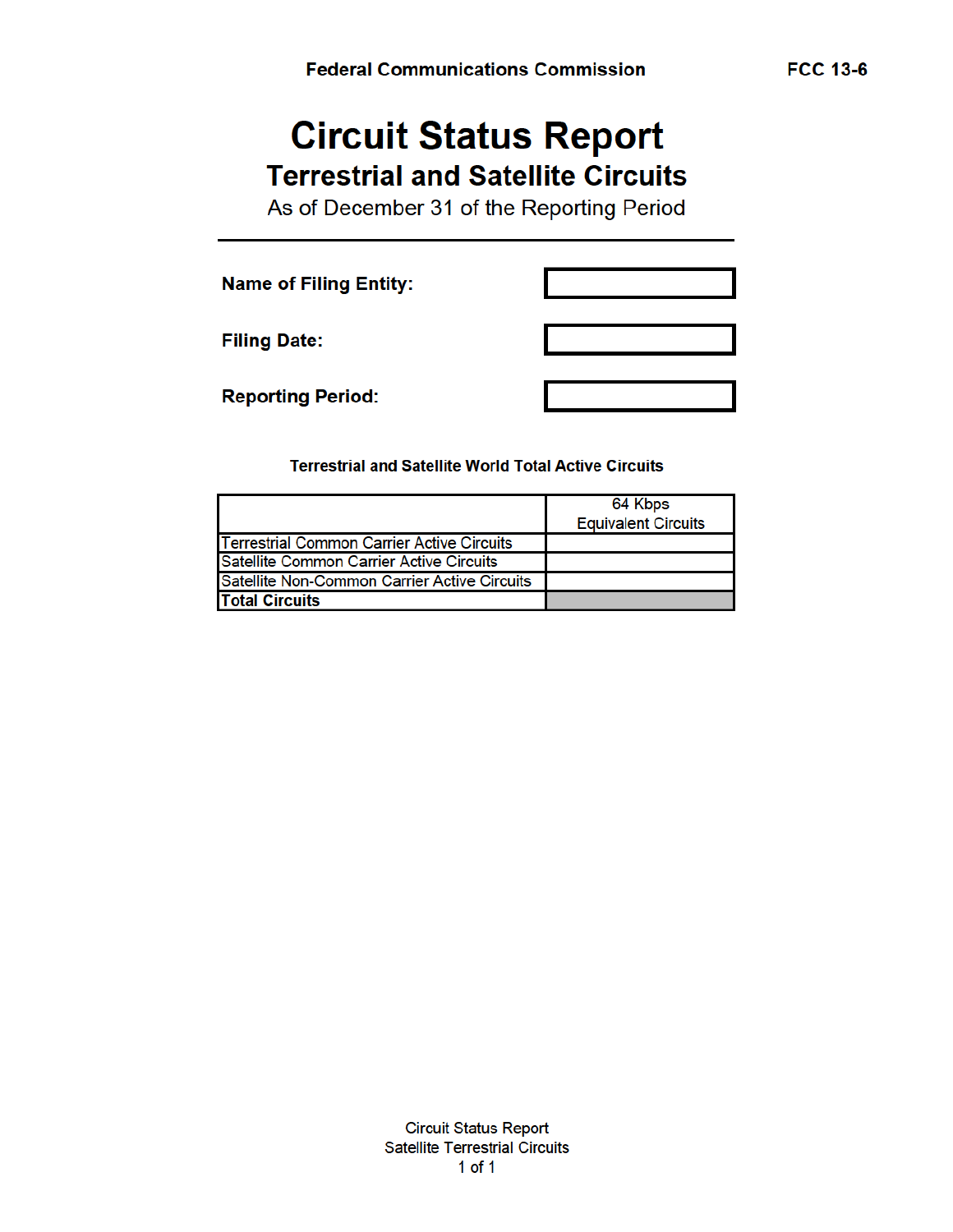# Circuit Status Report

## Terrestrial and Satellite Circuits

As of December 31 of the Reporting Period

---

| | |
|---|---|
| **Name of Filing Entity:** | |
| **Filing Date:** | |
| **Reporting Period:** | |

**Terrestrial and Satellite World Total Active Circuits**

| | 64 Kbps Equivalent Circuits |
|---|---|
| Terrestrial Common Carrier Active Circuits | |
| Satellite Common Carrier Active Circuits | |
| Satellite Non-Common Carrier Active Circuits | |
| **Total Circuits** | |

Circuit Status Report
Satellite Terrestrial Circuits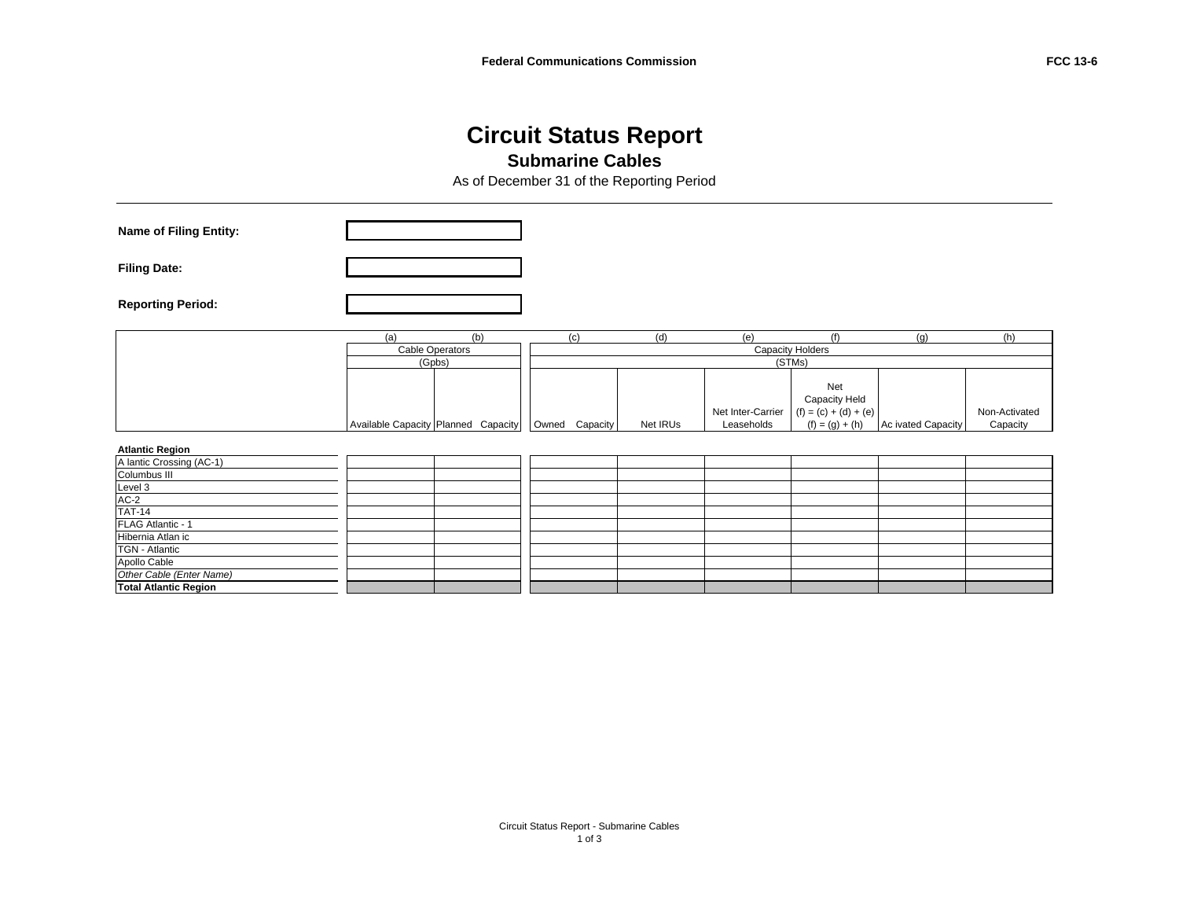# Circuit Status Report

## Submarine Cables

As of December 31 of the Reporting Period

**Name of Filing Entity:**

**Filing Date:**

**Reporting Period:**

| | (a) | (b) | (c) | (d) | (e) | (f) | (g) | (h) |
|---|---|---|---|---|---|---|---|---|
| | Cable Operators (Gpbs) | | Capacity Holders (STMs) | | | | | |
| | Available Capacity | Planned Capacity | Owned Capacity | Net IRUs | Net Inter-Carrier Leaseholds | Net Capacity Held (f) = (c) + (d) + (e) (f) = (g) + (h) | Ac ivated Capacity | Non-Activated Capacity |
| **Atlantic Region** | | | | | | | | |
| A lantic Crossing (AC-1) | | | | | | | | |
| Columbus III | | | | | | | | |
| Level 3 | | | | | | | | |
| AC-2 | | | | | | | | |
| TAT-14 | | | | | | | | |
| FLAG Atlantic - 1 | | | | | | | | |
| Hibernia Atlan ic | | | | | | | | |
| TGN - Atlantic | | | | | | | | |
| Apollo Cable | | | | | | | | |
| *Other Cable (Enter Name)* | | | | | | | | |
| **Total Atlantic Region** | | | | | | | | |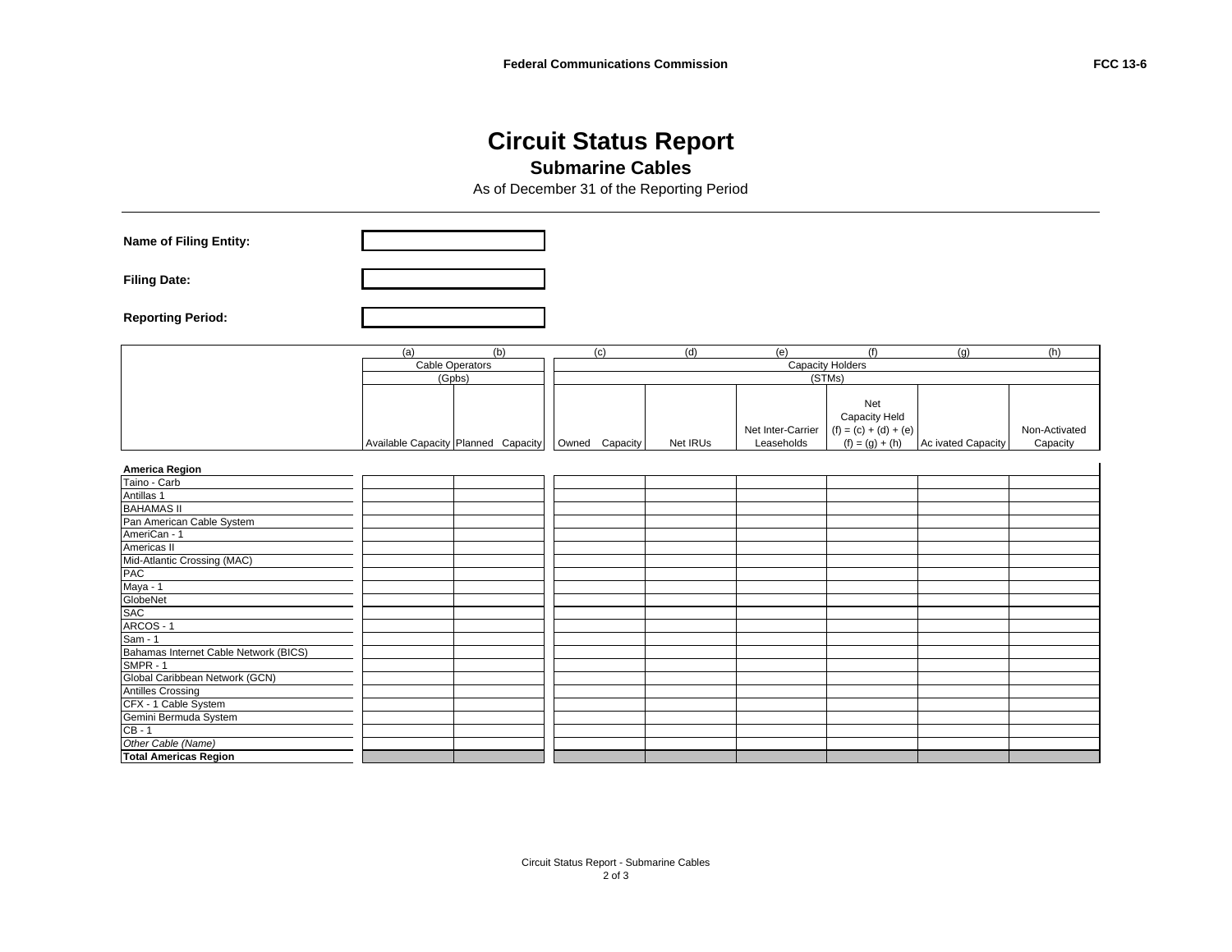# Circuit Status Report

## Submarine Cables

As of December 31 of the Reporting Period

**Name of Filing Entity:**

**Filing Date:**

**Reporting Period:**

| | (a) | (b) | (c) | (d) | (e) | (f) | (g) | (h) |
|---|---|---|---|---|---|---|---|---|
| | Cable Operators (Gpbs) | | Capacity Holders (STMs) | | | | | |
| | Available Capacity | Planned Capacity | Owned Capacity | Net IRUs | Net Inter-Carrier Leaseholds | Net Capacity Held (f) = (c) + (d) + (e) (f) = (g) + (h) | Ac ivated Capacity | Non-Activated Capacity |
| **America Region** | | | | | | | | |
| Taino - Carb | | | | | | | | |
| Antillas 1 | | | | | | | | |
| BAHAMAS II | | | | | | | | |
| Pan American Cable System | | | | | | | | |
| AmeriCan - 1 | | | | | | | | |
| Americas II | | | | | | | | |
| Mid-Atlantic Crossing (MAC) | | | | | | | | |
| PAC | | | | | | | | |
| Maya - 1 | | | | | | | | |
| GlobeNet | | | | | | | | |
| SAC | | | | | | | | |
| ARCOS - 1 | | | | | | | | |
| Sam - 1 | | | | | | | | |
| Bahamas Internet Cable Network (BICS) | | | | | | | | |
| SMPR - 1 | | | | | | | | |
| Global Caribbean Network (GCN) | | | | | | | | |
| Antilles Crossing | | | | | | | | |
| CFX - 1 Cable System | | | | | | | | |
| Gemini Bermuda System | | | | | | | | |
| CB - 1 | | | | | | | | |
| *Other Cable (Name)* | | | | | | | | |
| **Total Americas Region** | | | | | | | | |

Circuit Status Report - Submarine Cables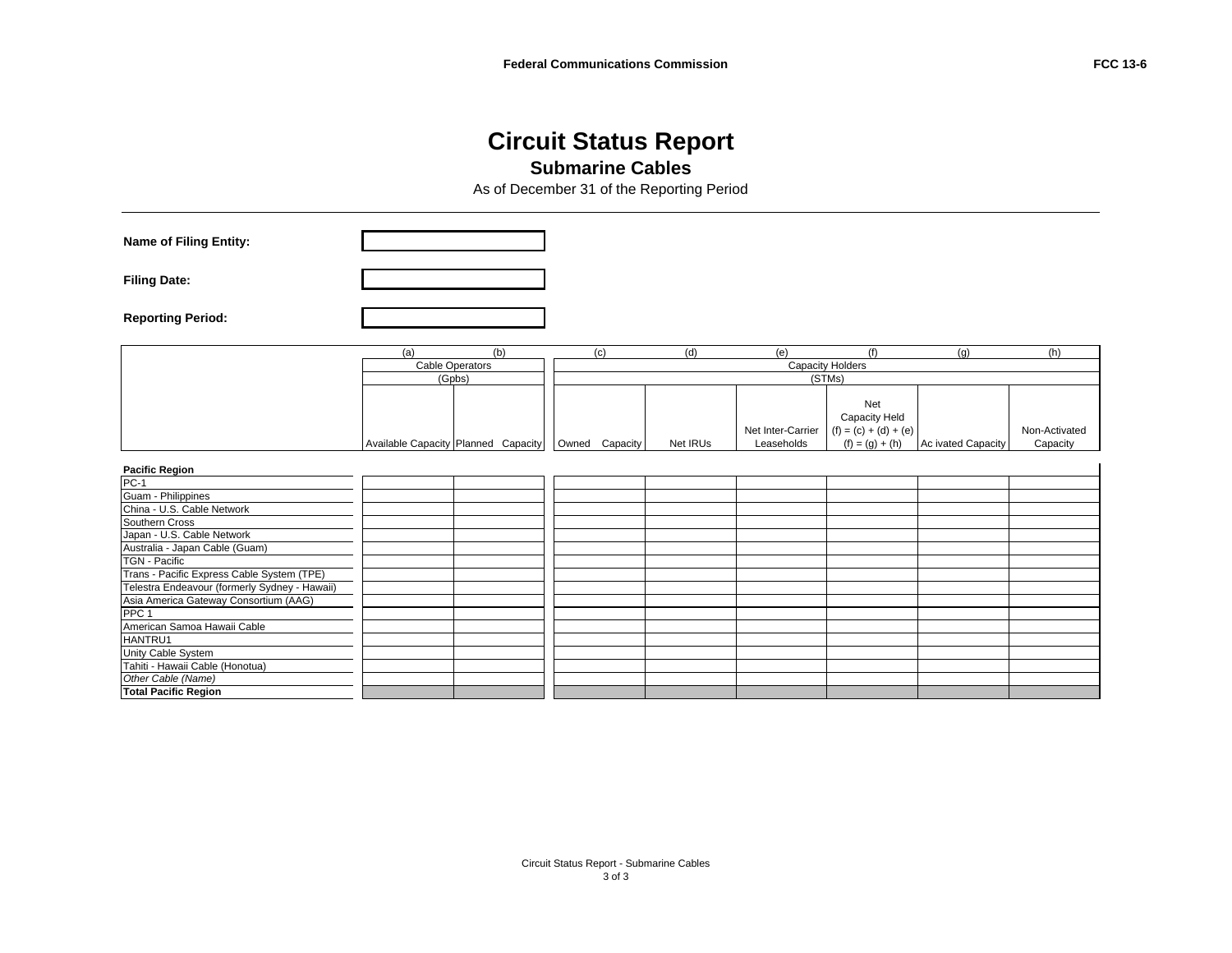# Circuit Status Report

## Submarine Cables

As of December 31 of the Reporting Period

**Name of Filing Entity:**

**Filing Date:**

**Reporting Period:**

| | (a) | (b) | (c) | (d) | (e) | (f) | (g) | (h) |
|---|---|---|---|---|---|---|---|---|
| | Cable Operators (Gpbs) | | Capacity Holders (STMs) | | | | | |
| | Available Capacity | Planned Capacity | Owned Capacity | Net IRUs | Net Inter-Carrier Leaseholds | Net Capacity Held (f) = (c) + (d) + (e) (f) = (g) + (h) | Ac ivated Capacity | Non-Activated Capacity |
| **Pacific Region** | | | | | | | | |
| PC-1 | | | | | | | | |
| Guam - Philippines | | | | | | | | |
| China - U.S. Cable Network | | | | | | | | |
| Southern Cross | | | | | | | | |
| Japan - U.S. Cable Network | | | | | | | | |
| Australia - Japan Cable (Guam) | | | | | | | | |
| TGN - Pacific | | | | | | | | |
| Trans - Pacific Express Cable System (TPE) | | | | | | | | |
| Telestra Endeavour (formerly Sydney - Hawaii) | | | | | | | | |
| Asia America Gateway Consortium (AAG) | | | | | | | | |
| PPC 1 | | | | | | | | |
| American Samoa Hawaii Cable | | | | | | | | |
| HANTRU1 | | | | | | | | |
| Unity Cable System | | | | | | | | |
| Tahiti - Hawaii Cable (Honotua) | | | | | | | | |
| *Other Cable (Name)* | | | | | | | | |
| **Total Pacific Region** | | | | | | | | |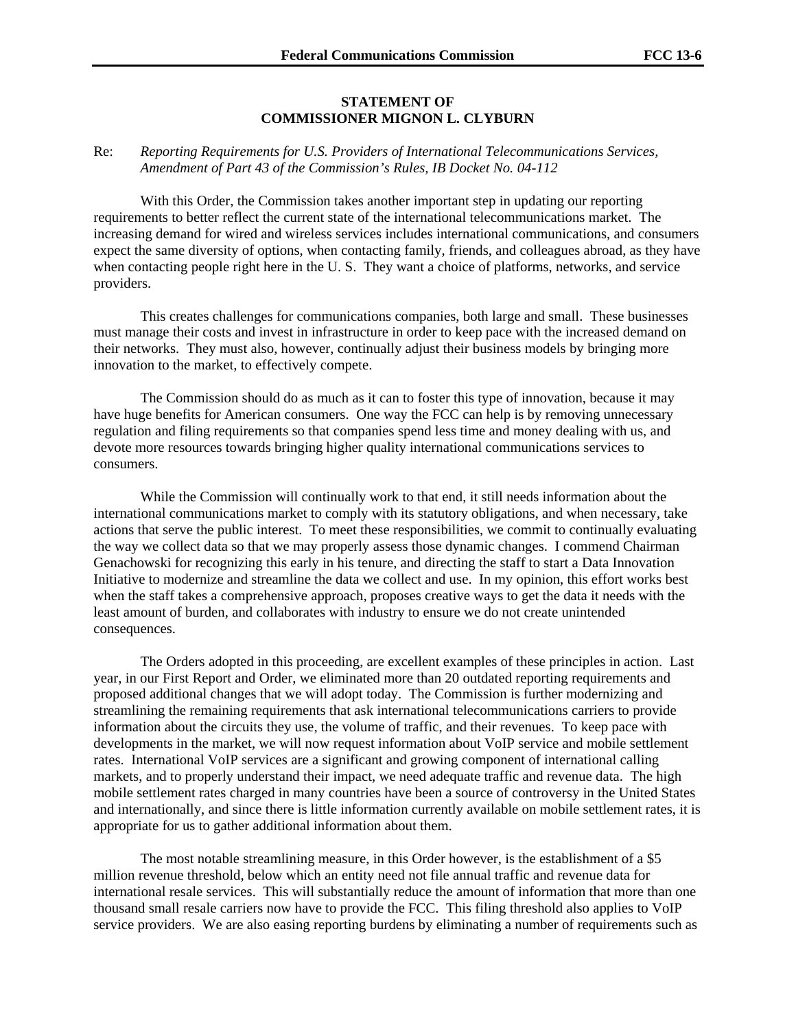**STATEMENT OF**
**COMMISSIONER MIGNON L. CLYBURN**

Re: *Reporting Requirements for U.S. Providers of International Telecommunications Services, Amendment of Part 43 of the Commission's Rules, IB Docket No. 04-112*

With this Order, the Commission takes another important step in updating our reporting requirements to better reflect the current state of the international telecommunications market. The increasing demand for wired and wireless services includes international communications, and consumers expect the same diversity of options, when contacting family, friends, and colleagues abroad, as they have when contacting people right here in the U. S. They want a choice of platforms, networks, and service providers.

This creates challenges for communications companies, both large and small. These businesses must manage their costs and invest in infrastructure in order to keep pace with the increased demand on their networks. They must also, however, continually adjust their business models by bringing more innovation to the market, to effectively compete.

The Commission should do as much as it can to foster this type of innovation, because it may have huge benefits for American consumers. One way the FCC can help is by removing unnecessary regulation and filing requirements so that companies spend less time and money dealing with us, and devote more resources towards bringing higher quality international communications services to consumers.

While the Commission will continually work to that end, it still needs information about the international communications market to comply with its statutory obligations, and when necessary, take actions that serve the public interest. To meet these responsibilities, we commit to continually evaluating the way we collect data so that we may properly assess those dynamic changes. I commend Chairman Genachowski for recognizing this early in his tenure, and directing the staff to start a Data Innovation Initiative to modernize and streamline the data we collect and use. In my opinion, this effort works best when the staff takes a comprehensive approach, proposes creative ways to get the data it needs with the least amount of burden, and collaborates with industry to ensure we do not create unintended consequences.

The Orders adopted in this proceeding, are excellent examples of these principles in action. Last year, in our First Report and Order, we eliminated more than 20 outdated reporting requirements and proposed additional changes that we will adopt today. The Commission is further modernizing and streamlining the remaining requirements that ask international telecommunications carriers to provide information about the circuits they use, the volume of traffic, and their revenues. To keep pace with developments in the market, we will now request information about VoIP service and mobile settlement rates. International VoIP services are a significant and growing component of international calling markets, and to properly understand their impact, we need adequate traffic and revenue data. The high mobile settlement rates charged in many countries have been a source of controversy in the United States and internationally, and since there is little information currently available on mobile settlement rates, it is appropriate for us to gather additional information about them.

The most notable streamlining measure, in this Order however, is the establishment of a $5 million revenue threshold, below which an entity need not file annual traffic and revenue data for international resale services. This will substantially reduce the amount of information that more than one thousand small resale carriers now have to provide the FCC. This filing threshold also applies to VoIP service providers. We are also easing reporting burdens by eliminating a number of requirements such as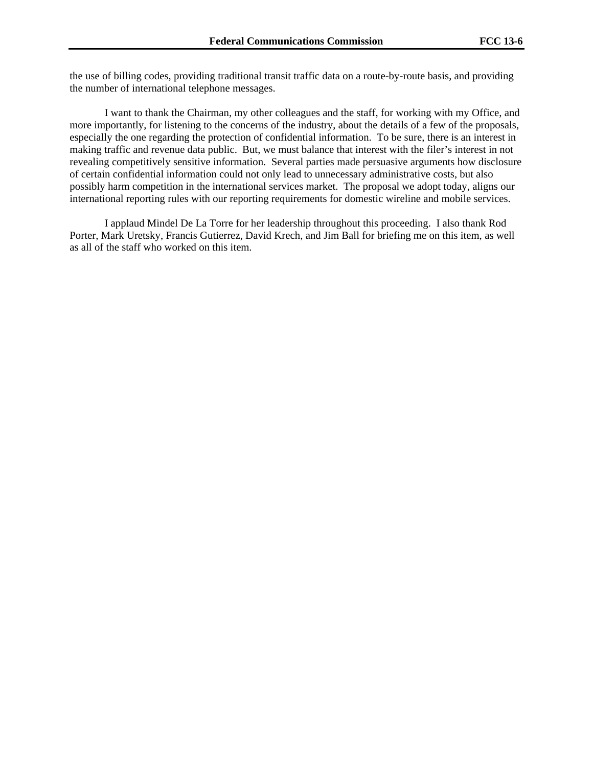the use of billing codes, providing traditional transit traffic data on a route-by-route basis, and providing the number of international telephone messages.

I want to thank the Chairman, my other colleagues and the staff, for working with my Office, and more importantly, for listening to the concerns of the industry, about the details of a few of the proposals, especially the one regarding the protection of confidential information. To be sure, there is an interest in making traffic and revenue data public. But, we must balance that interest with the filer's interest in not revealing competitively sensitive information. Several parties made persuasive arguments how disclosure of certain confidential information could not only lead to unnecessary administrative costs, but also possibly harm competition in the international services market. The proposal we adopt today, aligns our international reporting rules with our reporting requirements for domestic wireline and mobile services.

I applaud Mindel De La Torre for her leadership throughout this proceeding. I also thank Rod Porter, Mark Uretsky, Francis Gutierrez, David Krech, and Jim Ball for briefing me on this item, as well as all of the staff who worked on this item.